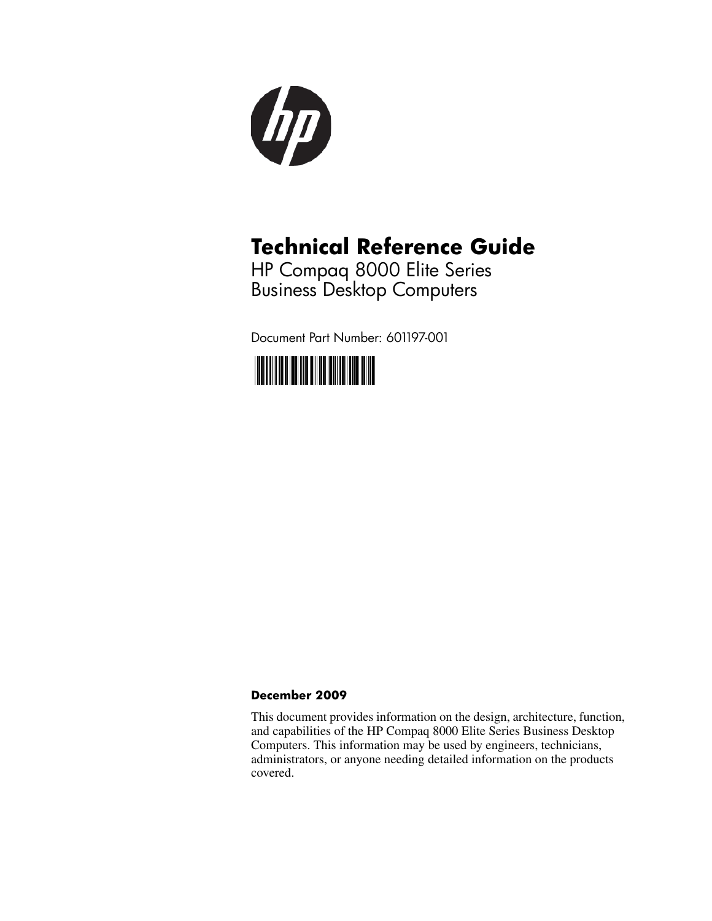# Technical Reference Guide

HP Compaq 8000 Elite Series
Business Desktop Computers

Document Part Number: 601197-001

**December 2009**

This document provides information on the design, architecture, function, and capabilities of the HP Compaq 8000 Elite Series Business Desktop Computers. This information may be used by engineers, technicians, administrators, or anyone needing detailed information on the products covered.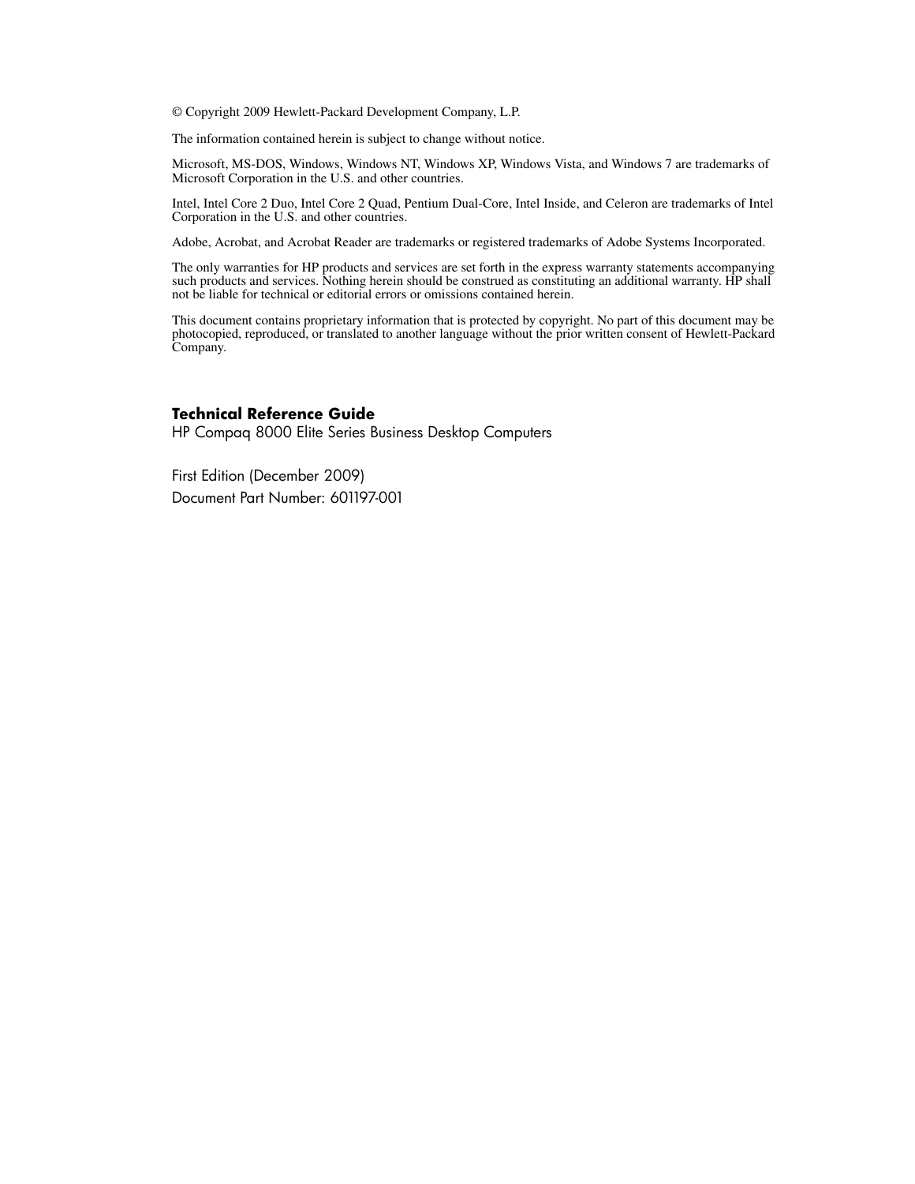© Copyright 2009 Hewlett-Packard Development Company, L.P.

The information contained herein is subject to change without notice.

Microsoft, MS-DOS, Windows, Windows NT, Windows XP, Windows Vista, and Windows 7 are trademarks of Microsoft Corporation in the U.S. and other countries.

Intel, Intel Core 2 Duo, Intel Core 2 Quad, Pentium Dual-Core, Intel Inside, and Celeron are trademarks of Intel Corporation in the U.S. and other countries.

Adobe, Acrobat, and Acrobat Reader are trademarks or registered trademarks of Adobe Systems Incorporated.

The only warranties for HP products and services are set forth in the express warranty statements accompanying such products and services. Nothing herein should be construed as constituting an additional warranty. HP shall not be liable for technical or editorial errors or omissions contained herein.

This document contains proprietary information that is protected by copyright. No part of this document may be photocopied, reproduced, or translated to another language without the prior written consent of Hewlett-Packard Company.

**Technical Reference Guide**

HP Compaq 8000 Elite Series Business Desktop Computers

First Edition (December 2009)

Document Part Number: 601197-001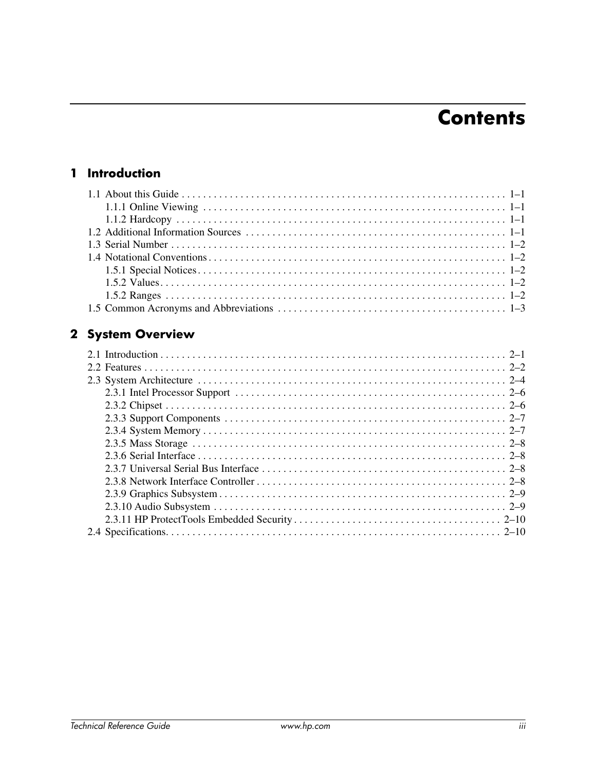# Contents

## 1 Introduction

1.1 About this Guide . . . . . . . . . . . . . . . . . . . . . . . . . . . . . . . . . . . . . . . . . . . . . . . . . . . . . . . . . . . . . 1–1
    1.1.1 Online Viewing . . . . . . . . . . . . . . . . . . . . . . . . . . . . . . . . . . . . . . . . . . . . . . . . . . . . . . . . . 1–1
    1.1.2 Hardcopy . . . . . . . . . . . . . . . . . . . . . . . . . . . . . . . . . . . . . . . . . . . . . . . . . . . . . . . . . . . . . 1–1
1.2 Additional Information Sources . . . . . . . . . . . . . . . . . . . . . . . . . . . . . . . . . . . . . . . . . . . . . . . . 1–1
1.3 Serial Number . . . . . . . . . . . . . . . . . . . . . . . . . . . . . . . . . . . . . . . . . . . . . . . . . . . . . . . . . . . . . . 1–2
1.4 Notational Conventions . . . . . . . . . . . . . . . . . . . . . . . . . . . . . . . . . . . . . . . . . . . . . . . . . . . . . . 1–2
    1.5.1 Special Notices . . . . . . . . . . . . . . . . . . . . . . . . . . . . . . . . . . . . . . . . . . . . . . . . . . . . . . . . . 1–2
    1.5.2 Values . . . . . . . . . . . . . . . . . . . . . . . . . . . . . . . . . . . . . . . . . . . . . . . . . . . . . . . . . . . . . . . . 1–2
    1.5.2 Ranges . . . . . . . . . . . . . . . . . . . . . . . . . . . . . . . . . . . . . . . . . . . . . . . . . . . . . . . . . . . . . . . 1–2
1.5 Common Acronyms and Abbreviations . . . . . . . . . . . . . . . . . . . . . . . . . . . . . . . . . . . . . . . . . . 1–3

## 2 System Overview

2.1 Introduction . . . . . . . . . . . . . . . . . . . . . . . . . . . . . . . . . . . . . . . . . . . . . . . . . . . . . . . . . . . . . . . . 2–1
2.2 Features . . . . . . . . . . . . . . . . . . . . . . . . . . . . . . . . . . . . . . . . . . . . . . . . . . . . . . . . . . . . . . . . . . . 2–2
2.3 System Architecture . . . . . . . . . . . . . . . . . . . . . . . . . . . . . . . . . . . . . . . . . . . . . . . . . . . . . . . . . . 2–4
    2.3.1 Intel Processor Support . . . . . . . . . . . . . . . . . . . . . . . . . . . . . . . . . . . . . . . . . . . . . . . . . . . 2–6
    2.3.2 Chipset . . . . . . . . . . . . . . . . . . . . . . . . . . . . . . . . . . . . . . . . . . . . . . . . . . . . . . . . . . . . . . . . 2–6
    2.3.3 Support Components . . . . . . . . . . . . . . . . . . . . . . . . . . . . . . . . . . . . . . . . . . . . . . . . . . . . . 2–7
    2.3.4 System Memory . . . . . . . . . . . . . . . . . . . . . . . . . . . . . . . . . . . . . . . . . . . . . . . . . . . . . . . . . 2–7
    2.3.5 Mass Storage . . . . . . . . . . . . . . . . . . . . . . . . . . . . . . . . . . . . . . . . . . . . . . . . . . . . . . . . . . . 2–8
    2.3.6 Serial Interface . . . . . . . . . . . . . . . . . . . . . . . . . . . . . . . . . . . . . . . . . . . . . . . . . . . . . . . . . . 2–8
    2.3.7 Universal Serial Bus Interface . . . . . . . . . . . . . . . . . . . . . . . . . . . . . . . . . . . . . . . . . . . . . 2–8
    2.3.8 Network Interface Controller . . . . . . . . . . . . . . . . . . . . . . . . . . . . . . . . . . . . . . . . . . . . . . 2–8
    2.3.9 Graphics Subsystem . . . . . . . . . . . . . . . . . . . . . . . . . . . . . . . . . . . . . . . . . . . . . . . . . . . . . . 2–9
    2.3.10 Audio Subsystem . . . . . . . . . . . . . . . . . . . . . . . . . . . . . . . . . . . . . . . . . . . . . . . . . . . . . . . 2–9
    2.3.11 HP ProtectTools Embedded Security . . . . . . . . . . . . . . . . . . . . . . . . . . . . . . . . . . . . . . 2–10
2.4 Specifications . . . . . . . . . . . . . . . . . . . . . . . . . . . . . . . . . . . . . . . . . . . . . . . . . . . . . . . . . . . . . . . 2–10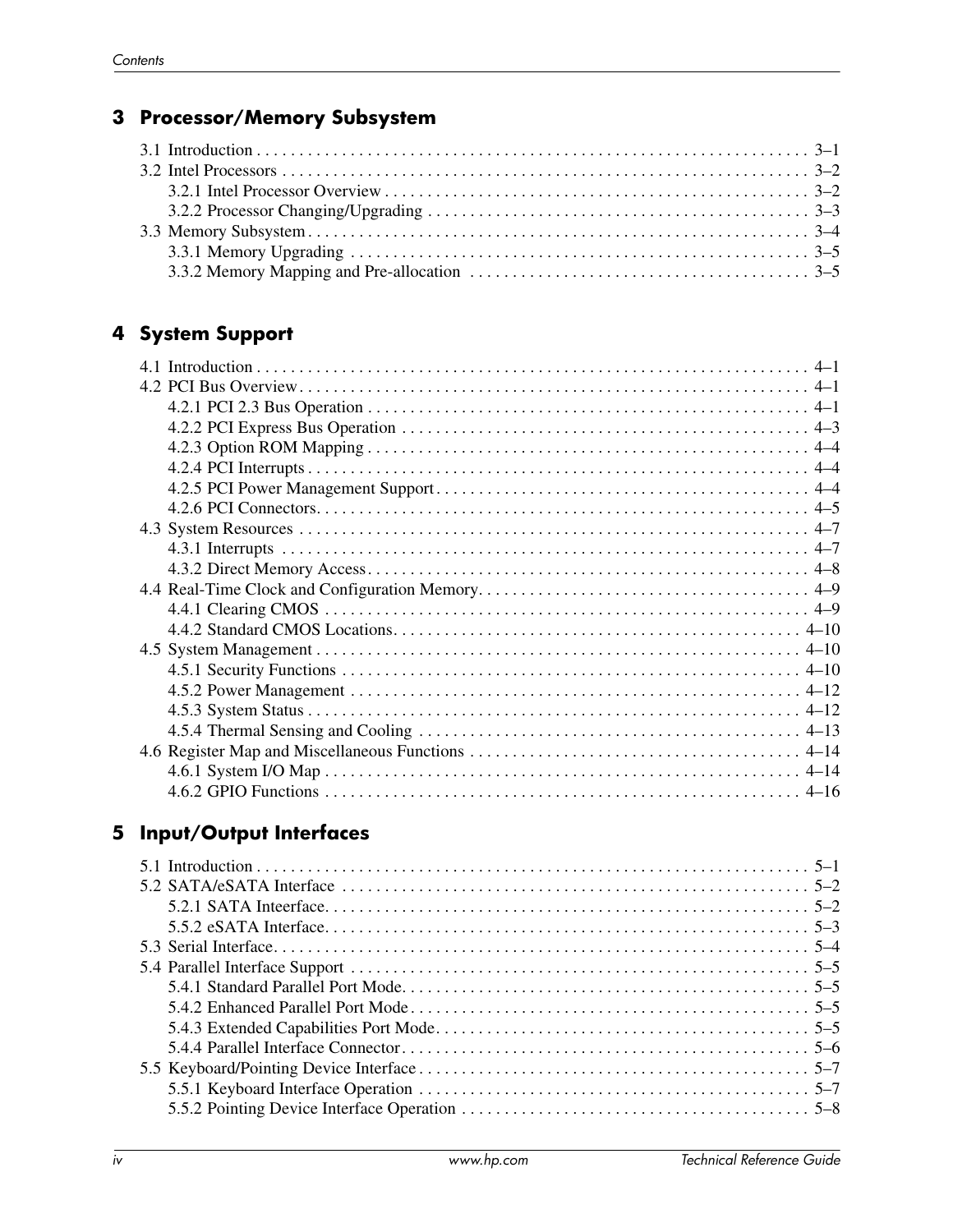## 3 Processor/Memory Subsystem

3.1 Introduction . . . . . . . . . . . . . . . . . . . . . . . . . . . . . . . . . . . . . . . . . . . . . . . . . . . . . . . . . . . . . . . . . . . . 3–1
3.2 Intel Processors . . . . . . . . . . . . . . . . . . . . . . . . . . . . . . . . . . . . . . . . . . . . . . . . . . . . . . . . . . . . . . . . . . 3–2
    3.2.1 Intel Processor Overview . . . . . . . . . . . . . . . . . . . . . . . . . . . . . . . . . . . . . . . . . . . . . . . . . . . 3–2
    3.2.2 Processor Changing/Upgrading . . . . . . . . . . . . . . . . . . . . . . . . . . . . . . . . . . . . . . . . . . . . . . 3–3
3.3 Memory Subsystem . . . . . . . . . . . . . . . . . . . . . . . . . . . . . . . . . . . . . . . . . . . . . . . . . . . . . . . . . . . . . . 3–4
    3.3.1 Memory Upgrading . . . . . . . . . . . . . . . . . . . . . . . . . . . . . . . . . . . . . . . . . . . . . . . . . . . . . . . . 3–5
    3.3.2 Memory Mapping and Pre-allocation . . . . . . . . . . . . . . . . . . . . . . . . . . . . . . . . . . . . . . . . . 3–5

## 4 System Support

4.1 Introduction . . . . . . . . . . . . . . . . . . . . . . . . . . . . . . . . . . . . . . . . . . . . . . . . . . . . . . . . . . . . . . . . . . . . 4–1
4.2 PCI Bus Overview . . . . . . . . . . . . . . . . . . . . . . . . . . . . . . . . . . . . . . . . . . . . . . . . . . . . . . . . . . . . . . . 4–1
    4.2.1 PCI 2.3 Bus Operation . . . . . . . . . . . . . . . . . . . . . . . . . . . . . . . . . . . . . . . . . . . . . . . . . . . . . . 4–1
    4.2.2 PCI Express Bus Operation . . . . . . . . . . . . . . . . . . . . . . . . . . . . . . . . . . . . . . . . . . . . . . . . . 4–3
    4.2.3 Option ROM Mapping . . . . . . . . . . . . . . . . . . . . . . . . . . . . . . . . . . . . . . . . . . . . . . . . . . . . . . 4–4
    4.2.4 PCI Interrupts . . . . . . . . . . . . . . . . . . . . . . . . . . . . . . . . . . . . . . . . . . . . . . . . . . . . . . . . . . . . . 4–4
    4.2.5 PCI Power Management Support . . . . . . . . . . . . . . . . . . . . . . . . . . . . . . . . . . . . . . . . . . . . . 4–4
    4.2.6 PCI Connectors . . . . . . . . . . . . . . . . . . . . . . . . . . . . . . . . . . . . . . . . . . . . . . . . . . . . . . . . . . . . 4–5
4.3 System Resources . . . . . . . . . . . . . . . . . . . . . . . . . . . . . . . . . . . . . . . . . . . . . . . . . . . . . . . . . . . . . . . 4–7
    4.3.1 Interrupts . . . . . . . . . . . . . . . . . . . . . . . . . . . . . . . . . . . . . . . . . . . . . . . . . . . . . . . . . . . . . . . . . 4–7
    4.3.2 Direct Memory Access . . . . . . . . . . . . . . . . . . . . . . . . . . . . . . . . . . . . . . . . . . . . . . . . . . . . . . 4–8
4.4 Real-Time Clock and Configuration Memory . . . . . . . . . . . . . . . . . . . . . . . . . . . . . . . . . . . . . . . . 4–9
    4.4.1 Clearing CMOS . . . . . . . . . . . . . . . . . . . . . . . . . . . . . . . . . . . . . . . . . . . . . . . . . . . . . . . . . . . 4–9
    4.4.2 Standard CMOS Locations . . . . . . . . . . . . . . . . . . . . . . . . . . . . . . . . . . . . . . . . . . . . . . . . . . 4–10
4.5 System Management . . . . . . . . . . . . . . . . . . . . . . . . . . . . . . . . . . . . . . . . . . . . . . . . . . . . . . . . . . . 4–10
    4.5.1 Security Functions . . . . . . . . . . . . . . . . . . . . . . . . . . . . . . . . . . . . . . . . . . . . . . . . . . . . . . . . 4–10
    4.5.2 Power Management . . . . . . . . . . . . . . . . . . . . . . . . . . . . . . . . . . . . . . . . . . . . . . . . . . . . . . . 4–12
    4.5.3 System Status . . . . . . . . . . . . . . . . . . . . . . . . . . . . . . . . . . . . . . . . . . . . . . . . . . . . . . . . . . . . 4–12
    4.5.4 Thermal Sensing and Cooling . . . . . . . . . . . . . . . . . . . . . . . . . . . . . . . . . . . . . . . . . . . . . . 4–13
4.6 Register Map and Miscellaneous Functions . . . . . . . . . . . . . . . . . . . . . . . . . . . . . . . . . . . . . . . . 4–14
    4.6.1 System I/O Map . . . . . . . . . . . . . . . . . . . . . . . . . . . . . . . . . . . . . . . . . . . . . . . . . . . . . . . . . . 4–14
    4.6.2 GPIO Functions . . . . . . . . . . . . . . . . . . . . . . . . . . . . . . . . . . . . . . . . . . . . . . . . . . . . . . . . . . 4–16

## 5 Input/Output Interfaces

5.1 Introduction . . . . . . . . . . . . . . . . . . . . . . . . . . . . . . . . . . . . . . . . . . . . . . . . . . . . . . . . . . . . . . . . . . . . 5–1
5.2 SATA/eSATA Interface . . . . . . . . . . . . . . . . . . . . . . . . . . . . . . . . . . . . . . . . . . . . . . . . . . . . . . . . . 5–2
    5.2.1 SATA Inteerface . . . . . . . . . . . . . . . . . . . . . . . . . . . . . . . . . . . . . . . . . . . . . . . . . . . . . . . . . . . 5–2
    5.5.2 eSATA Interface . . . . . . . . . . . . . . . . . . . . . . . . . . . . . . . . . . . . . . . . . . . . . . . . . . . . . . . . . . . 5–3
5.3 Serial Interface . . . . . . . . . . . . . . . . . . . . . . . . . . . . . . . . . . . . . . . . . . . . . . . . . . . . . . . . . . . . . . . . . . 5–4
5.4 Parallel Interface Support . . . . . . . . . . . . . . . . . . . . . . . . . . . . . . . . . . . . . . . . . . . . . . . . . . . . . . . . 5–5
    5.4.1 Standard Parallel Port Mode . . . . . . . . . . . . . . . . . . . . . . . . . . . . . . . . . . . . . . . . . . . . . . . . . 5–5
    5.4.2 Enhanced Parallel Port Mode . . . . . . . . . . . . . . . . . . . . . . . . . . . . . . . . . . . . . . . . . . . . . . . . 5–5
    5.4.3 Extended Capabilities Port Mode . . . . . . . . . . . . . . . . . . . . . . . . . . . . . . . . . . . . . . . . . . . . . 5–5
    5.4.4 Parallel Interface Connector . . . . . . . . . . . . . . . . . . . . . . . . . . . . . . . . . . . . . . . . . . . . . . . . . 5–6
5.5 Keyboard/Pointing Device Interface . . . . . . . . . . . . . . . . . . . . . . . . . . . . . . . . . . . . . . . . . . . . . . . 5–7
    5.5.1 Keyboard Interface Operation . . . . . . . . . . . . . . . . . . . . . . . . . . . . . . . . . . . . . . . . . . . . . . . 5–7
    5.5.2 Pointing Device Interface Operation . . . . . . . . . . . . . . . . . . . . . . . . . . . . . . . . . . . . . . . . . . 5–8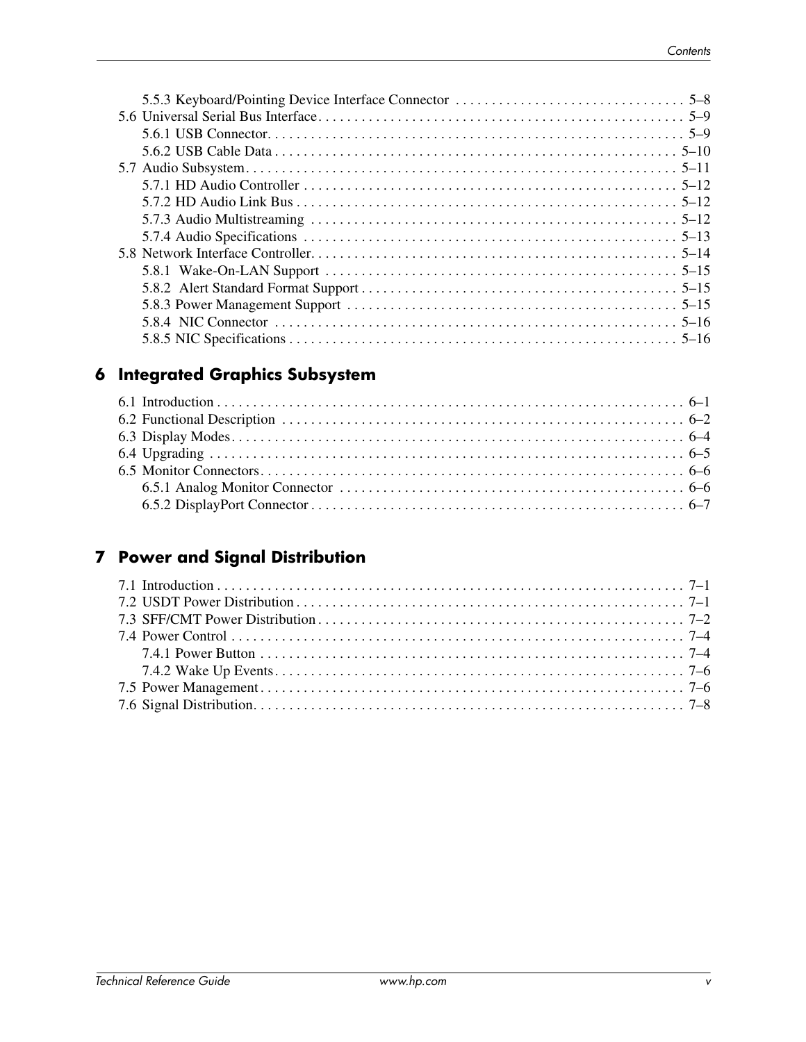5.5.3 Keyboard/Pointing Device Interface Connector . . . . . . . . . . . . . . . . . . . . . . . . . . . . . . . . 5–8
5.6 Universal Serial Bus Interface . . . . . . . . . . . . . . . . . . . . . . . . . . . . . . . . . . . . . . . . . . . . . . . . . . . 5–9
5.6.1 USB Connector . . . . . . . . . . . . . . . . . . . . . . . . . . . . . . . . . . . . . . . . . . . . . . . . . . . . . . . . . . 5–9
5.6.2 USB Cable Data . . . . . . . . . . . . . . . . . . . . . . . . . . . . . . . . . . . . . . . . . . . . . . . . . . . . . . . . . 5–10
5.7 Audio Subsystem . . . . . . . . . . . . . . . . . . . . . . . . . . . . . . . . . . . . . . . . . . . . . . . . . . . . . . . . . . . . 5–11
5.7.1 HD Audio Controller . . . . . . . . . . . . . . . . . . . . . . . . . . . . . . . . . . . . . . . . . . . . . . . . . . . . . 5–12
5.7.2 HD Audio Link Bus . . . . . . . . . . . . . . . . . . . . . . . . . . . . . . . . . . . . . . . . . . . . . . . . . . . . . . 5–12
5.7.3 Audio Multistreaming . . . . . . . . . . . . . . . . . . . . . . . . . . . . . . . . . . . . . . . . . . . . . . . . . . . . 5–12
5.7.4 Audio Specifications . . . . . . . . . . . . . . . . . . . . . . . . . . . . . . . . . . . . . . . . . . . . . . . . . . . . . 5–13
5.8 Network Interface Controller . . . . . . . . . . . . . . . . . . . . . . . . . . . . . . . . . . . . . . . . . . . . . . . . . . . 5–14
5.8.1 Wake-On-LAN Support . . . . . . . . . . . . . . . . . . . . . . . . . . . . . . . . . . . . . . . . . . . . . . . . . . 5–15
5.8.2 Alert Standard Format Support . . . . . . . . . . . . . . . . . . . . . . . . . . . . . . . . . . . . . . . . . . . . 5–15
5.8.3 Power Management Support . . . . . . . . . . . . . . . . . . . . . . . . . . . . . . . . . . . . . . . . . . . . . . 5–15
5.8.4 NIC Connector . . . . . . . . . . . . . . . . . . . . . . . . . . . . . . . . . . . . . . . . . . . . . . . . . . . . . . . . . 5–16
5.8.5 NIC Specifications . . . . . . . . . . . . . . . . . . . . . . . . . . . . . . . . . . . . . . . . . . . . . . . . . . . . . . . 5–16

## 6 Integrated Graphics Subsystem

6.1 Introduction . . . . . . . . . . . . . . . . . . . . . . . . . . . . . . . . . . . . . . . . . . . . . . . . . . . . . . . . . . . . . . . . . 6–1
6.2 Functional Description . . . . . . . . . . . . . . . . . . . . . . . . . . . . . . . . . . . . . . . . . . . . . . . . . . . . . . . . 6–2
6.3 Display Modes . . . . . . . . . . . . . . . . . . . . . . . . . . . . . . . . . . . . . . . . . . . . . . . . . . . . . . . . . . . . . . . 6–4
6.4 Upgrading . . . . . . . . . . . . . . . . . . . . . . . . . . . . . . . . . . . . . . . . . . . . . . . . . . . . . . . . . . . . . . . . . . 6–5
6.5 Monitor Connectors . . . . . . . . . . . . . . . . . . . . . . . . . . . . . . . . . . . . . . . . . . . . . . . . . . . . . . . . . . . 6–6
6.5.1 Analog Monitor Connector . . . . . . . . . . . . . . . . . . . . . . . . . . . . . . . . . . . . . . . . . . . . . . . . 6–6
6.5.2 DisplayPort Connector . . . . . . . . . . . . . . . . . . . . . . . . . . . . . . . . . . . . . . . . . . . . . . . . . . . . 6–7

## 7 Power and Signal Distribution

7.1 Introduction . . . . . . . . . . . . . . . . . . . . . . . . . . . . . . . . . . . . . . . . . . . . . . . . . . . . . . . . . . . . . . . . . 7–1
7.2 USDT Power Distribution . . . . . . . . . . . . . . . . . . . . . . . . . . . . . . . . . . . . . . . . . . . . . . . . . . . . . . 7–1
7.3 SFF/CMT Power Distribution . . . . . . . . . . . . . . . . . . . . . . . . . . . . . . . . . . . . . . . . . . . . . . . . . . . 7–2
7.4 Power Control . . . . . . . . . . . . . . . . . . . . . . . . . . . . . . . . . . . . . . . . . . . . . . . . . . . . . . . . . . . . . . . 7–4
7.4.1 Power Button . . . . . . . . . . . . . . . . . . . . . . . . . . . . . . . . . . . . . . . . . . . . . . . . . . . . . . . . . . . 7–4
7.4.2 Wake Up Events . . . . . . . . . . . . . . . . . . . . . . . . . . . . . . . . . . . . . . . . . . . . . . . . . . . . . . . . . 7–6
7.5 Power Management . . . . . . . . . . . . . . . . . . . . . . . . . . . . . . . . . . . . . . . . . . . . . . . . . . . . . . . . . . . 7–6
7.6 Signal Distribution . . . . . . . . . . . . . . . . . . . . . . . . . . . . . . . . . . . . . . . . . . . . . . . . . . . . . . . . . . . . 7–8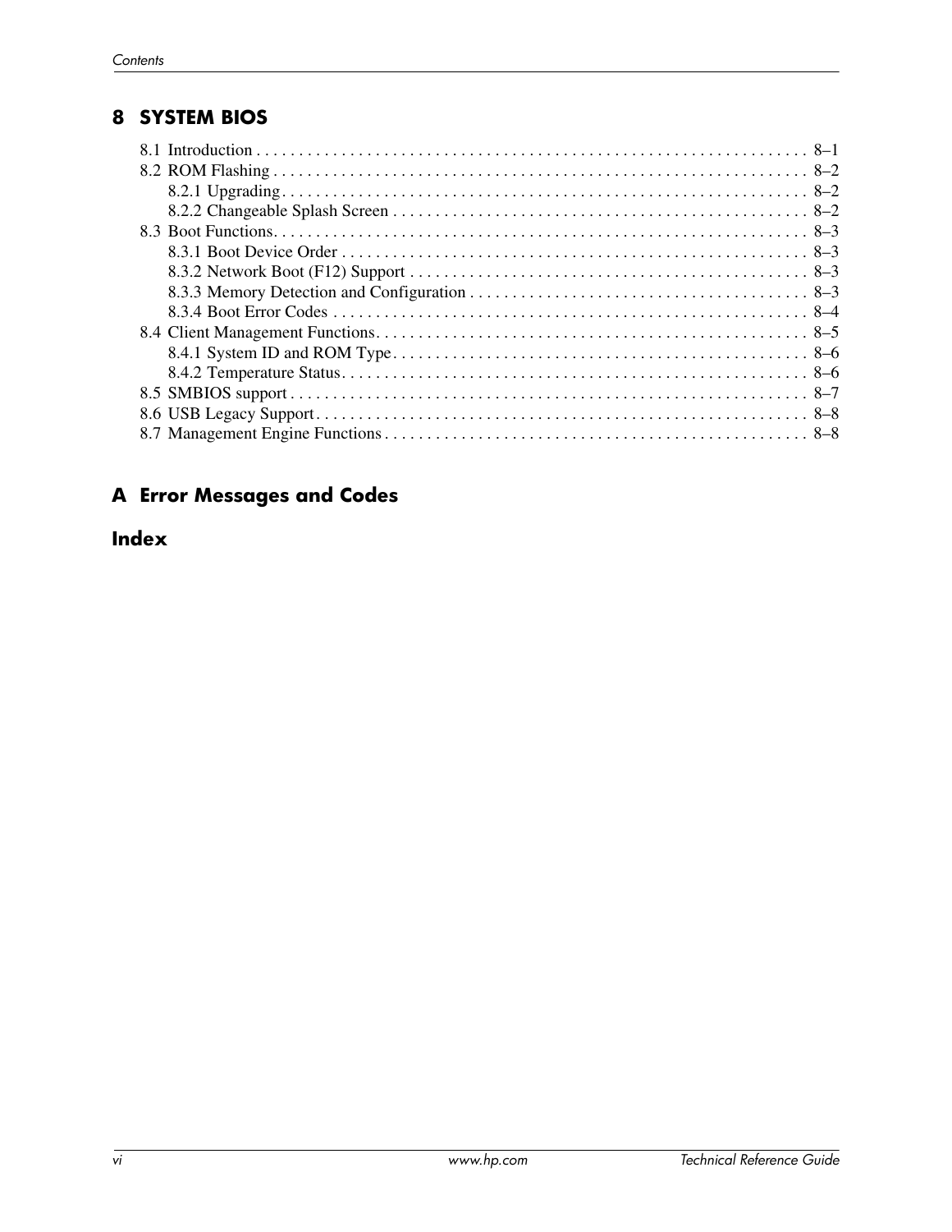## 8 SYSTEM BIOS

8.1 Introduction . . . . . . . . . . . . . . . . . . . . . . . . . . . . . . . . . . . . . . . . . . . . . . . . . . . . . . . . . . . . . . . . 8–1
8.2 ROM Flashing . . . . . . . . . . . . . . . . . . . . . . . . . . . . . . . . . . . . . . . . . . . . . . . . . . . . . . . . . . . . . . 8–2
    8.2.1 Upgrading . . . . . . . . . . . . . . . . . . . . . . . . . . . . . . . . . . . . . . . . . . . . . . . . . . . . . . . . . . . . . 8–2
    8.2.2 Changeable Splash Screen . . . . . . . . . . . . . . . . . . . . . . . . . . . . . . . . . . . . . . . . . . . . . . . . 8–2
8.3 Boot Functions. . . . . . . . . . . . . . . . . . . . . . . . . . . . . . . . . . . . . . . . . . . . . . . . . . . . . . . . . . . . . . 8–3
    8.3.1 Boot Device Order . . . . . . . . . . . . . . . . . . . . . . . . . . . . . . . . . . . . . . . . . . . . . . . . . . . . . . . 8–3
    8.3.2 Network Boot (F12) Support . . . . . . . . . . . . . . . . . . . . . . . . . . . . . . . . . . . . . . . . . . . . . . 8–3
    8.3.3 Memory Detection and Configuration . . . . . . . . . . . . . . . . . . . . . . . . . . . . . . . . . . . . . . . 8–3
    8.3.4 Boot Error Codes . . . . . . . . . . . . . . . . . . . . . . . . . . . . . . . . . . . . . . . . . . . . . . . . . . . . . . . 8–4
8.4 Client Management Functions. . . . . . . . . . . . . . . . . . . . . . . . . . . . . . . . . . . . . . . . . . . . . . . . . . . 8–5
    8.4.1 System ID and ROM Type. . . . . . . . . . . . . . . . . . . . . . . . . . . . . . . . . . . . . . . . . . . . . . . . . 8–6
    8.4.2 Temperature Status. . . . . . . . . . . . . . . . . . . . . . . . . . . . . . . . . . . . . . . . . . . . . . . . . . . . . . 8–6
8.5 SMBIOS support . . . . . . . . . . . . . . . . . . . . . . . . . . . . . . . . . . . . . . . . . . . . . . . . . . . . . . . . . . . . 8–7
8.6 USB Legacy Support. . . . . . . . . . . . . . . . . . . . . . . . . . . . . . . . . . . . . . . . . . . . . . . . . . . . . . . . . . 8–8
8.7 Management Engine Functions . . . . . . . . . . . . . . . . . . . . . . . . . . . . . . . . . . . . . . . . . . . . . . . . . 8–8

## A Error Messages and Codes

## Index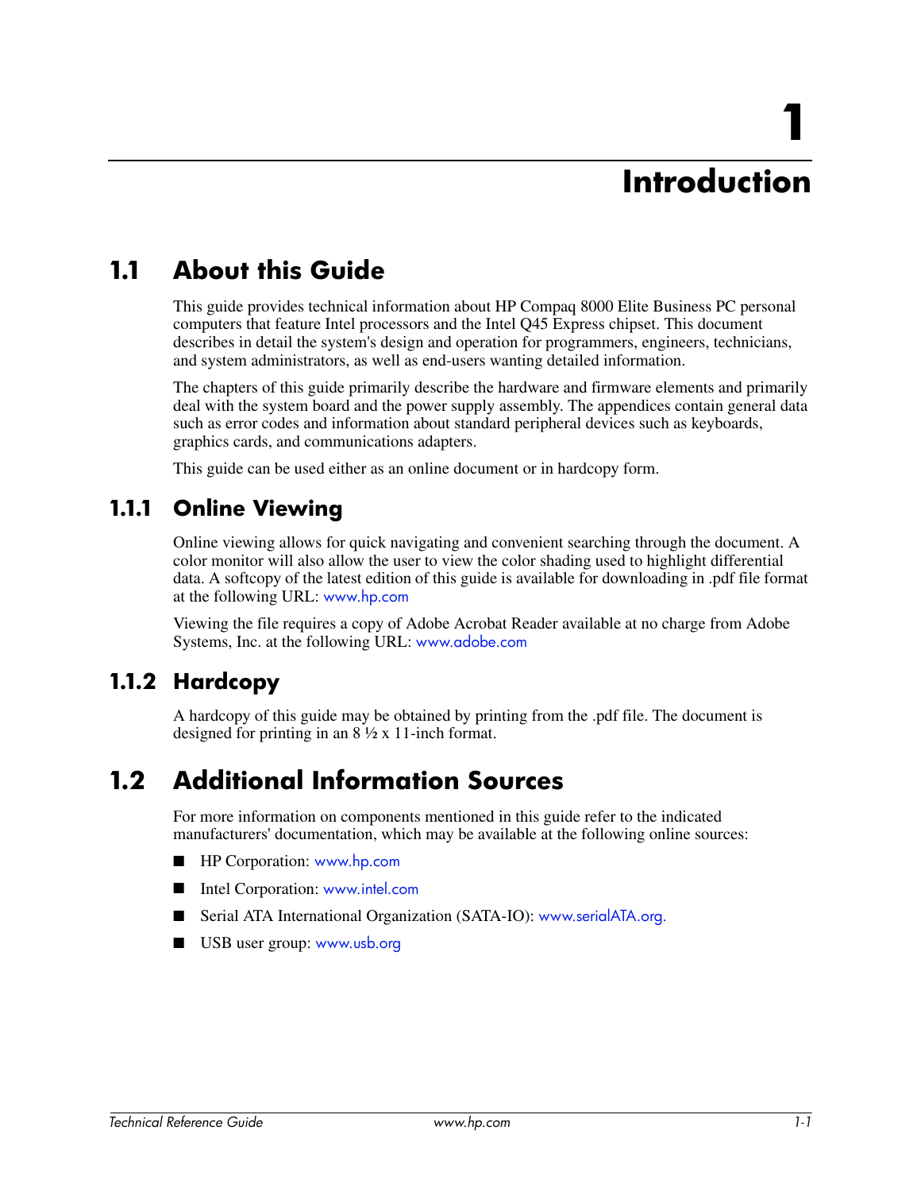# 1 Introduction

## 1.1 About this Guide

This guide provides technical information about HP Compaq 8000 Elite Business PC personal computers that feature Intel processors and the Intel Q45 Express chipset. This document describes in detail the system's design and operation for programmers, engineers, technicians, and system administrators, as well as end-users wanting detailed information.

The chapters of this guide primarily describe the hardware and firmware elements and primarily deal with the system board and the power supply assembly. The appendices contain general data such as error codes and information about standard peripheral devices such as keyboards, graphics cards, and communications adapters.

This guide can be used either as an online document or in hardcopy form.

### 1.1.1 Online Viewing

Online viewing allows for quick navigating and convenient searching through the document. A color monitor will also allow the user to view the color shading used to highlight differential data. A softcopy of the latest edition of this guide is available for downloading in .pdf file format at the following URL: www.hp.com

Viewing the file requires a copy of Adobe Acrobat Reader available at no charge from Adobe Systems, Inc. at the following URL: www.adobe.com

### 1.1.2 Hardcopy

A hardcopy of this guide may be obtained by printing from the .pdf file. The document is designed for printing in an 8 ½ x 11-inch format.

## 1.2 Additional Information Sources

For more information on components mentioned in this guide refer to the indicated manufacturers' documentation, which may be available at the following online sources:

- HP Corporation: www.hp.com
- Intel Corporation: www.intel.com
- Serial ATA International Organization (SATA-IO): www.serialATA.org.
- USB user group: www.usb.org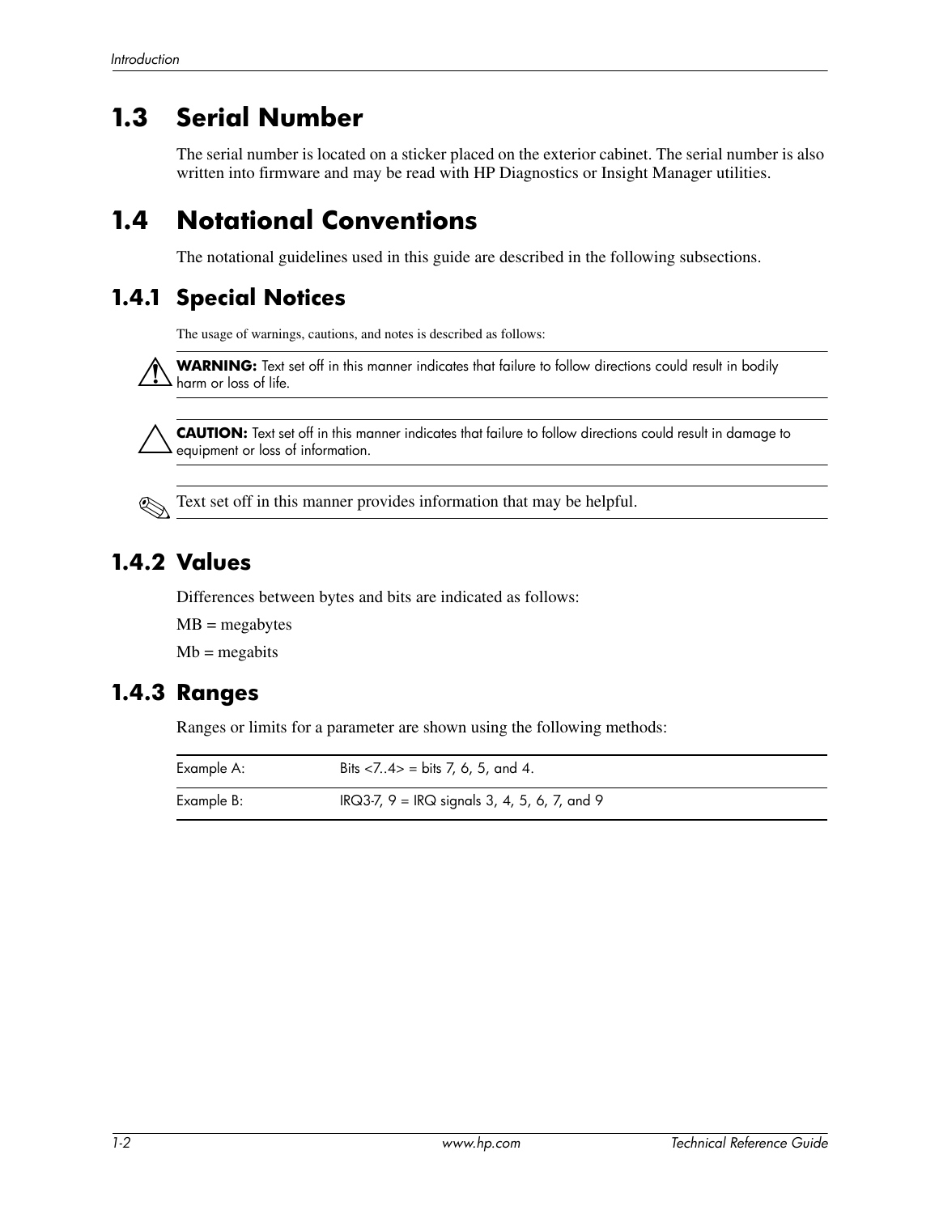## 1.3 Serial Number

The serial number is located on a sticker placed on the exterior cabinet. The serial number is also written into firmware and may be read with HP Diagnostics or Insight Manager utilities.

## 1.4 Notational Conventions

The notational guidelines used in this guide are described in the following subsections.

### 1.4.1 Special Notices

The usage of warnings, cautions, and notes is described as follows:

**WARNING:** Text set off in this manner indicates that failure to follow directions could result in bodily harm or loss of life.

**CAUTION:** Text set off in this manner indicates that failure to follow directions could result in damage to equipment or loss of information.

✎ Text set off in this manner provides information that may be helpful.

### 1.4.2 Values

Differences between bytes and bits are indicated as follows:

MB = megabytes

Mb = megabits

### 1.4.3 Ranges

Ranges or limits for a parameter are shown using the following methods:

| | |
|---|---|
| Example A: | Bits <7..4> = bits 7, 6, 5, and 4. |
| Example B: | IRQ3-7, 9 = IRQ signals 3, 4, 5, 6, 7, and 9 |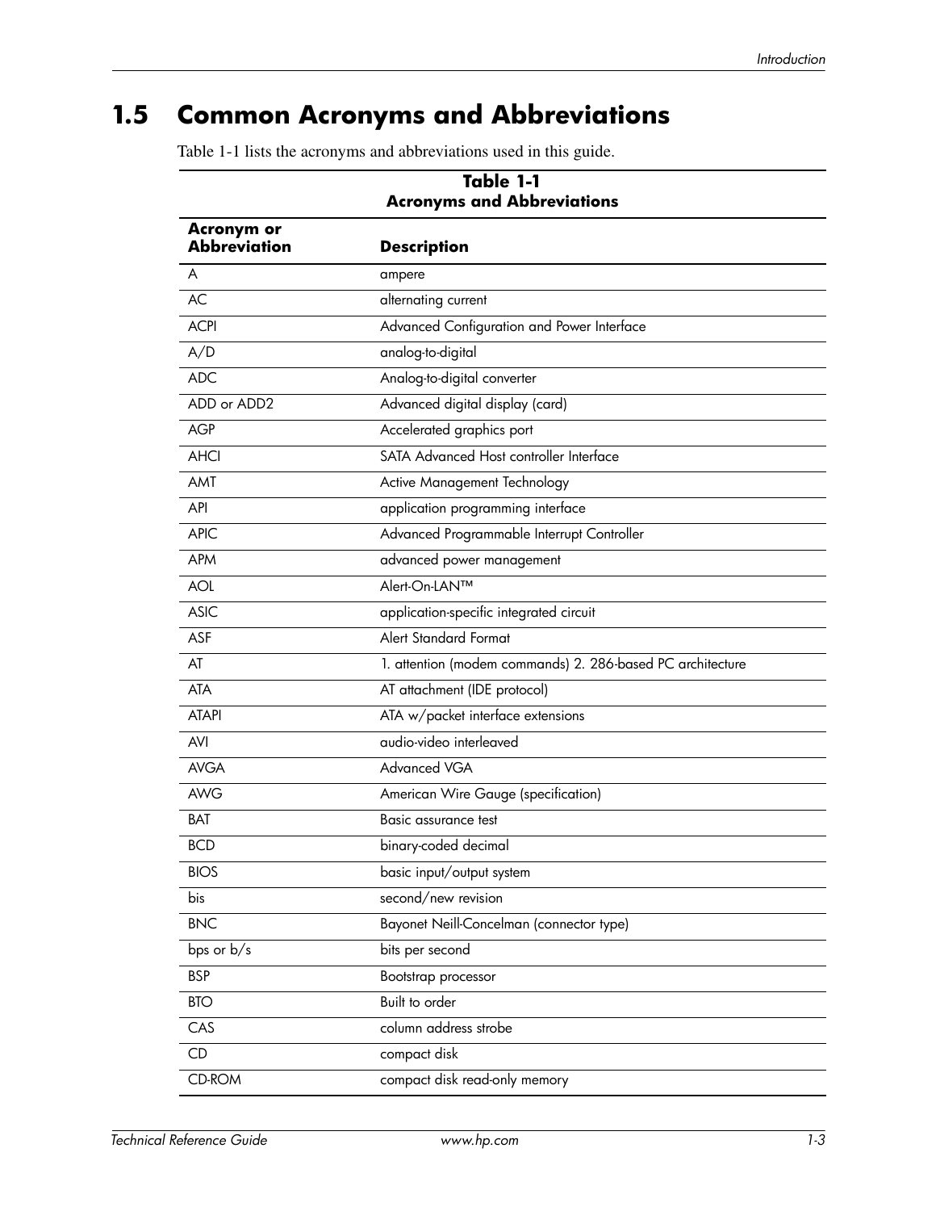## 1.5 Common Acronyms and Abbreviations

Table 1-1 lists the acronyms and abbreviations used in this guide.

**Table 1-1**
**Acronyms and Abbreviations**

| Acronym or Abbreviation | Description |
|---|---|
| A | ampere |
| AC | alternating current |
| ACPI | Advanced Configuration and Power Interface |
| A/D | analog-to-digital |
| ADC | Analog-to-digital converter |
| ADD or ADD2 | Advanced digital display (card) |
| AGP | Accelerated graphics port |
| AHCI | SATA Advanced Host controller Interface |
| AMT | Active Management Technology |
| API | application programming interface |
| APIC | Advanced Programmable Interrupt Controller |
| APM | advanced power management |
| AOL | Alert-On-LAN™ |
| ASIC | application-specific integrated circuit |
| ASF | Alert Standard Format |
| AT | 1. attention (modem commands) 2. 286-based PC architecture |
| ATA | AT attachment (IDE protocol) |
| ATAPI | ATA w/packet interface extensions |
| AVI | audio-video interleaved |
| AVGA | Advanced VGA |
| AWG | American Wire Gauge (specification) |
| BAT | Basic assurance test |
| BCD | binary-coded decimal |
| BIOS | basic input/output system |
| bis | second/new revision |
| BNC | Bayonet Neill-Concelman (connector type) |
| bps or b/s | bits per second |
| BSP | Bootstrap processor |
| BTO | Built to order |
| CAS | column address strobe |
| CD | compact disk |
| CD-ROM | compact disk read-only memory |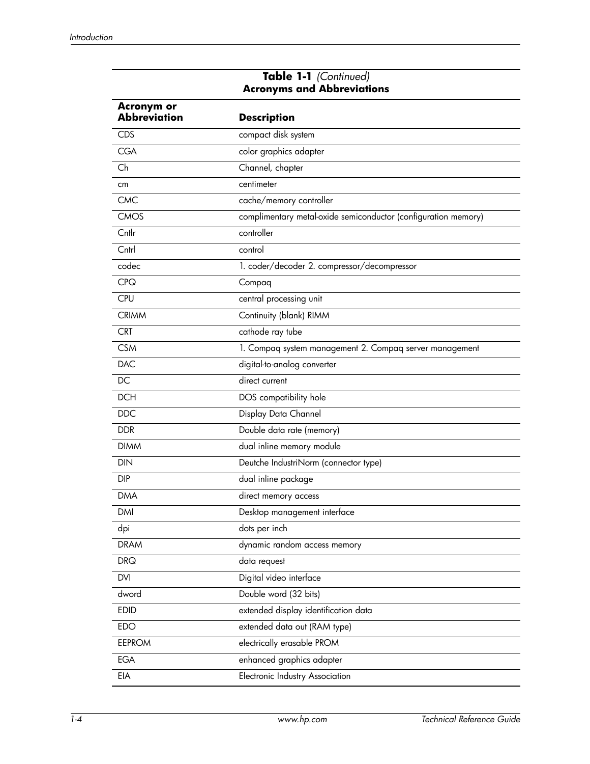**Table 1-1** *(Continued)*
**Acronyms and Abbreviations**

| Acronym or Abbreviation | Description |
|---|---|
| CDS | compact disk system |
| CGA | color graphics adapter |
| Ch | Channel, chapter |
| cm | centimeter |
| CMC | cache/memory controller |
| CMOS | complimentary metal-oxide semiconductor (configuration memory) |
| Cntlr | controller |
| Cntrl | control |
| codec | 1. coder/decoder 2. compressor/decompressor |
| CPQ | Compaq |
| CPU | central processing unit |
| CRIMM | Continuity (blank) RIMM |
| CRT | cathode ray tube |
| CSM | 1. Compaq system management 2. Compaq server management |
| DAC | digital-to-analog converter |
| DC | direct current |
| DCH | DOS compatibility hole |
| DDC | Display Data Channel |
| DDR | Double data rate (memory) |
| DIMM | dual inline memory module |
| DIN | Deutche IndustriNorm (connector type) |
| DIP | dual inline package |
| DMA | direct memory access |
| DMI | Desktop management interface |
| dpi | dots per inch |
| DRAM | dynamic random access memory |
| DRQ | data request |
| DVI | Digital video interface |
| dword | Double word (32 bits) |
| EDID | extended display identification data |
| EDO | extended data out (RAM type) |
| EEPROM | electrically erasable PROM |
| EGA | enhanced graphics adapter |
| EIA | Electronic Industry Association |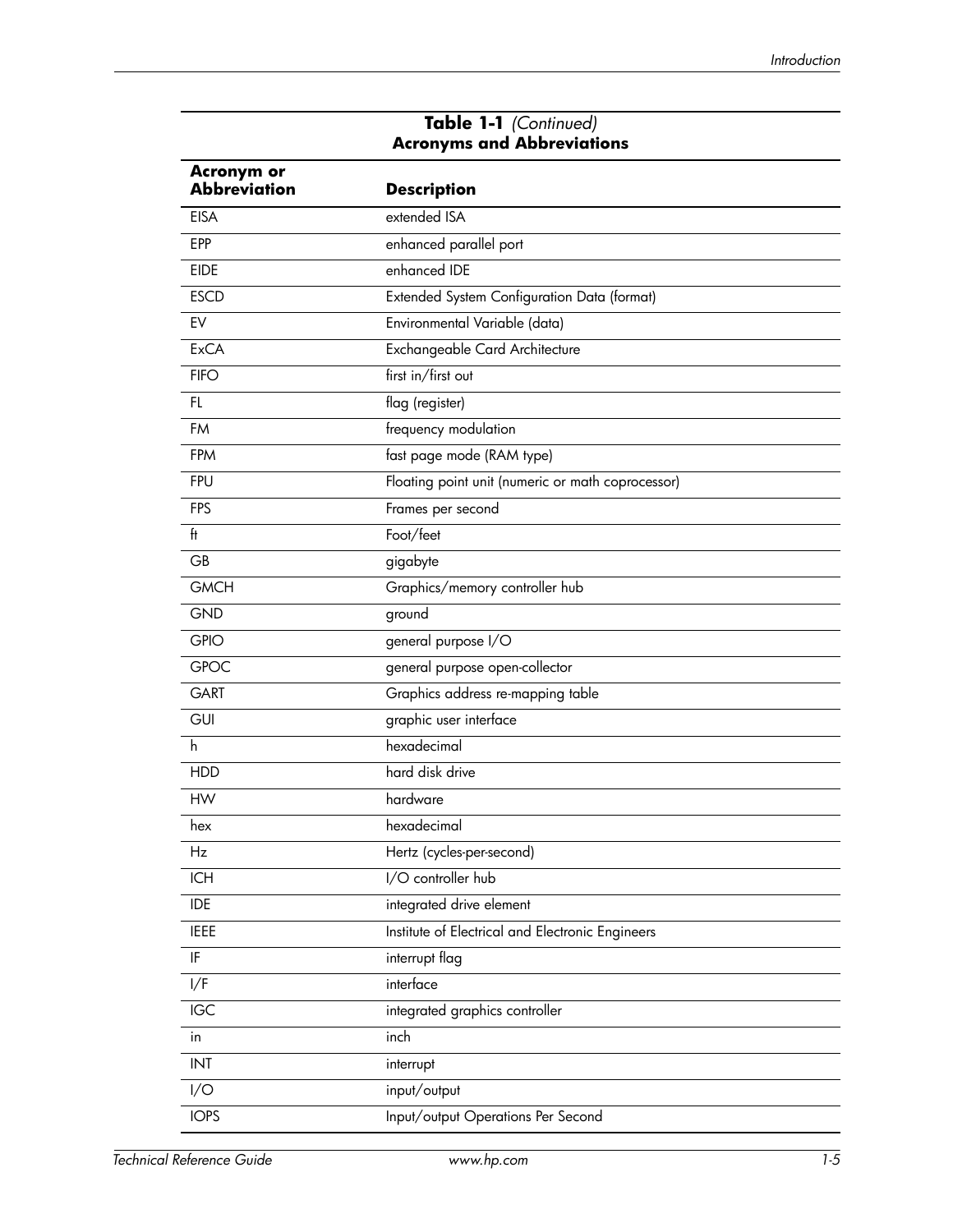**Table 1-1** *(Continued)*
**Acronyms and Abbreviations**

| Acronym or Abbreviation | Description |
|---|---|
| EISA | extended ISA |
| EPP | enhanced parallel port |
| EIDE | enhanced IDE |
| ESCD | Extended System Configuration Data (format) |
| EV | Environmental Variable (data) |
| ExCA | Exchangeable Card Architecture |
| FIFO | first in/first out |
| FL | flag (register) |
| FM | frequency modulation |
| FPM | fast page mode (RAM type) |
| FPU | Floating point unit (numeric or math coprocessor) |
| FPS | Frames per second |
| ft | Foot/feet |
| GB | gigabyte |
| GMCH | Graphics/memory controller hub |
| GND | ground |
| GPIO | general purpose I/O |
| GPOC | general purpose open-collector |
| GART | Graphics address re-mapping table |
| GUI | graphic user interface |
| h | hexadecimal |
| HDD | hard disk drive |
| HW | hardware |
| hex | hexadecimal |
| Hz | Hertz (cycles-per-second) |
| ICH | I/O controller hub |
| IDE | integrated drive element |
| IEEE | Institute of Electrical and Electronic Engineers |
| IF | interrupt flag |
| I/F | interface |
| IGC | integrated graphics controller |
| in | inch |
| INT | interrupt |
| I/O | input/output |
| IOPS | Input/output Operations Per Second |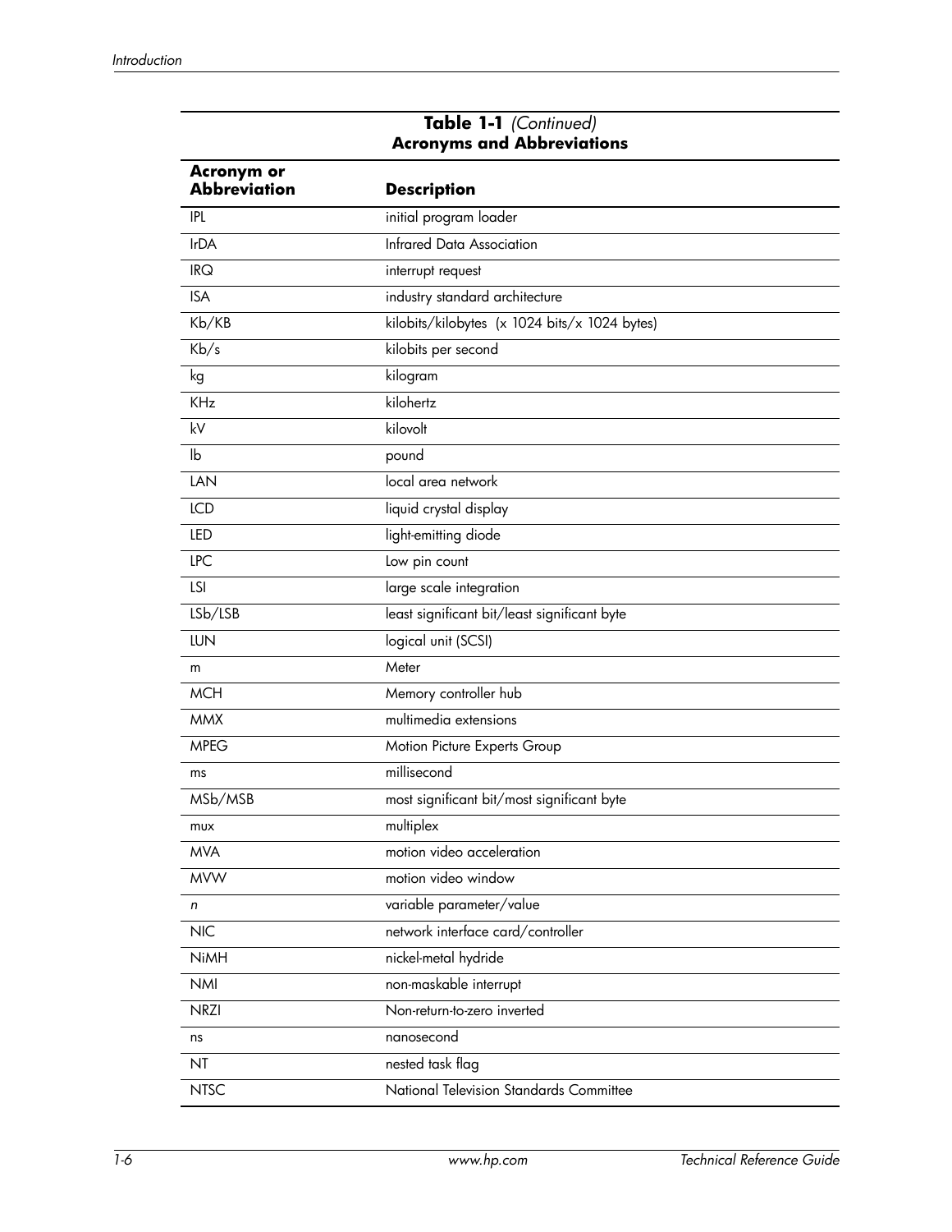**Table 1-1** *(Continued)*
**Acronyms and Abbreviations**

| Acronym or Abbreviation | Description |
|---|---|
| IPL | initial program loader |
| IrDA | Infrared Data Association |
| IRQ | interrupt request |
| ISA | industry standard architecture |
| Kb/KB | kilobits/kilobytes (x 1024 bits/x 1024 bytes) |
| Kb/s | kilobits per second |
| kg | kilogram |
| KHz | kilohertz |
| kV | kilovolt |
| lb | pound |
| LAN | local area network |
| LCD | liquid crystal display |
| LED | light-emitting diode |
| LPC | Low pin count |
| LSI | large scale integration |
| LSb/LSB | least significant bit/least significant byte |
| LUN | logical unit (SCSI) |
| m | Meter |
| MCH | Memory controller hub |
| MMX | multimedia extensions |
| MPEG | Motion Picture Experts Group |
| ms | millisecond |
| MSb/MSB | most significant bit/most significant byte |
| mux | multiplex |
| MVA | motion video acceleration |
| MVW | motion video window |
| *n* | variable parameter/value |
| NIC | network interface card/controller |
| NiMH | nickel-metal hydride |
| NMI | non-maskable interrupt |
| NRZI | Non-return-to-zero inverted |
| ns | nanosecond |
| NT | nested task flag |
| NTSC | National Television Standards Committee |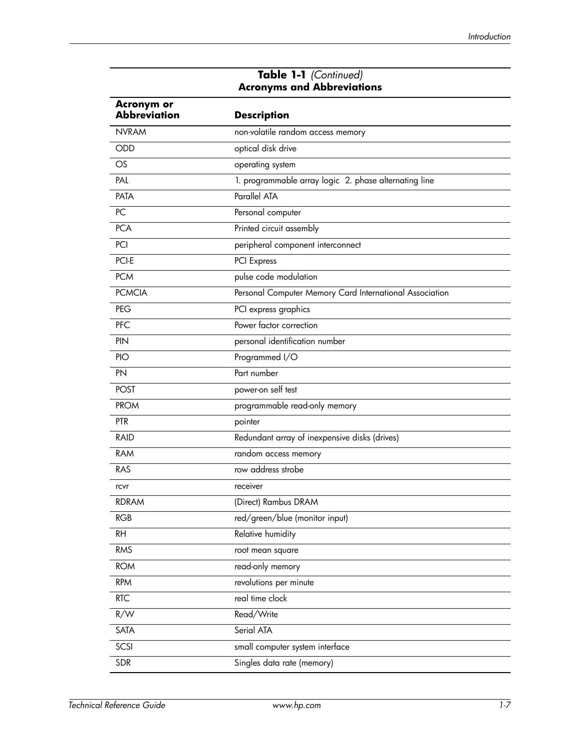**Table 1-1** *(Continued)*
**Acronyms and Abbreviations**

| Acronym or Abbreviation | Description |
|---|---|
| NVRAM | non-volatile random access memory |
| ODD | optical disk drive |
| OS | operating system |
| PAL | 1. programmable array logic  2. phase alternating line |
| PATA | Parallel ATA |
| PC | Personal computer |
| PCA | Printed circuit assembly |
| PCI | peripheral component interconnect |
| PCI-E | PCI Express |
| PCM | pulse code modulation |
| PCMCIA | Personal Computer Memory Card International Association |
| PEG | PCI express graphics |
| PFC | Power factor correction |
| PIN | personal identification number |
| PIO | Programmed I/O |
| PN | Part number |
| POST | power-on self test |
| PROM | programmable read-only memory |
| PTR | pointer |
| RAID | Redundant array of inexpensive disks (drives) |
| RAM | random access memory |
| RAS | row address strobe |
| rcvr | receiver |
| RDRAM | (Direct) Rambus DRAM |
| RGB | red/green/blue (monitor input) |
| RH | Relative humidity |
| RMS | root mean square |
| ROM | read-only memory |
| RPM | revolutions per minute |
| RTC | real time clock |
| R/W | Read/Write |
| SATA | Serial ATA |
| SCSI | small computer system interface |
| SDR | Singles data rate (memory) |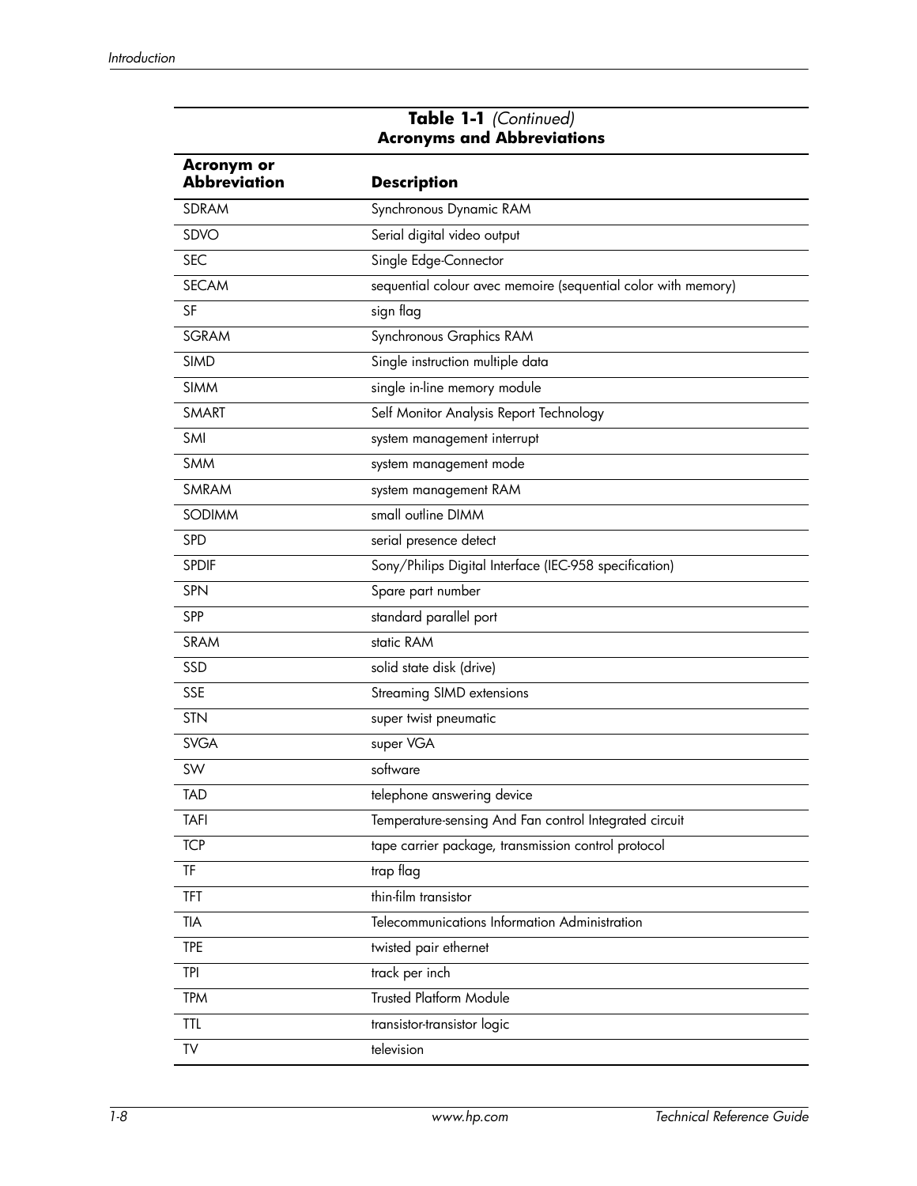**Table 1-1** *(Continued)*
**Acronyms and Abbreviations**

| Acronym or Abbreviation | Description |
|---|---|
| SDRAM | Synchronous Dynamic RAM |
| SDVO | Serial digital video output |
| SEC | Single Edge-Connector |
| SECAM | sequential colour avec memoire (sequential color with memory) |
| SF | sign flag |
| SGRAM | Synchronous Graphics RAM |
| SIMD | Single instruction multiple data |
| SIMM | single in-line memory module |
| SMART | Self Monitor Analysis Report Technology |
| SMI | system management interrupt |
| SMM | system management mode |
| SMRAM | system management RAM |
| SODIMM | small outline DIMM |
| SPD | serial presence detect |
| SPDIF | Sony/Philips Digital Interface (IEC-958 specification) |
| SPN | Spare part number |
| SPP | standard parallel port |
| SRAM | static RAM |
| SSD | solid state disk (drive) |
| SSE | Streaming SIMD extensions |
| STN | super twist pneumatic |
| SVGA | super VGA |
| SW | software |
| TAD | telephone answering device |
| TAFI | Temperature-sensing And Fan control Integrated circuit |
| TCP | tape carrier package, transmission control protocol |
| TF | trap flag |
| TFT | thin-film transistor |
| TIA | Telecommunications Information Administration |
| TPE | twisted pair ethernet |
| TPI | track per inch |
| TPM | Trusted Platform Module |
| TTL | transistor-transistor logic |
| TV | television |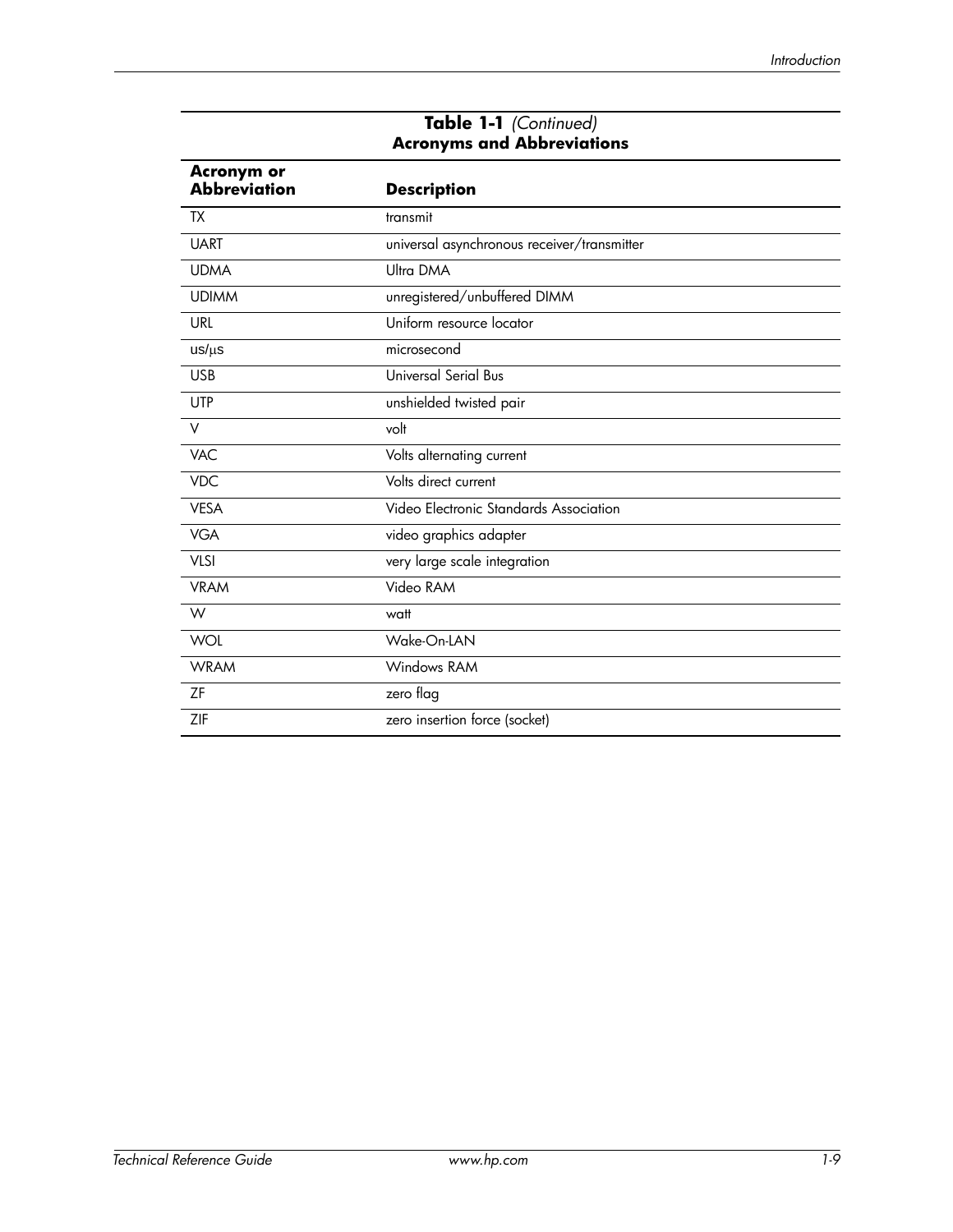**Table 1-1** *(Continued)*
**Acronyms and Abbreviations**

| Acronym or Abbreviation | Description |
|---|---|
| TX | transmit |
| UART | universal asynchronous receiver/transmitter |
| UDMA | Ultra DMA |
| UDIMM | unregistered/unbuffered DIMM |
| URL | Uniform resource locator |
| us/µs | microsecond |
| USB | Universal Serial Bus |
| UTP | unshielded twisted pair |
| V | volt |
| VAC | Volts alternating current |
| VDC | Volts direct current |
| VESA | Video Electronic Standards Association |
| VGA | video graphics adapter |
| VLSI | very large scale integration |
| VRAM | Video RAM |
| W | watt |
| WOL | Wake-On-LAN |
| WRAM | Windows RAM |
| ZF | zero flag |
| ZIF | zero insertion force (socket) |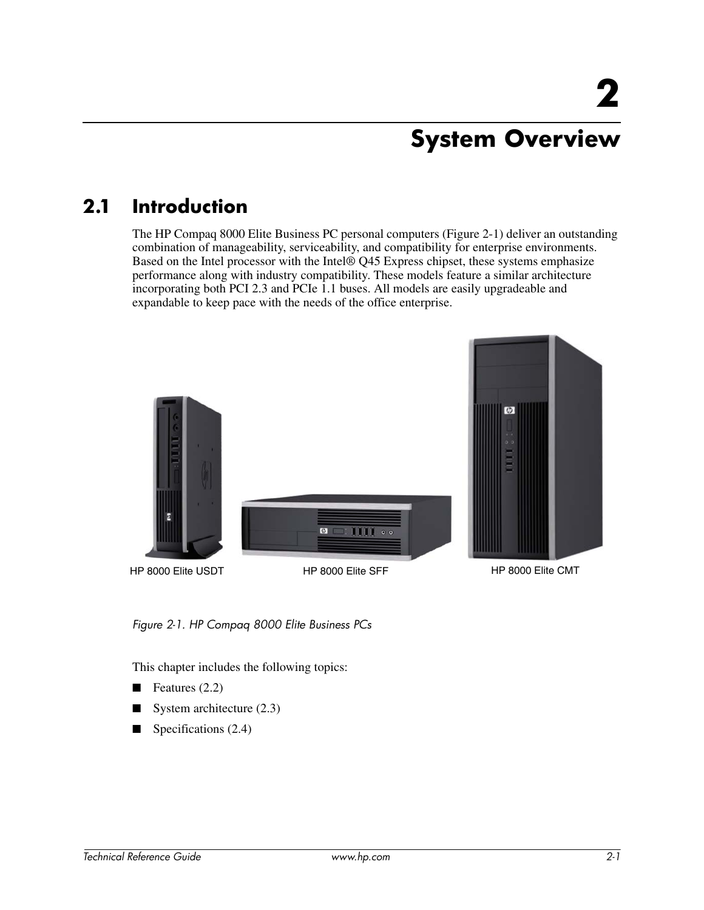# 2 System Overview

## 2.1 Introduction

The HP Compaq 8000 Elite Business PC personal computers (Figure 2-1) deliver an outstanding combination of manageability, serviceability, and compatibility for enterprise environments. Based on the Intel processor with the Intel® Q45 Express chipset, these systems emphasize performance along with industry compatibility. These models feature a similar architecture incorporating both PCI 2.3 and PCIe 1.1 buses. All models are easily upgradeable and expandable to keep pace with the needs of the office enterprise.

HP 8000 Elite USDT HP 8000 Elite SFF HP 8000 Elite CMT

*Figure 2-1. HP Compaq 8000 Elite Business PCs*

This chapter includes the following topics:

- Features (2.2)
- System architecture (2.3)
- Specifications (2.4)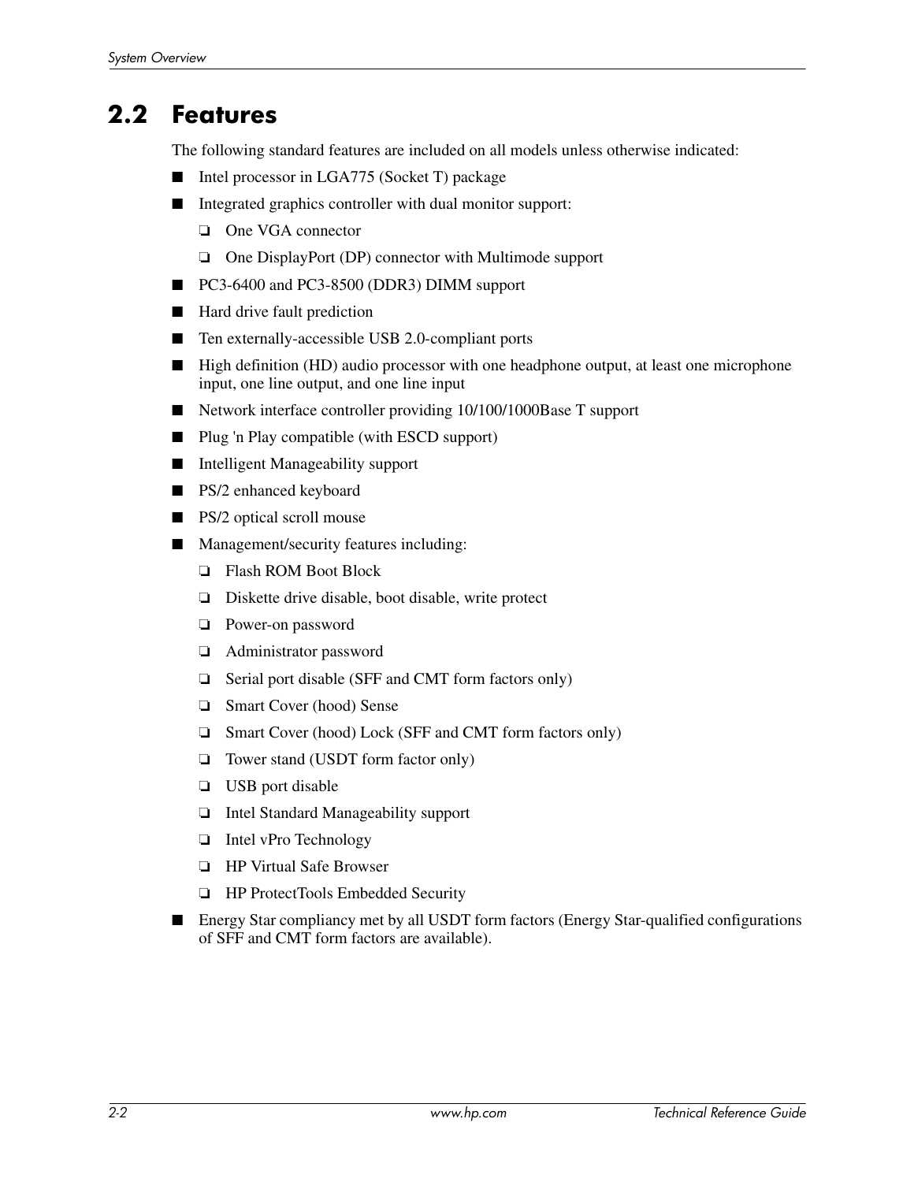## 2.2 Features

The following standard features are included on all models unless otherwise indicated:

- Intel processor in LGA775 (Socket T) package
- Integrated graphics controller with dual monitor support:
  - One VGA connector
  - One DisplayPort (DP) connector with Multimode support
- PC3-6400 and PC3-8500 (DDR3) DIMM support
- Hard drive fault prediction
- Ten externally-accessible USB 2.0-compliant ports
- High definition (HD) audio processor with one headphone output, at least one microphone input, one line output, and one line input
- Network interface controller providing 10/100/1000Base T support
- Plug 'n Play compatible (with ESCD support)
- Intelligent Manageability support
- PS/2 enhanced keyboard
- PS/2 optical scroll mouse
- Management/security features including:
  - Flash ROM Boot Block
  - Diskette drive disable, boot disable, write protect
  - Power-on password
  - Administrator password
  - Serial port disable (SFF and CMT form factors only)
  - Smart Cover (hood) Sense
  - Smart Cover (hood) Lock (SFF and CMT form factors only)
  - Tower stand (USDT form factor only)
  - USB port disable
  - Intel Standard Manageability support
  - Intel vPro Technology
  - HP Virtual Safe Browser
  - HP ProtectTools Embedded Security
- Energy Star compliancy met by all USDT form factors (Energy Star-qualified configurations of SFF and CMT form factors are available).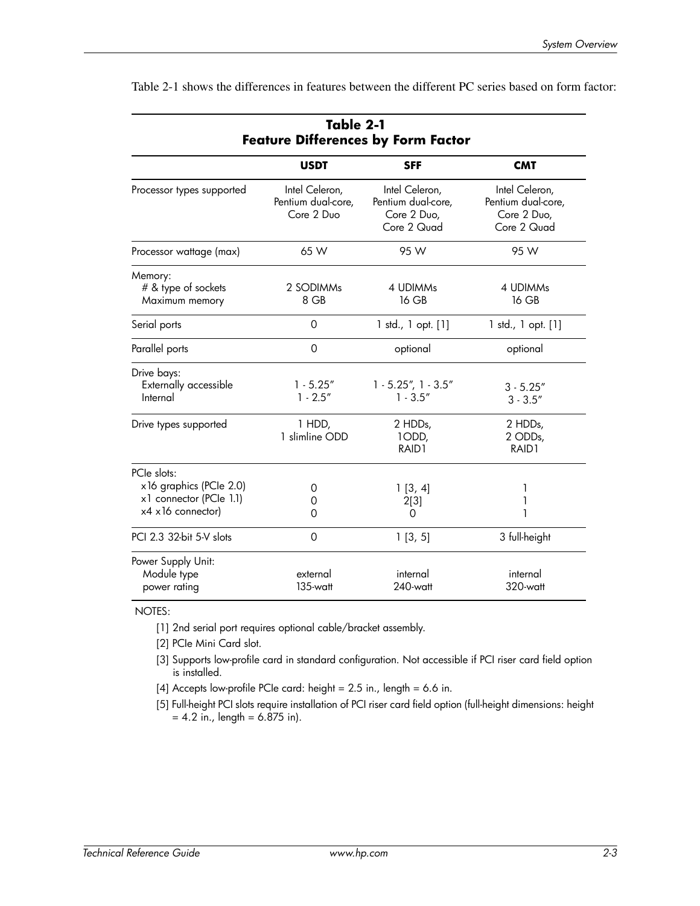Table 2-1 shows the differences in features between the different PC series based on form factor:

**Table 2-1**
**Feature Differences by Form Factor**

| | USDT | SFF | CMT |
|---|---|---|---|
| Processor types supported | Intel Celeron, Pentium dual-core, Core 2 Duo | Intel Celeron, Pentium dual-core, Core 2 Duo, Core 2 Quad | Intel Celeron, Pentium dual-core, Core 2 Duo, Core 2 Quad |
| Processor wattage (max) | 65 W | 95 W | 95 W |
| Memory: | | | |
| # & type of sockets | 2 SODIMMs | 4 UDIMMs | 4 UDIMMs |
| Maximum memory | 8 GB | 16 GB | 16 GB |
| Serial ports | 0 | 1 std., 1 opt. [1] | 1 std., 1 opt. [1] |
| Parallel ports | 0 | optional | optional |
| Drive bays: | | | |
| Externally accessible | 1 - 5.25″ | 1 - 5.25″, 1 - 3.5″ | 3 - 5.25″ |
| Internal | 1 - 2.5″ | 1 - 3.5″ | 3 - 3.5″ |
| Drive types supported | 1 HDD, 1 slimline ODD | 2 HDDs, 1ODD, RAID1 | 2 HDDs, 2 ODDs, RAID1 |
| PCIe slots: | | | |
| x16 graphics (PCIe 2.0) | 0 | 1 [3, 4] | 1 |
| x1 connector (PCIe 1.1) | 0 | 2[3] | 1 |
| x4 x16 connector) | 0 | 0 | 1 |
| PCI 2.3 32-bit 5-V slots | 0 | 1 [3, 5] | 3 full-height |
| Power Supply Unit: | | | |
| Module type | external | internal | internal |
| power rating | 135-watt | 240-watt | 320-watt |

NOTES:

[1] 2nd serial port requires optional cable/bracket assembly.

[2] PCIe Mini Card slot.

[3] Supports low-profile card in standard configuration. Not accessible if PCI riser card field option is installed.

[4] Accepts low-profile PCIe card: height = 2.5 in., length = 6.6 in.

[5] Full-height PCI slots require installation of PCI riser card field option (full-height dimensions: height = 4.2 in., length = 6.875 in).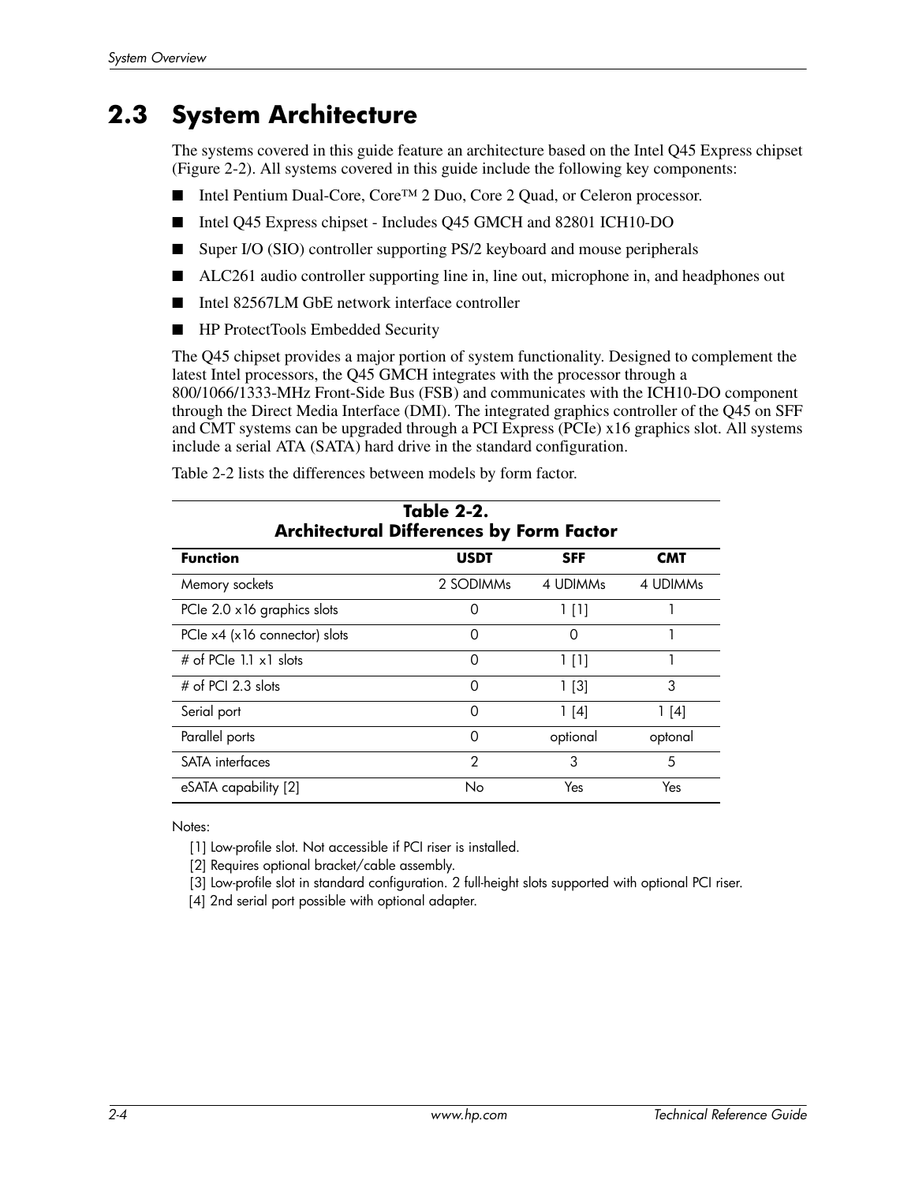## 2.3 System Architecture

The systems covered in this guide feature an architecture based on the Intel Q45 Express chipset (Figure 2-2). All systems covered in this guide include the following key components:

- Intel Pentium Dual-Core, Core™ 2 Duo, Core 2 Quad, or Celeron processor.
- Intel Q45 Express chipset - Includes Q45 GMCH and 82801 ICH10-DO
- Super I/O (SIO) controller supporting PS/2 keyboard and mouse peripherals
- ALC261 audio controller supporting line in, line out, microphone in, and headphones out
- Intel 82567LM GbE network interface controller
- HP ProtectTools Embedded Security

The Q45 chipset provides a major portion of system functionality. Designed to complement the latest Intel processors, the Q45 GMCH integrates with the processor through a 800/1066/1333-MHz Front-Side Bus (FSB) and communicates with the ICH10-DO component through the Direct Media Interface (DMI). The integrated graphics controller of the Q45 on SFF and CMT systems can be upgraded through a PCI Express (PCIe) x16 graphics slot. All systems include a serial ATA (SATA) hard drive in the standard configuration.

Table 2-2 lists the differences between models by form factor.

**Table 2-2.
Architectural Differences by Form Factor**

| Function | USDT | SFF | CMT |
|---|---|---|---|
| Memory sockets | 2 SODIMMs | 4 UDIMMs | 4 UDIMMs |
| PCIe 2.0 x16 graphics slots | 0 | 1 [1] | 1 |
| PCIe x4 (x16 connector) slots | 0 | 0 | 1 |
| # of PCIe 1.1 x1 slots | 0 | 1 [1] | 1 |
| # of PCI 2.3 slots | 0 | 1 [3] | 3 |
| Serial port | 0 | 1 [4] | 1 [4] |
| Parallel ports | 0 | optional | optonal |
| SATA interfaces | 2 | 3 | 5 |
| eSATA capability [2] | No | Yes | Yes |

Notes:

[1] Low-profile slot. Not accessible if PCI riser is installed.
[2] Requires optional bracket/cable assembly.
[3] Low-profile slot in standard configuration. 2 full-height slots supported with optional PCI riser.
[4] 2nd serial port possible with optional adapter.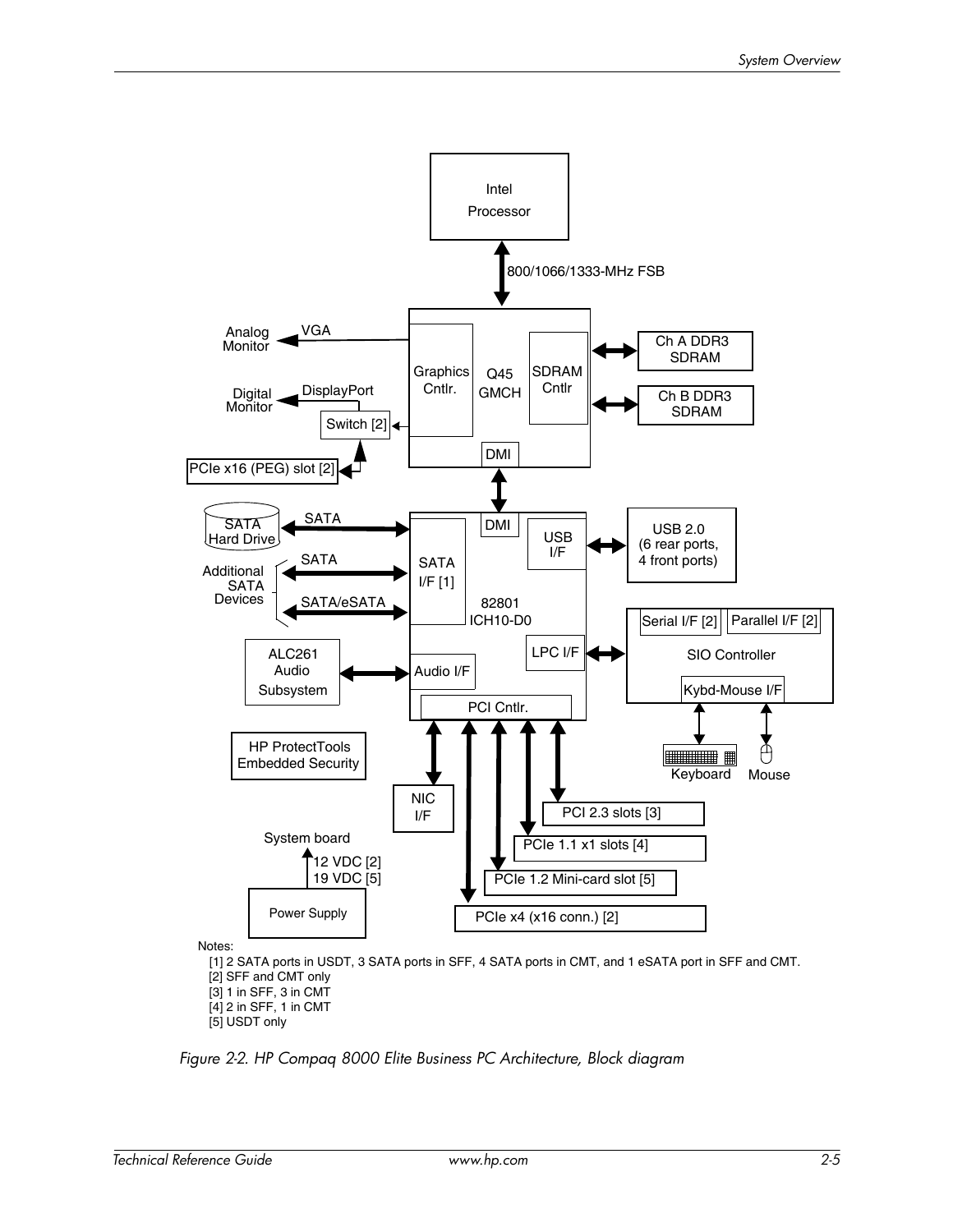Notes:

[1] 2 SATA ports in USDT, 3 SATA ports in SFF, 4 SATA ports in CMT, and 1 eSATA port in SFF and CMT.
[2] SFF and CMT only
[3] 1 in SFF, 3 in CMT
[4] 2 in SFF, 1 in CMT
[5] USDT only

*Figure 2-2. HP Compaq 8000 Elite Business PC Architecture, Block diagram*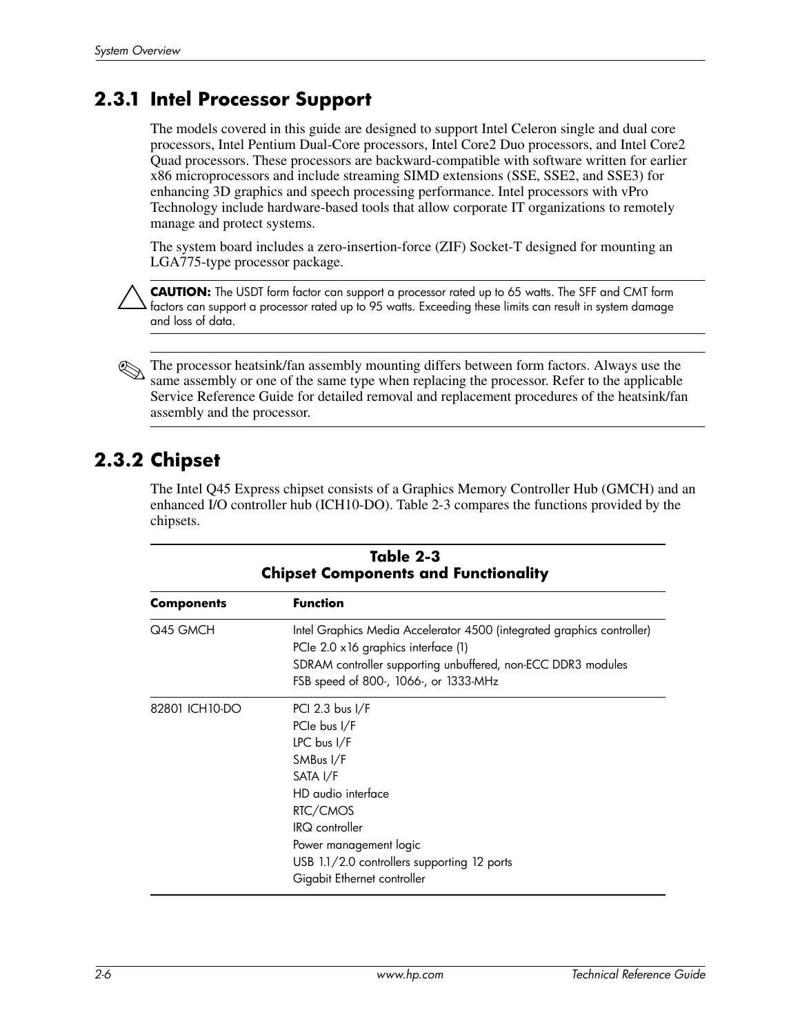## 2.3.1 Intel Processor Support

The models covered in this guide are designed to support Intel Celeron single and dual core processors, Intel Pentium Dual-Core processors, Intel Core2 Duo processors, and Intel Core2 Quad processors. These processors are backward-compatible with software written for earlier x86 microprocessors and include streaming SIMD extensions (SSE, SSE2, and SSE3) for enhancing 3D graphics and speech processing performance. Intel processors with vPro Technology include hardware-based tools that allow corporate IT organizations to remotely manage and protect systems.

The system board includes a zero-insertion-force (ZIF) Socket-T designed for mounting an LGA775-type processor package.

**CAUTION:** The USDT form factor can support a processor rated up to 65 watts. The SFF and CMT form factors can support a processor rated up to 95 watts. Exceeding these limits can result in system damage and loss of data.

✎ The processor heatsink/fan assembly mounting differs between form factors. Always use the same assembly or one of the same type when replacing the processor. Refer to the applicable Service Reference Guide for detailed removal and replacement procedures of the heatsink/fan assembly and the processor.

## 2.3.2 Chipset

The Intel Q45 Express chipset consists of a Graphics Memory Controller Hub (GMCH) and an enhanced I/O controller hub (ICH10-DO). Table 2-3 compares the functions provided by the chipsets.

**Table 2-3**
**Chipset Components and Functionality**

| Components | Function |
|---|---|
| Q45 GMCH | Intel Graphics Media Accelerator 4500 (integrated graphics controller)<br>PCIe 2.0 x16 graphics interface (1)<br>SDRAM controller supporting unbuffered, non-ECC DDR3 modules<br>FSB speed of 800-, 1066-, or 1333-MHz |
| 82801 ICH10-DO | PCI 2.3 bus I/F<br>PCIe bus I/F<br>LPC bus I/F<br>SMBus I/F<br>SATA I/F<br>HD audio interface<br>RTC/CMOS<br>IRQ controller<br>Power management logic<br>USB 1.1/2.0 controllers supporting 12 ports<br>Gigabit Ethernet controller |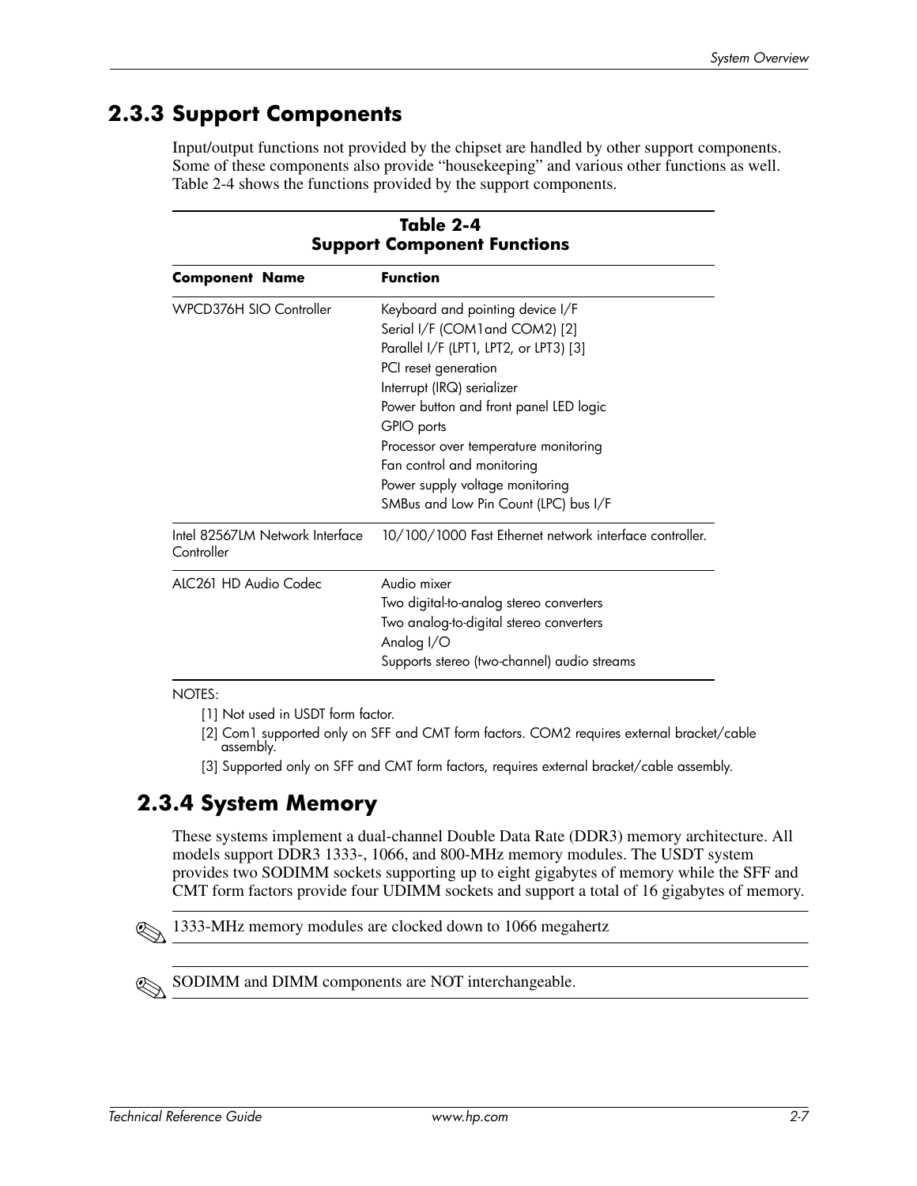## 2.3.3 Support Components

Input/output functions not provided by the chipset are handled by other support components. Some of these components also provide “housekeeping” and various other functions as well. Table 2-4 shows the functions provided by the support components.

**Table 2-4**
**Support Component Functions**

| Component Name | Function |
|---|---|
| WPCD376H SIO Controller | Keyboard and pointing device I/F<br>Serial I/F (COM1and COM2) [2]<br>Parallel I/F (LPT1, LPT2, or LPT3) [3]<br>PCI reset generation<br>Interrupt (IRQ) serializer<br>Power button and front panel LED logic<br>GPIO ports<br>Processor over temperature monitoring<br>Fan control and monitoring<br>Power supply voltage monitoring<br>SMBus and Low Pin Count (LPC) bus I/F |
| Intel 82567LM Network Interface Controller | 10/100/1000 Fast Ethernet network interface controller. |
| ALC261 HD Audio Codec | Audio mixer<br>Two digital-to-analog stereo converters<br>Two analog-to-digital stereo converters<br>Analog I/O<br>Supports stereo (two-channel) audio streams |

NOTES:

[1] Not used in USDT form factor.

[2] Com1 supported only on SFF and CMT form factors. COM2 requires external bracket/cable assembly.

[3] Supported only on SFF and CMT form factors, requires external bracket/cable assembly.

## 2.3.4 System Memory

These systems implement a dual-channel Double Data Rate (DDR3) memory architecture. All models support DDR3 1333-, 1066, and 800-MHz memory modules. The USDT system provides two SODIMM sockets supporting up to eight gigabytes of memory while the SFF and CMT form factors provide four UDIMM sockets and support a total of 16 gigabytes of memory.

✎ 1333-MHz memory modules are clocked down to 1066 megahertz

✎ SODIMM and DIMM components are NOT interchangeable.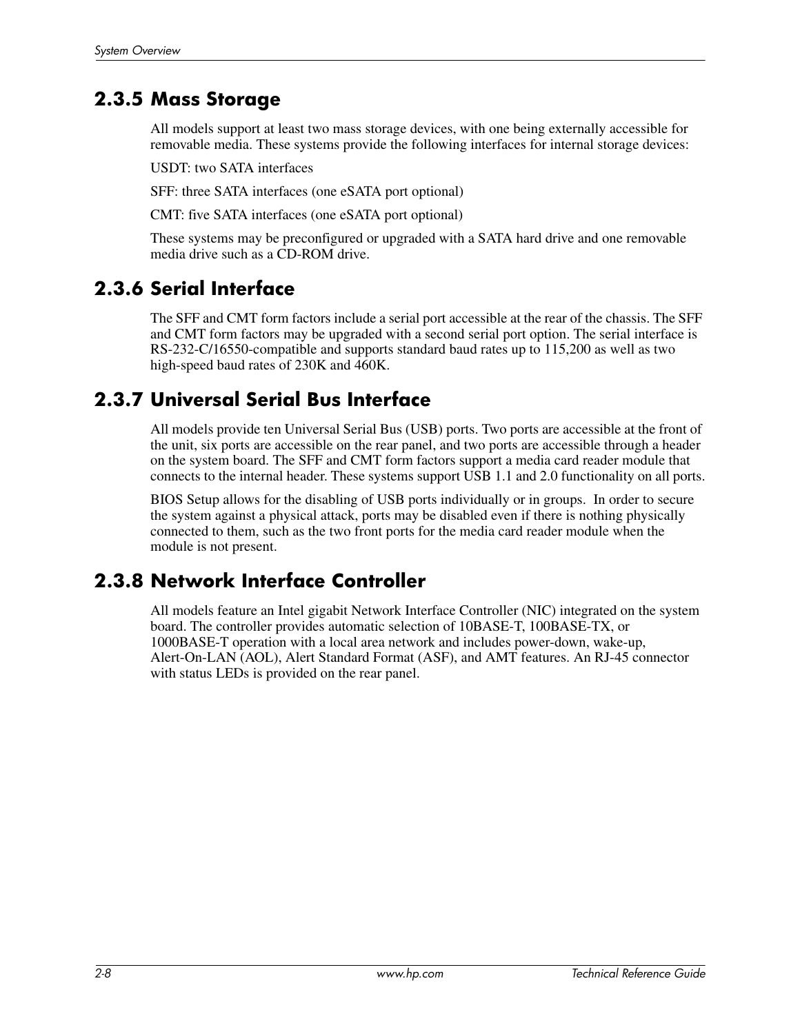### 2.3.5 Mass Storage

All models support at least two mass storage devices, with one being externally accessible for removable media. These systems provide the following interfaces for internal storage devices:

USDT: two SATA interfaces

SFF: three SATA interfaces (one eSATA port optional)

CMT: five SATA interfaces (one eSATA port optional)

These systems may be preconfigured or upgraded with a SATA hard drive and one removable media drive such as a CD-ROM drive.

### 2.3.6 Serial Interface

The SFF and CMT form factors include a serial port accessible at the rear of the chassis. The SFF and CMT form factors may be upgraded with a second serial port option. The serial interface is RS-232-C/16550-compatible and supports standard baud rates up to 115,200 as well as two high-speed baud rates of 230K and 460K.

### 2.3.7 Universal Serial Bus Interface

All models provide ten Universal Serial Bus (USB) ports. Two ports are accessible at the front of the unit, six ports are accessible on the rear panel, and two ports are accessible through a header on the system board. The SFF and CMT form factors support a media card reader module that connects to the internal header. These systems support USB 1.1 and 2.0 functionality on all ports.

BIOS Setup allows for the disabling of USB ports individually or in groups. In order to secure the system against a physical attack, ports may be disabled even if there is nothing physically connected to them, such as the two front ports for the media card reader module when the module is not present.

### 2.3.8 Network Interface Controller

All models feature an Intel gigabit Network Interface Controller (NIC) integrated on the system board. The controller provides automatic selection of 10BASE-T, 100BASE-TX, or 1000BASE-T operation with a local area network and includes power-down, wake-up, Alert-On-LAN (AOL), Alert Standard Format (ASF), and AMT features. An RJ-45 connector with status LEDs is provided on the rear panel.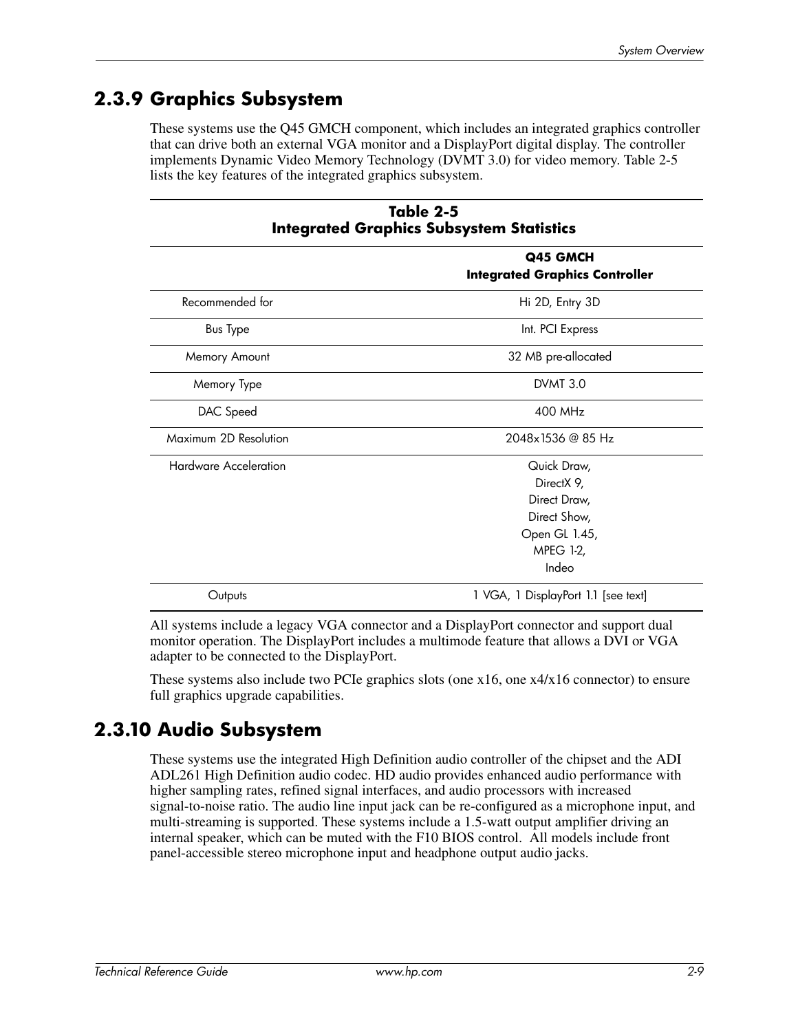## 2.3.9 Graphics Subsystem

These systems use the Q45 GMCH component, which includes an integrated graphics controller that can drive both an external VGA monitor and a DisplayPort digital display. The controller implements Dynamic Video Memory Technology (DVMT 3.0) for video memory. Table 2-5 lists the key features of the integrated graphics subsystem.

**Table 2-5**
**Integrated Graphics Subsystem Statistics**

| | **Q45 GMCH Integrated Graphics Controller** |
|---|---|
| Recommended for | Hi 2D, Entry 3D |
| Bus Type | Int. PCI Express |
| Memory Amount | 32 MB pre-allocated |
| Memory Type | DVMT 3.0 |
| DAC Speed | 400 MHz |
| Maximum 2D Resolution | 2048x1536 @ 85 Hz |
| Hardware Acceleration | Quick Draw, DirectX 9, Direct Draw, Direct Show, Open GL 1.45, MPEG 1-2, Indeo |
| Outputs | 1 VGA, 1 DisplayPort 1.1 [see text] |

All systems include a legacy VGA connector and a DisplayPort connector and support dual monitor operation. The DisplayPort includes a multimode feature that allows a DVI or VGA adapter to be connected to the DisplayPort.

These systems also include two PCIe graphics slots (one x16, one x4/x16 connector) to ensure full graphics upgrade capabilities.

## 2.3.10 Audio Subsystem

These systems use the integrated High Definition audio controller of the chipset and the ADI ADL261 High Definition audio codec. HD audio provides enhanced audio performance with higher sampling rates, refined signal interfaces, and audio processors with increased signal-to-noise ratio. The audio line input jack can be re-configured as a microphone input, and multi-streaming is supported. These systems include a 1.5-watt output amplifier driving an internal speaker, which can be muted with the F10 BIOS control. All models include front panel-accessible stereo microphone input and headphone output audio jacks.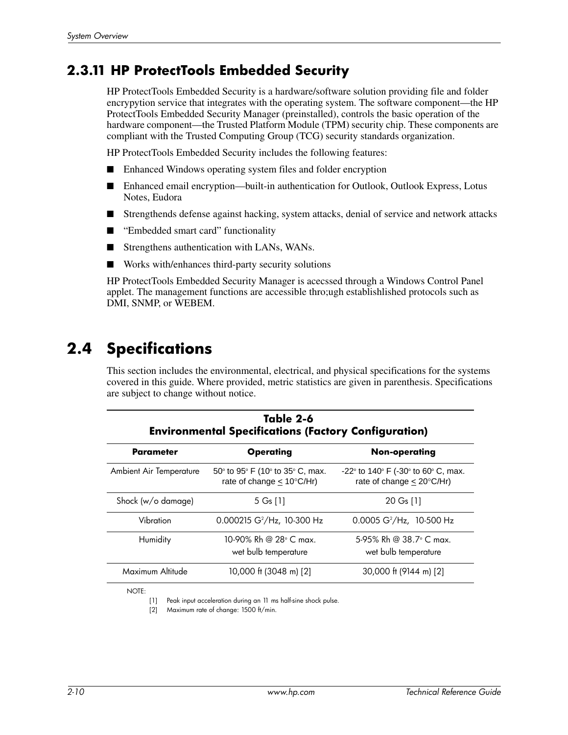## 2.3.11 HP ProtectTools Embedded Security

HP ProtectTools Embedded Security is a hardware/software solution providing file and folder encrypytion service that integrates with the operating system. The software component—the HP ProtectTools Embedded Security Manager (preinstalled), controls the basic operation of the hardware component—the Trusted Platform Module (TPM) security chip. These components are compliant with the Trusted Computing Group (TCG) security standards organization.

HP ProtectTools Embedded Security includes the following features:

- Enhanced Windows operating system files and folder encryption
- Enhanced email encryption—built-in authentication for Outlook, Outlook Express, Lotus Notes, Eudora
- Strengthends defense against hacking, system attacks, denial of service and network attacks
- "Embedded smart card" functionality
- Strengthens authentication with LANs, WANs.
- Works with/enhances third-party security solutions

HP ProtectTools Embedded Security Manager is acecssed through a Windows Control Panel applet. The management functions are accessible thro;ugh establishlished protocols such as DMI, SNMP, or WEBEM.

# 2.4 Specifications

This section includes the environmental, electrical, and physical specifications for the systems covered in this guide. Where provided, metric statistics are given in parenthesis. Specifications are subject to change without notice.

**Table 2-6**
**Environmental Specifications (Factory Configuration)**

| Parameter | Operating | Non-operating |
|---|---|---|
| Ambient Air Temperature | 50° to 95° F (10° to 35° C, max. rate of change ≤ 10°C/Hr) | -22° to 140° F (-30° to 60° C, max. rate of change ≤ 20°C/Hr) |
| Shock (w/o damage) | 5 Gs [1] | 20 Gs [1] |
| Vibration | 0.000215 $G^2$/Hz, 10-300 Hz | 0.0005 $G^2$/Hz, 10-500 Hz |
| Humidity | 10-90% Rh @ 28° C max. wet bulb temperature | 5-95% Rh @ 38.7° C max. wet bulb temperature |
| Maximum Altitude | 10,000 ft (3048 m) [2] | 30,000 ft (9144 m) [2] |

NOTE:

[1] Peak input acceleration during an 11 ms half-sine shock pulse.

[2] Maximum rate of change: 1500 ft/min.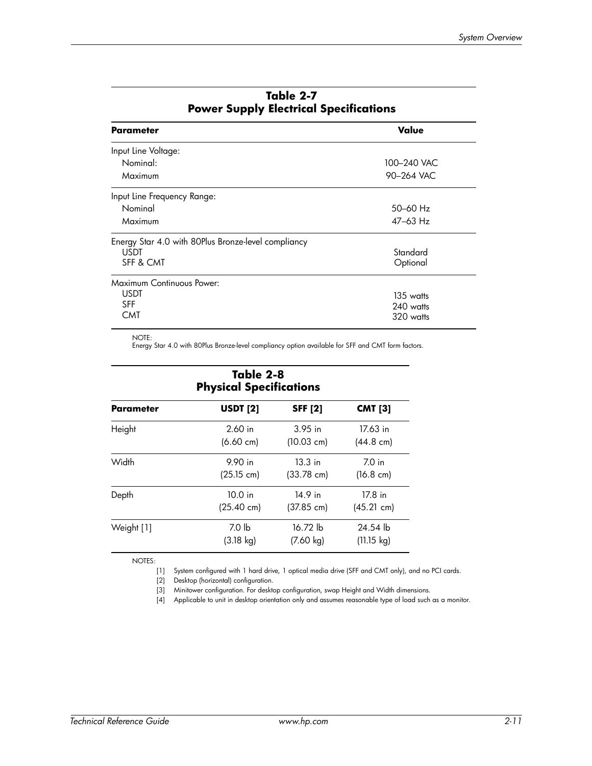**Table 2-7**
**Power Supply Electrical Specifications**

| Parameter | Value |
|---|---|
| Input Line Voltage: | |
| Nominal: | 100–240 VAC |
| Maximum | 90–264 VAC |
| Input Line Frequency Range: | |
| Nominal | 50–60 Hz |
| Maximum | 47–63 Hz |
| Energy Star 4.0 with 80Plus Bronze-level compliancy | |
| USDT | Standard |
| SFF & CMT | Optional |
| Maximum Continuous Power: | |
| USDT | 135 watts |
| SFF | 240 watts |
| CMT | 320 watts |

NOTE:
Energy Star 4.0 with 80Plus Bronze-level compliancy option available for SFF and CMT form factors.

**Table 2-8**
**Physical Specifications**

| Parameter | USDT [2] | SFF [2] | CMT [3] |
|---|---|---|---|
| Height | 2.60 in (6.60 cm) | 3.95 in (10.03 cm) | 17.63 in (44.8 cm) |
| Width | 9.90 in (25.15 cm) | 13.3 in (33.78 cm) | 7.0 in (16.8 cm) |
| Depth | 10.0 in (25.40 cm) | 14.9 in (37.85 cm) | 17.8 in (45.21 cm) |
| Weight [1] | 7.0 lb (3.18 kg) | 16.72 lb (7.60 kg) | 24.54 lb (11.15 kg) |

NOTES:

[1] System configured with 1 hard drive, 1 optical media drive (SFF and CMT only), and no PCI cards.

[2] Desktop (horizontal) configuration.

[3] Minitower configuration. For desktop configuration, swap Height and Width dimensions.

[4] Applicable to unit in desktop orientation only and assumes reasonable type of load such as a monitor.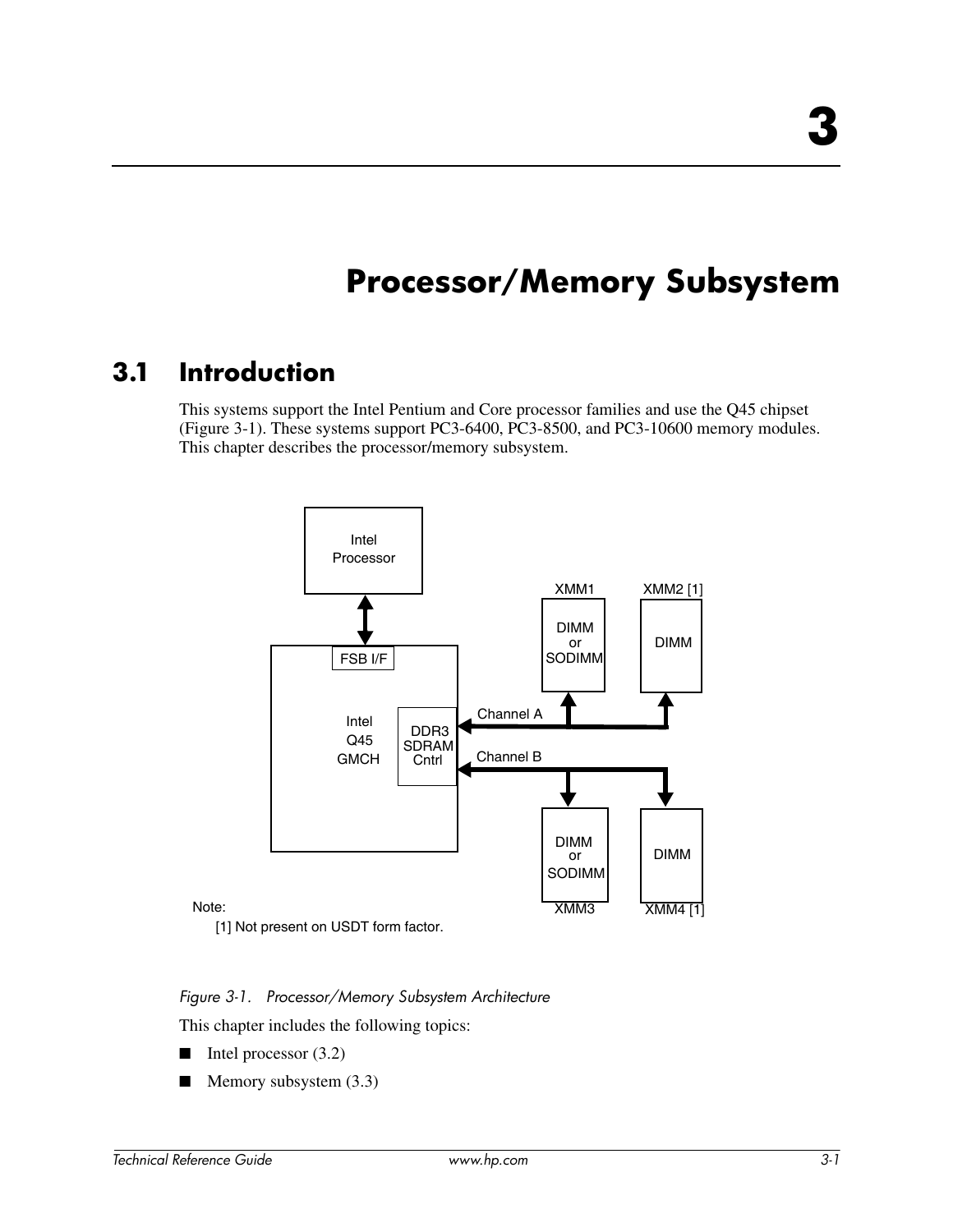# 3

# Processor/Memory Subsystem

## 3.1 Introduction

This systems support the Intel Pentium and Core processor families and use the Q45 chipset (Figure 3-1). These systems support PC3-6400, PC3-8500, and PC3-10600 memory modules. This chapter describes the processor/memory subsystem.

Intel Processor

FSB I/F

Intel Q45 GMCH

DDR3 SDRAM Cntrl

Channel A

Channel B

XMM1 DIMM or SODIMM

XMM2 [1] DIMM

XMM3 DIMM or SODIMM

XMM4 [1] DIMM

Note:
[1] Not present on USDT form factor.

*Figure 3-1. Processor/Memory Subsystem Architecture*

This chapter includes the following topics:

- Intel processor (3.2)
- Memory subsystem (3.3)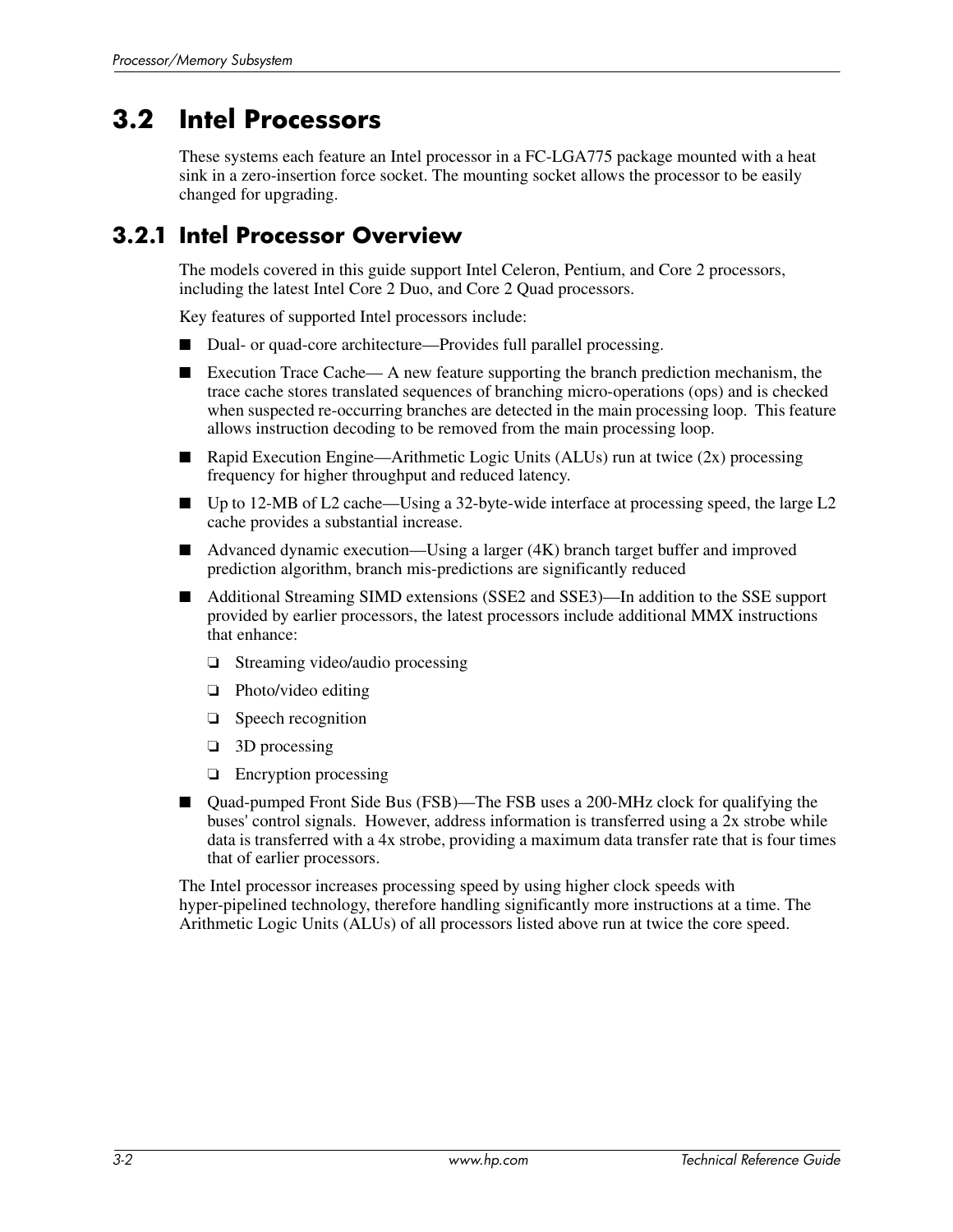## 3.2 Intel Processors

These systems each feature an Intel processor in a FC-LGA775 package mounted with a heat sink in a zero-insertion force socket. The mounting socket allows the processor to be easily changed for upgrading.

### 3.2.1 Intel Processor Overview

The models covered in this guide support Intel Celeron, Pentium, and Core 2 processors, including the latest Intel Core 2 Duo, and Core 2 Quad processors.

Key features of supported Intel processors include:

- Dual- or quad-core architecture—Provides full parallel processing.
- Execution Trace Cache— A new feature supporting the branch prediction mechanism, the trace cache stores translated sequences of branching micro-operations (ops) and is checked when suspected re-occurring branches are detected in the main processing loop. This feature allows instruction decoding to be removed from the main processing loop.
- Rapid Execution Engine—Arithmetic Logic Units (ALUs) run at twice (2x) processing frequency for higher throughput and reduced latency.
- Up to 12-MB of L2 cache—Using a 32-byte-wide interface at processing speed, the large L2 cache provides a substantial increase.
- Advanced dynamic execution—Using a larger (4K) branch target buffer and improved prediction algorithm, branch mis-predictions are significantly reduced
- Additional Streaming SIMD extensions (SSE2 and SSE3)—In addition to the SSE support provided by earlier processors, the latest processors include additional MMX instructions that enhance:
  - Streaming video/audio processing
  - Photo/video editing
  - Speech recognition
  - 3D processing
  - Encryption processing
- Quad-pumped Front Side Bus (FSB)—The FSB uses a 200-MHz clock for qualifying the buses' control signals. However, address information is transferred using a 2x strobe while data is transferred with a 4x strobe, providing a maximum data transfer rate that is four times that of earlier processors.

The Intel processor increases processing speed by using higher clock speeds with hyper-pipelined technology, therefore handling significantly more instructions at a time. The Arithmetic Logic Units (ALUs) of all processors listed above run at twice the core speed.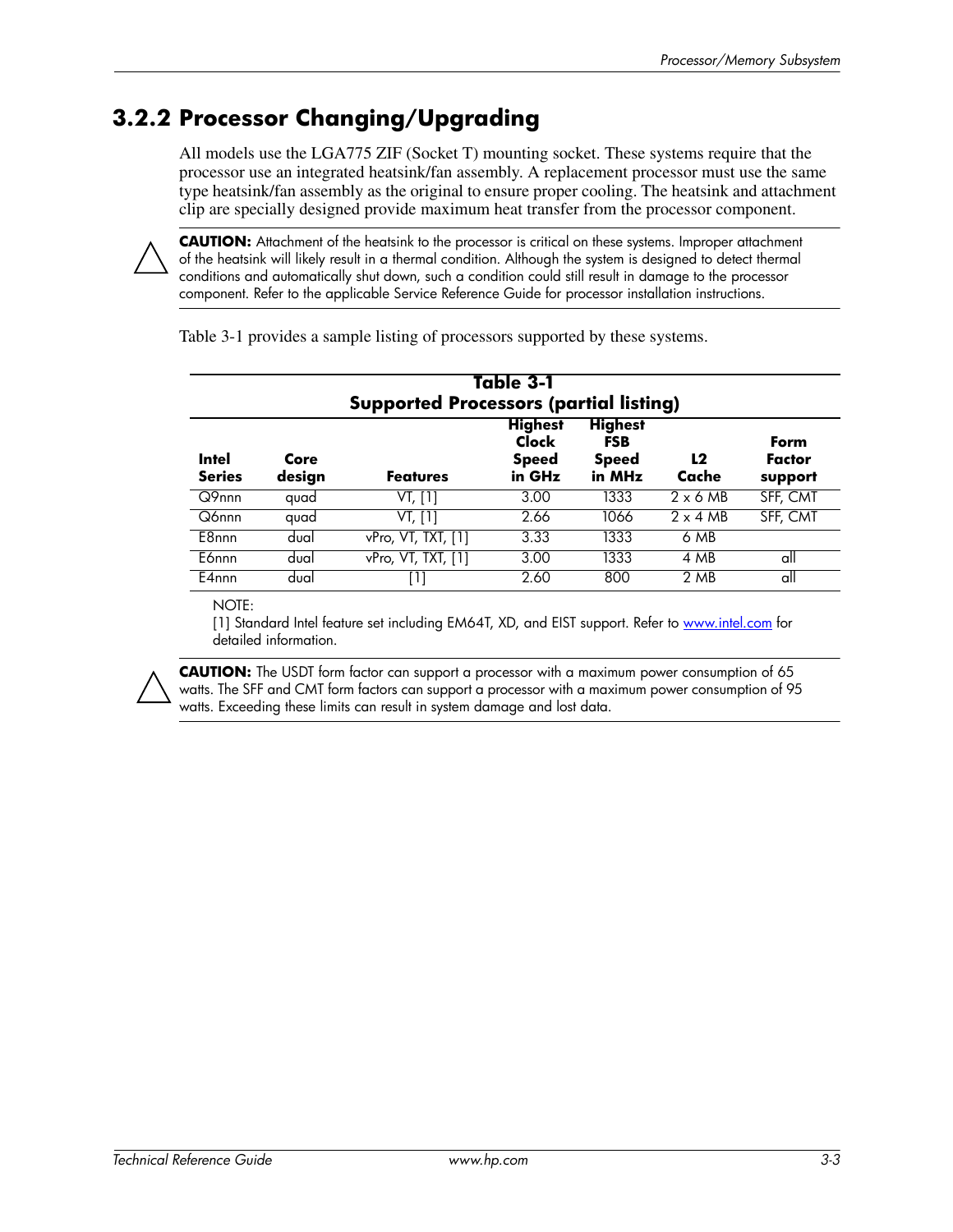## 3.2.2 Processor Changing/Upgrading

All models use the LGA775 ZIF (Socket T) mounting socket. These systems require that the processor use an integrated heatsink/fan assembly. A replacement processor must use the same type heatsink/fan assembly as the original to ensure proper cooling. The heatsink and attachment clip are specially designed provide maximum heat transfer from the processor component.

**CAUTION:** Attachment of the heatsink to the processor is critical on these systems. Improper attachment of the heatsink will likely result in a thermal condition. Although the system is designed to detect thermal conditions and automatically shut down, such a condition could still result in damage to the processor component. Refer to the applicable Service Reference Guide for processor installation instructions.

Table 3-1 provides a sample listing of processors supported by these systems.

**Table 3-1**
**Supported Processors (partial listing)**

| Intel Series | Core design | Features | Highest Clock Speed in GHz | Highest FSB Speed in MHz | L2 Cache | Form Factor support |
|---|---|---|---|---|---|---|
| Q9nnn | quad | VT, [1] | 3.00 | 1333 | 2 x 6 MB | SFF, CMT |
| Q6nnn | quad | VT, [1] | 2.66 | 1066 | 2 x 4 MB | SFF, CMT |
| E8nnn | dual | vPro, VT, TXT, [1] | 3.33 | 1333 | 6 MB | |
| E6nnn | dual | vPro, VT, TXT, [1] | 3.00 | 1333 | 4 MB | all |
| E4nnn | dual | [1] | 2.60 | 800 | 2 MB | all |

NOTE:
[1] Standard Intel feature set including EM64T, XD, and EIST support. Refer to www.intel.com for detailed information.

**CAUTION:** The USDT form factor can support a processor with a maximum power consumption of 65 watts. The SFF and CMT form factors can support a processor with a maximum power consumption of 95 watts. Exceeding these limits can result in system damage and lost data.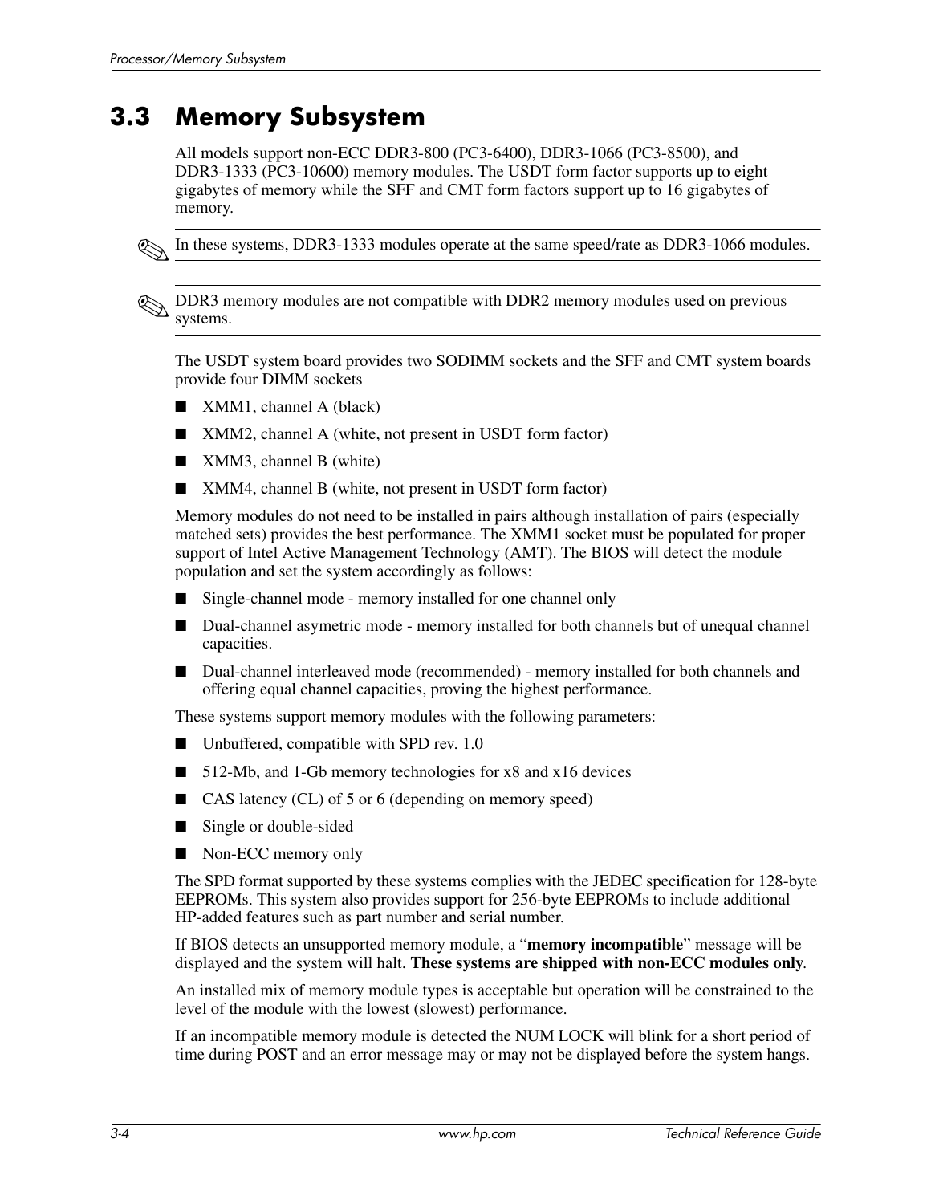## 3.3 Memory Subsystem

All models support non-ECC DDR3-800 (PC3-6400), DDR3-1066 (PC3-8500), and DDR3-1333 (PC3-10600) memory modules. The USDT form factor supports up to eight gigabytes of memory while the SFF and CMT form factors support up to 16 gigabytes of memory.

✎ In these systems, DDR3-1333 modules operate at the same speed/rate as DDR3-1066 modules.

✎ DDR3 memory modules are not compatible with DDR2 memory modules used on previous systems.

The USDT system board provides two SODIMM sockets and the SFF and CMT system boards provide four DIMM sockets

- XMM1, channel A (black)
- XMM2, channel A (white, not present in USDT form factor)
- XMM3, channel B (white)
- XMM4, channel B (white, not present in USDT form factor)

Memory modules do not need to be installed in pairs although installation of pairs (especially matched sets) provides the best performance. The XMM1 socket must be populated for proper support of Intel Active Management Technology (AMT). The BIOS will detect the module population and set the system accordingly as follows:

- Single-channel mode - memory installed for one channel only
- Dual-channel asymetric mode - memory installed for both channels but of unequal channel capacities.
- Dual-channel interleaved mode (recommended) - memory installed for both channels and offering equal channel capacities, proving the highest performance.

These systems support memory modules with the following parameters:

- Unbuffered, compatible with SPD rev. 1.0
- 512-Mb, and 1-Gb memory technologies for x8 and x16 devices
- CAS latency (CL) of 5 or 6 (depending on memory speed)
- Single or double-sided
- Non-ECC memory only

The SPD format supported by these systems complies with the JEDEC specification for 128-byte EEPROMs. This system also provides support for 256-byte EEPROMs to include additional HP-added features such as part number and serial number.

If BIOS detects an unsupported memory module, a "**memory incompatible**" message will be displayed and the system will halt. **These systems are shipped with non-ECC modules only**.

An installed mix of memory module types is acceptable but operation will be constrained to the level of the module with the lowest (slowest) performance.

If an incompatible memory module is detected the NUM LOCK will blink for a short period of time during POST and an error message may or may not be displayed before the system hangs.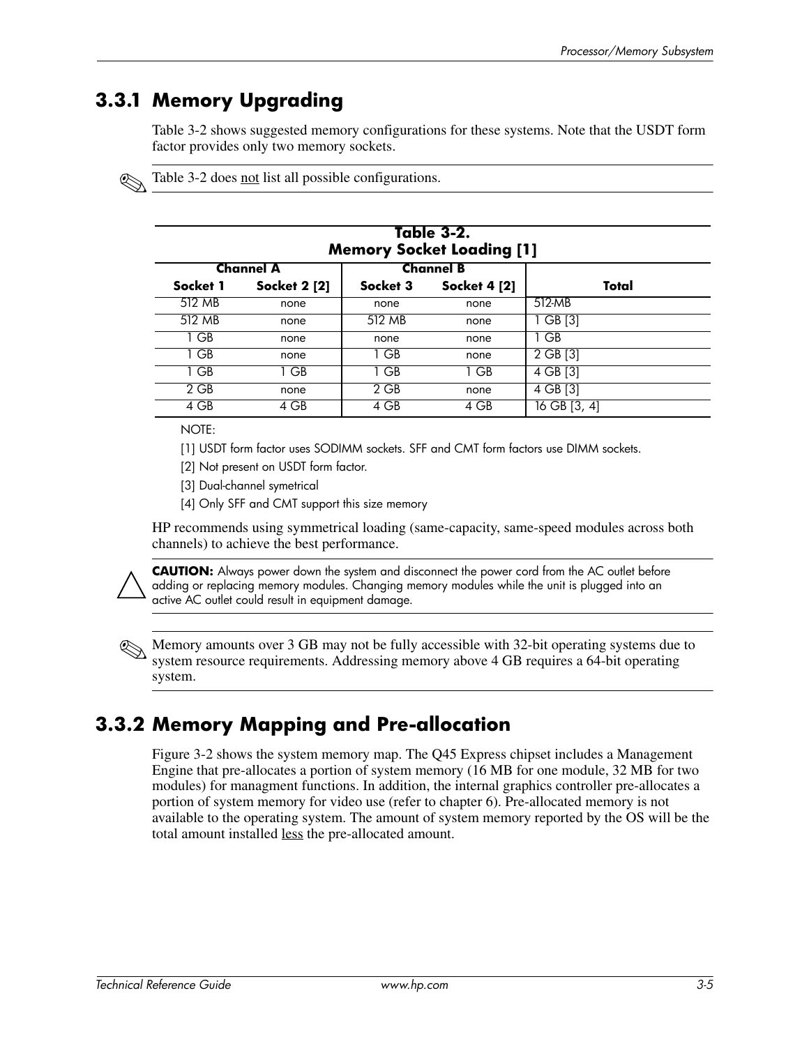## 3.3.1 Memory Upgrading

Table 3-2 shows suggested memory configurations for these systems. Note that the USDT form factor provides only two memory sockets.

✎ Table 3-2 does not list all possible configurations.

**Table 3-2. Memory Socket Loading [1]**

| Channel A | | Channel B | | |
|---|---|---|---|---|
| **Socket 1** | **Socket 2 [2]** | **Socket 3** | **Socket 4 [2]** | **Total** |
| 512 MB | none | none | none | 512 MB |
| 512 MB | none | 512 MB | none | 1 GB [3] |
| 1 GB | none | none | none | 1 GB |
| 1 GB | none | 1 GB | none | 2 GB [3] |
| 1 GB | 1 GB | 1 GB | 1 GB | 4 GB [3] |
| 2 GB | none | 2 GB | none | 4 GB [3] |
| 4 GB | 4 GB | 4 GB | 4 GB | 16 GB [3, 4] |

NOTE:

[1] USDT form factor uses SODIMM sockets. SFF and CMT form factors use DIMM sockets.

[2] Not present on USDT form factor.

[3] Dual-channel symetrical

[4] Only SFF and CMT support this size memory

HP recommends using symmetrical loading (same-capacity, same-speed modules across both channels) to achieve the best performance.

**CAUTION:** Always power down the system and disconnect the power cord from the AC outlet before adding or replacing memory modules. Changing memory modules while the unit is plugged into an active AC outlet could result in equipment damage.

✎ Memory amounts over 3 GB may not be fully accessible with 32-bit operating systems due to system resource requirements. Addressing memory above 4 GB requires a 64-bit operating system.

## 3.3.2 Memory Mapping and Pre-allocation

Figure 3-2 shows the system memory map. The Q45 Express chipset includes a Management Engine that pre-allocates a portion of system memory (16 MB for one module, 32 MB for two modules) for managment functions. In addition, the internal graphics controller pre-allocates a portion of system memory for video use (refer to chapter 6). Pre-allocated memory is not available to the operating system. The amount of system memory reported by the OS will be the total amount installed less the pre-allocated amount.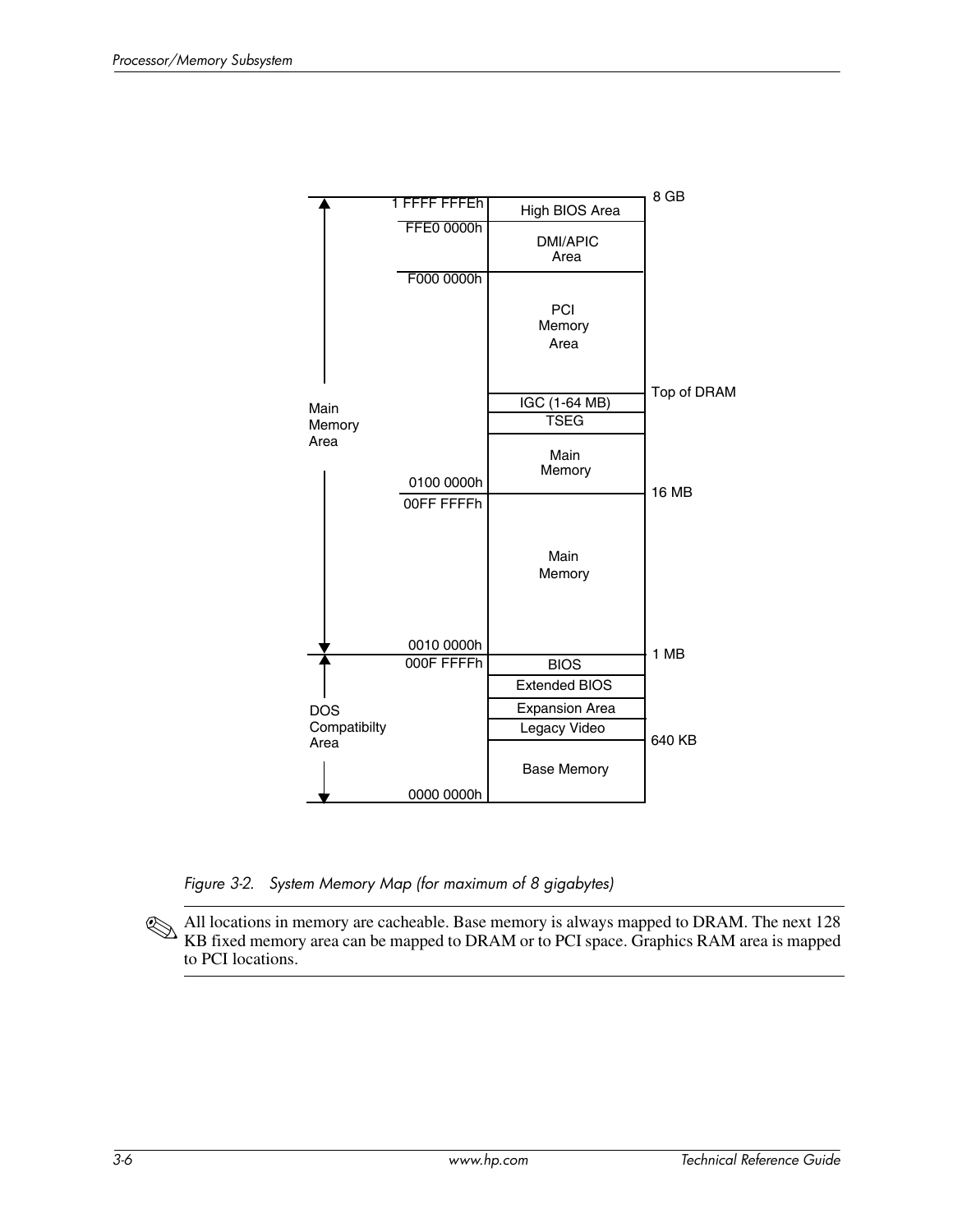| Address | Region | Boundary |
| --- | --- | --- |
| 1 FFFF FFFEh | High BIOS Area | 8 GB |
| FFE0 0000h | DMI/APIC Area | |
| F000 0000h | PCI Memory Area | |
| | IGC (1-64 MB) | Top of DRAM |
| | TSEG | |
| 0100 0000h | Main Memory | 16 MB |
| 00FF FFFFh – 0010 0000h | Main Memory | 1 MB |
| 000F FFFFh | BIOS | |
| | Extended BIOS | |
| | Expansion Area | |
| | Legacy Video | 640 KB |
| 0000 0000h | Base Memory | |

Main Memory Area: 0010 0000h – 1 FFFF FFFEh

DOS Compatibilty Area: 0000 0000h – 000F FFFFh

*Figure 3-2. System Memory Map (for maximum of 8 gigabytes)*

✎ All locations in memory are cacheable. Base memory is always mapped to DRAM. The next 128 KB fixed memory area can be mapped to DRAM or to PCI space. Graphics RAM area is mapped to PCI locations.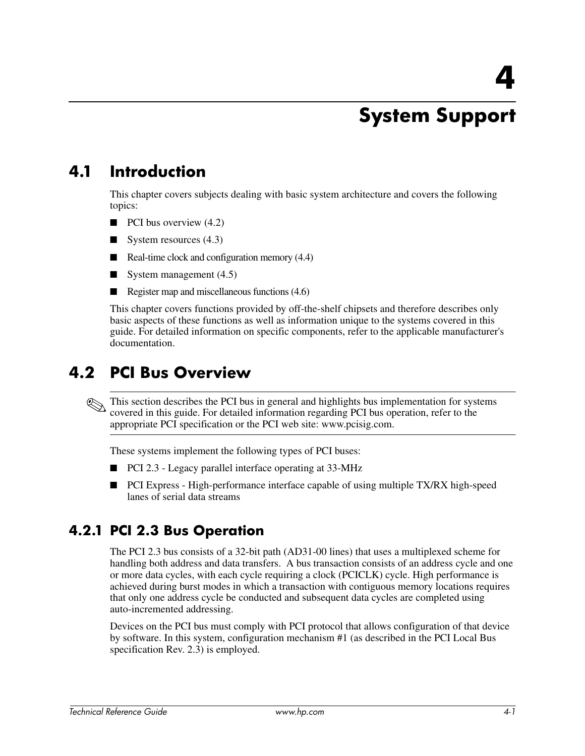# 4 System Support

## 4.1 Introduction

This chapter covers subjects dealing with basic system architecture and covers the following topics:

- PCI bus overview (4.2)
- System resources (4.3)
- Real-time clock and configuration memory (4.4)
- System management (4.5)
- Register map and miscellaneous functions (4.6)

This chapter covers functions provided by off-the-shelf chipsets and therefore describes only basic aspects of these functions as well as information unique to the systems covered in this guide. For detailed information on specific components, refer to the applicable manufacturer's documentation.

## 4.2 PCI Bus Overview

✎ This section describes the PCI bus in general and highlights bus implementation for systems covered in this guide. For detailed information regarding PCI bus operation, refer to the appropriate PCI specification or the PCI web site: www.pcisig.com.

These systems implement the following types of PCI buses:

- PCI 2.3 - Legacy parallel interface operating at 33-MHz
- PCI Express - High-performance interface capable of using multiple TX/RX high-speed lanes of serial data streams

### 4.2.1 PCI 2.3 Bus Operation

The PCI 2.3 bus consists of a 32-bit path (AD31-00 lines) that uses a multiplexed scheme for handling both address and data transfers. A bus transaction consists of an address cycle and one or more data cycles, with each cycle requiring a clock (PCICLK) cycle. High performance is achieved during burst modes in which a transaction with contiguous memory locations requires that only one address cycle be conducted and subsequent data cycles are completed using auto-incremented addressing.

Devices on the PCI bus must comply with PCI protocol that allows configuration of that device by software. In this system, configuration mechanism #1 (as described in the PCI Local Bus specification Rev. 2.3) is employed.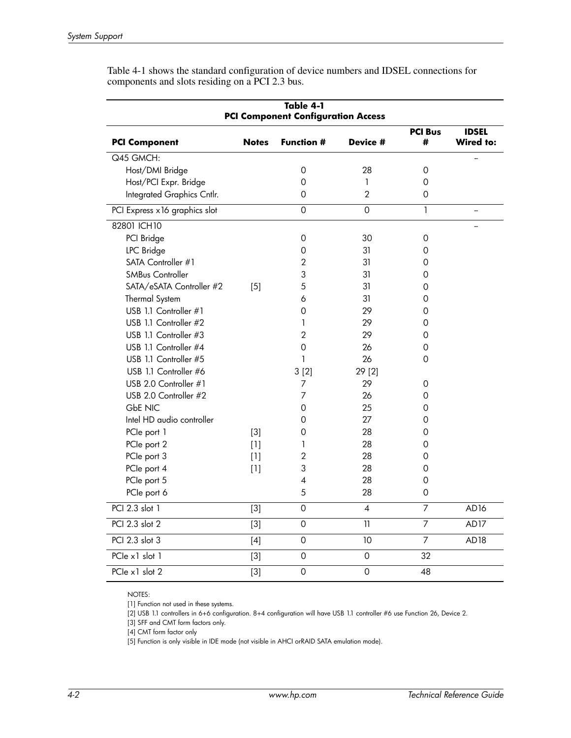Table 4-1 shows the standard configuration of device numbers and IDSEL connections for components and slots residing on a PCI 2.3 bus.

**Table 4-1**
**PCI Component Configuration Access**

| PCI Component | Notes | Function # | Device # | PCI Bus # | IDSEL Wired to: |
|---|---|---|---|---|---|
| Q45 GMCH: | | | | | -- |
| Host/DMI Bridge | | 0 | 28 | 0 | |
| Host/PCI Expr. Bridge | | 0 | 1 | 0 | |
| Integrated Graphics Cntlr. | | 0 | 2 | 0 | |
| PCI Express x16 graphics slot | | 0 | 0 | 1 | -- |
| 82801 ICH10 | | | | | -- |
| PCI Bridge | | 0 | 30 | 0 | |
| LPC Bridge | | 0 | 31 | 0 | |
| SATA Controller #1 | | 2 | 31 | 0 | |
| SMBus Controller | | 3 | 31 | 0 | |
| SATA/eSATA Controller #2 | [5] | 5 | 31 | 0 | |
| Thermal System | | 6 | 31 | 0 | |
| USB 1.1 Controller #1 | | 0 | 29 | 0 | |
| USB 1.1 Controller #2 | | 1 | 29 | 0 | |
| USB 1.1 Controller #3 | | 2 | 29 | 0 | |
| USB 1.1 Controller #4 | | 0 | 26 | 0 | |
| USB 1.1 Controller #5 | | 1 | 26 | 0 | |
| USB 1.1 Controller #6 | | 3 [2] | 29 [2] | | |
| USB 2.0 Controller #1 | | 7 | 29 | 0 | |
| USB 2.0 Controller #2 | | 7 | 26 | 0 | |
| GbE NIC | | 0 | 25 | 0 | |
| Intel HD audio controller | | 0 | 27 | 0 | |
| PCIe port 1 | [3] | 0 | 28 | 0 | |
| PCIe port 2 | [1] | 1 | 28 | 0 | |
| PCIe port 3 | [1] | 2 | 28 | 0 | |
| PCIe port 4 | [1] | 3 | 28 | 0 | |
| PCIe port 5 | | 4 | 28 | 0 | |
| PCIe port 6 | | 5 | 28 | 0 | |
| PCI 2.3 slot 1 | [3] | 0 | 4 | 7 | AD16 |
| PCI 2.3 slot 2 | [3] | 0 | 11 | 7 | AD17 |
| PCI 2.3 slot 3 | [4] | 0 | 10 | 7 | AD18 |
| PCIe x1 slot 1 | [3] | 0 | 0 | 32 | |
| PCIe x1 slot 2 | [3] | 0 | 0 | 48 | |

NOTES:

[1] Function not used in these systems.

[2] USB 1.1 controllers in 6+6 configuration. 8+4 configuration will have USB 1.1 controller #6 use Function 26, Device 2.

[3] SFF and CMT form factors only.

[4] CMT form factor only

[5] Function is only visible in IDE mode (not visible in AHCI orRAID SATA emulation mode).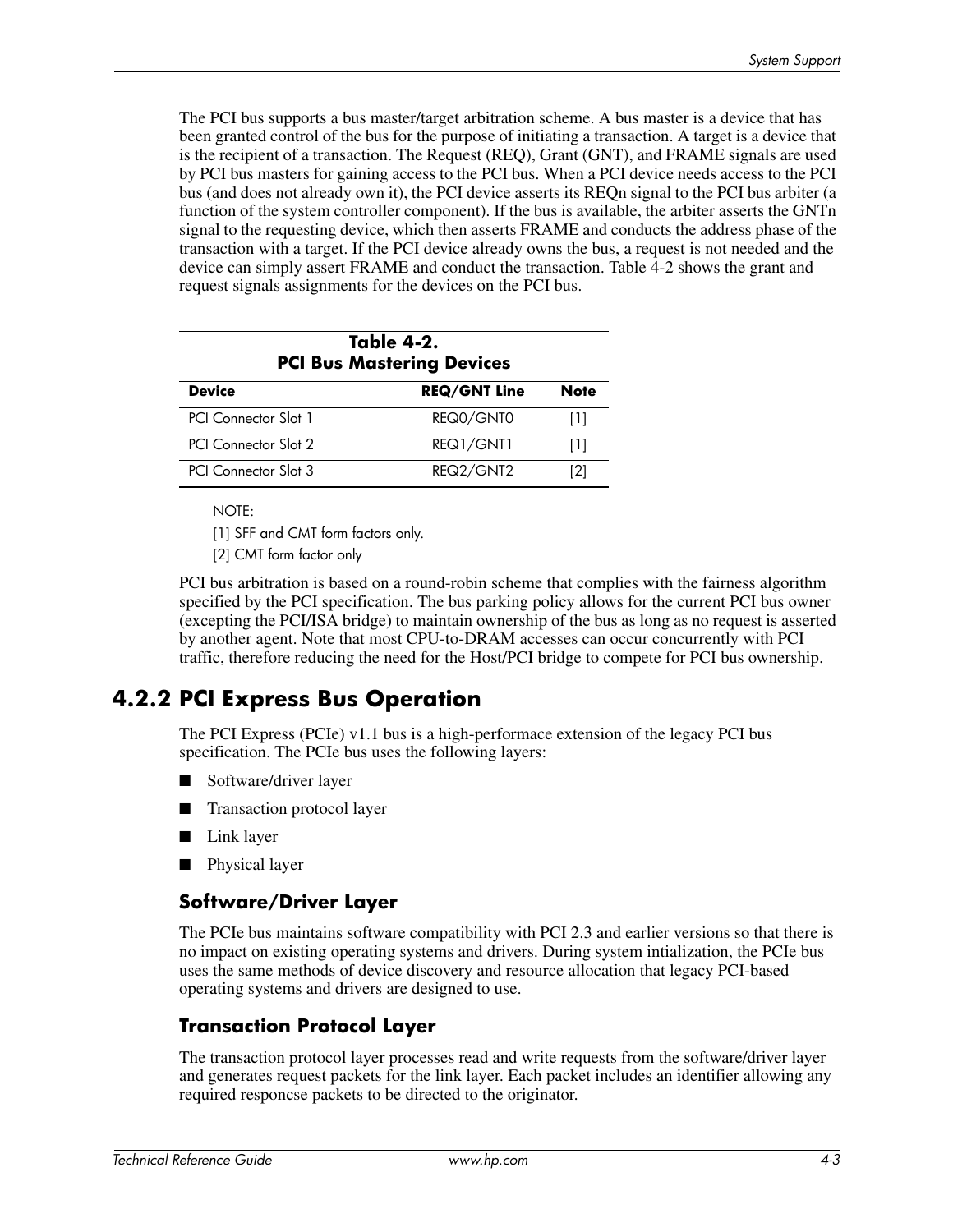The PCI bus supports a bus master/target arbitration scheme. A bus master is a device that has been granted control of the bus for the purpose of initiating a transaction. A target is a device that is the recipient of a transaction. The Request (REQ), Grant (GNT), and FRAME signals are used by PCI bus masters for gaining access to the PCI bus. When a PCI device needs access to the PCI bus (and does not already own it), the PCI device asserts its REQn signal to the PCI bus arbiter (a function of the system controller component). If the bus is available, the arbiter asserts the GNTn signal to the requesting device, which then asserts FRAME and conducts the address phase of the transaction with a target. If the PCI device already owns the bus, a request is not needed and the device can simply assert FRAME and conduct the transaction. Table 4-2 shows the grant and request signals assignments for the devices on the PCI bus.

**Table 4-2.**
**PCI Bus Mastering Devices**

| Device | REQ/GNT Line | Note |
|---|---|---|
| PCI Connector Slot 1 | REQ0/GNT0 | [1] |
| PCI Connector Slot 2 | REQ1/GNT1 | [1] |
| PCI Connector Slot 3 | REQ2/GNT2 | [2] |

NOTE:

[1] SFF and CMT form factors only.

[2] CMT form factor only

PCI bus arbitration is based on a round-robin scheme that complies with the fairness algorithm specified by the PCI specification. The bus parking policy allows for the current PCI bus owner (excepting the PCI/ISA bridge) to maintain ownership of the bus as long as no request is asserted by another agent. Note that most CPU-to-DRAM accesses can occur concurrently with PCI traffic, therefore reducing the need for the Host/PCI bridge to compete for PCI bus ownership.

## 4.2.2 PCI Express Bus Operation

The PCI Express (PCIe) v1.1 bus is a high-performace extension of the legacy PCI bus specification. The PCIe bus uses the following layers:

- Software/driver layer
- Transaction protocol layer
- Link layer
- Physical layer

### Software/Driver Layer

The PCIe bus maintains software compatibility with PCI 2.3 and earlier versions so that there is no impact on existing operating systems and drivers. During system intialization, the PCIe bus uses the same methods of device discovery and resource allocation that legacy PCI-based operating systems and drivers are designed to use.

### Transaction Protocol Layer

The transaction protocol layer processes read and write requests from the software/driver layer and generates request packets for the link layer. Each packet includes an identifier allowing any required responcse packets to be directed to the originator.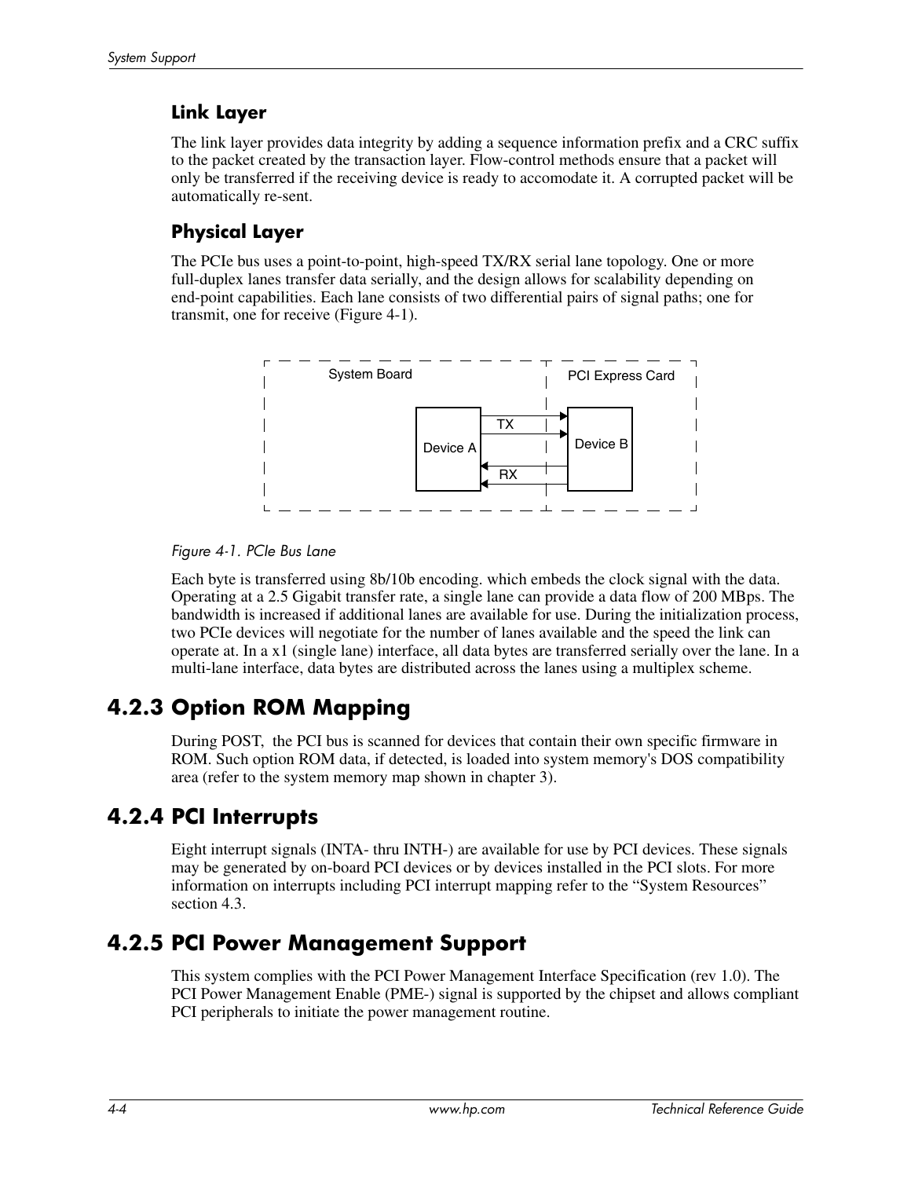### Link Layer

The link layer provides data integrity by adding a sequence information prefix and a CRC suffix to the packet created by the transaction layer. Flow-control methods ensure that a packet will only be transferred if the receiving device is ready to accomodate it. A corrupted packet will be automatically re-sent.

### Physical Layer

The PCIe bus uses a point-to-point, high-speed TX/RX serial lane topology. One or more full-duplex lanes transfer data serially, and the design allows for scalability depending on end-point capabilities. Each lane consists of two differential pairs of signal paths; one for transmit, one for receive (Figure 4-1).

*Figure 4-1. PCIe Bus Lane*

Each byte is transferred using 8b/10b encoding. which embeds the clock signal with the data. Operating at a 2.5 Gigabit transfer rate, a single lane can provide a data flow of 200 MBps. The bandwidth is increased if additional lanes are available for use. During the initialization process, two PCIe devices will negotiate for the number of lanes available and the speed the link can operate at. In a x1 (single lane) interface, all data bytes are transferred serially over the lane. In a multi-lane interface, data bytes are distributed across the lanes using a multiplex scheme.

## 4.2.3 Option ROM Mapping

During POST, the PCI bus is scanned for devices that contain their own specific firmware in ROM. Such option ROM data, if detected, is loaded into system memory's DOS compatibility area (refer to the system memory map shown in chapter 3).

## 4.2.4 PCI Interrupts

Eight interrupt signals (INTA- thru INTH-) are available for use by PCI devices. These signals may be generated by on-board PCI devices or by devices installed in the PCI slots. For more information on interrupts including PCI interrupt mapping refer to the "System Resources" section 4.3.

## 4.2.5 PCI Power Management Support

This system complies with the PCI Power Management Interface Specification (rev 1.0). The PCI Power Management Enable (PME-) signal is supported by the chipset and allows compliant PCI peripherals to initiate the power management routine.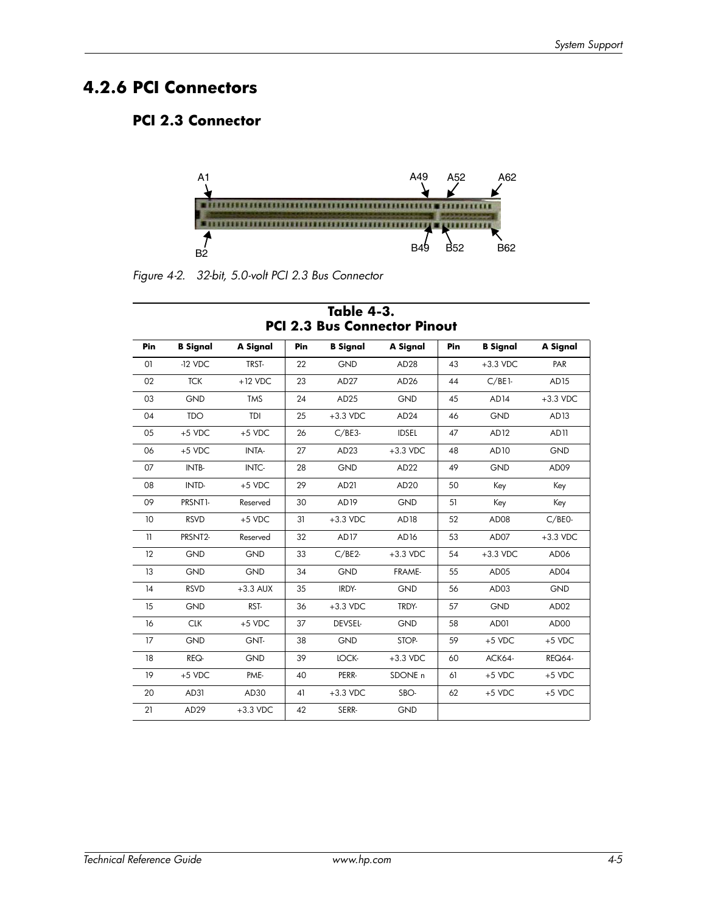## 4.2.6 PCI Connectors

### PCI 2.3 Connector

A1 A49 A52 A62

B2 B49 B52 B62

*Figure 4-2. 32-bit, 5.0-volt PCI 2.3 Bus Connector*

**Table 4-3. PCI 2.3 Bus Connector Pinout**

| Pin | B Signal | A Signal | Pin | B Signal | A Signal | Pin | B Signal | A Signal |
|---|---|---|---|---|---|---|---|---|
| 01 | -12 VDC | TRST- | 22 | GND | AD28 | 43 | +3.3 VDC | PAR |
| 02 | TCK | +12 VDC | 23 | AD27 | AD26 | 44 | C/BE1- | AD15 |
| 03 | GND | TMS | 24 | AD25 | GND | 45 | AD14 | +3.3 VDC |
| 04 | TDO | TDI | 25 | +3.3 VDC | AD24 | 46 | GND | AD13 |
| 05 | +5 VDC | +5 VDC | 26 | C/BE3- | IDSEL | 47 | AD12 | AD11 |
| 06 | +5 VDC | INTA- | 27 | AD23 | +3.3 VDC | 48 | AD10 | GND |
| 07 | INTB- | INTC- | 28 | GND | AD22 | 49 | GND | AD09 |
| 08 | INTD- | +5 VDC | 29 | AD21 | AD20 | 50 | Key | Key |
| 09 | PRSNT1- | Reserved | 30 | AD19 | GND | 51 | Key | Key |
| 10 | RSVD | +5 VDC | 31 | +3.3 VDC | AD18 | 52 | AD08 | C/BE0- |
| 11 | PRSNT2- | Reserved | 32 | AD17 | AD16 | 53 | AD07 | +3.3 VDC |
| 12 | GND | GND | 33 | C/BE2- | +3.3 VDC | 54 | +3.3 VDC | AD06 |
| 13 | GND | GND | 34 | GND | FRAME- | 55 | AD05 | AD04 |
| 14 | RSVD | +3.3 AUX | 35 | IRDY- | GND | 56 | AD03 | GND |
| 15 | GND | RST- | 36 | +3.3 VDC | TRDY- | 57 | GND | AD02 |
| 16 | CLK | +5 VDC | 37 | DEVSEL- | GND | 58 | AD01 | AD00 |
| 17 | GND | GNT- | 38 | GND | STOP- | 59 | +5 VDC | +5 VDC |
| 18 | REQ- | GND | 39 | LOCK- | +3.3 VDC | 60 | ACK64- | REQ64- |
| 19 | +5 VDC | PME- | 40 | PERR- | SDONE n | 61 | +5 VDC | +5 VDC |
| 20 | AD31 | AD30 | 41 | +3.3 VDC | SBO- | 62 | +5 VDC | +5 VDC |
| 21 | AD29 | +3.3 VDC | 42 | SERR- | GND | | | |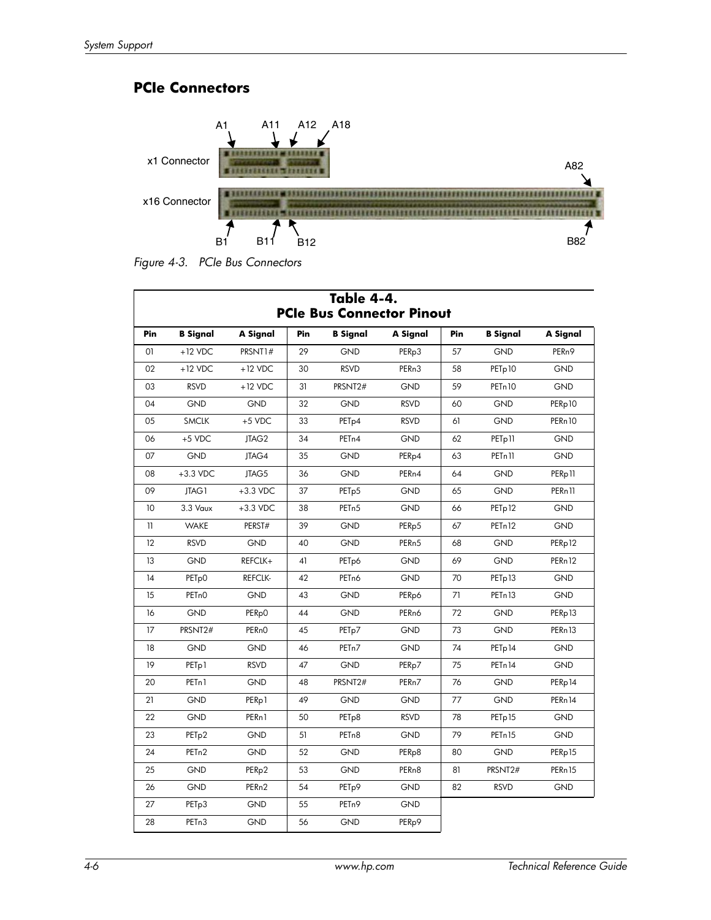## PCIe Connectors

x1 Connector

x16 Connector

A1 A11 A12 A18 A82

B1 B11 B12 B82

*Figure 4-3. PCIe Bus Connectors*

**Table 4-4. PCIe Bus Connector Pinout**

| Pin | B Signal | A Signal | Pin | B Signal | A Signal | Pin | B Signal | A Signal |
|---|---|---|---|---|---|---|---|---|
| 01 | +12 VDC | PRSNT1# | 29 | GND | PERp3 | 57 | GND | PERn9 |
| 02 | +12 VDC | +12 VDC | 30 | RSVD | PERn3 | 58 | PETp10 | GND |
| 03 | RSVD | +12 VDC | 31 | PRSNT2# | GND | 59 | PETn10 | GND |
| 04 | GND | GND | 32 | GND | RSVD | 60 | GND | PERp10 |
| 05 | SMCLK | +5 VDC | 33 | PETp4 | RSVD | 61 | GND | PERn10 |
| 06 | +5 VDC | JTAG2 | 34 | PETn4 | GND | 62 | PETp11 | GND |
| 07 | GND | JTAG4 | 35 | GND | PERp4 | 63 | PETn11 | GND |
| 08 | +3.3 VDC | JTAG5 | 36 | GND | PERn4 | 64 | GND | PERp11 |
| 09 | JTAG1 | +3.3 VDC | 37 | PETp5 | GND | 65 | GND | PERn11 |
| 10 | 3.3 Vaux | +3.3 VDC | 38 | PETn5 | GND | 66 | PETp12 | GND |
| 11 | WAKE | PERST# | 39 | GND | PERp5 | 67 | PETn12 | GND |
| 12 | RSVD | GND | 40 | GND | PERn5 | 68 | GND | PERp12 |
| 13 | GND | REFCLK+ | 41 | PETp6 | GND | 69 | GND | PERn12 |
| 14 | PETp0 | REFCLK- | 42 | PETn6 | GND | 70 | PETp13 | GND |
| 15 | PETn0 | GND | 43 | GND | PERp6 | 71 | PETn13 | GND |
| 16 | GND | PERp0 | 44 | GND | PERn6 | 72 | GND | PERp13 |
| 17 | PRSNT2# | PERn0 | 45 | PETp7 | GND | 73 | GND | PERn13 |
| 18 | GND | GND | 46 | PETn7 | GND | 74 | PETp14 | GND |
| 19 | PETp1 | RSVD | 47 | GND | PERp7 | 75 | PETn14 | GND |
| 20 | PETn1 | GND | 48 | PRSNT2# | PERn7 | 76 | GND | PERp14 |
| 21 | GND | PERp1 | 49 | GND | GND | 77 | GND | PERn14 |
| 22 | GND | PERn1 | 50 | PETp8 | RSVD | 78 | PETp15 | GND |
| 23 | PETp2 | GND | 51 | PETn8 | GND | 79 | PETn15 | GND |
| 24 | PETn2 | GND | 52 | GND | PERp8 | 80 | GND | PERp15 |
| 25 | GND | PERp2 | 53 | GND | PERn8 | 81 | PRSNT2# | PERn15 |
| 26 | GND | PERn2 | 54 | PETp9 | GND | 82 | RSVD | GND |
| 27 | PETp3 | GND | 55 | PETn9 | GND | | | |
| 28 | PETn3 | GND | 56 | GND | PERp9 | | | |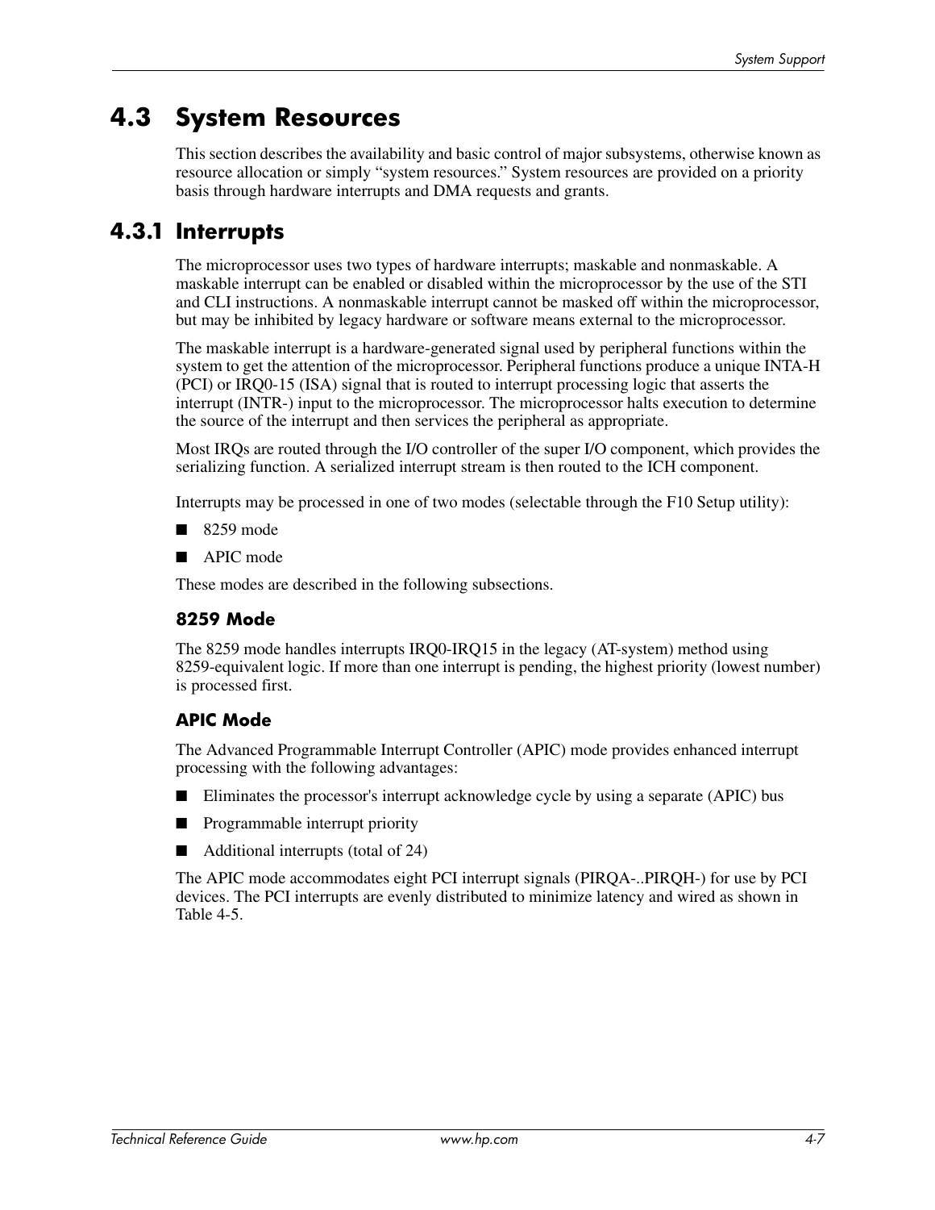## 4.3 System Resources

This section describes the availability and basic control of major subsystems, otherwise known as resource allocation or simply "system resources." System resources are provided on a priority basis through hardware interrupts and DMA requests and grants.

### 4.3.1 Interrupts

The microprocessor uses two types of hardware interrupts; maskable and nonmaskable. A maskable interrupt can be enabled or disabled within the microprocessor by the use of the STI and CLI instructions. A nonmaskable interrupt cannot be masked off within the microprocessor, but may be inhibited by legacy hardware or software means external to the microprocessor.

The maskable interrupt is a hardware-generated signal used by peripheral functions within the system to get the attention of the microprocessor. Peripheral functions produce a unique INTA-H (PCI) or IRQ0-15 (ISA) signal that is routed to interrupt processing logic that asserts the interrupt (INTR-) input to the microprocessor. The microprocessor halts execution to determine the source of the interrupt and then services the peripheral as appropriate.

Most IRQs are routed through the I/O controller of the super I/O component, which provides the serializing function. A serialized interrupt stream is then routed to the ICH component.

Interrupts may be processed in one of two modes (selectable through the F10 Setup utility):

- 8259 mode
- APIC mode

These modes are described in the following subsections.

#### 8259 Mode

The 8259 mode handles interrupts IRQ0-IRQ15 in the legacy (AT-system) method using 8259-equivalent logic. If more than one interrupt is pending, the highest priority (lowest number) is processed first.

#### APIC Mode

The Advanced Programmable Interrupt Controller (APIC) mode provides enhanced interrupt processing with the following advantages:

- Eliminates the processor's interrupt acknowledge cycle by using a separate (APIC) bus
- Programmable interrupt priority
- Additional interrupts (total of 24)

The APIC mode accommodates eight PCI interrupt signals (PIRQA-..PIRQH-) for use by PCI devices. The PCI interrupts are evenly distributed to minimize latency and wired as shown in Table 4-5.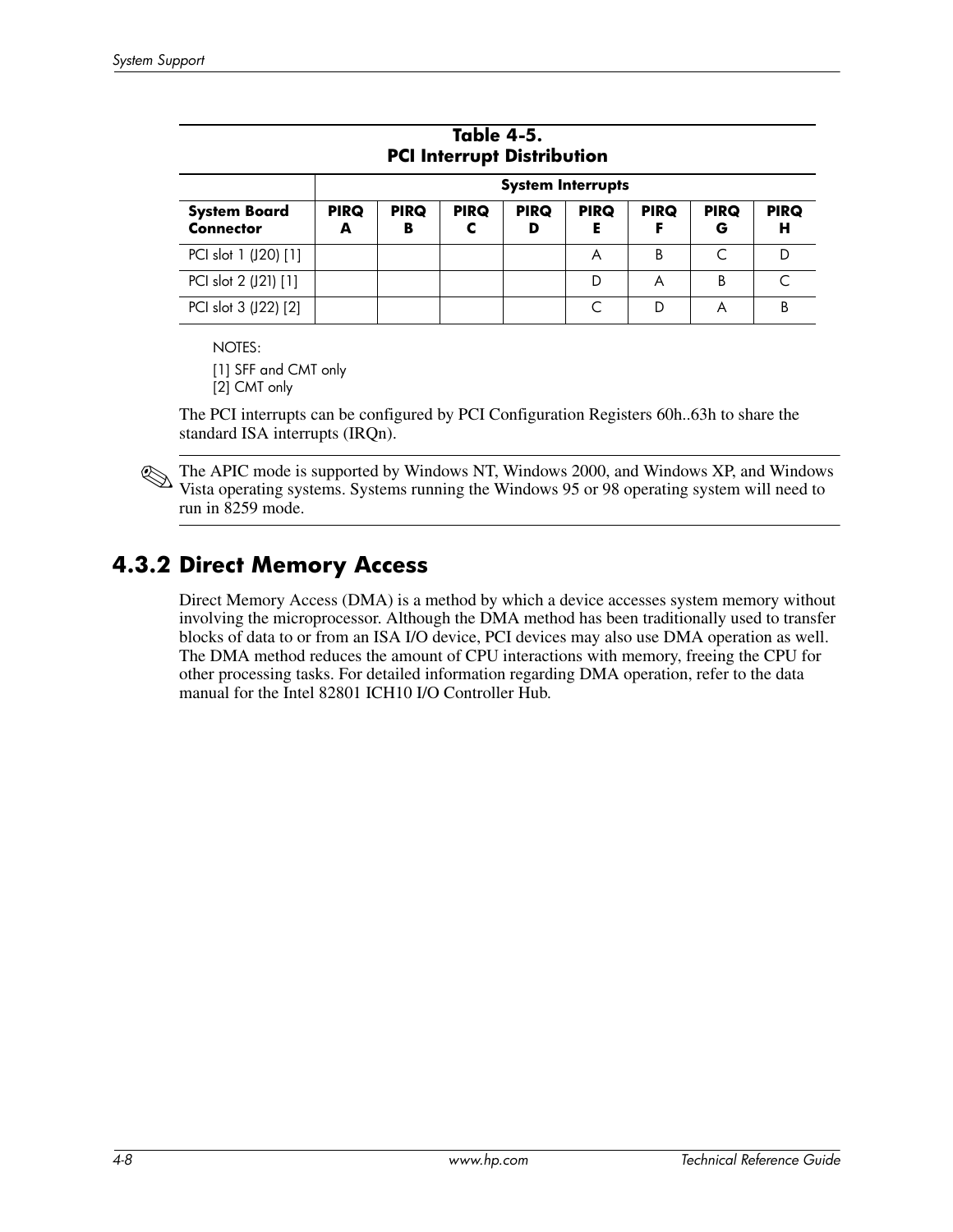**Table 4-5.**
**PCI Interrupt Distribution**

| | System Interrupts | | | | | | | |
|---|---|---|---|---|---|---|---|---|
| **System Board Connector** | **PIRQ A** | **PIRQ B** | **PIRQ C** | **PIRQ D** | **PIRQ E** | **PIRQ F** | **PIRQ G** | **PIRQ H** |
| PCI slot 1 (J20) [1] | | | | | A | B | C | D |
| PCI slot 2 (J21) [1] | | | | | D | A | B | C |
| PCI slot 3 (J22) [2] | | | | | C | D | A | B |

NOTES:
[1] SFF and CMT only
[2] CMT only

The PCI interrupts can be configured by PCI Configuration Registers 60h..63h to share the standard ISA interrupts (IRQn).

✎ The APIC mode is supported by Windows NT, Windows 2000, and Windows XP, and Windows Vista operating systems. Systems running the Windows 95 or 98 operating system will need to run in 8259 mode.

## 4.3.2 Direct Memory Access

Direct Memory Access (DMA) is a method by which a device accesses system memory without involving the microprocessor. Although the DMA method has been traditionally used to transfer blocks of data to or from an ISA I/O device, PCI devices may also use DMA operation as well. The DMA method reduces the amount of CPU interactions with memory, freeing the CPU for other processing tasks. For detailed information regarding DMA operation, refer to the data manual for the Intel 82801 ICH10 I/O Controller Hub.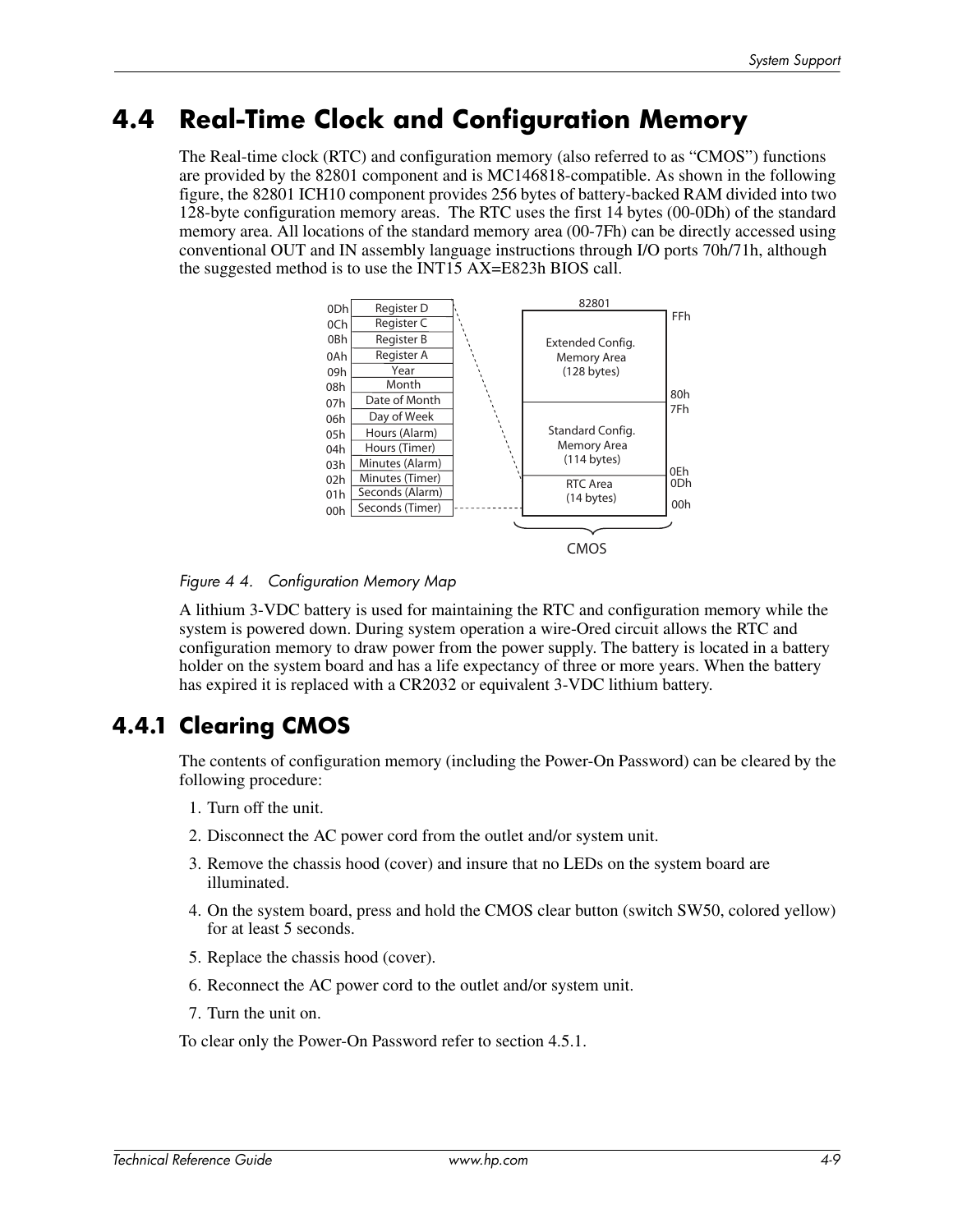## 4.4 Real-Time Clock and Configuration Memory

The Real-time clock (RTC) and configuration memory (also referred to as "CMOS") functions are provided by the 82801 component and is MC146818-compatible. As shown in the following figure, the 82801 ICH10 component provides 256 bytes of battery-backed RAM divided into two 128-byte configuration memory areas. The RTC uses the first 14 bytes (00-0Dh) of the standard memory area. All locations of the standard memory area (00-7Fh) can be directly accessed using conventional OUT and IN assembly language instructions through I/O ports 70h/71h, although the suggested method is to use the INT15 AX=E823h BIOS call.

| Address | RTC Register |
| --- | --- |
| 0Dh | Register D |
| 0Ch | Register C |
| 0Bh | Register B |
| 0Ah | Register A |
| 09h | Year |
| 08h | Month |
| 07h | Date of Month |
| 06h | Day of Week |
| 05h | Hours (Alarm) |
| 04h | Hours (Timer) |
| 03h | Minutes (Alarm) |
| 02h | Minutes (Timer) |
| 01h | Seconds (Alarm) |
| 00h | Seconds (Timer) |

| 82801 CMOS Area | Address Range |
| --- | --- |
| Extended Config. Memory Area (128 bytes) | 80h – FFh |
| Standard Config. Memory Area (114 bytes) | 0Eh – 7Fh |
| RTC Area (14 bytes) | 00h – 0Dh |

*Figure 4 4. Configuration Memory Map*

A lithium 3-VDC battery is used for maintaining the RTC and configuration memory while the system is powered down. During system operation a wire-Ored circuit allows the RTC and configuration memory to draw power from the power supply. The battery is located in a battery holder on the system board and has a life expectancy of three or more years. When the battery has expired it is replaced with a CR2032 or equivalent 3-VDC lithium battery.

### 4.4.1 Clearing CMOS

The contents of configuration memory (including the Power-On Password) can be cleared by the following procedure:

1. Turn off the unit.
2. Disconnect the AC power cord from the outlet and/or system unit.
3. Remove the chassis hood (cover) and insure that no LEDs on the system board are illuminated.
4. On the system board, press and hold the CMOS clear button (switch SW50, colored yellow) for at least 5 seconds.
5. Replace the chassis hood (cover).
6. Reconnect the AC power cord to the outlet and/or system unit.
7. Turn the unit on.

To clear only the Power-On Password refer to section 4.5.1.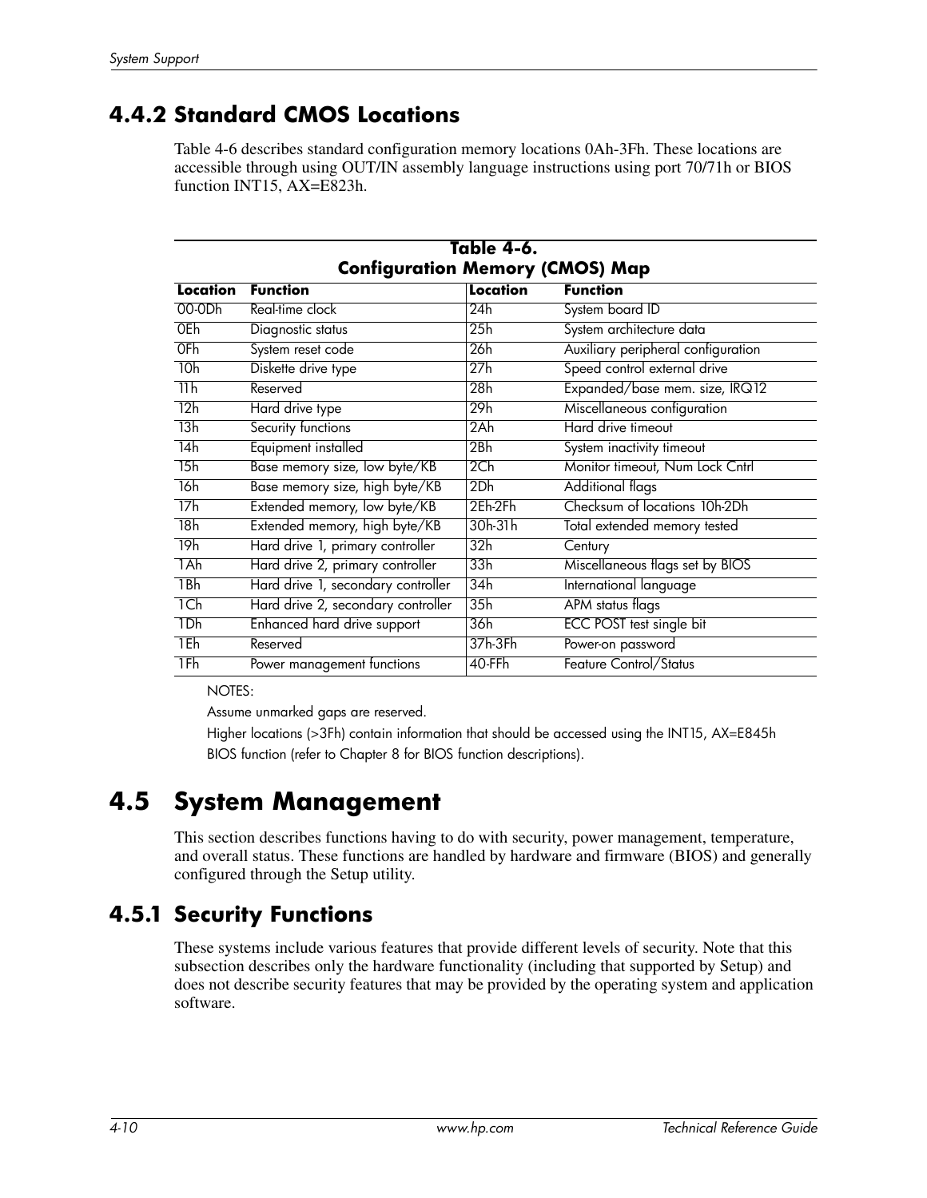## 4.4.2 Standard CMOS Locations

Table 4-6 describes standard configuration memory locations 0Ah-3Fh. These locations are accessible through using OUT/IN assembly language instructions using port 70/71h or BIOS function INT15, AX=E823h.

**Table 4-6.**
**Configuration Memory (CMOS) Map**

| Location | Function | Location | Function |
|---|---|---|---|
| 00-0Dh | Real-time clock | 24h | System board ID |
| 0Eh | Diagnostic status | 25h | System architecture data |
| 0Fh | System reset code | 26h | Auxiliary peripheral configuration |
| 10h | Diskette drive type | 27h | Speed control external drive |
| 11h | Reserved | 28h | Expanded/base mem. size, IRQ12 |
| 12h | Hard drive type | 29h | Miscellaneous configuration |
| 13h | Security functions | 2Ah | Hard drive timeout |
| 14h | Equipment installed | 2Bh | System inactivity timeout |
| 15h | Base memory size, low byte/KB | 2Ch | Monitor timeout, Num Lock Cntrl |
| 16h | Base memory size, high byte/KB | 2Dh | Additional flags |
| 17h | Extended memory, low byte/KB | 2Eh-2Fh | Checksum of locations 10h-2Dh |
| 18h | Extended memory, high byte/KB | 30h-31h | Total extended memory tested |
| 19h | Hard drive 1, primary controller | 32h | Century |
| 1Ah | Hard drive 2, primary controller | 33h | Miscellaneous flags set by BIOS |
| 1Bh | Hard drive 1, secondary controller | 34h | International language |
| 1Ch | Hard drive 2, secondary controller | 35h | APM status flags |
| 1Dh | Enhanced hard drive support | 36h | ECC POST test single bit |
| 1Eh | Reserved | 37h-3Fh | Power-on password |
| 1Fh | Power management functions | 40-FFh | Feature Control/Status |

NOTES:

Assume unmarked gaps are reserved.

Higher locations (>3Fh) contain information that should be accessed using the INT15, AX=E845h BIOS function (refer to Chapter 8 for BIOS function descriptions).

# 4.5 System Management

This section describes functions having to do with security, power management, temperature, and overall status. These functions are handled by hardware and firmware (BIOS) and generally configured through the Setup utility.

## 4.5.1 Security Functions

These systems include various features that provide different levels of security. Note that this subsection describes only the hardware functionality (including that supported by Setup) and does not describe security features that may be provided by the operating system and application software.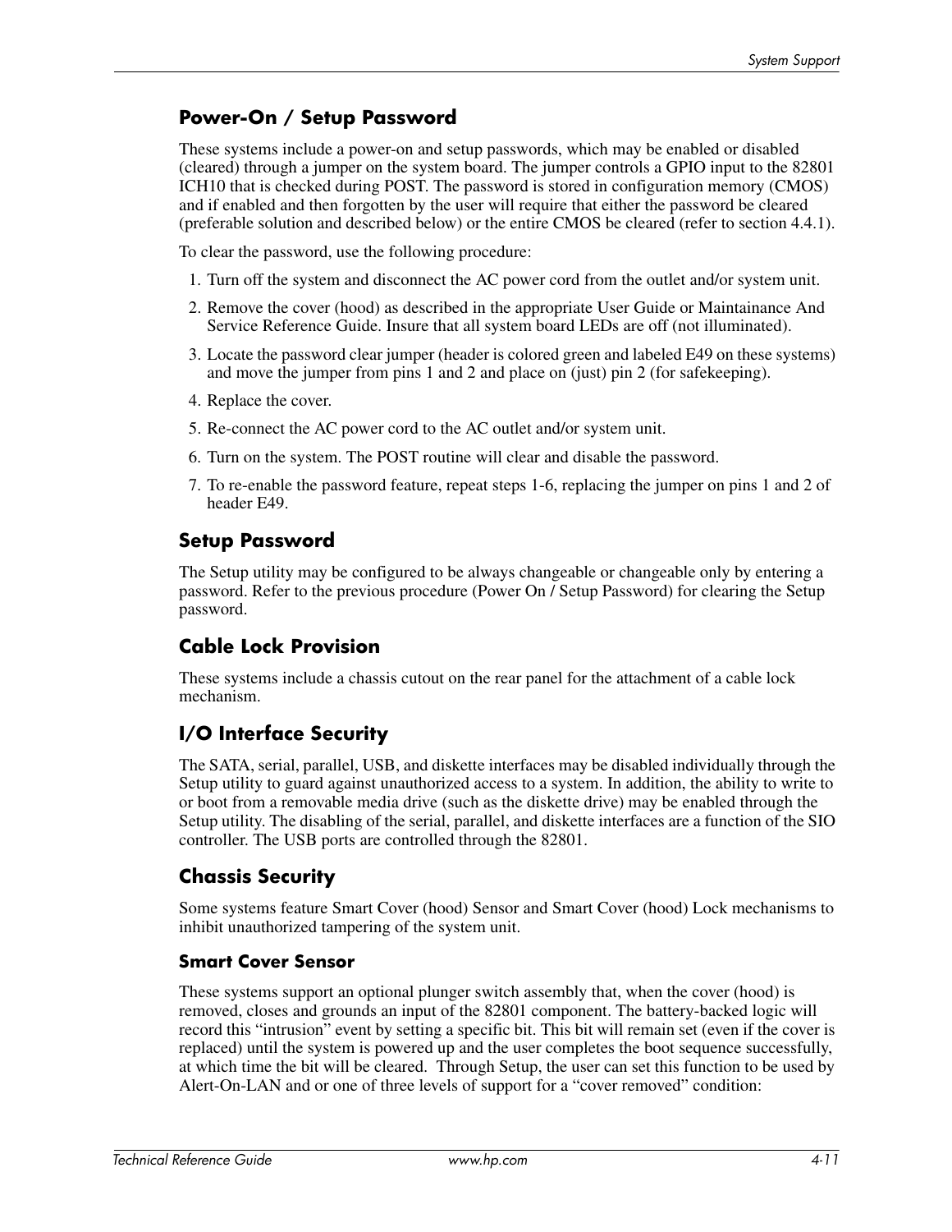## Power-On / Setup Password

These systems include a power-on and setup passwords, which may be enabled or disabled (cleared) through a jumper on the system board. The jumper controls a GPIO input to the 82801 ICH10 that is checked during POST. The password is stored in configuration memory (CMOS) and if enabled and then forgotten by the user will require that either the password be cleared (preferable solution and described below) or the entire CMOS be cleared (refer to section 4.4.1).

To clear the password, use the following procedure:

1. Turn off the system and disconnect the AC power cord from the outlet and/or system unit.
2. Remove the cover (hood) as described in the appropriate User Guide or Maintainance And Service Reference Guide. Insure that all system board LEDs are off (not illuminated).
3. Locate the password clear jumper (header is colored green and labeled E49 on these systems) and move the jumper from pins 1 and 2 and place on (just) pin 2 (for safekeeping).
4. Replace the cover.
5. Re-connect the AC power cord to the AC outlet and/or system unit.
6. Turn on the system. The POST routine will clear and disable the password.
7. To re-enable the password feature, repeat steps 1-6, replacing the jumper on pins 1 and 2 of header E49.

## Setup Password

The Setup utility may be configured to be always changeable or changeable only by entering a password. Refer to the previous procedure (Power On / Setup Password) for clearing the Setup password.

## Cable Lock Provision

These systems include a chassis cutout on the rear panel for the attachment of a cable lock mechanism.

## I/O Interface Security

The SATA, serial, parallel, USB, and diskette interfaces may be disabled individually through the Setup utility to guard against unauthorized access to a system. In addition, the ability to write to or boot from a removable media drive (such as the diskette drive) may be enabled through the Setup utility. The disabling of the serial, parallel, and diskette interfaces are a function of the SIO controller. The USB ports are controlled through the 82801.

## Chassis Security

Some systems feature Smart Cover (hood) Sensor and Smart Cover (hood) Lock mechanisms to inhibit unauthorized tampering of the system unit.

### Smart Cover Sensor

These systems support an optional plunger switch assembly that, when the cover (hood) is removed, closes and grounds an input of the 82801 component. The battery-backed logic will record this “intrusion” event by setting a specific bit. This bit will remain set (even if the cover is replaced) until the system is powered up and the user completes the boot sequence successfully, at which time the bit will be cleared. Through Setup, the user can set this function to be used by Alert-On-LAN and or one of three levels of support for a “cover removed” condition: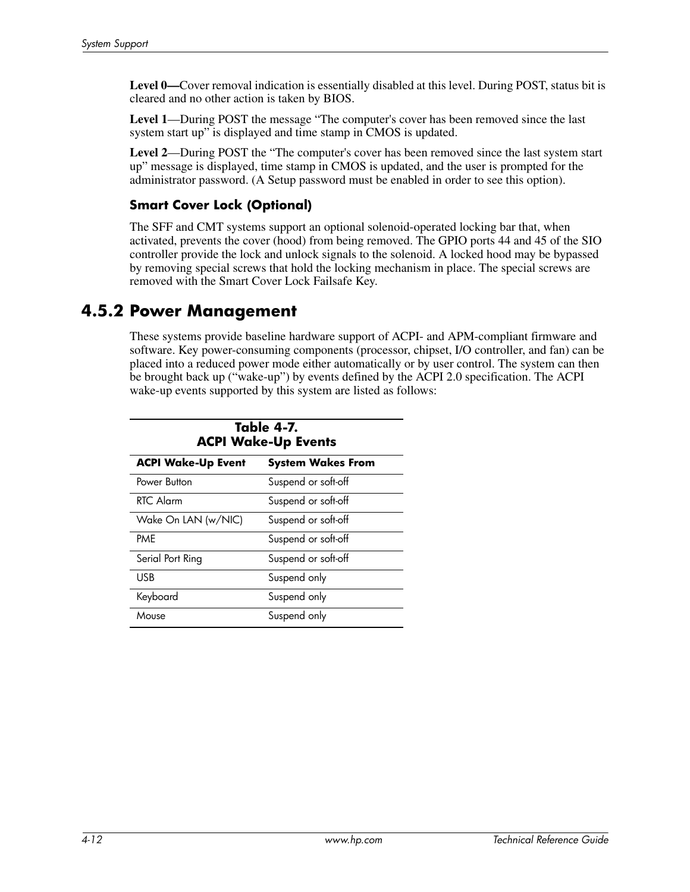**Level 0—**Cover removal indication is essentially disabled at this level. During POST, status bit is cleared and no other action is taken by BIOS.

**Level 1**—During POST the message “The computer's cover has been removed since the last system start up” is displayed and time stamp in CMOS is updated.

**Level 2**—During POST the “The computer's cover has been removed since the last system start up” message is displayed, time stamp in CMOS is updated, and the user is prompted for the administrator password. (A Setup password must be enabled in order to see this option).

### Smart Cover Lock (Optional)

The SFF and CMT systems support an optional solenoid-operated locking bar that, when activated, prevents the cover (hood) from being removed. The GPIO ports 44 and 45 of the SIO controller provide the lock and unlock signals to the solenoid. A locked hood may be bypassed by removing special screws that hold the locking mechanism in place. The special screws are removed with the Smart Cover Lock Failsafe Key.

## 4.5.2 Power Management

These systems provide baseline hardware support of ACPI- and APM-compliant firmware and software. Key power-consuming components (processor, chipset, I/O controller, and fan) can be placed into a reduced power mode either automatically or by user control. The system can then be brought back up (“wake-up”) by events defined by the ACPI 2.0 specification. The ACPI wake-up events supported by this system are listed as follows:

**Table 4-7.**
**ACPI Wake-Up Events**

| ACPI Wake-Up Event | System Wakes From |
|---|---|
| Power Button | Suspend or soft-off |
| RTC Alarm | Suspend or soft-off |
| Wake On LAN (w/NIC) | Suspend or soft-off |
| PME | Suspend or soft-off |
| Serial Port Ring | Suspend or soft-off |
| USB | Suspend only |
| Keyboard | Suspend only |
| Mouse | Suspend only |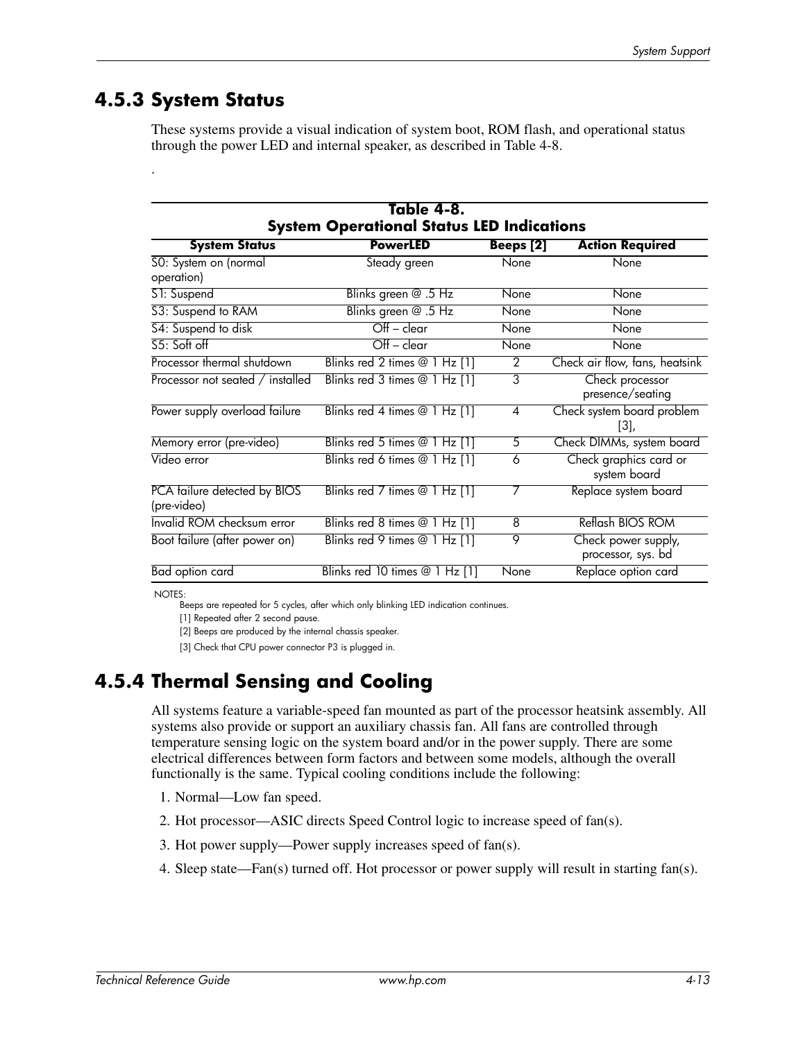## 4.5.3 System Status

These systems provide a visual indication of system boot, ROM flash, and operational status through the power LED and internal speaker, as described in Table 4-8.

.

**Table 4-8.**
**System Operational Status LED Indications**

| System Status | PowerLED | Beeps [2] | Action Required |
|---|---|---|---|
| S0: System on (normal operation) | Steady green | None | None |
| S1: Suspend | Blinks green @ .5 Hz | None | None |
| S3: Suspend to RAM | Blinks green @ .5 Hz | None | None |
| S4: Suspend to disk | Off – clear | None | None |
| S5: Soft off | Off – clear | None | None |
| Processor thermal shutdown | Blinks red 2 times @ 1 Hz [1] | 2 | Check air flow, fans, heatsink |
| Processor not seated / installed | Blinks red 3 times @ 1 Hz [1] | 3 | Check processor presence/seating |
| Power supply overload failure | Blinks red 4 times @ 1 Hz [1] | 4 | Check system board problem [3], |
| Memory error (pre-video) | Blinks red 5 times @ 1 Hz [1] | 5 | Check DIMMs, system board |
| Video error | Blinks red 6 times @ 1 Hz [1] | 6 | Check graphics card or system board |
| PCA failure detected by BIOS (pre-video) | Blinks red 7 times @ 1 Hz [1] | 7 | Replace system board |
| Invalid ROM checksum error | Blinks red 8 times @ 1 Hz [1] | 8 | Reflash BIOS ROM |
| Boot failure (after power on) | Blinks red 9 times @ 1 Hz [1] | 9 | Check power supply, processor, sys. bd |
| Bad option card | Blinks red 10 times @ 1 Hz [1] | None | Replace option card |

NOTES:

Beeps are repeated for 5 cycles, after which only blinking LED indication continues.

[1] Repeated after 2 second pause.

[2] Beeps are produced by the internal chassis speaker.

[3] Check that CPU power connector P3 is plugged in.

## 4.5.4 Thermal Sensing and Cooling

All systems feature a variable-speed fan mounted as part of the processor heatsink assembly. All systems also provide or support an auxiliary chassis fan. All fans are controlled through temperature sensing logic on the system board and/or in the power supply. There are some electrical differences between form factors and between some models, although the overall functionally is the same. Typical cooling conditions include the following:

1. Normal—Low fan speed.
2. Hot processor—ASIC directs Speed Control logic to increase speed of fan(s).
3. Hot power supply—Power supply increases speed of fan(s).
4. Sleep state—Fan(s) turned off. Hot processor or power supply will result in starting fan(s).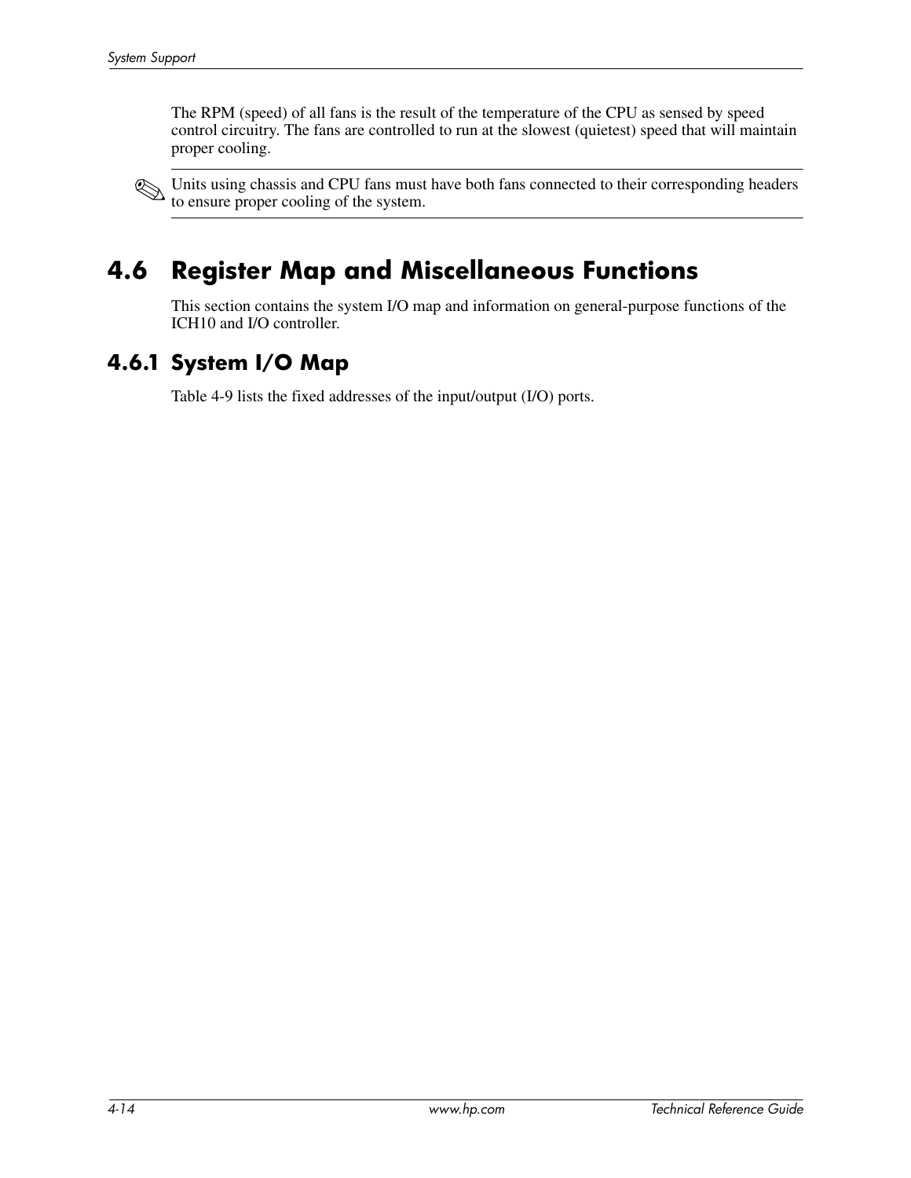The RPM (speed) of all fans is the result of the temperature of the CPU as sensed by speed control circuitry. The fans are controlled to run at the slowest (quietest) speed that will maintain proper cooling.

✎ Units using chassis and CPU fans must have both fans connected to their corresponding headers to ensure proper cooling of the system.

## 4.6 Register Map and Miscellaneous Functions

This section contains the system I/O map and information on general-purpose functions of the ICH10 and I/O controller.

### 4.6.1 System I/O Map

Table 4-9 lists the fixed addresses of the input/output (I/O) ports.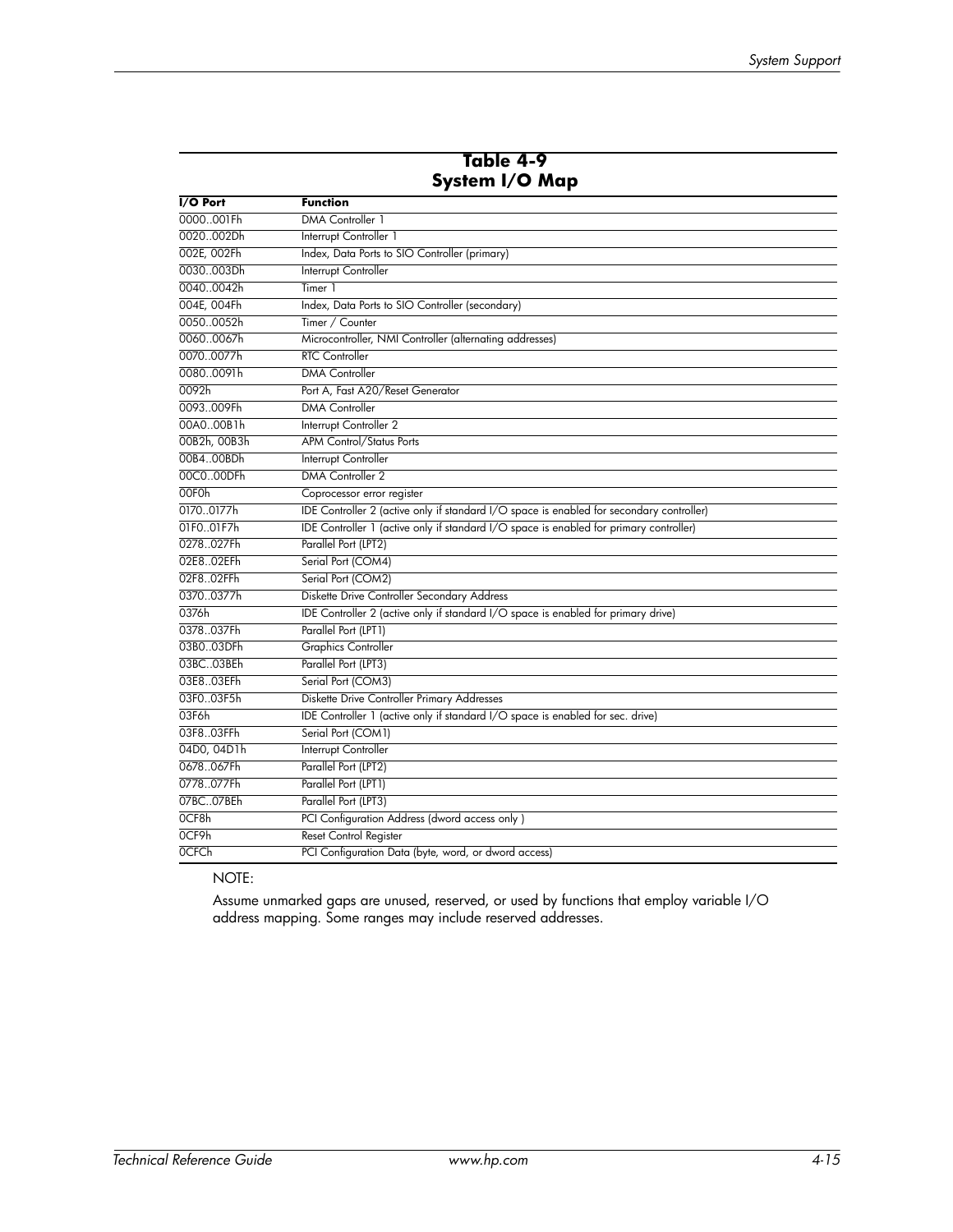**Table 4-9**
**System I/O Map**

| I/O Port | Function |
|---|---|
| 0000..001Fh | DMA Controller 1 |
| 0020..002Dh | Interrupt Controller 1 |
| 002E, 002Fh | Index, Data Ports to SIO Controller (primary) |
| 0030..003Dh | Interrupt Controller |
| 0040..0042h | Timer 1 |
| 004E, 004Fh | Index, Data Ports to SIO Controller (secondary) |
| 0050..0052h | Timer / Counter |
| 0060..0067h | Microcontroller, NMI Controller (alternating addresses) |
| 0070..0077h | RTC Controller |
| 0080..0091h | DMA Controller |
| 0092h | Port A, Fast A20/Reset Generator |
| 0093..009Fh | DMA Controller |
| 00A0..00B1h | Interrupt Controller 2 |
| 00B2h, 00B3h | APM Control/Status Ports |
| 00B4..00BDh | Interrupt Controller |
| 00C0..00DFh | DMA Controller 2 |
| 00F0h | Coprocessor error register |
| 0170..0177h | IDE Controller 2 (active only if standard I/O space is enabled for secondary controller) |
| 01F0..01F7h | IDE Controller 1 (active only if standard I/O space is enabled for primary controller) |
| 0278..027Fh | Parallel Port (LPT2) |
| 02E8..02EFh | Serial Port (COM4) |
| 02F8..02FFh | Serial Port (COM2) |
| 0370..0377h | Diskette Drive Controller Secondary Address |
| 0376h | IDE Controller 2 (active only if standard I/O space is enabled for primary drive) |
| 0378..037Fh | Parallel Port (LPT1) |
| 03B0..03DFh | Graphics Controller |
| 03BC..03BEh | Parallel Port (LPT3) |
| 03E8..03EFh | Serial Port (COM3) |
| 03F0..03F5h | Diskette Drive Controller Primary Addresses |
| 03F6h | IDE Controller 1 (active only if standard I/O space is enabled for sec. drive) |
| 03F8..03FFh | Serial Port (COM1) |
| 04D0, 04D1h | Interrupt Controller |
| 0678..067Fh | Parallel Port (LPT2) |
| 0778..077Fh | Parallel Port (LPT1) |
| 07BC..07BEh | Parallel Port (LPT3) |
| 0CF8h | PCI Configuration Address (dword access only ) |
| 0CF9h | Reset Control Register |
| 0CFCh | PCI Configuration Data (byte, word, or dword access) |

NOTE:

Assume unmarked gaps are unused, reserved, or used by functions that employ variable I/O address mapping. Some ranges may include reserved addresses.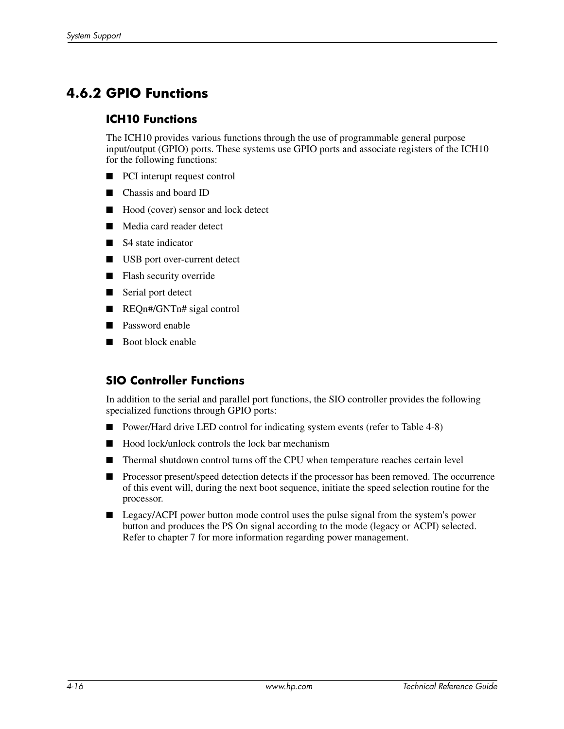## 4.6.2 GPIO Functions

### ICH10 Functions

The ICH10 provides various functions through the use of programmable general purpose input/output (GPIO) ports. These systems use GPIO ports and associate registers of the ICH10 for the following functions:

- PCI interupt request control
- Chassis and board ID
- Hood (cover) sensor and lock detect
- Media card reader detect
- S4 state indicator
- USB port over-current detect
- Flash security override
- Serial port detect
- REQn#/GNTn# sigal control
- Password enable
- Boot block enable

### SIO Controller Functions

In addition to the serial and parallel port functions, the SIO controller provides the following specialized functions through GPIO ports:

- Power/Hard drive LED control for indicating system events (refer to Table 4-8)
- Hood lock/unlock controls the lock bar mechanism
- Thermal shutdown control turns off the CPU when temperature reaches certain level
- Processor present/speed detection detects if the processor has been removed. The occurrence of this event will, during the next boot sequence, initiate the speed selection routine for the processor.
- Legacy/ACPI power button mode control uses the pulse signal from the system's power button and produces the PS On signal according to the mode (legacy or ACPI) selected. Refer to chapter 7 for more information regarding power management.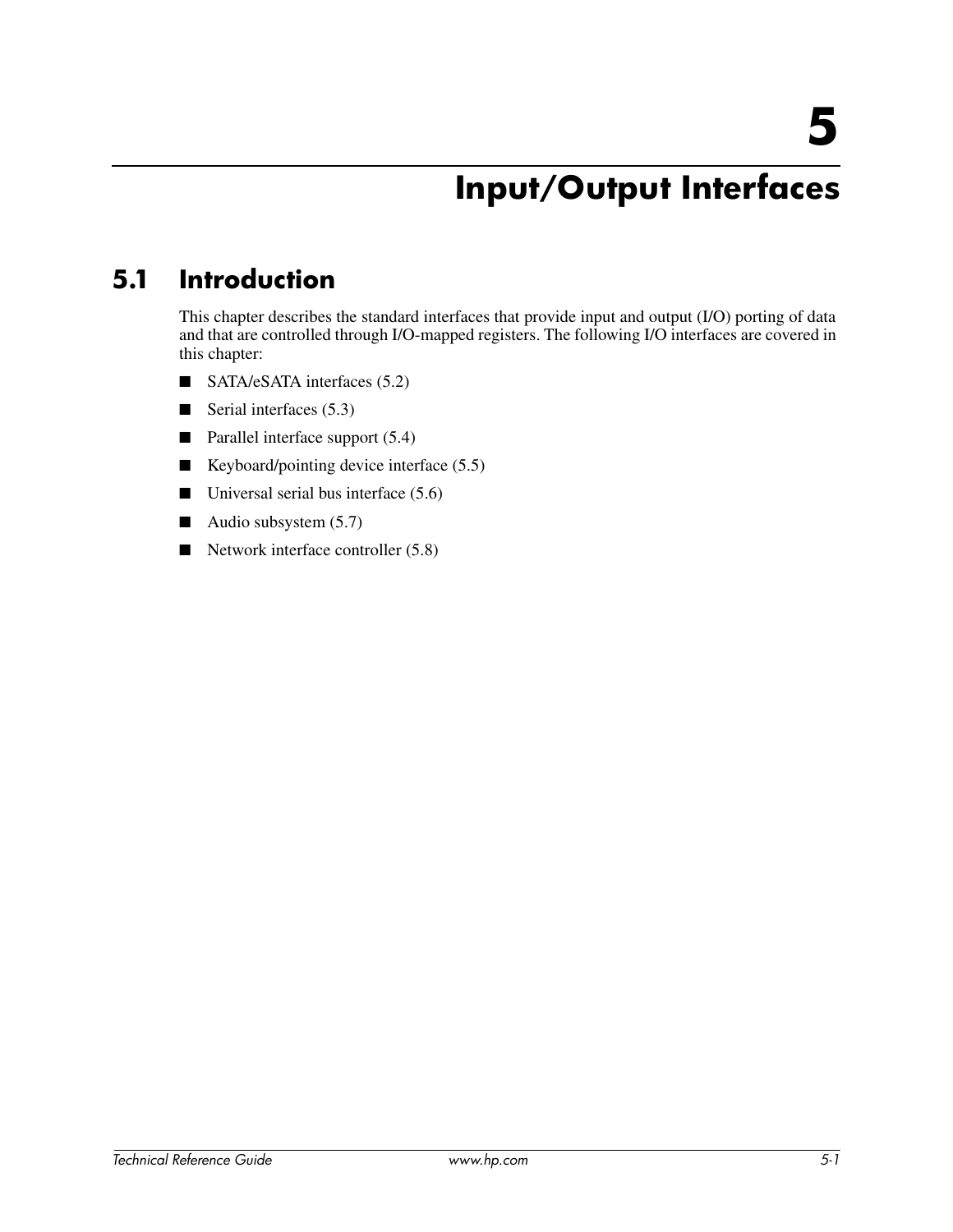# 5 Input/Output Interfaces

## 5.1 Introduction

This chapter describes the standard interfaces that provide input and output (I/O) porting of data and that are controlled through I/O-mapped registers. The following I/O interfaces are covered in this chapter:

- SATA/eSATA interfaces (5.2)
- Serial interfaces (5.3)
- Parallel interface support (5.4)
- Keyboard/pointing device interface (5.5)
- Universal serial bus interface (5.6)
- Audio subsystem (5.7)
- Network interface controller (5.8)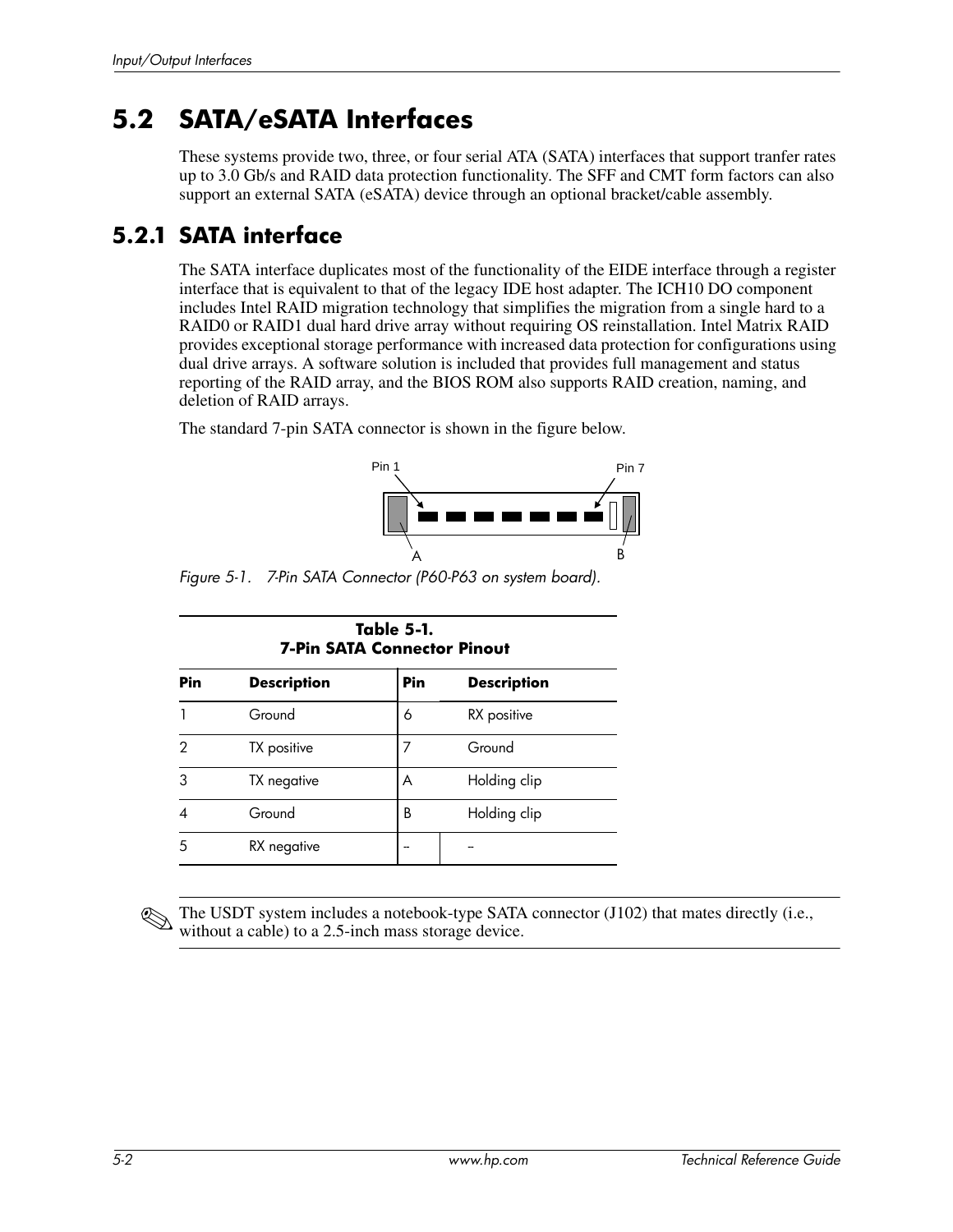## 5.2 SATA/eSATA Interfaces

These systems provide two, three, or four serial ATA (SATA) interfaces that support tranfer rates up to 3.0 Gb/s and RAID data protection functionality. The SFF and CMT form factors can also support an external SATA (eSATA) device through an optional bracket/cable assembly.

### 5.2.1 SATA interface

The SATA interface duplicates most of the functionality of the EIDE interface through a register interface that is equivalent to that of the legacy IDE host adapter. The ICH10 DO component includes Intel RAID migration technology that simplifies the migration from a single hard to a RAID0 or RAID1 dual hard drive array without requiring OS reinstallation. Intel Matrix RAID provides exceptional storage performance with increased data protection for configurations using dual drive arrays. A software solution is included that provides full management and status reporting of the RAID array, and the BIOS ROM also supports RAID creation, naming, and deletion of RAID arrays.

The standard 7-pin SATA connector is shown in the figure below.

*Figure 5-1. 7-Pin SATA Connector (P60-P63 on system board).*

**Table 5-1.**
**7-Pin SATA Connector Pinout**

| Pin | Description | Pin | Description |
|---|---|---|---|
| 1 | Ground | 6 | RX positive |
| 2 | TX positive | 7 | Ground |
| 3 | TX negative | A | Holding clip |
| 4 | Ground | B | Holding clip |
| 5 | RX negative | -- | -- |

✎ The USDT system includes a notebook-type SATA connector (J102) that mates directly (i.e., without a cable) to a 2.5-inch mass storage device.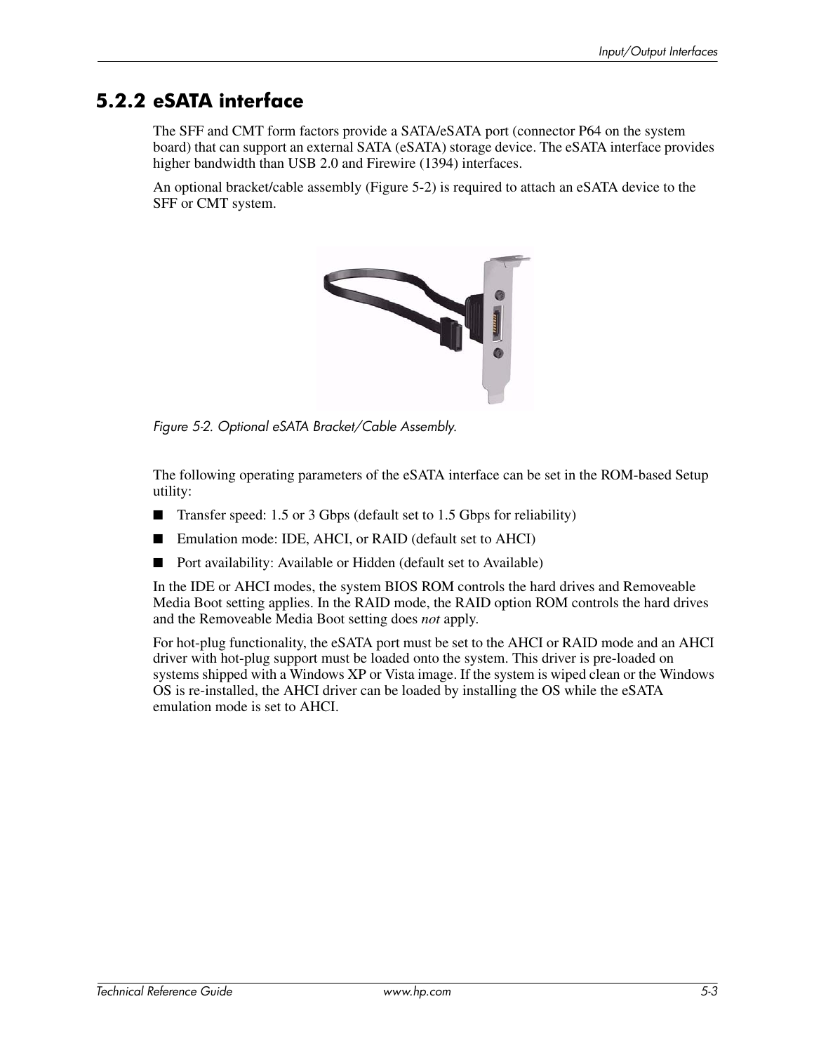## 5.2.2 eSATA interface

The SFF and CMT form factors provide a SATA/eSATA port (connector P64 on the system board) that can support an external SATA (eSATA) storage device. The eSATA interface provides higher bandwidth than USB 2.0 and Firewire (1394) interfaces.

An optional bracket/cable assembly (Figure 5-2) is required to attach an eSATA device to the SFF or CMT system.

*Figure 5-2. Optional eSATA Bracket/Cable Assembly.*

The following operating parameters of the eSATA interface can be set in the ROM-based Setup utility:

- Transfer speed: 1.5 or 3 Gbps (default set to 1.5 Gbps for reliability)
- Emulation mode: IDE, AHCI, or RAID (default set to AHCI)
- Port availability: Available or Hidden (default set to Available)

In the IDE or AHCI modes, the system BIOS ROM controls the hard drives and Removeable Media Boot setting applies. In the RAID mode, the RAID option ROM controls the hard drives and the Removeable Media Boot setting does *not* apply.

For hot-plug functionality, the eSATA port must be set to the AHCI or RAID mode and an AHCI driver with hot-plug support must be loaded onto the system. This driver is pre-loaded on systems shipped with a Windows XP or Vista image. If the system is wiped clean or the Windows OS is re-installed, the AHCI driver can be loaded by installing the OS while the eSATA emulation mode is set to AHCI.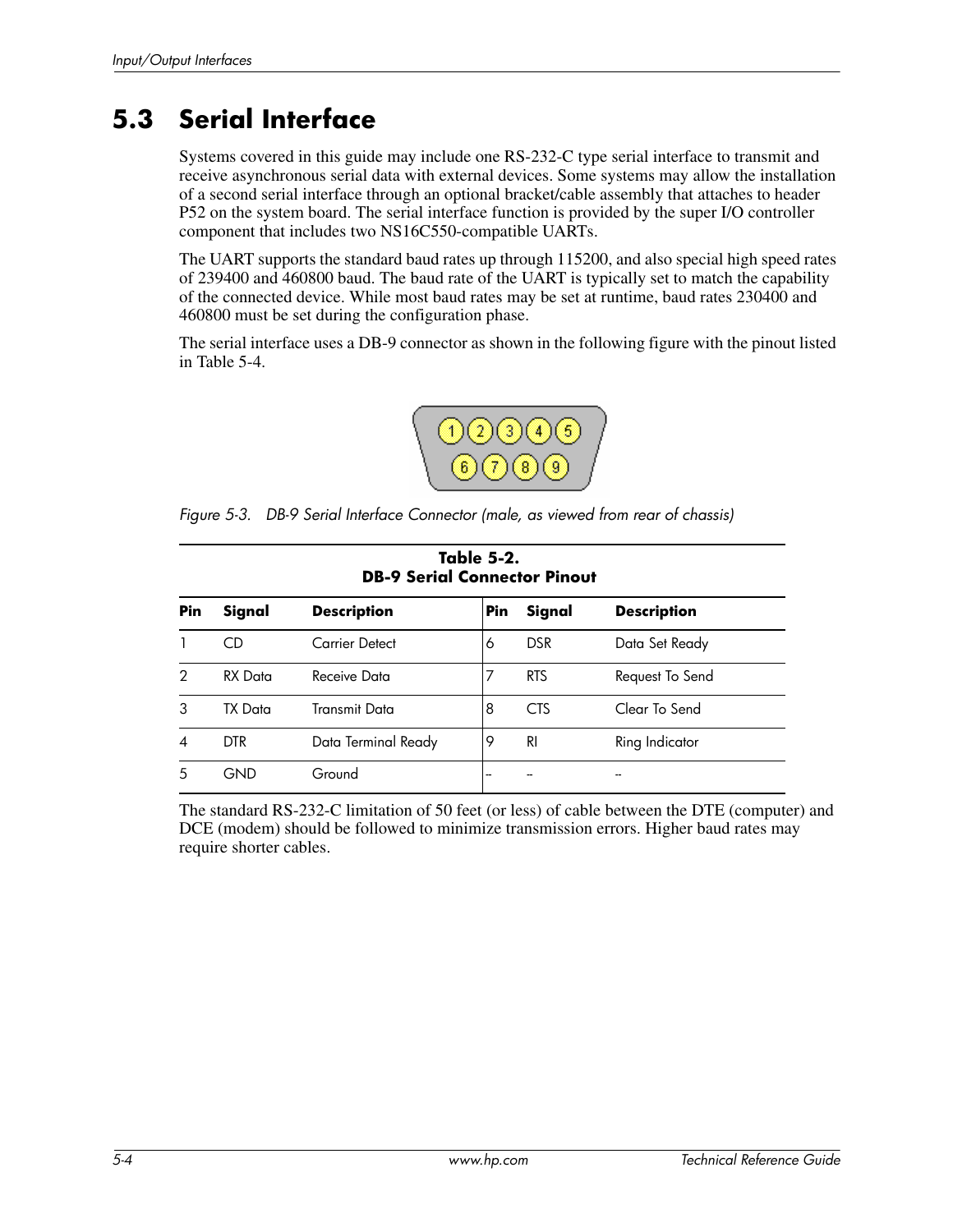# 5.3 Serial Interface

Systems covered in this guide may include one RS-232-C type serial interface to transmit and receive asynchronous serial data with external devices. Some systems may allow the installation of a second serial interface through an optional bracket/cable assembly that attaches to header P52 on the system board. The serial interface function is provided by the super I/O controller component that includes two NS16C550-compatible UARTs.

The UART supports the standard baud rates up through 115200, and also special high speed rates of 239400 and 460800 baud. The baud rate of the UART is typically set to match the capability of the connected device. While most baud rates may be set at runtime, baud rates 230400 and 460800 must be set during the configuration phase.

The serial interface uses a DB-9 connector as shown in the following figure with the pinout listed in Table 5-4.

*Figure 5-3. DB-9 Serial Interface Connector (male, as viewed from rear of chassis)*

**Table 5-2.**
**DB-9 Serial Connector Pinout**

| Pin | Signal | Description | Pin | Signal | Description |
|---|---|---|---|---|---|
| 1 | CD | Carrier Detect | 6 | DSR | Data Set Ready |
| 2 | RX Data | Receive Data | 7 | RTS | Request To Send |
| 3 | TX Data | Transmit Data | 8 | CTS | Clear To Send |
| 4 | DTR | Data Terminal Ready | 9 | RI | Ring Indicator |
| 5 | GND | Ground | -- | -- | -- |

The standard RS-232-C limitation of 50 feet (or less) of cable between the DTE (computer) and DCE (modem) should be followed to minimize transmission errors. Higher baud rates may require shorter cables.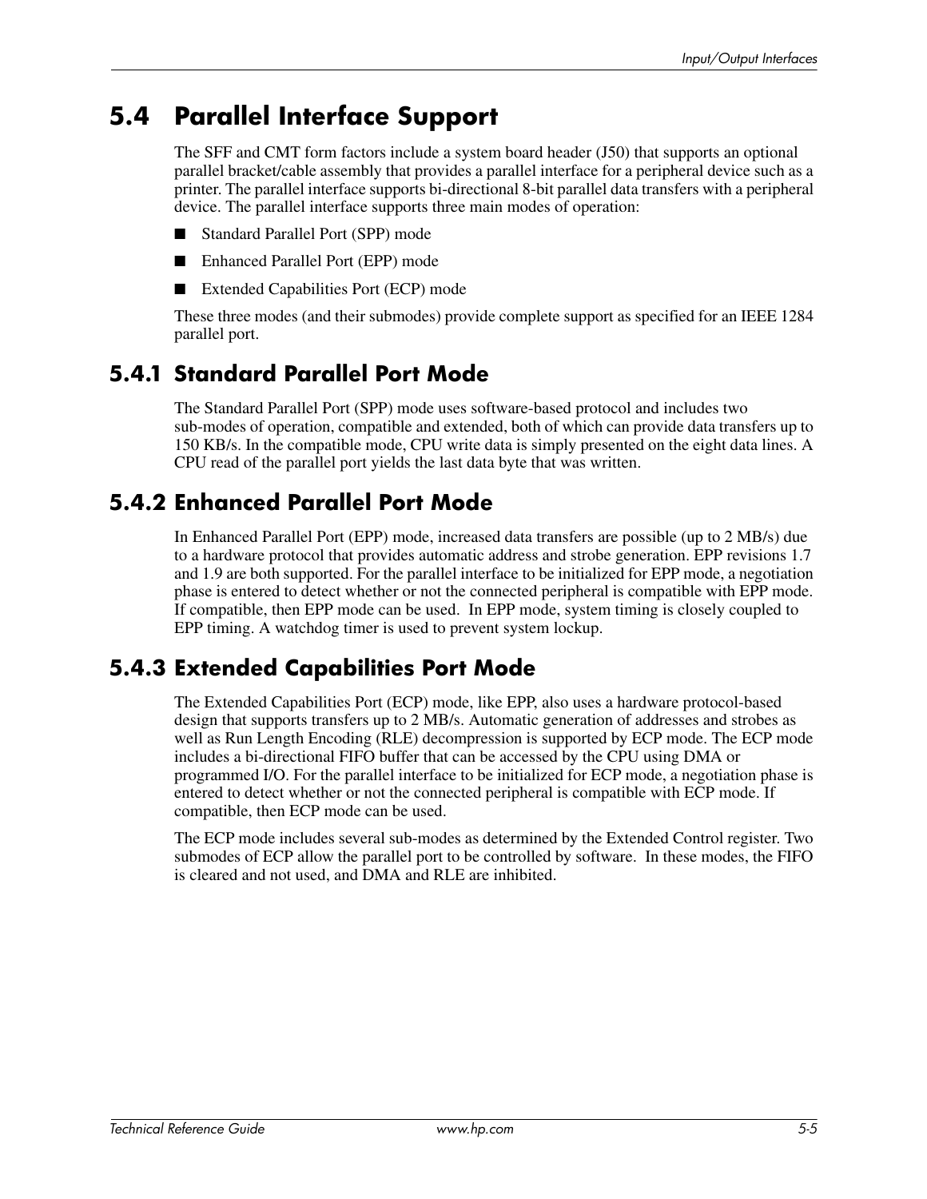## 5.4 Parallel Interface Support

The SFF and CMT form factors include a system board header (J50) that supports an optional parallel bracket/cable assembly that provides a parallel interface for a peripheral device such as a printer. The parallel interface supports bi-directional 8-bit parallel data transfers with a peripheral device. The parallel interface supports three main modes of operation:

- Standard Parallel Port (SPP) mode
- Enhanced Parallel Port (EPP) mode
- Extended Capabilities Port (ECP) mode

These three modes (and their submodes) provide complete support as specified for an IEEE 1284 parallel port.

### 5.4.1 Standard Parallel Port Mode

The Standard Parallel Port (SPP) mode uses software-based protocol and includes two sub-modes of operation, compatible and extended, both of which can provide data transfers up to 150 KB/s. In the compatible mode, CPU write data is simply presented on the eight data lines. A CPU read of the parallel port yields the last data byte that was written.

### 5.4.2 Enhanced Parallel Port Mode

In Enhanced Parallel Port (EPP) mode, increased data transfers are possible (up to 2 MB/s) due to a hardware protocol that provides automatic address and strobe generation. EPP revisions 1.7 and 1.9 are both supported. For the parallel interface to be initialized for EPP mode, a negotiation phase is entered to detect whether or not the connected peripheral is compatible with EPP mode. If compatible, then EPP mode can be used. In EPP mode, system timing is closely coupled to EPP timing. A watchdog timer is used to prevent system lockup.

### 5.4.3 Extended Capabilities Port Mode

The Extended Capabilities Port (ECP) mode, like EPP, also uses a hardware protocol-based design that supports transfers up to 2 MB/s. Automatic generation of addresses and strobes as well as Run Length Encoding (RLE) decompression is supported by ECP mode. The ECP mode includes a bi-directional FIFO buffer that can be accessed by the CPU using DMA or programmed I/O. For the parallel interface to be initialized for ECP mode, a negotiation phase is entered to detect whether or not the connected peripheral is compatible with ECP mode. If compatible, then ECP mode can be used.

The ECP mode includes several sub-modes as determined by the Extended Control register. Two submodes of ECP allow the parallel port to be controlled by software. In these modes, the FIFO is cleared and not used, and DMA and RLE are inhibited.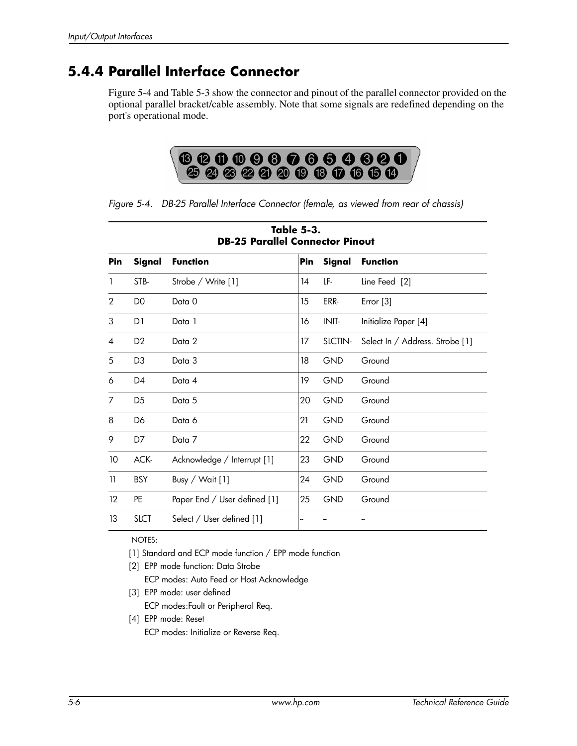## 5.4.4 Parallel Interface Connector

Figure 5-4 and Table 5-3 show the connector and pinout of the parallel connector provided on the optional parallel bracket/cable assembly. Note that some signals are redefined depending on the port's operational mode.

*Figure 5-4. DB-25 Parallel Interface Connector (female, as viewed from rear of chassis)*

**Table 5-3.**
**DB-25 Parallel Connector Pinout**

| Pin | Signal | Function | Pin | Signal | Function |
|---|---|---|---|---|---|
| 1 | STB- | Strobe / Write [1] | 14 | LF- | Line Feed [2] |
| 2 | D0 | Data 0 | 15 | ERR- | Error [3] |
| 3 | D1 | Data 1 | 16 | INIT- | Initialize Paper [4] |
| 4 | D2 | Data 2 | 17 | SLCTIN- | Select In / Address. Strobe [1] |
| 5 | D3 | Data 3 | 18 | GND | Ground |
| 6 | D4 | Data 4 | 19 | GND | Ground |
| 7 | D5 | Data 5 | 20 | GND | Ground |
| 8 | D6 | Data 6 | 21 | GND | Ground |
| 9 | D7 | Data 7 | 22 | GND | Ground |
| 10 | ACK- | Acknowledge / Interrupt [1] | 23 | GND | Ground |
| 11 | BSY | Busy / Wait [1] | 24 | GND | Ground |
| 12 | PE | Paper End / User defined [1] | 25 | GND | Ground |
| 13 | SLCT | Select / User defined [1] | -- | -- | -- |

NOTES:

[1] Standard and ECP mode function / EPP mode function

[2] EPP mode function: Data Strobe
ECP modes: Auto Feed or Host Acknowledge

[3] EPP mode: user defined
ECP modes:Fault or Peripheral Req.

[4] EPP mode: Reset
ECP modes: Initialize or Reverse Req.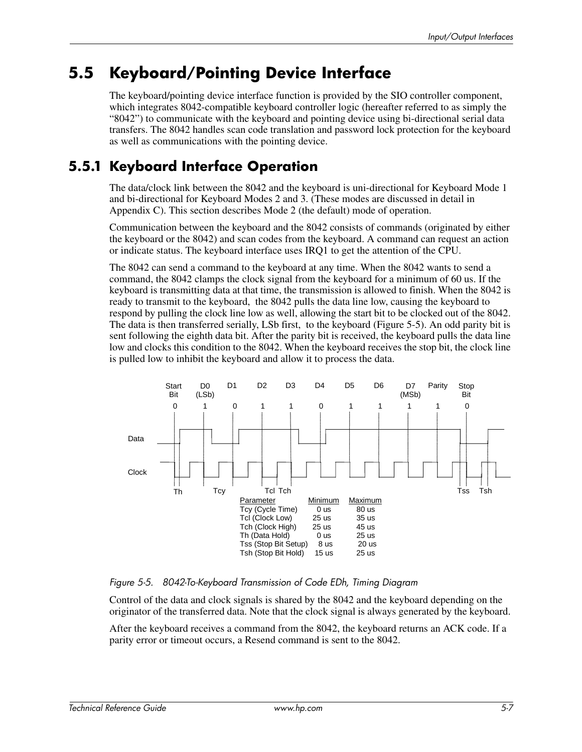## 5.5 Keyboard/Pointing Device Interface

The keyboard/pointing device interface function is provided by the SIO controller component, which integrates 8042-compatible keyboard controller logic (hereafter referred to as simply the "8042") to communicate with the keyboard and pointing device using bi-directional serial data transfers. The 8042 handles scan code translation and password lock protection for the keyboard as well as communications with the pointing device.

### 5.5.1 Keyboard Interface Operation

The data/clock link between the 8042 and the keyboard is uni-directional for Keyboard Mode 1 and bi-directional for Keyboard Modes 2 and 3. (These modes are discussed in detail in Appendix C). This section describes Mode 2 (the default) mode of operation.

Communication between the keyboard and the 8042 consists of commands (originated by either the keyboard or the 8042) and scan codes from the keyboard. A command can request an action or indicate status. The keyboard interface uses IRQ1 to get the attention of the CPU.

The 8042 can send a command to the keyboard at any time. When the 8042 wants to send a command, the 8042 clamps the clock signal from the keyboard for a minimum of 60 us. If the keyboard is transmitting data at that time, the transmission is allowed to finish. When the 8042 is ready to transmit to the keyboard, the 8042 pulls the data line low, causing the keyboard to respond by pulling the clock line low as well, allowing the start bit to be clocked out of the 8042. The data is then transferred serially, LSb first, to the keyboard (Figure 5-5). An odd parity bit is sent following the eighth data bit. After the parity bit is received, the keyboard pulls the data line low and clocks this condition to the 8042. When the keyboard receives the stop bit, the clock line is pulled low to inhibit the keyboard and allow it to process the data.

| Start Bit | D0 (LSb) | D1 | D2 | D3 | D4 | D5 | D6 | D7 (MSb) | Parity | Stop Bit |
|---|---|---|---|---|---|---|---|---|---|---|
| 0 | 1 | 0 | 1 | 1 | 0 | 1 | 1 | 1 | 1 | 0 |

| Parameter | Minimum | Maximum |
|---|---|---|
| Tcy (Cycle Time) | 0 us | 80 us |
| Tcl (Clock Low) | 25 us | 35 us |
| Tch (Clock High) | 25 us | 45 us |
| Th (Data Hold) | 0 us | 25 us |
| Tss (Stop Bit Setup) | 8 us | 20 us |
| Tsh (Stop Bit Hold) | 15 us | 25 us |

*Figure 5-5. 8042-To-Keyboard Transmission of Code EDh, Timing Diagram*

Control of the data and clock signals is shared by the 8042 and the keyboard depending on the originator of the transferred data. Note that the clock signal is always generated by the keyboard.

After the keyboard receives a command from the 8042, the keyboard returns an ACK code. If a parity error or timeout occurs, a Resend command is sent to the 8042.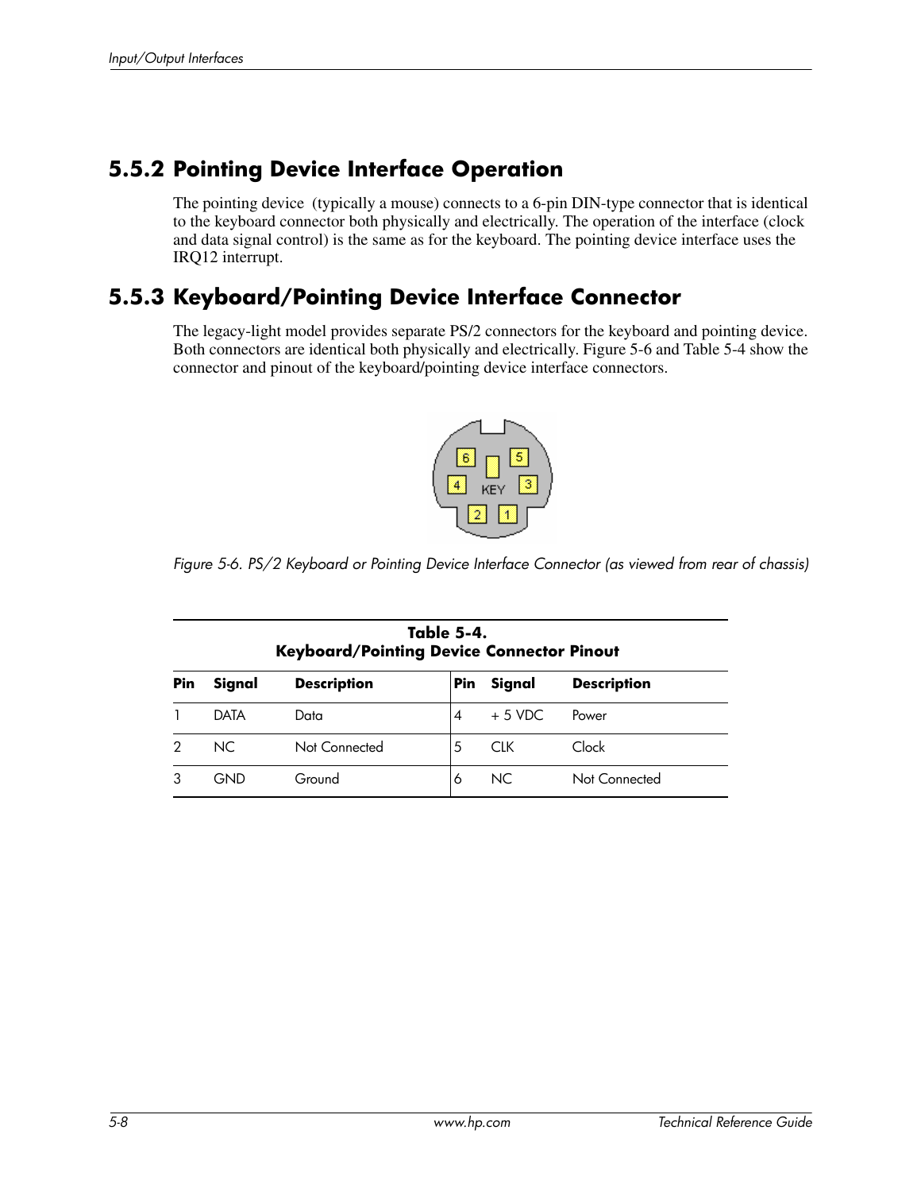## 5.5.2 Pointing Device Interface Operation

The pointing device (typically a mouse) connects to a 6-pin DIN-type connector that is identical to the keyboard connector both physically and electrically. The operation of the interface (clock and data signal control) is the same as for the keyboard. The pointing device interface uses the IRQ12 interrupt.

## 5.5.3 Keyboard/Pointing Device Interface Connector

The legacy-light model provides separate PS/2 connectors for the keyboard and pointing device. Both connectors are identical both physically and electrically. Figure 5-6 and Table 5-4 show the connector and pinout of the keyboard/pointing device interface connectors.

*Figure 5-6. PS/2 Keyboard or Pointing Device Interface Connector (as viewed from rear of chassis)*

**Table 5-4. Keyboard/Pointing Device Connector Pinout**

| Pin | Signal | Description | Pin | Signal | Description |
|---|---|---|---|---|---|
| 1 | DATA | Data | 4 | + 5 VDC | Power |
| 2 | NC | Not Connected | 5 | CLK | Clock |
| 3 | GND | Ground | 6 | NC | Not Connected |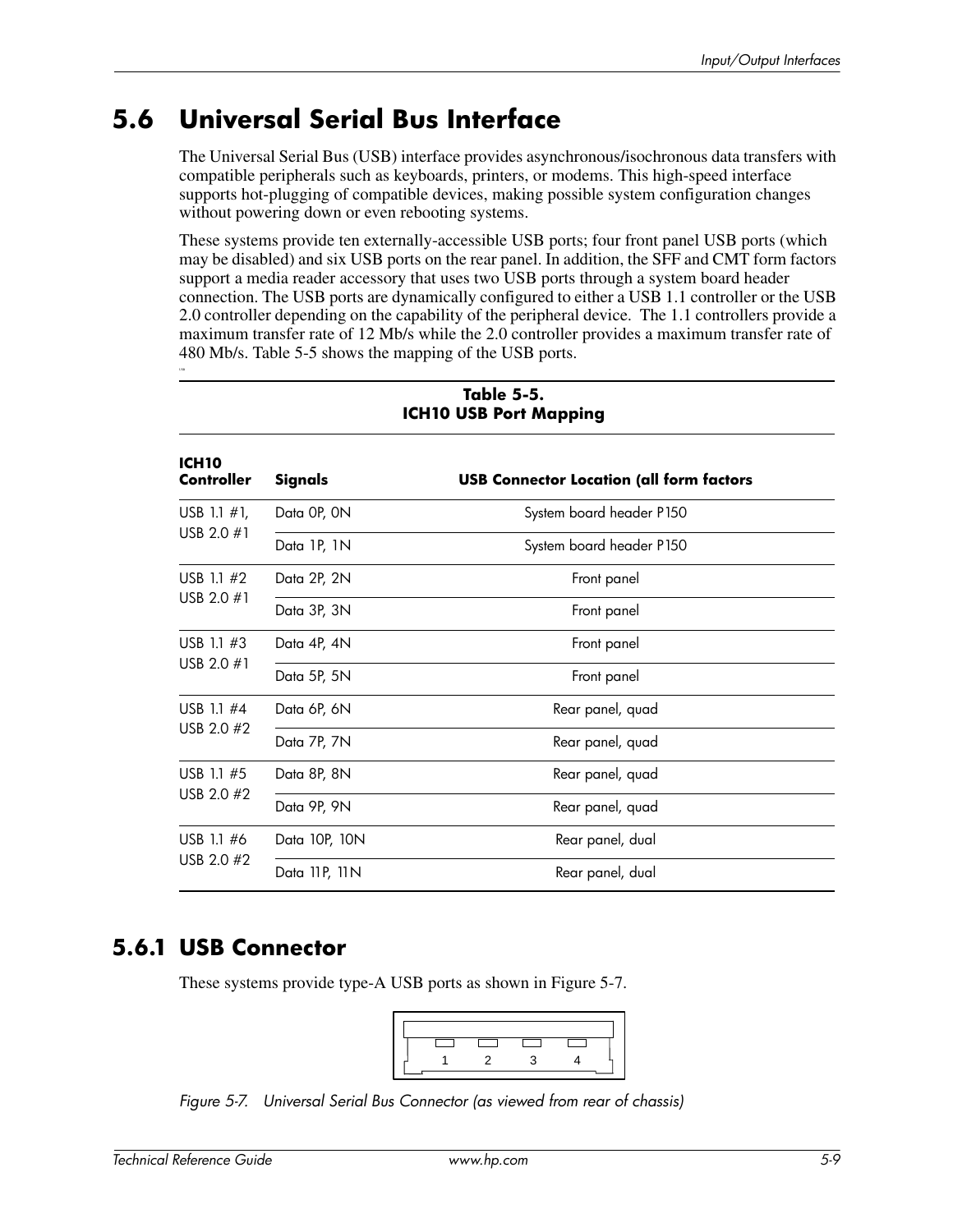## 5.6 Universal Serial Bus Interface

The Universal Serial Bus (USB) interface provides asynchronous/isochronous data transfers with compatible peripherals such as keyboards, printers, or modems. This high-speed interface supports hot-plugging of compatible devices, making possible system configuration changes without powering down or even rebooting systems.

These systems provide ten externally-accessible USB ports; four front panel USB ports (which may be disabled) and six USB ports on the rear panel. In addition, the SFF and CMT form factors support a media reader accessory that uses two USB ports through a system board header connection. The USB ports are dynamically configured to either a USB 1.1 controller or the USB 2.0 controller depending on the capability of the peripheral device. The 1.1 controllers provide a maximum transfer rate of 12 Mb/s while the 2.0 controller provides a maximum transfer rate of 480 Mb/s. Table 5-5 shows the mapping of the USB ports.

**Table 5-5.**
**ICH10 USB Port Mapping**

| ICH10 Controller | Signals | USB Connector Location (all form factors |
|---|---|---|
| USB 1.1 #1, USB 2.0 #1 | Data 0P, 0N | System board header P150 |
| | Data 1P, 1N | System board header P150 |
| USB 1.1 #2 USB 2.0 #1 | Data 2P, 2N | Front panel |
| | Data 3P, 3N | Front panel |
| USB 1.1 #3 USB 2.0 #1 | Data 4P, 4N | Front panel |
| | Data 5P, 5N | Front panel |
| USB 1.1 #4 USB 2.0 #2 | Data 6P, 6N | Rear panel, quad |
| | Data 7P, 7N | Rear panel, quad |
| USB 1.1 #5 USB 2.0 #2 | Data 8P, 8N | Rear panel, quad |
| | Data 9P, 9N | Rear panel, quad |
| USB 1.1 #6 USB 2.0 #2 | Data 10P, 10N | Rear panel, dual |
| | Data 11P, 11N | Rear panel, dual |

### 5.6.1 USB Connector

These systems provide type-A USB ports as shown in Figure 5-7.

1 2 3 4

*Figure 5-7. Universal Serial Bus Connector (as viewed from rear of chassis)*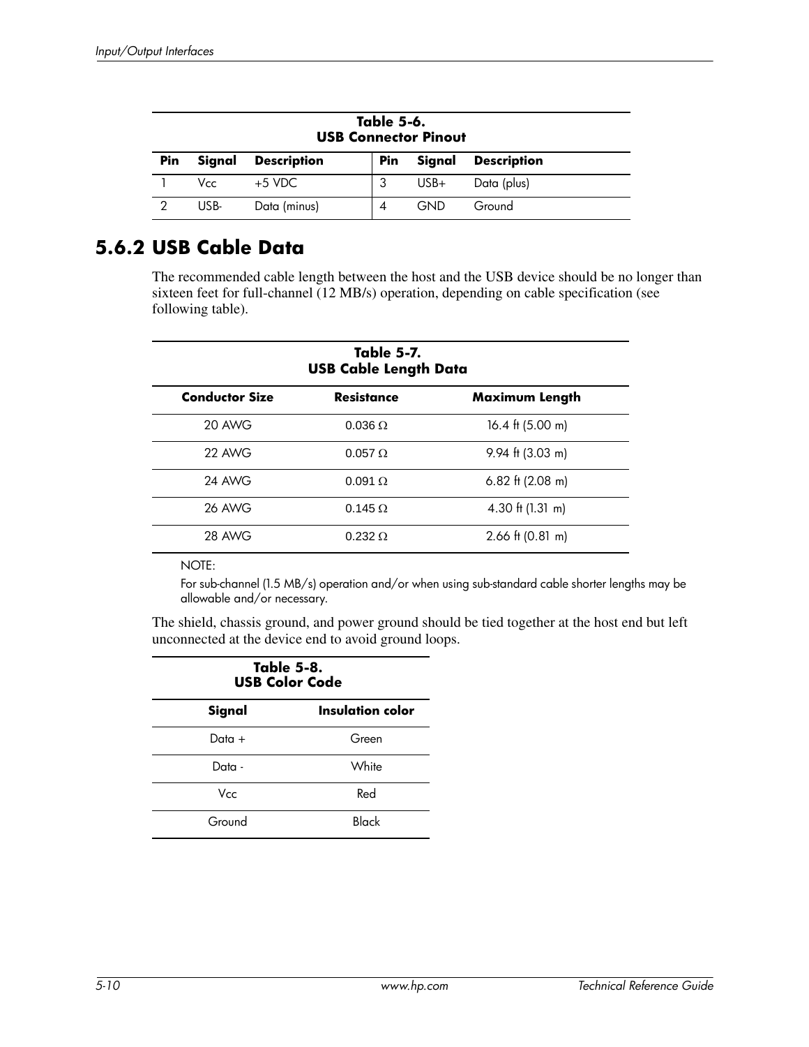**Table 5-6.**
**USB Connector Pinout**

| Pin | Signal | Description | Pin | Signal | Description |
|---|---|---|---|---|---|
| 1 | Vcc | +5 VDC | 3 | USB+ | Data (plus) |
| 2 | USB- | Data (minus) | 4 | GND | Ground |

## 5.6.2 USB Cable Data

The recommended cable length between the host and the USB device should be no longer than sixteen feet for full-channel (12 MB/s) operation, depending on cable specification (see following table).

**Table 5-7.**
**USB Cable Length Data**

| Conductor Size | Resistance | Maximum Length |
|---|---|---|
| 20 AWG | 0.036 Ω | 16.4 ft (5.00 m) |
| 22 AWG | 0.057 Ω | 9.94 ft (3.03 m) |
| 24 AWG | 0.091 Ω | 6.82 ft (2.08 m) |
| 26 AWG | 0.145 Ω | 4.30 ft (1.31 m) |
| 28 AWG | 0.232 Ω | 2.66 ft (0.81 m) |

NOTE:

For sub-channel (1.5 MB/s) operation and/or when using sub-standard cable shorter lengths may be allowable and/or necessary.

The shield, chassis ground, and power ground should be tied together at the host end but left unconnected at the device end to avoid ground loops.

**Table 5-8.**
**USB Color Code**

| Signal | Insulation color |
|---|---|
| Data + | Green |
| Data - | White |
| Vcc | Red |
| Ground | Black |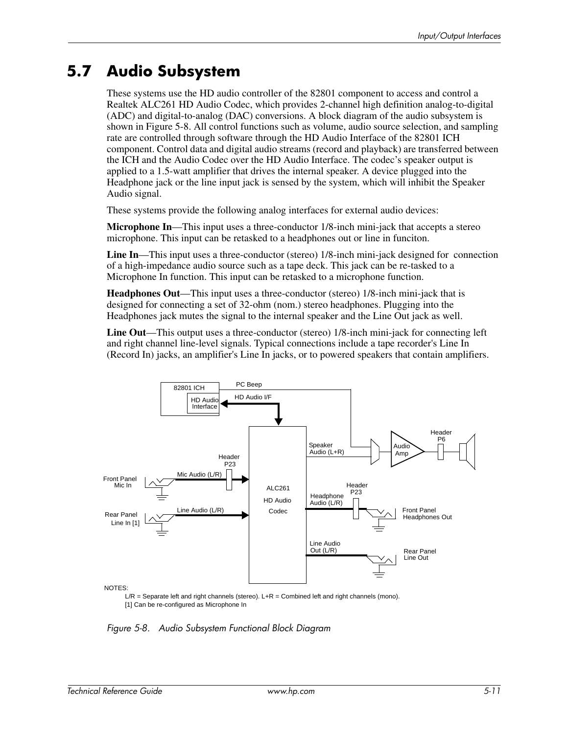## 5.7 Audio Subsystem

These systems use the HD audio controller of the 82801 component to access and control a Realtek ALC261 HD Audio Codec, which provides 2-channel high definition analog-to-digital (ADC) and digital-to-analog (DAC) conversions. A block diagram of the audio subsystem is shown in Figure 5-8. All control functions such as volume, audio source selection, and sampling rate are controlled through software through the HD Audio Interface of the 82801 ICH component. Control data and digital audio streams (record and playback) are transferred between the ICH and the Audio Codec over the HD Audio Interface. The codec's speaker output is applied to a 1.5-watt amplifier that drives the internal speaker. A device plugged into the Headphone jack or the line input jack is sensed by the system, which will inhibit the Speaker Audio signal.

These systems provide the following analog interfaces for external audio devices:

**Microphone In**—This input uses a three-conductor 1/8-inch mini-jack that accepts a stereo microphone. This input can be retasked to a headphones out or line in funciton.

**Line In**—This input uses a three-conductor (stereo) 1/8-inch mini-jack designed for connection of a high-impedance audio source such as a tape deck. This jack can be re-tasked to a Microphone In function. This input can be retasked to a microphone function.

**Headphones Out**—This input uses a three-conductor (stereo) 1/8-inch mini-jack that is designed for connecting a set of 32-ohm (nom.) stereo headphones. Plugging into the Headphones jack mutes the signal to the internal speaker and the Line Out jack as well.

**Line Out**—This output uses a three-conductor (stereo) 1/8-inch mini-jack for connecting left and right channel line-level signals. Typical connections include a tape recorder's Line In (Record In) jacks, an amplifier's Line In jacks, or to powered speakers that contain amplifiers.

82801 ICH, HD Audio Interface, PC Beep, HD Audio I/F, ALC261 HD Audio Codec, Header P23, Mic Audio (L/R), Front Panel Mic In, Line Audio (L/R), Rear Panel Line In [1], Speaker Audio (L+R), Audio Amp, Header P6, Headphone Audio (L/R), Header P23, Front Panel Headphones Out, Line Audio Out (L/R), Rear Panel Line Out

NOTES:
L/R = Separate left and right channels (stereo). L+R = Combined left and right channels (mono).
[1] Can be re-configured as Microphone In

*Figure 5-8. Audio Subsystem Functional Block Diagram*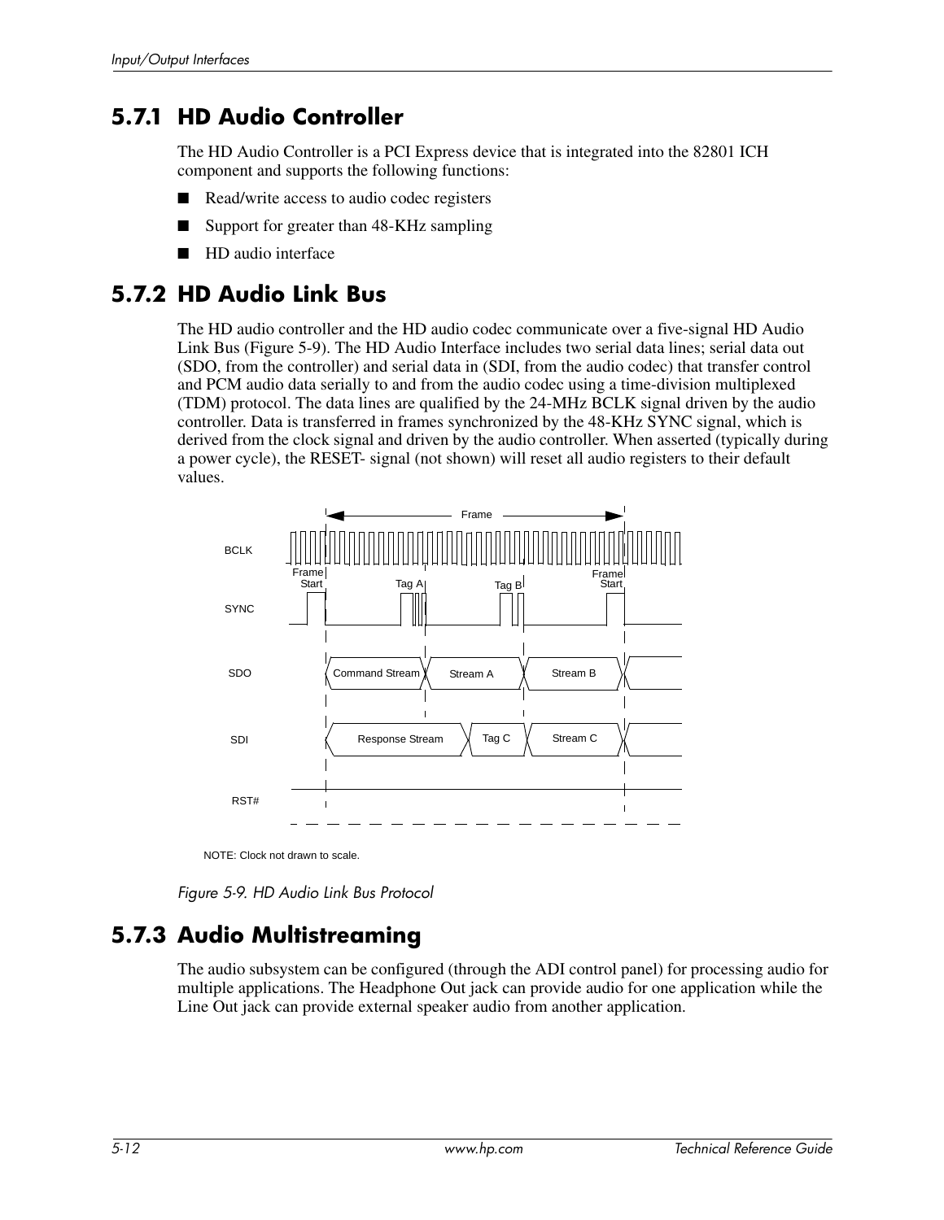## 5.7.1 HD Audio Controller

The HD Audio Controller is a PCI Express device that is integrated into the 82801 ICH component and supports the following functions:

- Read/write access to audio codec registers
- Support for greater than 48-KHz sampling
- HD audio interface

## 5.7.2 HD Audio Link Bus

The HD audio controller and the HD audio codec communicate over a five-signal HD Audio Link Bus (Figure 5-9). The HD Audio Interface includes two serial data lines; serial data out (SDO, from the controller) and serial data in (SDI, from the audio codec) that transfer control and PCM audio data serially to and from the audio codec using a time-division multiplexed (TDM) protocol. The data lines are qualified by the 24-MHz BCLK signal driven by the audio controller. Data is transferred in frames synchronized by the 48-KHz SYNC signal, which is derived from the clock signal and driven by the audio controller. When asserted (typically during a power cycle), the RESET- signal (not shown) will reset all audio registers to their default values.

Frame

BCLK

Frame Start | Tag A | Tag B | Frame Start

SYNC

SDO: Command Stream | Stream A | Stream B

SDI: Response Stream | Tag C | Stream C

RST#

NOTE: Clock not drawn to scale.

*Figure 5-9. HD Audio Link Bus Protocol*

## 5.7.3 Audio Multistreaming

The audio subsystem can be configured (through the ADI control panel) for processing audio for multiple applications. The Headphone Out jack can provide audio for one application while the Line Out jack can provide external speaker audio from another application.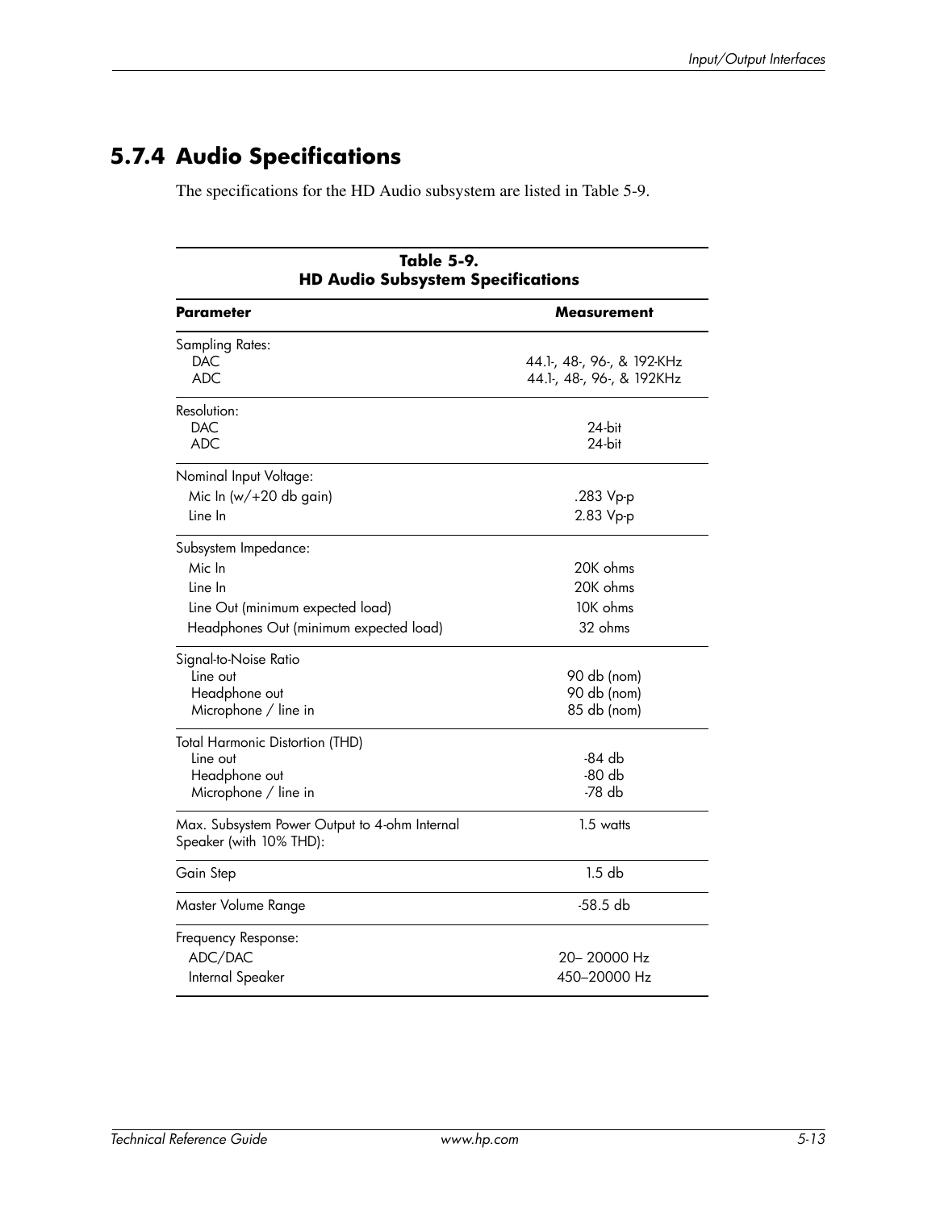## 5.7.4 Audio Specifications

The specifications for the HD Audio subsystem are listed in Table 5-9.

**Table 5-9.**
**HD Audio Subsystem Specifications**

| Parameter | Measurement |
|---|---|
| Sampling Rates: | |
| DAC | 44.1-, 48-, 96-, & 192-KHz |
| ADC | 44.1-, 48-, 96-, & 192KHz |
| Resolution: | |
| DAC | 24-bit |
| ADC | 24-bit |
| Nominal Input Voltage: | |
| Mic In (w/+20 db gain) | .283 Vp-p |
| Line In | 2.83 Vp-p |
| Subsystem Impedance: | |
| Mic In | 20K ohms |
| Line In | 20K ohms |
| Line Out (minimum expected load) | 10K ohms |
| Headphones Out (minimum expected load) | 32 ohms |
| Signal-to-Noise Ratio | |
| Line out | 90 db (nom) |
| Headphone out | 90 db (nom) |
| Microphone / line in | 85 db (nom) |
| Total Harmonic Distortion (THD) | |
| Line out | -84 db |
| Headphone out | -80 db |
| Microphone / line in | -78 db |
| Max. Subsystem Power Output to 4-ohm Internal Speaker (with 10% THD): | 1.5 watts |
| Gain Step | 1.5 db |
| Master Volume Range | -58.5 db |
| Frequency Response: | |
| ADC/DAC | 20– 20000 Hz |
| Internal Speaker | 450–20000 Hz |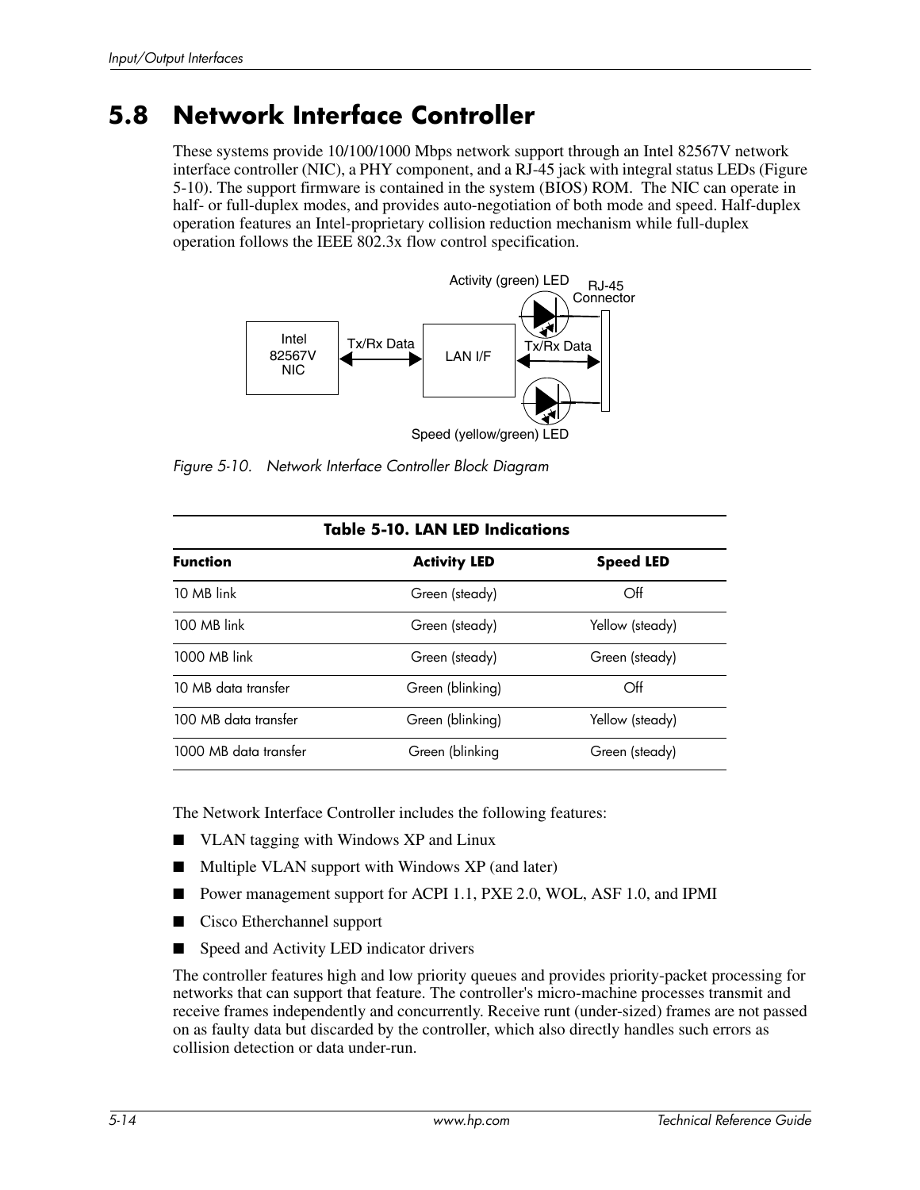## 5.8 Network Interface Controller

These systems provide 10/100/1000 Mbps network support through an Intel 82567V network interface controller (NIC), a PHY component, and a RJ-45 jack with integral status LEDs (Figure 5-10). The support firmware is contained in the system (BIOS) ROM. The NIC can operate in half- or full-duplex modes, and provides auto-negotiation of both mode and speed. Half-duplex operation features an Intel-proprietary collision reduction mechanism while full-duplex operation follows the IEEE 802.3x flow control specification.

*Figure 5-10. Network Interface Controller Block Diagram*

**Table 5-10. LAN LED Indications**

| Function | Activity LED | Speed LED |
|---|---|---|
| 10 MB link | Green (steady) | Off |
| 100 MB link | Green (steady) | Yellow (steady) |
| 1000 MB link | Green (steady) | Green (steady) |
| 10 MB data transfer | Green (blinking) | Off |
| 100 MB data transfer | Green (blinking) | Yellow (steady) |
| 1000 MB data transfer | Green (blinking | Green (steady) |

The Network Interface Controller includes the following features:

- VLAN tagging with Windows XP and Linux
- Multiple VLAN support with Windows XP (and later)
- Power management support for ACPI 1.1, PXE 2.0, WOL, ASF 1.0, and IPMI
- Cisco Etherchannel support
- Speed and Activity LED indicator drivers

The controller features high and low priority queues and provides priority-packet processing for networks that can support that feature. The controller's micro-machine processes transmit and receive frames independently and concurrently. Receive runt (under-sized) frames are not passed on as faulty data but discarded by the controller, which also directly handles such errors as collision detection or data under-run.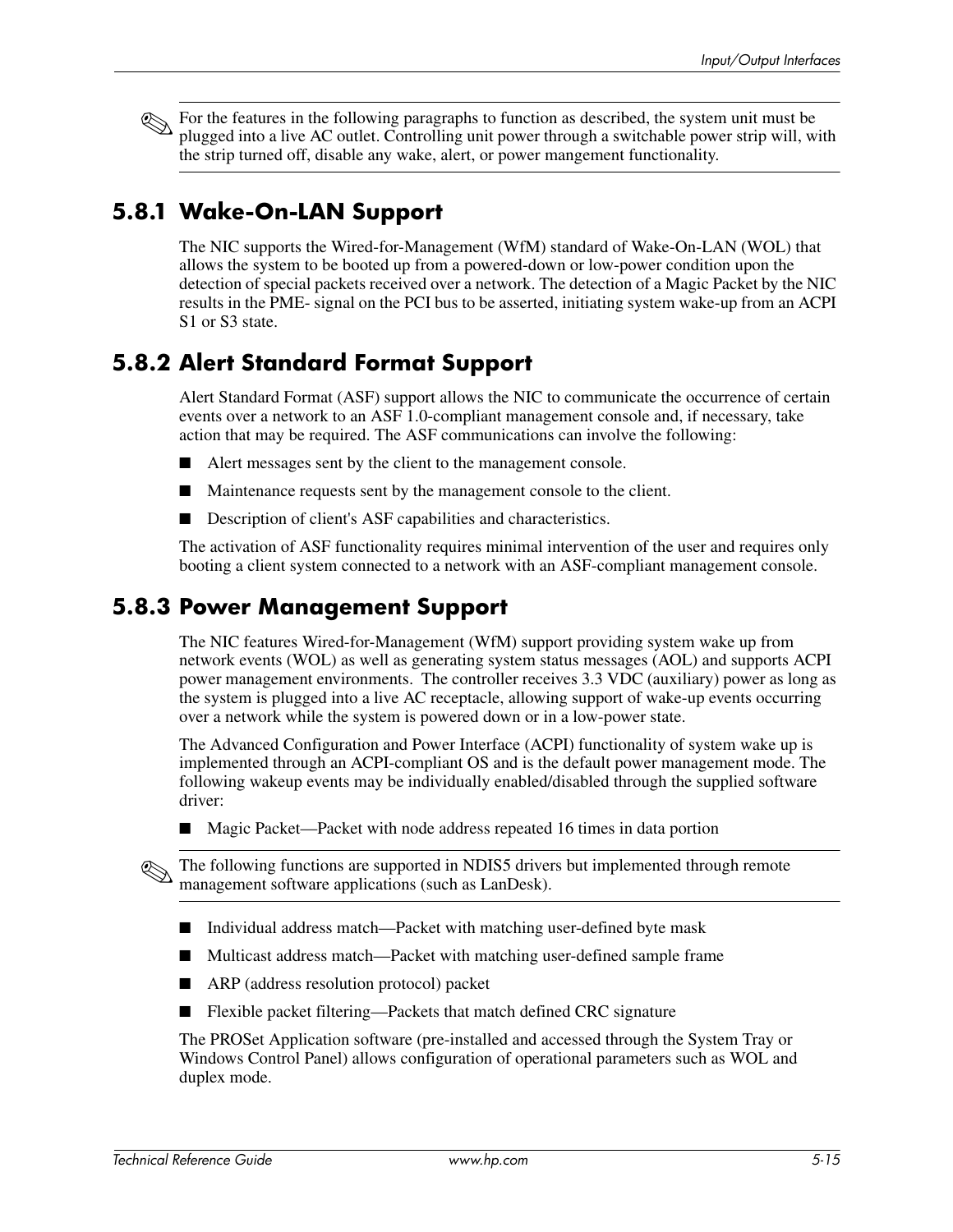✎ For the features in the following paragraphs to function as described, the system unit must be plugged into a live AC outlet. Controlling unit power through a switchable power strip will, with the strip turned off, disable any wake, alert, or power mangement functionality.

## 5.8.1 Wake-On-LAN Support

The NIC supports the Wired-for-Management (WfM) standard of Wake-On-LAN (WOL) that allows the system to be booted up from a powered-down or low-power condition upon the detection of special packets received over a network. The detection of a Magic Packet by the NIC results in the PME- signal on the PCI bus to be asserted, initiating system wake-up from an ACPI S1 or S3 state.

## 5.8.2 Alert Standard Format Support

Alert Standard Format (ASF) support allows the NIC to communicate the occurrence of certain events over a network to an ASF 1.0-compliant management console and, if necessary, take action that may be required. The ASF communications can involve the following:

- Alert messages sent by the client to the management console.
- Maintenance requests sent by the management console to the client.
- Description of client's ASF capabilities and characteristics.

The activation of ASF functionality requires minimal intervention of the user and requires only booting a client system connected to a network with an ASF-compliant management console.

## 5.8.3 Power Management Support

The NIC features Wired-for-Management (WfM) support providing system wake up from network events (WOL) as well as generating system status messages (AOL) and supports ACPI power management environments. The controller receives 3.3 VDC (auxiliary) power as long as the system is plugged into a live AC receptacle, allowing support of wake-up events occurring over a network while the system is powered down or in a low-power state.

The Advanced Configuration and Power Interface (ACPI) functionality of system wake up is implemented through an ACPI-compliant OS and is the default power management mode. The following wakeup events may be individually enabled/disabled through the supplied software driver:

- Magic Packet—Packet with node address repeated 16 times in data portion

✎ The following functions are supported in NDIS5 drivers but implemented through remote management software applications (such as LanDesk).

- Individual address match—Packet with matching user-defined byte mask
- Multicast address match—Packet with matching user-defined sample frame
- ARP (address resolution protocol) packet
- Flexible packet filtering—Packets that match defined CRC signature

The PROSet Application software (pre-installed and accessed through the System Tray or Windows Control Panel) allows configuration of operational parameters such as WOL and duplex mode.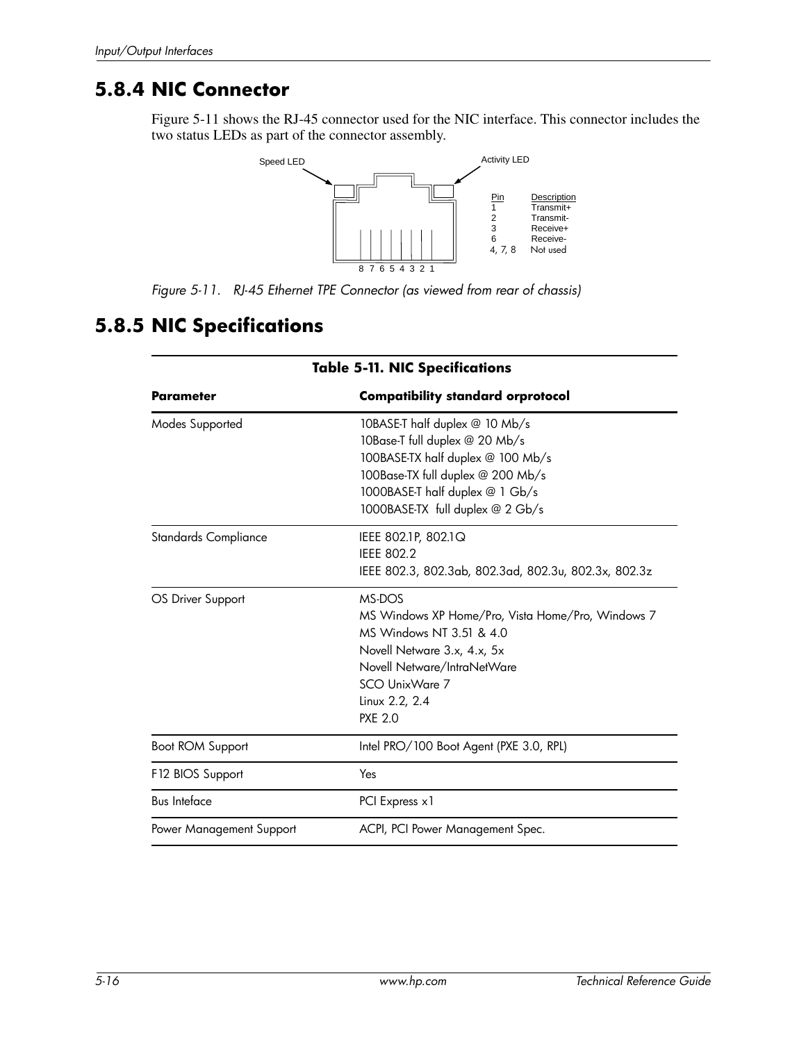## 5.8.4 NIC Connector

Figure 5-11 shows the RJ-45 connector used for the NIC interface. This connector includes the two status LEDs as part of the connector assembly.

Speed LED

Activity LED

| Pin | Description |
|---|---|
| 1 | Transmit+ |
| 2 | Transmit- |
| 3 | Receive+ |
| 6 | Receive- |
| 4, 7, 8 | Not used |

8 7 6 5 4 3 2 1

*Figure 5-11. RJ-45 Ethernet TPE Connector (as viewed from rear of chassis)*

## 5.8.5 NIC Specifications

**Table 5-11. NIC Specifications**

| **Parameter** | **Compatibility standard orprotocol** |
|---|---|
| Modes Supported | 10BASE-T half duplex @ 10 Mb/s<br>10Base-T full duplex @ 20 Mb/s<br>100BASE-TX half duplex @ 100 Mb/s<br>100Base-TX full duplex @ 200 Mb/s<br>1000BASE-T half duplex @ 1 Gb/s<br>1000BASE-TX full duplex @ 2 Gb/s |
| Standards Compliance | IEEE 802.1P, 802.1Q<br>IEEE 802.2<br>IEEE 802.3, 802.3ab, 802.3ad, 802.3u, 802.3x, 802.3z |
| OS Driver Support | MS-DOS<br>MS Windows XP Home/Pro, Vista Home/Pro, Windows 7<br>MS Windows NT 3.51 & 4.0<br>Novell Netware 3.x, 4.x, 5x<br>Novell Netware/IntraNetWare<br>SCO UnixWare 7<br>Linux 2.2, 2.4<br>PXE 2.0 |
| Boot ROM Support | Intel PRO/100 Boot Agent (PXE 3.0, RPL) |
| F12 BIOS Support | Yes |
| Bus Inteface | PCI Express x1 |
| Power Management Support | ACPI, PCI Power Management Spec. |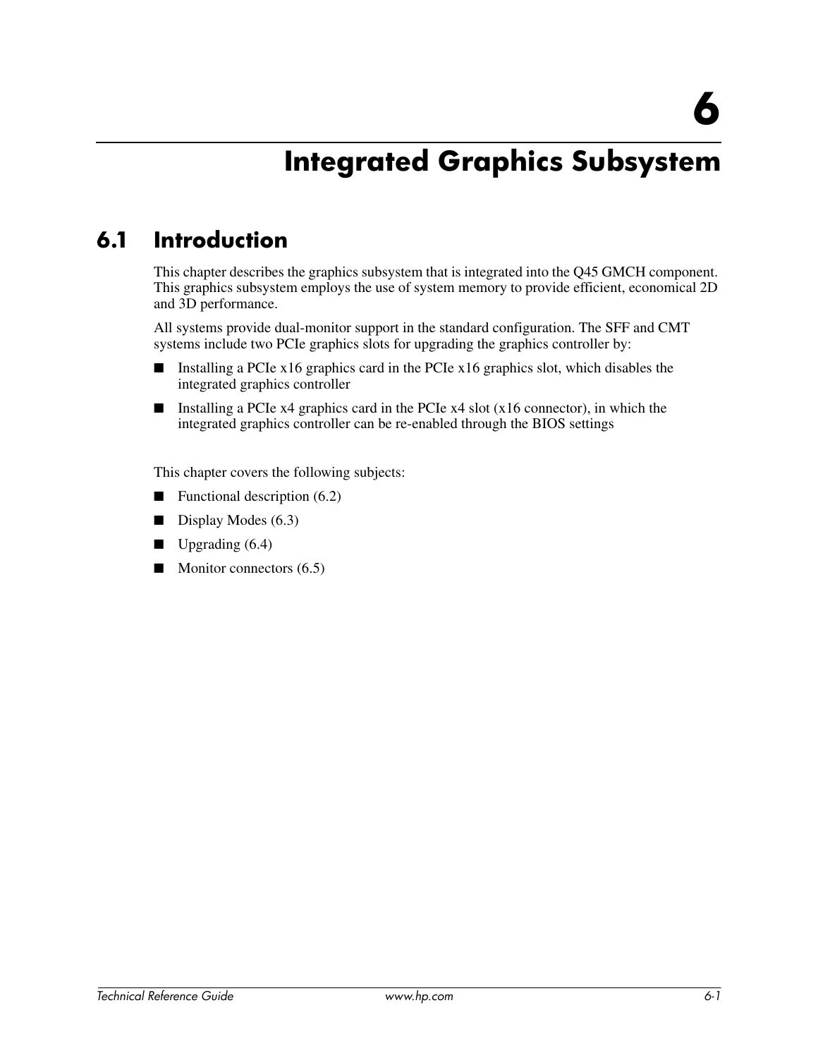# 6 Integrated Graphics Subsystem

## 6.1 Introduction

This chapter describes the graphics subsystem that is integrated into the Q45 GMCH component. This graphics subsystem employs the use of system memory to provide efficient, economical 2D and 3D performance.

All systems provide dual-monitor support in the standard configuration. The SFF and CMT systems include two PCIe graphics slots for upgrading the graphics controller by:

- Installing a PCIe x16 graphics card in the PCIe x16 graphics slot, which disables the integrated graphics controller
- Installing a PCIe x4 graphics card in the PCIe x4 slot (x16 connector), in which the integrated graphics controller can be re-enabled through the BIOS settings

This chapter covers the following subjects:

- Functional description (6.2)
- Display Modes (6.3)
- Upgrading (6.4)
- Monitor connectors (6.5)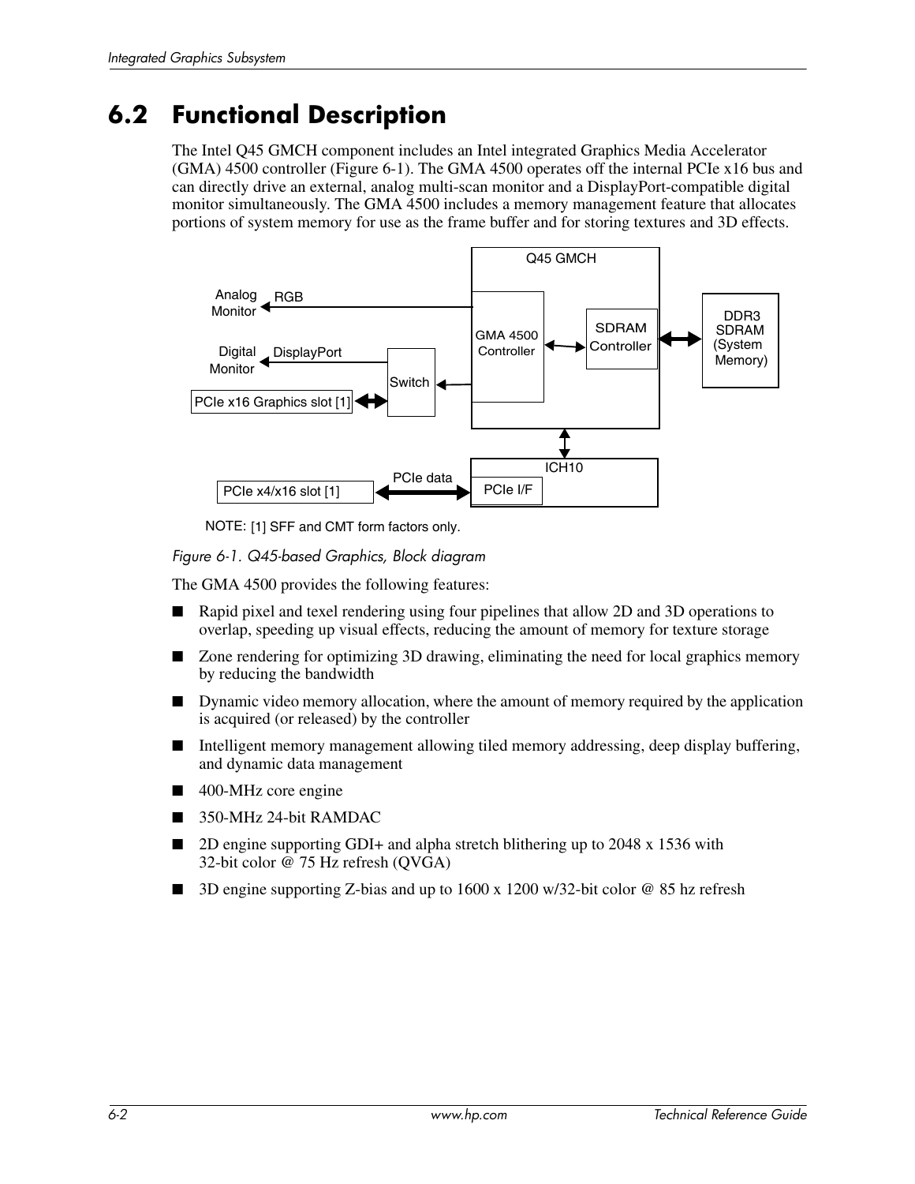## 6.2 Functional Description

The Intel Q45 GMCH component includes an Intel integrated Graphics Media Accelerator (GMA) 4500 controller (Figure 6-1). The GMA 4500 operates off the internal PCIe x16 bus and can directly drive an external, analog multi-scan monitor and a DisplayPort-compatible digital monitor simultaneously. The GMA 4500 includes a memory management feature that allocates portions of system memory for use as the frame buffer and for storing textures and 3D effects.

NOTE: [1] SFF and CMT form factors only.

*Figure 6-1. Q45-based Graphics, Block diagram*

The GMA 4500 provides the following features:

- Rapid pixel and texel rendering using four pipelines that allow 2D and 3D operations to overlap, speeding up visual effects, reducing the amount of memory for texture storage
- Zone rendering for optimizing 3D drawing, eliminating the need for local graphics memory by reducing the bandwidth
- Dynamic video memory allocation, where the amount of memory required by the application is acquired (or released) by the controller
- Intelligent memory management allowing tiled memory addressing, deep display buffering, and dynamic data management
- 400-MHz core engine
- 350-MHz 24-bit RAMDAC
- 2D engine supporting GDI+ and alpha stretch blithering up to 2048 x 1536 with 32-bit color @ 75 Hz refresh (QVGA)
- 3D engine supporting Z-bias and up to 1600 x 1200 w/32-bit color @ 85 hz refresh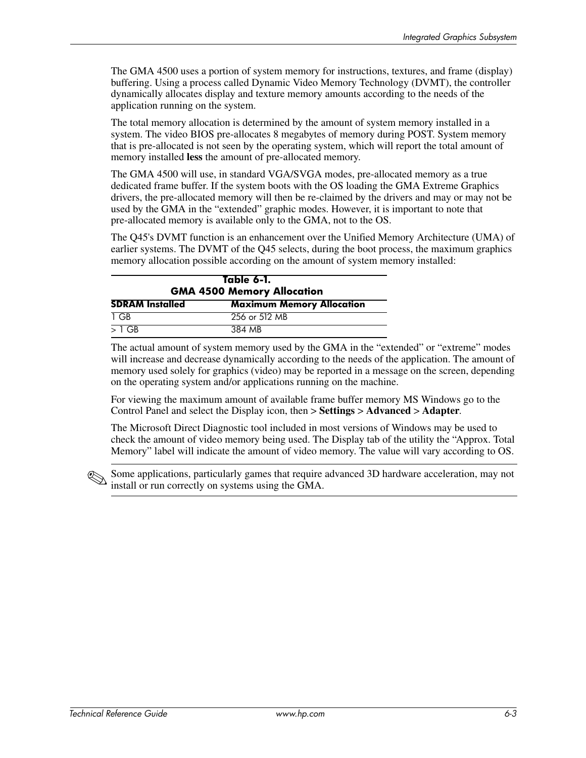The GMA 4500 uses a portion of system memory for instructions, textures, and frame (display) buffering. Using a process called Dynamic Video Memory Technology (DVMT), the controller dynamically allocates display and texture memory amounts according to the needs of the application running on the system.

The total memory allocation is determined by the amount of system memory installed in a system. The video BIOS pre-allocates 8 megabytes of memory during POST. System memory that is pre-allocated is not seen by the operating system, which will report the total amount of memory installed **less** the amount of pre-allocated memory.

The GMA 4500 will use, in standard VGA/SVGA modes, pre-allocated memory as a true dedicated frame buffer. If the system boots with the OS loading the GMA Extreme Graphics drivers, the pre-allocated memory will then be re-claimed by the drivers and may or may not be used by the GMA in the "extended" graphic modes. However, it is important to note that pre-allocated memory is available only to the GMA, not to the OS.

The Q45's DVMT function is an enhancement over the Unified Memory Architecture (UMA) of earlier systems. The DVMT of the Q45 selects, during the boot process, the maximum graphics memory allocation possible according on the amount of system memory installed:

**Table 6-1.**
**GMA 4500 Memory Allocation**

| SDRAM Installed | Maximum Memory Allocation |
|---|---|
| 1 GB | 256 or 512 MB |
| > 1 GB | 384 MB |

The actual amount of system memory used by the GMA in the "extended" or "extreme" modes will increase and decrease dynamically according to the needs of the application. The amount of memory used solely for graphics (video) may be reported in a message on the screen, depending on the operating system and/or applications running on the machine.

For viewing the maximum amount of available frame buffer memory MS Windows go to the Control Panel and select the Display icon, then **> Settings > Advanced > Adapter**.

The Microsoft Direct Diagnostic tool included in most versions of Windows may be used to check the amount of video memory being used. The Display tab of the utility the "Approx. Total Memory" label will indicate the amount of video memory. The value will vary according to OS.

✎ Some applications, particularly games that require advanced 3D hardware acceleration, may not install or run correctly on systems using the GMA.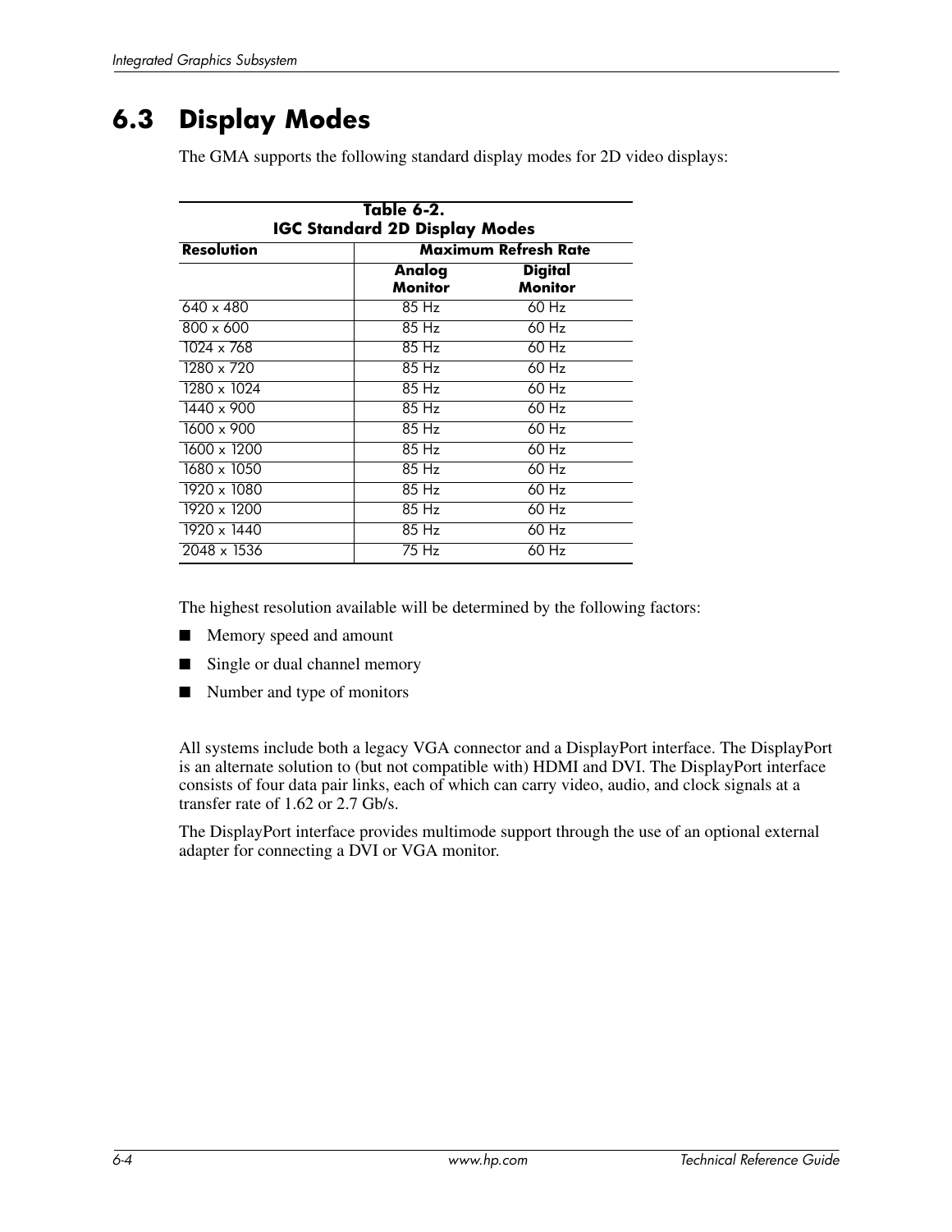## 6.3 Display Modes

The GMA supports the following standard display modes for 2D video displays:

**Table 6-2.**
**IGC Standard 2D Display Modes**

| Resolution | Maximum Refresh Rate | |
|---|---|---|
| | Analog Monitor | Digital Monitor |
| 640 x 480 | 85 Hz | 60 Hz |
| 800 x 600 | 85 Hz | 60 Hz |
| 1024 x 768 | 85 Hz | 60 Hz |
| 1280 x 720 | 85 Hz | 60 Hz |
| 1280 x 1024 | 85 Hz | 60 Hz |
| 1440 x 900 | 85 Hz | 60 Hz |
| 1600 x 900 | 85 Hz | 60 Hz |
| 1600 x 1200 | 85 Hz | 60 Hz |
| 1680 x 1050 | 85 Hz | 60 Hz |
| 1920 x 1080 | 85 Hz | 60 Hz |
| 1920 x 1200 | 85 Hz | 60 Hz |
| 1920 x 1440 | 85 Hz | 60 Hz |
| 2048 x 1536 | 75 Hz | 60 Hz |

The highest resolution available will be determined by the following factors:

- Memory speed and amount
- Single or dual channel memory
- Number and type of monitors

All systems include both a legacy VGA connector and a DisplayPort interface. The DisplayPort is an alternate solution to (but not compatible with) HDMI and DVI. The DisplayPort interface consists of four data pair links, each of which can carry video, audio, and clock signals at a transfer rate of 1.62 or 2.7 Gb/s.

The DisplayPort interface provides multimode support through the use of an optional external adapter for connecting a DVI or VGA monitor.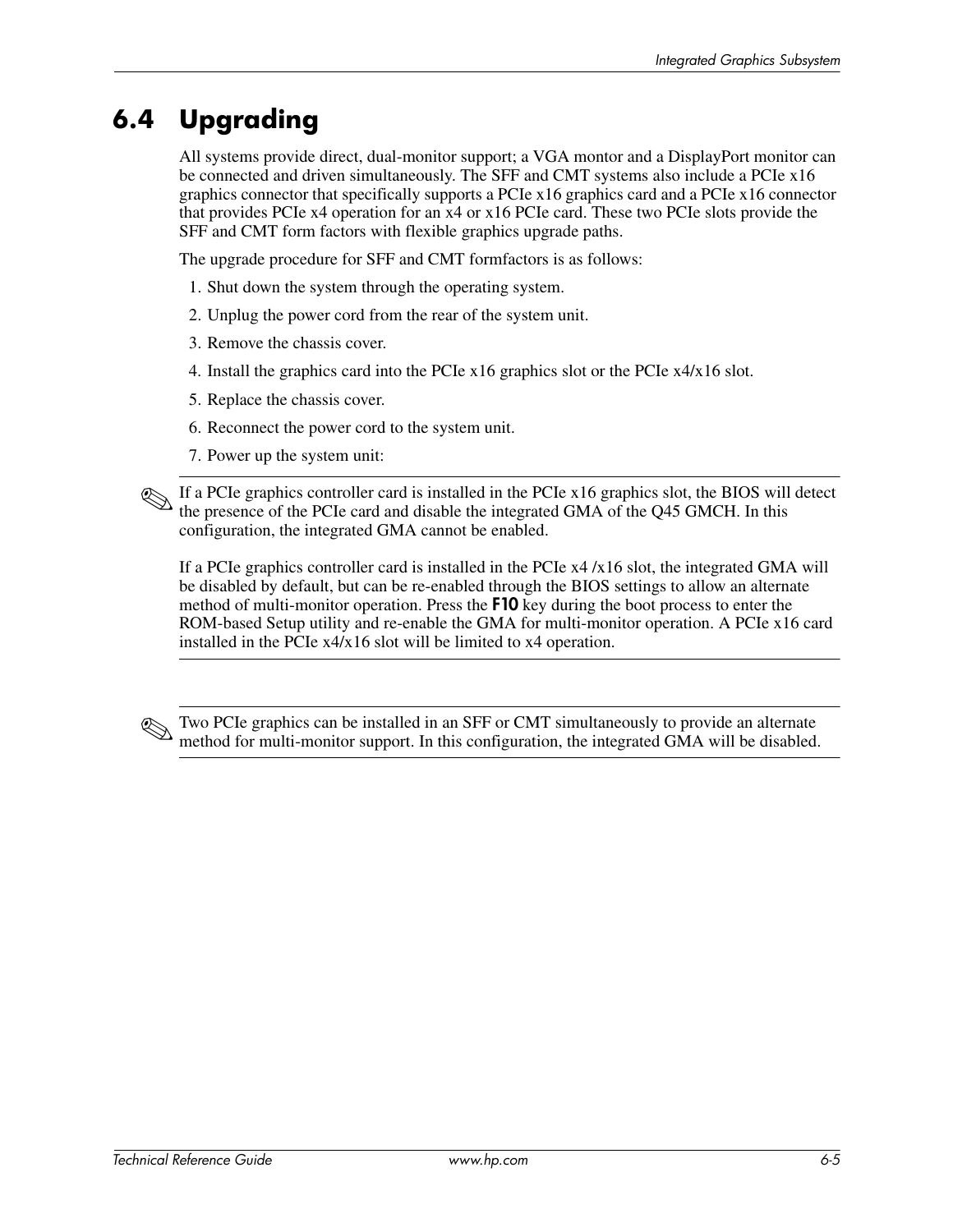## 6.4 Upgrading

All systems provide direct, dual-monitor support; a VGA montor and a DisplayPort monitor can be connected and driven simultaneously. The SFF and CMT systems also include a PCIe x16 graphics connector that specifically supports a PCIe x16 graphics card and a PCIe x16 connector that provides PCIe x4 operation for an x4 or x16 PCIe card. These two PCIe slots provide the SFF and CMT form factors with flexible graphics upgrade paths.

The upgrade procedure for SFF and CMT formfactors is as follows:

1. Shut down the system through the operating system.
2. Unplug the power cord from the rear of the system unit.
3. Remove the chassis cover.
4. Install the graphics card into the PCIe x16 graphics slot or the PCIe x4/x16 slot.
5. Replace the chassis cover.
6. Reconnect the power cord to the system unit.
7. Power up the system unit:

✎ If a PCIe graphics controller card is installed in the PCIe x16 graphics slot, the BIOS will detect the presence of the PCIe card and disable the integrated GMA of the Q45 GMCH. In this configuration, the integrated GMA cannot be enabled.

If a PCIe graphics controller card is installed in the PCIe x4 /x16 slot, the integrated GMA will be disabled by default, but can be re-enabled through the BIOS settings to allow an alternate method of multi-monitor operation. Press the **F10** key during the boot process to enter the ROM-based Setup utility and re-enable the GMA for multi-monitor operation. A PCIe x16 card installed in the PCIe x4/x16 slot will be limited to x4 operation.

✎ Two PCIe graphics can be installed in an SFF or CMT simultaneously to provide an alternate method for multi-monitor support. In this configuration, the integrated GMA will be disabled.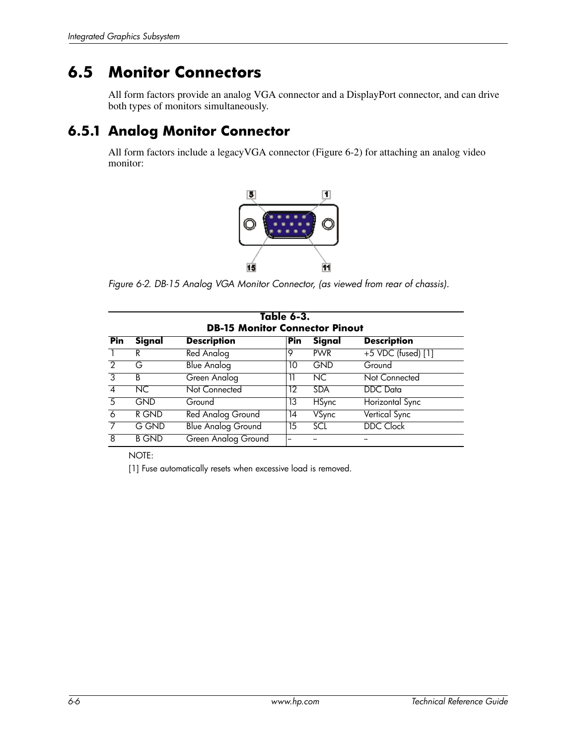# 6.5 Monitor Connectors

All form factors provide an analog VGA connector and a DisplayPort connector, and can drive both types of monitors simultaneously.

## 6.5.1 Analog Monitor Connector

All form factors include a legacyVGA connector (Figure 6-2) for attaching an analog video monitor:

*Figure 6-2. DB-15 Analog VGA Monitor Connector, (as viewed from rear of chassis).*

**Table 6-3.**
**DB-15 Monitor Connector Pinout**

| Pin | Signal | Description | Pin | Signal | Description |
|---|---|---|---|---|---|
| 1 | R | Red Analog | 9 | PWR | +5 VDC (fused) [1] |
| 2 | G | Blue Analog | 10 | GND | Ground |
| 3 | B | Green Analog | 11 | NC | Not Connected |
| 4 | NC | Not Connected | 12 | SDA | DDC Data |
| 5 | GND | Ground | 13 | HSync | Horizontal Sync |
| 6 | R GND | Red Analog Ground | 14 | VSync | Vertical Sync |
| 7 | G GND | Blue Analog Ground | 15 | SCL | DDC Clock |
| 8 | B GND | Green Analog Ground | -- | -- | -- |

NOTE:

[1] Fuse automatically resets when excessive load is removed.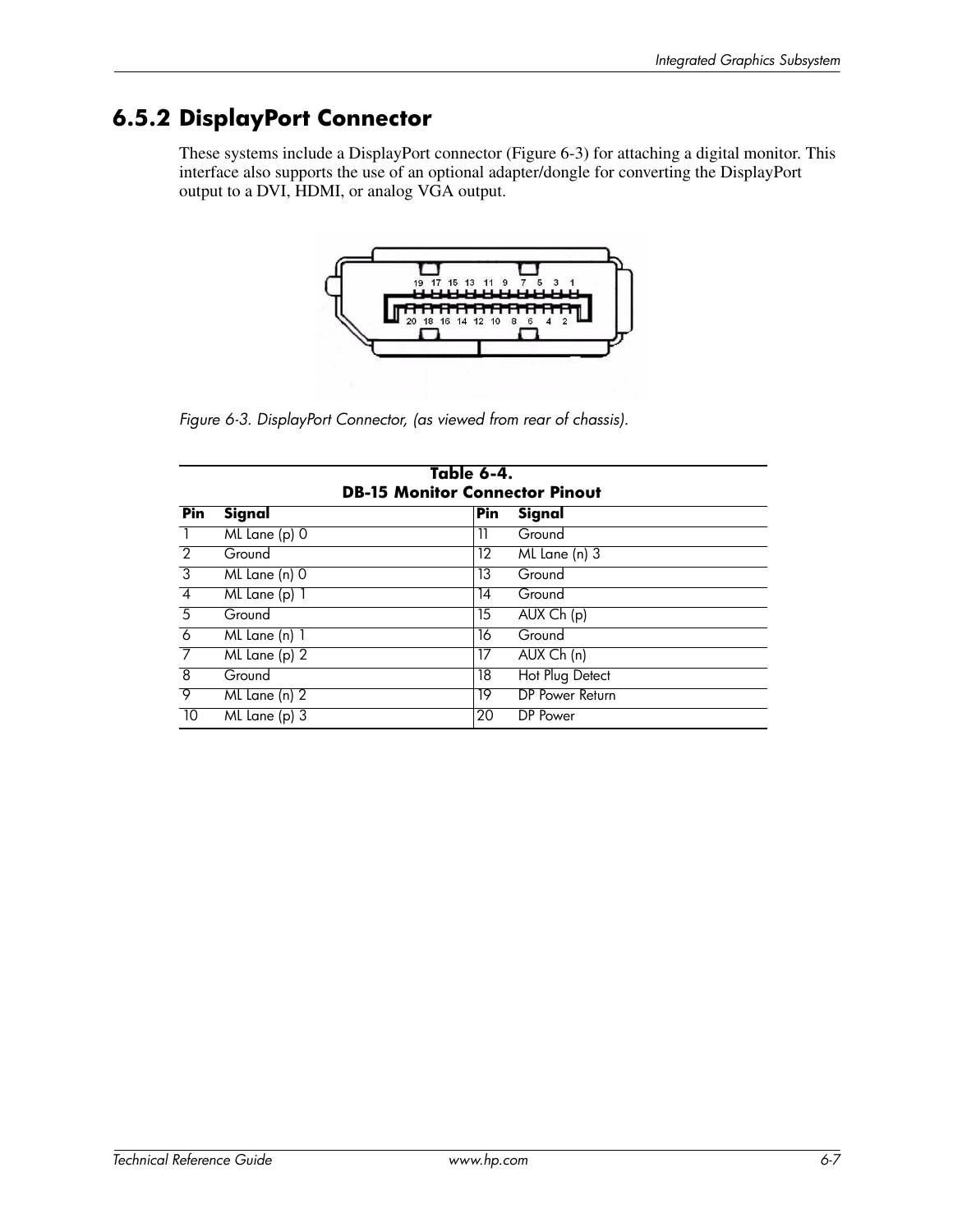## 6.5.2 DisplayPort Connector

These systems include a DisplayPort connector (Figure 6-3) for attaching a digital monitor. This interface also supports the use of an optional adapter/dongle for converting the DisplayPort output to a DVI, HDMI, or analog VGA output.

*Figure 6-3. DisplayPort Connector, (as viewed from rear of chassis).*

**Table 6-4.**
**DB-15 Monitor Connector Pinout**

| Pin | Signal | Pin | Signal |
|---|---|---|---|
| 1 | ML Lane (p) 0 | 11 | Ground |
| 2 | Ground | 12 | ML Lane (n) 3 |
| 3 | ML Lane (n) 0 | 13 | Ground |
| 4 | ML Lane (p) 1 | 14 | Ground |
| 5 | Ground | 15 | AUX Ch (p) |
| 6 | ML Lane (n) 1 | 16 | Ground |
| 7 | ML Lane (p) 2 | 17 | AUX Ch (n) |
| 8 | Ground | 18 | Hot Plug Detect |
| 9 | ML Lane (n) 2 | 19 | DP Power Return |
| 10 | ML Lane (p) 3 | 20 | DP Power |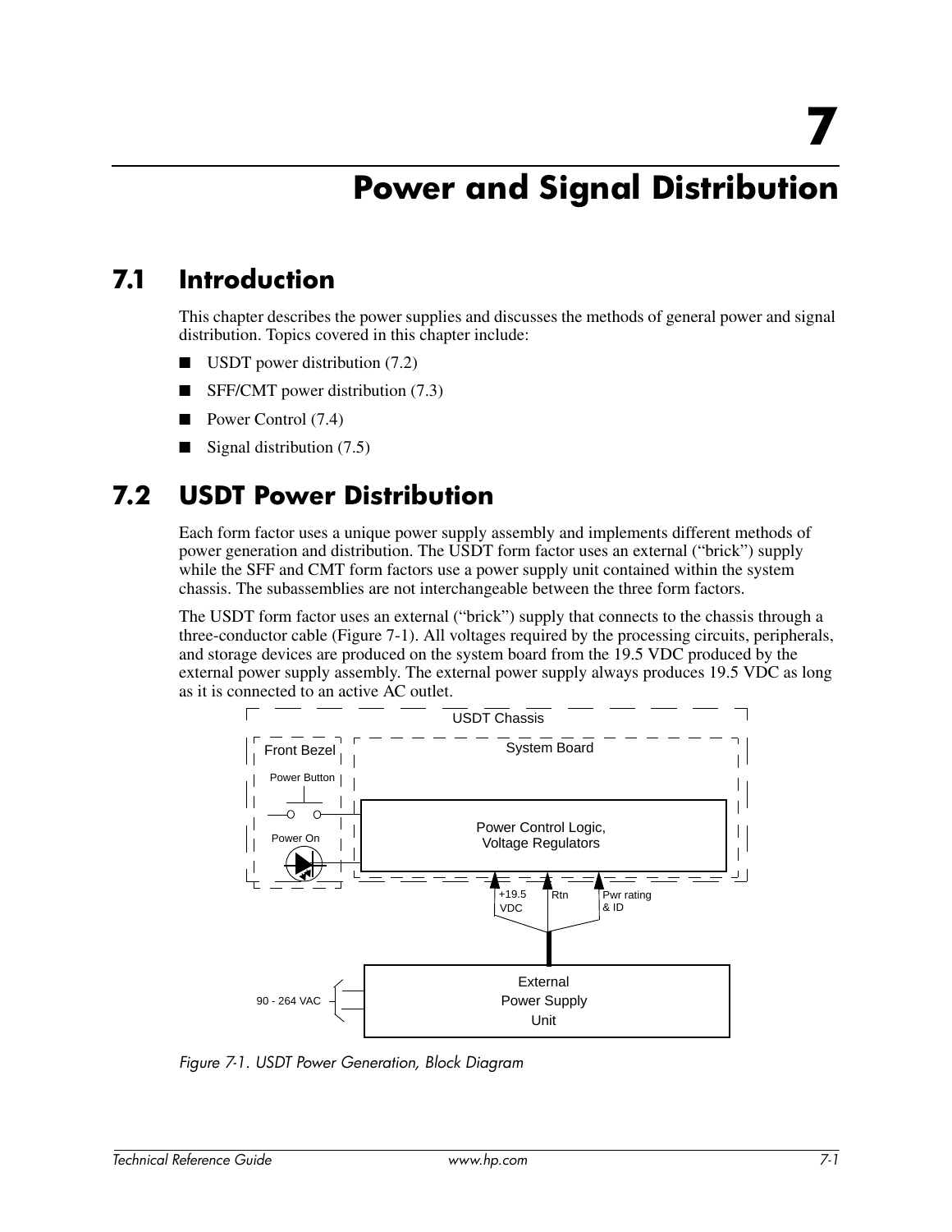# 7

# Power and Signal Distribution

## 7.1 Introduction

This chapter describes the power supplies and discusses the methods of general power and signal distribution. Topics covered in this chapter include:

- USDT power distribution (7.2)
- SFF/CMT power distribution (7.3)
- Power Control (7.4)
- Signal distribution (7.5)

## 7.2 USDT Power Distribution

Each form factor uses a unique power supply assembly and implements different methods of power generation and distribution. The USDT form factor uses an external ("brick") supply while the SFF and CMT form factors use a power supply unit contained within the system chassis. The subassemblies are not interchangeable between the three form factors.

The USDT form factor uses an external ("brick") supply that connects to the chassis through a three-conductor cable (Figure 7-1). All voltages required by the processing circuits, peripherals, and storage devices are produced on the system board from the 19.5 VDC produced by the external power supply assembly. The external power supply always produces 19.5 VDC as long as it is connected to an active AC outlet.

*Figure 7-1. USDT Power Generation, Block Diagram*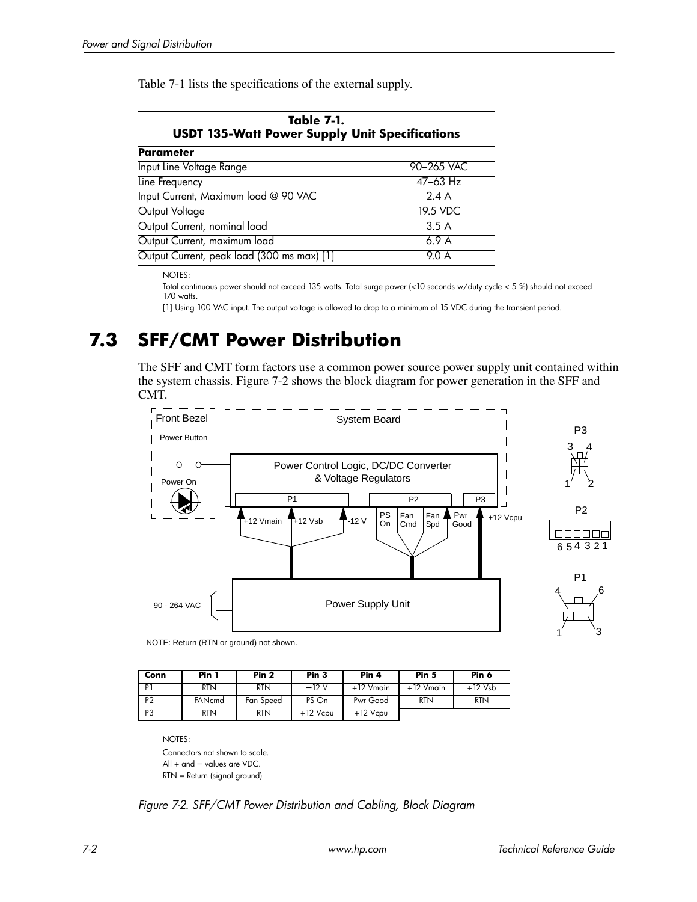Table 7-1 lists the specifications of the external supply.

**Table 7-1.**
**USDT 135-Watt Power Supply Unit Specifications**

| Parameter | |
|---|---|
| Input Line Voltage Range | 90–265 VAC |
| Line Frequency | 47–63 Hz |
| Input Current, Maximum load @ 90 VAC | 2.4 A |
| Output Voltage | 19.5 VDC |
| Output Current, nominal load | 3.5 A |
| Output Current, maximum load | 6.9 A |
| Output Current, peak load (300 ms max) [1] | 9.0 A |

NOTES:

Total continuous power should not exceed 135 watts. Total surge power (<10 seconds w/duty cycle < 5 %) should not exceed 170 watts.

[1] Using 100 VAC input. The output voltage is allowed to drop to a minimum of 15 VDC during the transient period.

## 7.3 SFF/CMT Power Distribution

The SFF and CMT form factors use a common power source power supply unit contained within the system chassis. Figure 7-2 shows the block diagram for power generation in the SFF and CMT.

Front Bezel | Power Button | Power On | System Board | Power Control Logic, DC/DC Converter & Voltage Regulators | P1 | P2 | P3 | +12 Vmain | +12 Vsb | -12 V | PS On | Fan Cmd | Fan Spd | Pwr Good | +12 Vcpu | Power Supply Unit | 90 - 264 VAC

NOTE: Return (RTN or ground) not shown.

| Conn | Pin 1 | Pin 2 | Pin 3 | Pin 4 | Pin 5 | Pin 6 |
|---|---|---|---|---|---|---|
| P1 | RTN | RTN | −12 V | +12 Vmain | +12 Vmain | +12 Vsb |
| P2 | FANcmd | Fan Speed | PS On | Pwr Good | RTN | RTN |
| P3 | RTN | RTN | +12 Vcpu | +12 Vcpu | | |

NOTES:

Connectors not shown to scale.

All + and − values are VDC.

RTN = Return (signal ground)

*Figure 7-2. SFF/CMT Power Distribution and Cabling, Block Diagram*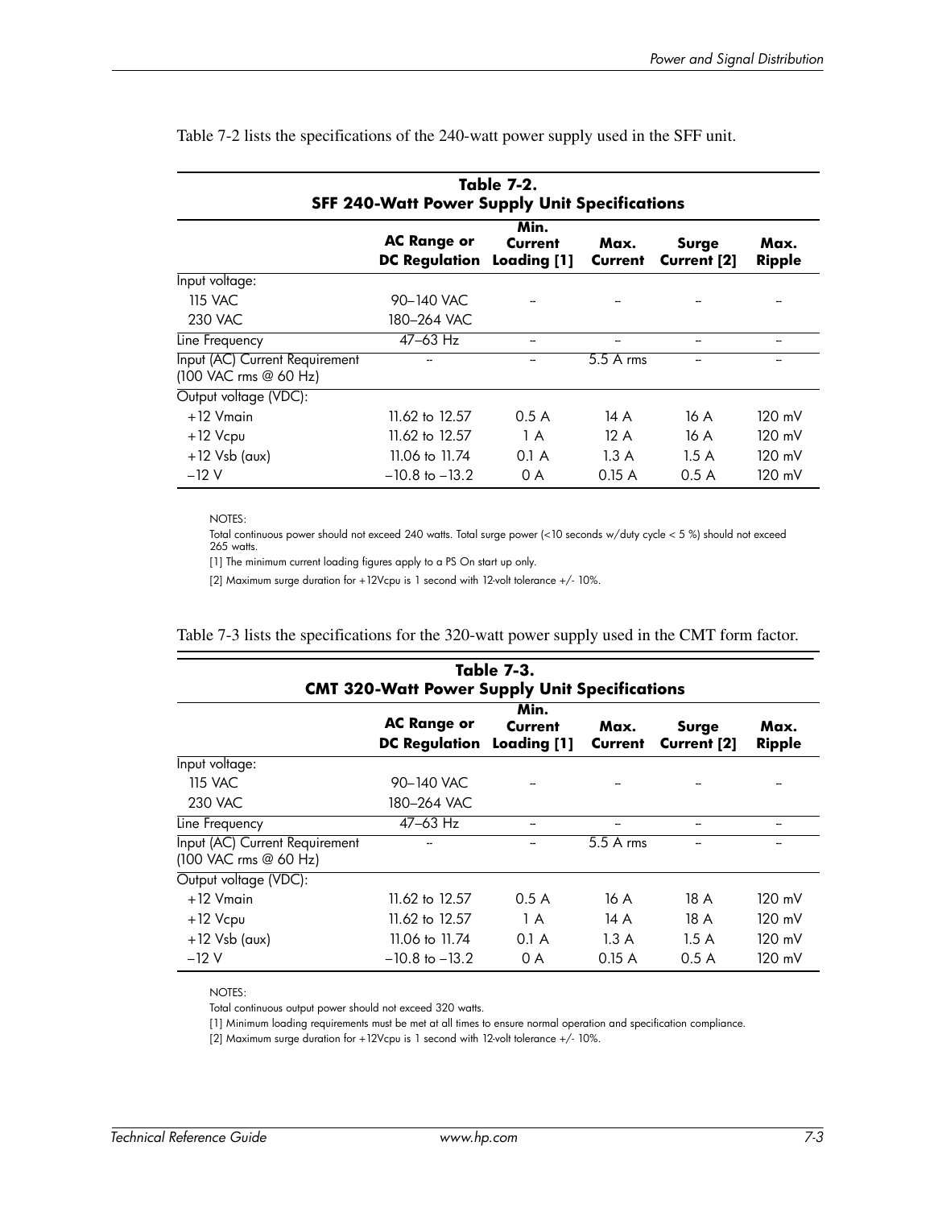Table 7-2 lists the specifications of the 240-watt power supply used in the SFF unit.

**Table 7-2.**
**SFF 240-Watt Power Supply Unit Specifications**

| | AC Range or DC Regulation | Min. Current Loading [1] | Max. Current | Surge Current [2] | Max. Ripple |
|---|---|---|---|---|---|
| Input voltage: | | | | | |
| 115 VAC | 90–140 VAC | -- | -- | -- | -- |
| 230 VAC | 180–264 VAC | | | | |
| Line Frequency | 47–63 Hz | -- | -- | -- | -- |
| Input (AC) Current Requirement (100 VAC rms @ 60 Hz) | -- | -- | 5.5 A rms | -- | -- |
| Output voltage (VDC): | | | | | |
| +12 Vmain | 11.62 to 12.57 | 0.5 A | 14 A | 16 A | 120 mV |
| +12 Vcpu | 11.62 to 12.57 | 1 A | 12 A | 16 A | 120 mV |
| +12 Vsb (aux) | 11.06 to 11.74 | 0.1 A | 1.3 A | 1.5 A | 120 mV |
| –12 V | –10.8 to –13.2 | 0 A | 0.15 A | 0.5 A | 120 mV |

NOTES:

Total continuous power should not exceed 240 watts. Total surge power (<10 seconds w/duty cycle < 5 %) should not exceed 265 watts.

[1] The minimum current loading figures apply to a PS On start up only.

[2] Maximum surge duration for +12Vcpu is 1 second with 12-volt tolerance +/- 10%.

Table 7-3 lists the specifications for the 320-watt power supply used in the CMT form factor.

**Table 7-3.**
**CMT 320-Watt Power Supply Unit Specifications**

| | AC Range or DC Regulation | Min. Current Loading [1] | Max. Current | Surge Current [2] | Max. Ripple |
|---|---|---|---|---|---|
| Input voltage: | | | | | |
| 115 VAC | 90–140 VAC | -- | -- | -- | -- |
| 230 VAC | 180–264 VAC | | | | |
| Line Frequency | 47–63 Hz | -- | -- | -- | -- |
| Input (AC) Current Requirement (100 VAC rms @ 60 Hz) | -- | -- | 5.5 A rms | -- | -- |
| Output voltage (VDC): | | | | | |
| +12 Vmain | 11.62 to 12.57 | 0.5 A | 16 A | 18 A | 120 mV |
| +12 Vcpu | 11.62 to 12.57 | 1 A | 14 A | 18 A | 120 mV |
| +12 Vsb (aux) | 11.06 to 11.74 | 0.1 A | 1.3 A | 1.5 A | 120 mV |
| –12 V | –10.8 to –13.2 | 0 A | 0.15 A | 0.5 A | 120 mV |

NOTES:

Total continuous output power should not exceed 320 watts.

[1] Minimum loading requirements must be met at all times to ensure normal operation and specification compliance.

[2] Maximum surge duration for +12Vcpu is 1 second with 12-volt tolerance +/- 10%.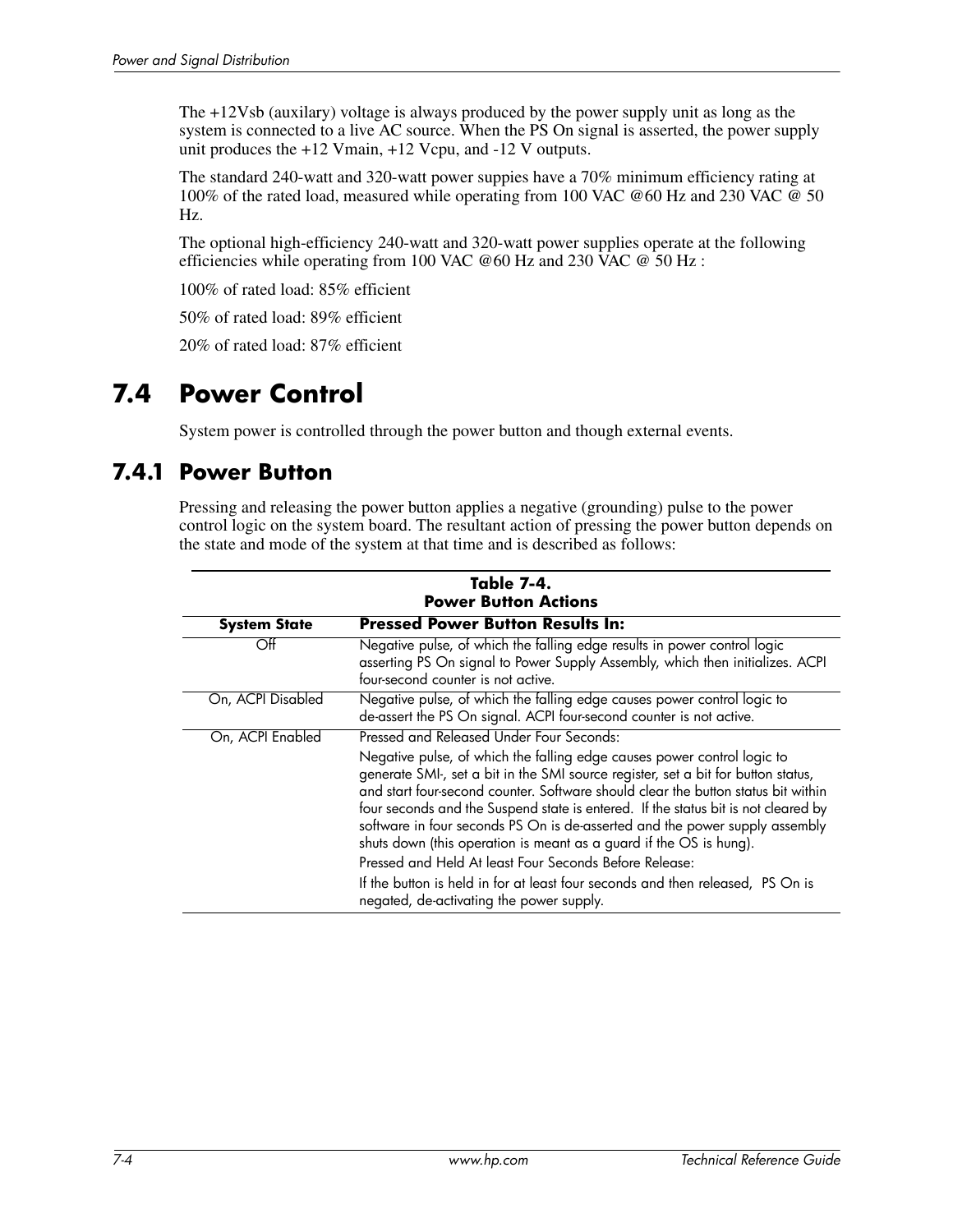The +12Vsb (auxilary) voltage is always produced by the power supply unit as long as the system is connected to a live AC source. When the PS On signal is asserted, the power supply unit produces the +12 Vmain, +12 Vcpu, and -12 V outputs.

The standard 240-watt and 320-watt power suppies have a 70% minimum efficiency rating at 100% of the rated load, measured while operating from 100 VAC @60 Hz and 230 VAC @ 50 Hz.

The optional high-efficiency 240-watt and 320-watt power supplies operate at the following efficiencies while operating from 100 VAC @60 Hz and 230 VAC @ 50 Hz :

100% of rated load: 85% efficient

50% of rated load: 89% efficient

20% of rated load: 87% efficient

# 7.4 Power Control

System power is controlled through the power button and though external events.

## 7.4.1 Power Button

Pressing and releasing the power button applies a negative (grounding) pulse to the power control logic on the system board. The resultant action of pressing the power button depends on the state and mode of the system at that time and is described as follows:

**Table 7-4.**
**Power Button Actions**

| System State | Pressed Power Button Results In: |
|---|---|
| Off | Negative pulse, of which the falling edge results in power control logic asserting PS On signal to Power Supply Assembly, which then initializes. ACPI four-second counter is not active. |
| On, ACPI Disabled | Negative pulse, of which the falling edge causes power control logic to de-assert the PS On signal. ACPI four-second counter is not active. |
| On, ACPI Enabled | Pressed and Released Under Four Seconds:<br>Negative pulse, of which the falling edge causes power control logic to generate SMI-, set a bit in the SMI source register, set a bit for button status, and start four-second counter. Software should clear the button status bit within four seconds and the Suspend state is entered. If the status bit is not cleared by software in four seconds PS On is de-asserted and the power supply assembly shuts down (this operation is meant as a guard if the OS is hung).<br>Pressed and Held At least Four Seconds Before Release:<br>If the button is held in for at least four seconds and then released, PS On is negated, de-activating the power supply. |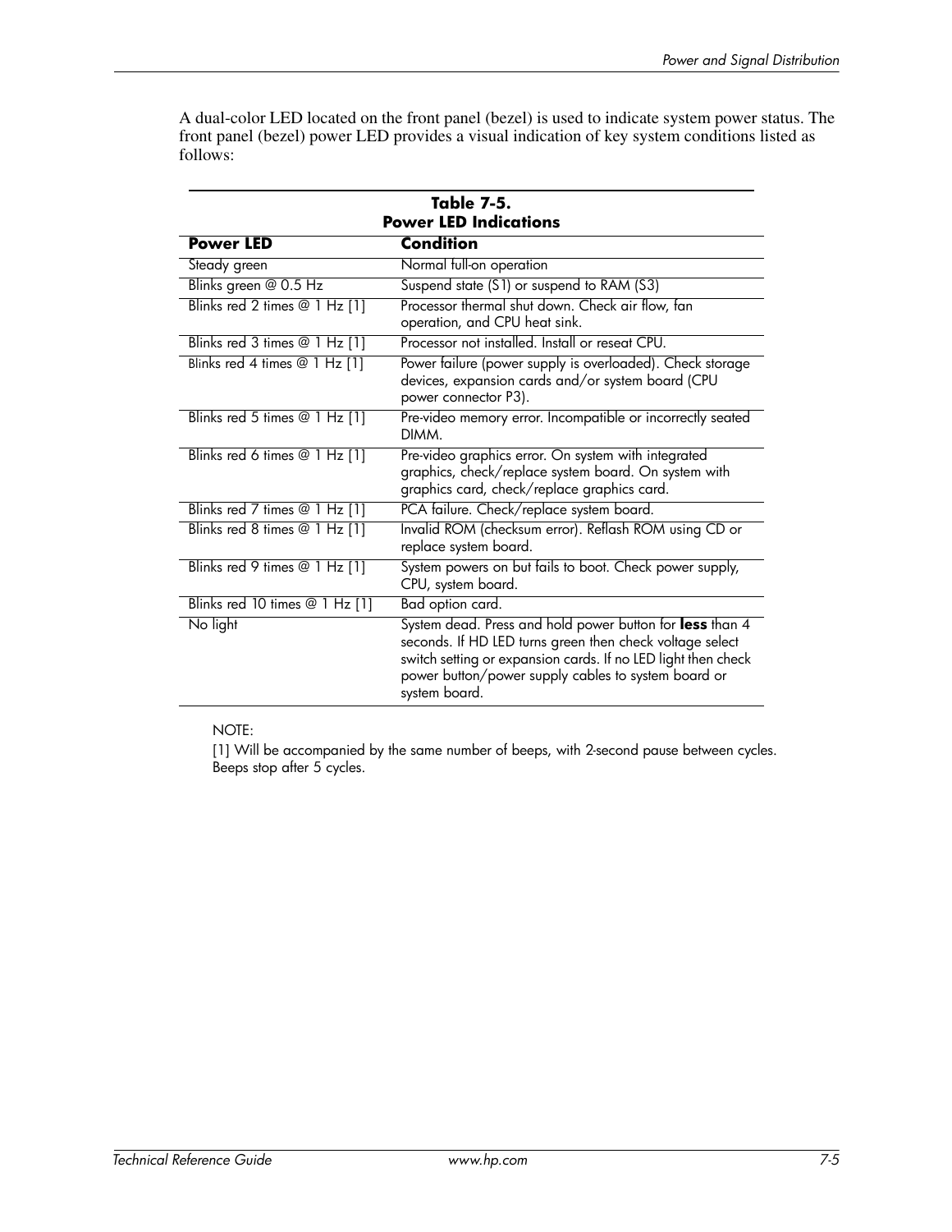A dual-color LED located on the front panel (bezel) is used to indicate system power status. The front panel (bezel) power LED provides a visual indication of key system conditions listed as follows:

**Table 7-5.**
**Power LED Indications**

| **Power LED** | **Condition** |
|---|---|
| Steady green | Normal full-on operation |
| Blinks green @ 0.5 Hz | Suspend state (S1) or suspend to RAM (S3) |
| Blinks red 2 times @ 1 Hz [1] | Processor thermal shut down. Check air flow, fan operation, and CPU heat sink. |
| Blinks red 3 times @ 1 Hz [1] | Processor not installed. Install or reseat CPU. |
| Blinks red 4 times @ 1 Hz [1] | Power failure (power supply is overloaded). Check storage devices, expansion cards and/or system board (CPU power connector P3). |
| Blinks red 5 times @ 1 Hz [1] | Pre-video memory error. Incompatible or incorrectly seated DIMM. |
| Blinks red 6 times @ 1 Hz [1] | Pre-video graphics error. On system with integrated graphics, check/replace system board. On system with graphics card, check/replace graphics card. |
| Blinks red 7 times @ 1 Hz [1] | PCA failure. Check/replace system board. |
| Blinks red 8 times @ 1 Hz [1] | Invalid ROM (checksum error). Reflash ROM using CD or replace system board. |
| Blinks red 9 times @ 1 Hz [1] | System powers on but fails to boot. Check power supply, CPU, system board. |
| Blinks red 10 times @ 1 Hz [1] | Bad option card. |
| No light | System dead. Press and hold power button for **less** than 4 seconds. If HD LED turns green then check voltage select switch setting or expansion cards. If no LED light then check power button/power supply cables to system board or system board. |

NOTE:

[1] Will be accompanied by the same number of beeps, with 2-second pause between cycles. Beeps stop after 5 cycles.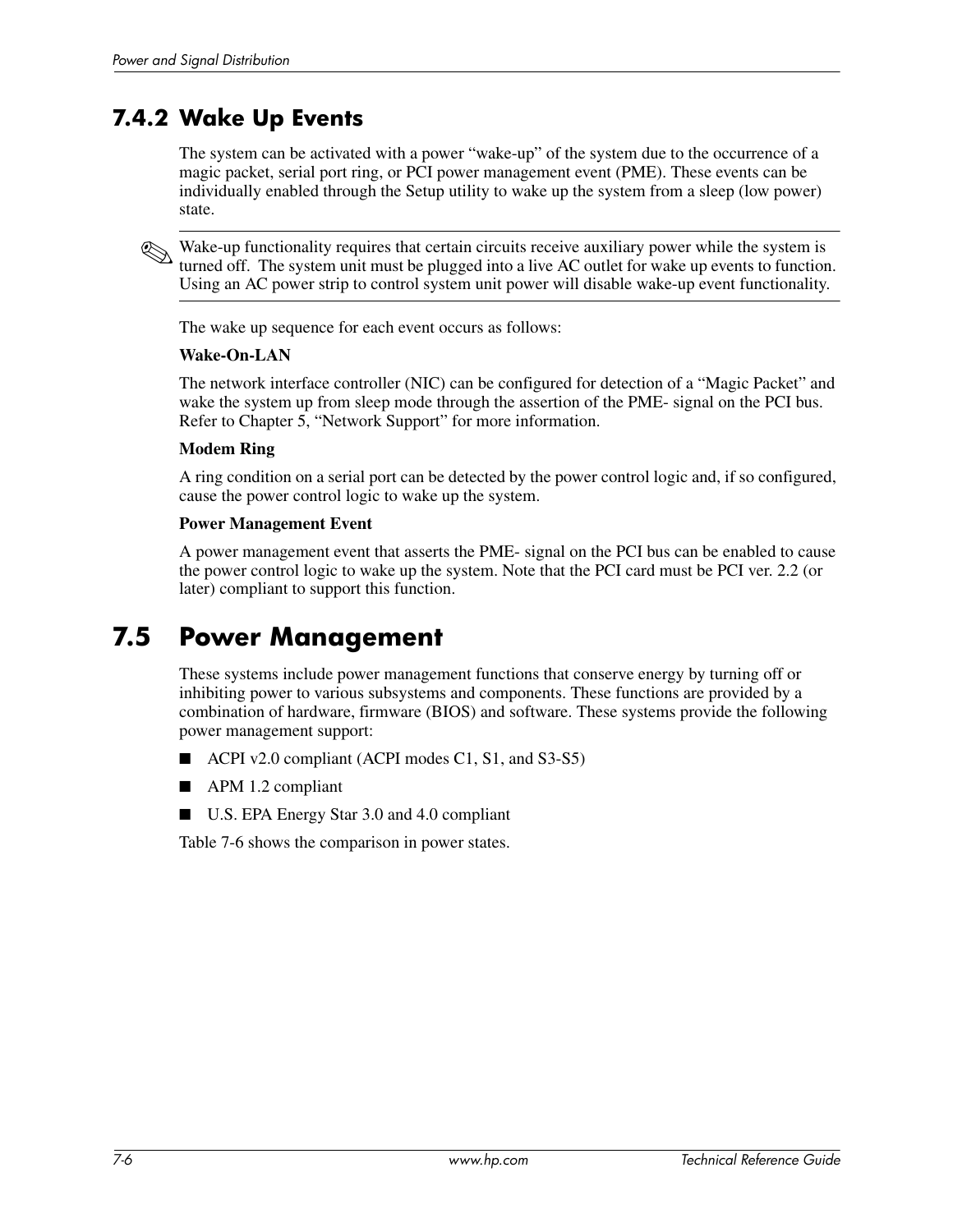### 7.4.2 Wake Up Events

The system can be activated with a power "wake-up" of the system due to the occurrence of a magic packet, serial port ring, or PCI power management event (PME). These events can be individually enabled through the Setup utility to wake up the system from a sleep (low power) state.

✎ Wake-up functionality requires that certain circuits receive auxiliary power while the system is turned off. The system unit must be plugged into a live AC outlet for wake up events to function. Using an AC power strip to control system unit power will disable wake-up event functionality.

The wake up sequence for each event occurs as follows:

**Wake-On-LAN**

The network interface controller (NIC) can be configured for detection of a "Magic Packet" and wake the system up from sleep mode through the assertion of the PME- signal on the PCI bus. Refer to Chapter 5, "Network Support" for more information.

**Modem Ring**

A ring condition on a serial port can be detected by the power control logic and, if so configured, cause the power control logic to wake up the system.

**Power Management Event**

A power management event that asserts the PME- signal on the PCI bus can be enabled to cause the power control logic to wake up the system. Note that the PCI card must be PCI ver. 2.2 (or later) compliant to support this function.

## 7.5 Power Management

These systems include power management functions that conserve energy by turning off or inhibiting power to various subsystems and components. These functions are provided by a combination of hardware, firmware (BIOS) and software. These systems provide the following power management support:

- ACPI v2.0 compliant (ACPI modes C1, S1, and S3-S5)
- APM 1.2 compliant
- U.S. EPA Energy Star 3.0 and 4.0 compliant

Table 7-6 shows the comparison in power states.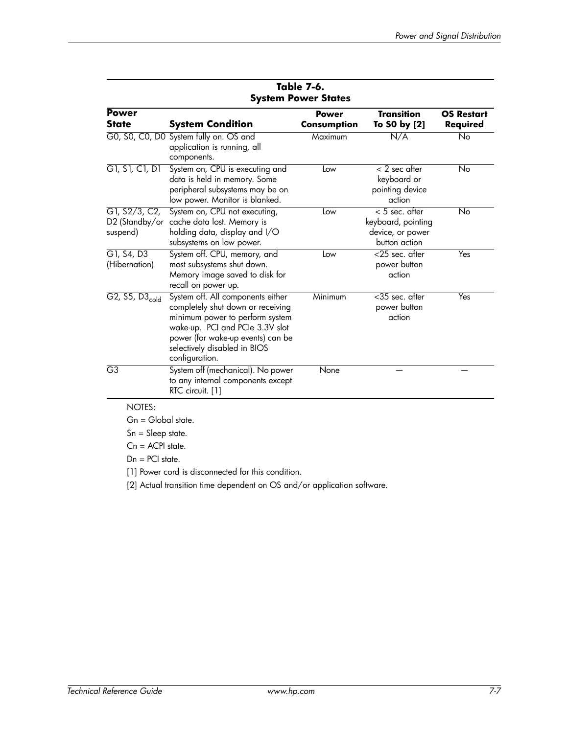**Table 7-6. System Power States**

| Power State | System Condition | Power Consumption | Transition To S0 by [2] | OS Restart Required |
|---|---|---|---|---|
| G0, S0, C0, D0 | System fully on. OS and application is running, all components. | Maximum | N/A | No |
| G1, S1, C1, D1 | System on, CPU is executing and data is held in memory. Some peripheral subsystems may be on low power. Monitor is blanked. | Low | < 2 sec after keyboard or pointing device action | No |
| G1, S2/3, C2, D2 (Standby/or suspend) | System on, CPU not executing, cache data lost. Memory is holding data, display and I/O subsystems on low power. | Low | < 5 sec. after keyboard, pointing device, or power button action | No |
| G1, S4, D3 (Hibernation) | System off. CPU, memory, and most subsystems shut down. Memory image saved to disk for recall on power up. | Low | <25 sec. after power button action | Yes |
| G2, S5, $D3_{cold}$ | System off. All components either completely shut down or receiving minimum power to perform system wake-up. PCI and PCIe 3.3V slot power (for wake-up events) can be selectively disabled in BIOS configuration. | Minimum | <35 sec. after power button action | Yes |
| G3 | System off (mechanical). No power to any internal components except RTC circuit. [1] | None | — | — |

NOTES:

Gn = Global state.

Sn = Sleep state.

Cn = ACPI state.

Dn = PCI state.

[1] Power cord is disconnected for this condition.

[2] Actual transition time dependent on OS and/or application software.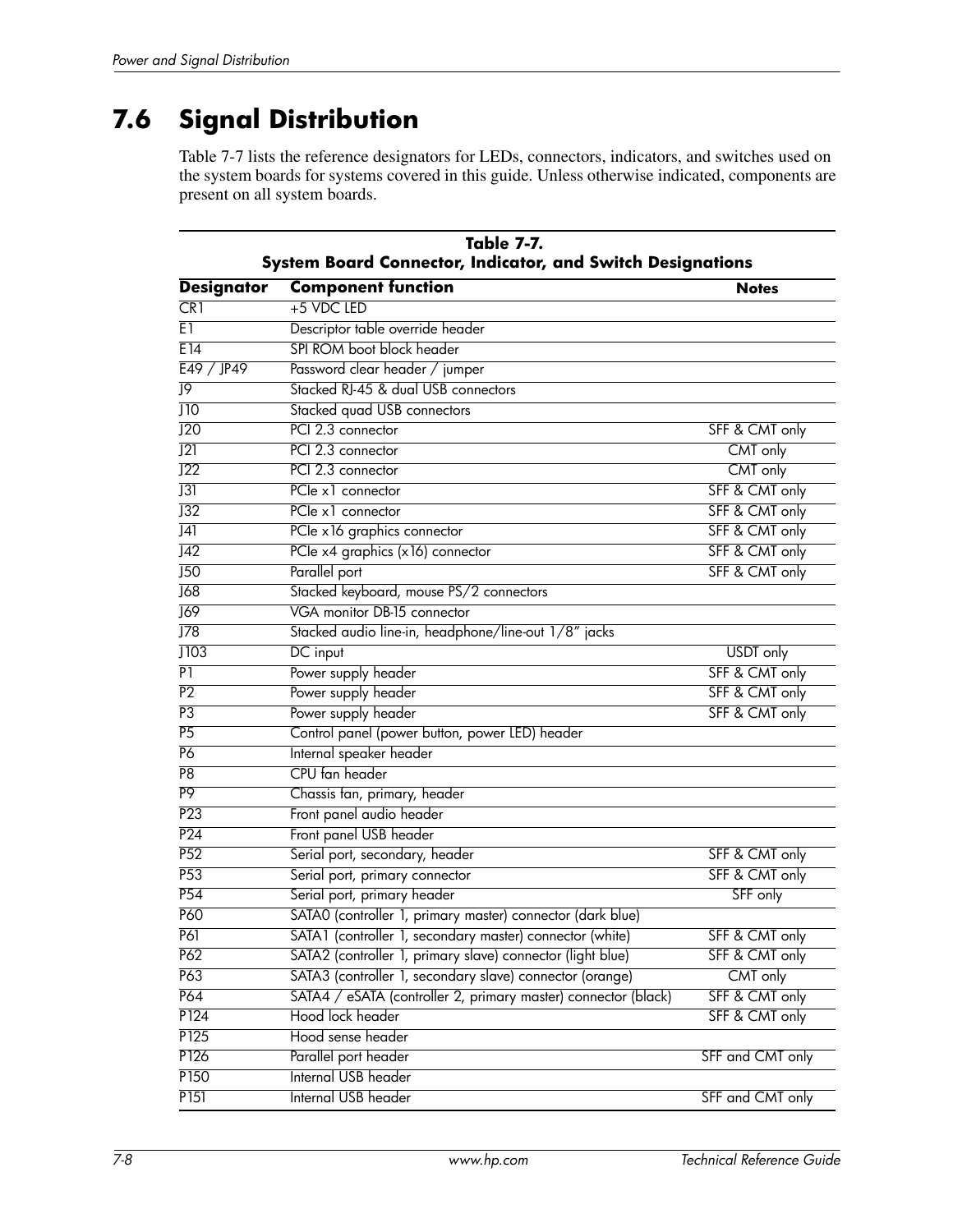## 7.6 Signal Distribution

Table 7-7 lists the reference designators for LEDs, connectors, indicators, and switches used on the system boards for systems covered in this guide. Unless otherwise indicated, components are present on all system boards.

**Table 7-7. System Board Connector, Indicator, and Switch Designations**

| Designator | Component function | Notes |
|---|---|---|
| CR1 | +5 VDC LED | |
| E1 | Descriptor table override header | |
| E14 | SPI ROM boot block header | |
| E49 / JP49 | Password clear header / jumper | |
| J9 | Stacked RJ-45 & dual USB connectors | |
| J10 | Stacked quad USB connectors | |
| J20 | PCI 2.3 connector | SFF & CMT only |
| J21 | PCI 2.3 connector | CMT only |
| J22 | PCI 2.3 connector | CMT only |
| J31 | PCIe x1 connector | SFF & CMT only |
| J32 | PCIe x1 connector | SFF & CMT only |
| J41 | PCIe x16 graphics connector | SFF & CMT only |
| J42 | PCIe x4 graphics (x16) connector | SFF & CMT only |
| J50 | Parallel port | SFF & CMT only |
| J68 | Stacked keyboard, mouse PS/2 connectors | |
| J69 | VGA monitor DB-15 connector | |
| J78 | Stacked audio line-in, headphone/line-out 1/8" jacks | |
| J103 | DC input | USDT only |
| P1 | Power supply header | SFF & CMT only |
| P2 | Power supply header | SFF & CMT only |
| P3 | Power supply header | SFF & CMT only |
| P5 | Control panel (power button, power LED) header | |
| P6 | Internal speaker header | |
| P8 | CPU fan header | |
| P9 | Chassis fan, primary, header | |
| P23 | Front panel audio header | |
| P24 | Front panel USB header | |
| P52 | Serial port, secondary, header | SFF & CMT only |
| P53 | Serial port, primary connector | SFF & CMT only |
| P54 | Serial port, primary header | SFF only |
| P60 | SATA0 (controller 1, primary master) connector (dark blue) | |
| P61 | SATA1 (controller 1, secondary master) connector (white) | SFF & CMT only |
| P62 | SATA2 (controller 1, primary slave) connector (light blue) | SFF & CMT only |
| P63 | SATA3 (controller 1, secondary slave) connector (orange) | CMT only |
| P64 | SATA4 / eSATA (controller 2, primary master) connector (black) | SFF & CMT only |
| P124 | Hood lock header | SFF & CMT only |
| P125 | Hood sense header | |
| P126 | Parallel port header | SFF and CMT only |
| P150 | Internal USB header | |
| P151 | Internal USB header | SFF and CMT only |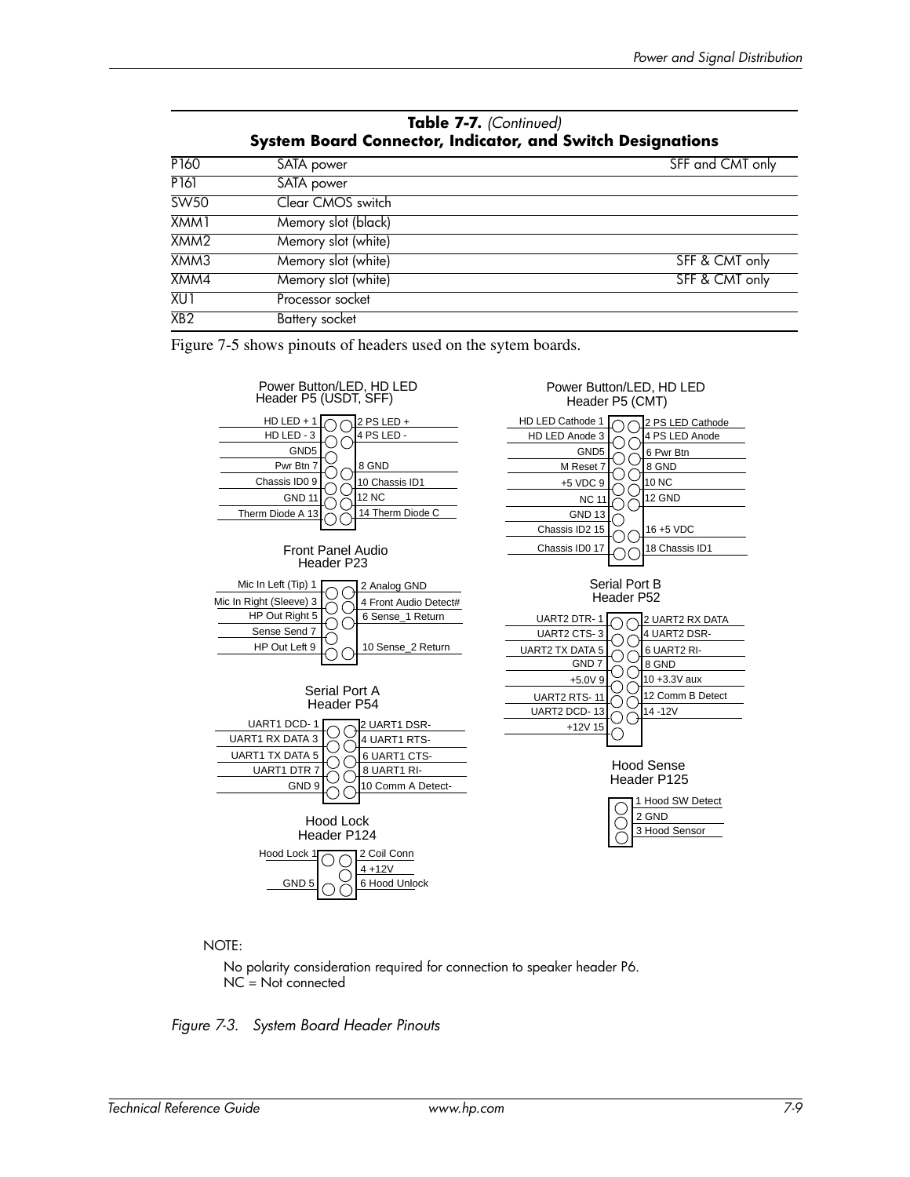**Table 7-7.** *(Continued)*
**System Board Connector, Indicator, and Switch Designations**

| | | |
|---|---|---|
| P160 | SATA power | SFF and CMT only |
| P161 | SATA power | |
| SW50 | Clear CMOS switch | |
| XMM1 | Memory slot (black) | |
| XMM2 | Memory slot (white) | |
| XMM3 | Memory slot (white) | SFF & CMT only |
| XMM4 | Memory slot (white) | SFF & CMT only |
| XU1 | Processor socket | |
| XB2 | Battery socket | |

Figure 7-5 shows pinouts of headers used on the sytem boards.

**Power Button/LED, HD LED Header P5 (USDT, SFF)**

| Odd pin | Even pin |
|---|---|
| HD LED + 1 | 2 PS LED + |
| HD LED - 3 | 4 PS LED - |
| GND5 | |
| Pwr Btn 7 | 8 GND |
| Chassis ID0 9 | 10 Chassis ID1 |
| GND 11 | 12 NC |
| Therm Diode A 13 | 14 Therm Diode C |

**Power Button/LED, HD LED Header P5 (CMT)**

| Odd pin | Even pin |
|---|---|
| HD LED Cathode 1 | 2 PS LED Cathode |
| HD LED Anode 3 | 4 PS LED Anode |
| GND5 | 6 Pwr Btn |
| M Reset 7 | 8 GND |
| +5 VDC 9 | 10 NC |
| NC 11 | 12 GND |
| GND 13 | |
| Chassis ID2 15 | 16 +5 VDC |
| Chassis ID0 17 | 18 Chassis ID1 |

**Front Panel Audio Header P23**

| Odd pin | Even pin |
|---|---|
| Mic In Left (Tip) 1 | 2 Analog GND |
| Mic In Right (Sleeve) 3 | 4 Front Audio Detect# |
| HP Out Right 5 | 6 Sense_1 Return |
| Sense Send 7 | |
| HP Out Left 9 | 10 Sense_2 Return |

**Serial Port B Header P52**

| Odd pin | Even pin |
|---|---|
| UART2 DTR- 1 | 2 UART2 RX DATA |
| UART2 CTS- 3 | 4 UART2 DSR- |
| UART2 TX DATA 5 | 6 UART2 RI- |
| GND 7 | 8 GND |
| +5.0V 9 | 10 +3.3V aux |
| UART2 RTS- 11 | 12 Comm B Detect |
| UART2 DCD- 13 | 14 -12V |
| +12V 15 | |

**Serial Port A Header P54**

| Odd pin | Even pin |
|---|---|
| UART1 DCD- 1 | 2 UART1 DSR- |
| UART1 RX DATA 3 | 4 UART1 RTS- |
| UART1 TX DATA 5 | 6 UART1 CTS- |
| UART1 DTR 7 | 8 UART1 RI- |
| GND 9 | 10 Comm A Detect- |

**Hood Sense Header P125**

| Pin |
|---|
| 1 Hood SW Detect |
| 2 GND |
| 3 Hood Sensor |

**Hood Lock Header P124**

| Odd pin | Even pin |
|---|---|
| Hood Lock 1 | 2 Coil Conn |
| | 4 +12V |
| GND 5 | 6 Hood Unlock |

NOTE:

No polarity consideration required for connection to speaker header P6.
NC = Not connected

*Figure 7-3. System Board Header Pinouts*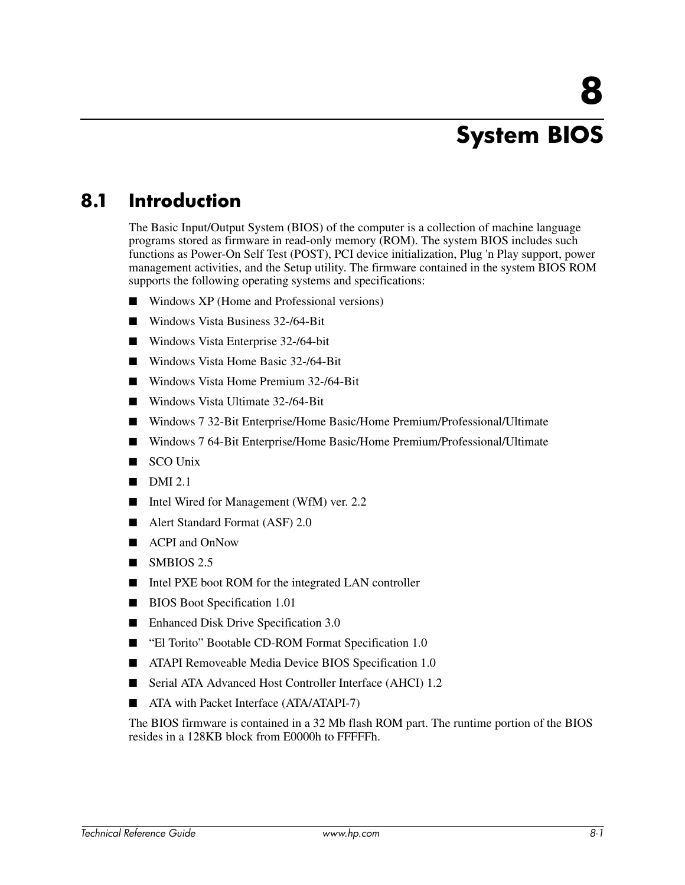# 8 System BIOS

## 8.1 Introduction

The Basic Input/Output System (BIOS) of the computer is a collection of machine language programs stored as firmware in read-only memory (ROM). The system BIOS includes such functions as Power-On Self Test (POST), PCI device initialization, Plug 'n Play support, power management activities, and the Setup utility. The firmware contained in the system BIOS ROM supports the following operating systems and specifications:

- Windows XP (Home and Professional versions)
- Windows Vista Business 32-/64-Bit
- Windows Vista Enterprise 32-/64-bit
- Windows Vista Home Basic 32-/64-Bit
- Windows Vista Home Premium 32-/64-Bit
- Windows Vista Ultimate 32-/64-Bit
- Windows 7 32-Bit Enterprise/Home Basic/Home Premium/Professional/Ultimate
- Windows 7 64-Bit Enterprise/Home Basic/Home Premium/Professional/Ultimate
- SCO Unix
- DMI 2.1
- Intel Wired for Management (WfM) ver. 2.2
- Alert Standard Format (ASF) 2.0
- ACPI and OnNow
- SMBIOS 2.5
- Intel PXE boot ROM for the integrated LAN controller
- BIOS Boot Specification 1.01
- Enhanced Disk Drive Specification 3.0
- “El Torito” Bootable CD-ROM Format Specification 1.0
- ATAPI Removeable Media Device BIOS Specification 1.0
- Serial ATA Advanced Host Controller Interface (AHCI) 1.2
- ATA with Packet Interface (ATA/ATAPI-7)

The BIOS firmware is contained in a 32 Mb flash ROM part. The runtime portion of the BIOS resides in a 128KB block from E0000h to FFFFFh.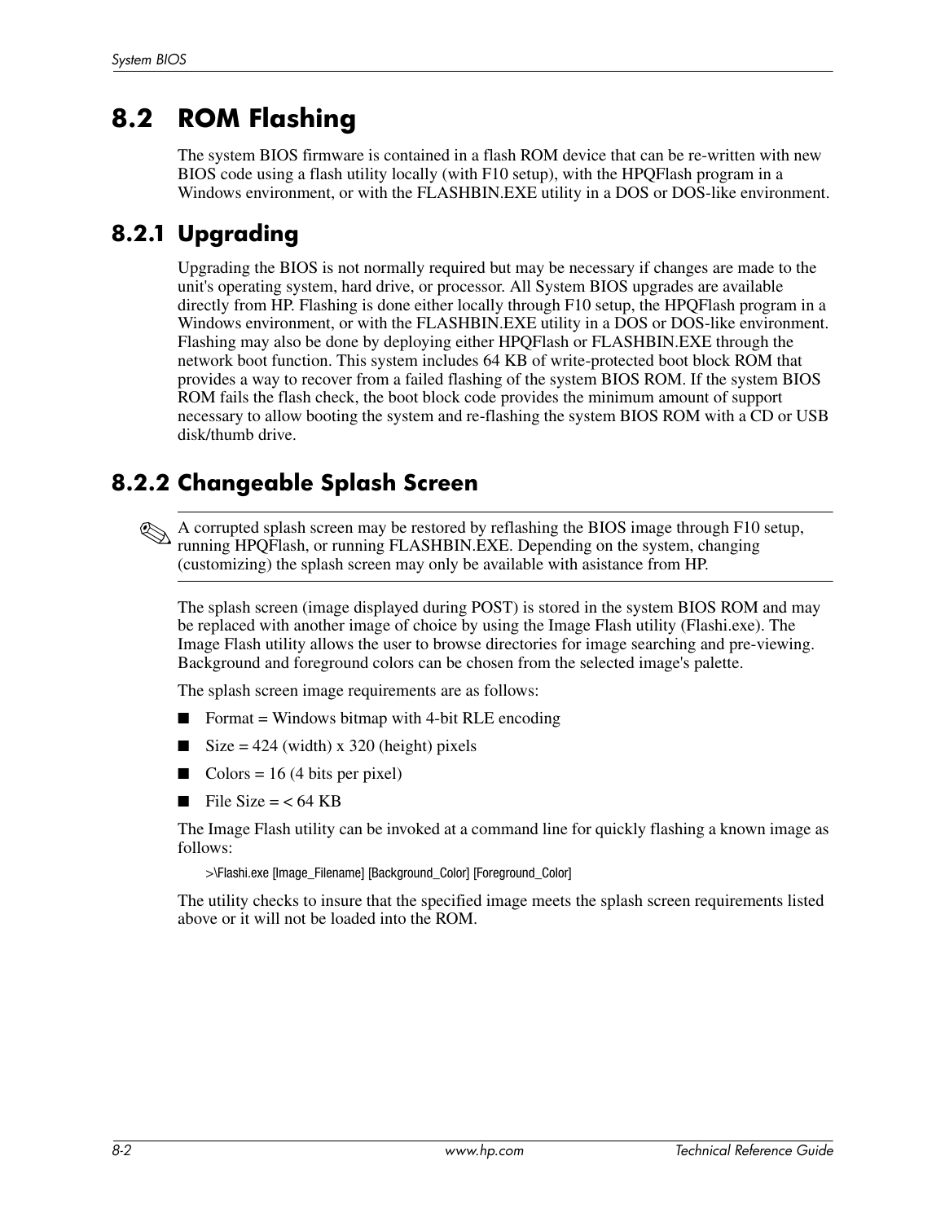## 8.2 ROM Flashing

The system BIOS firmware is contained in a flash ROM device that can be re-written with new BIOS code using a flash utility locally (with F10 setup), with the HPQFlash program in a Windows environment, or with the FLASHBIN.EXE utility in a DOS or DOS-like environment.

### 8.2.1 Upgrading

Upgrading the BIOS is not normally required but may be necessary if changes are made to the unit's operating system, hard drive, or processor. All System BIOS upgrades are available directly from HP. Flashing is done either locally through F10 setup, the HPQFlash program in a Windows environment, or with the FLASHBIN.EXE utility in a DOS or DOS-like environment. Flashing may also be done by deploying either HPQFlash or FLASHBIN.EXE through the network boot function. This system includes 64 KB of write-protected boot block ROM that provides a way to recover from a failed flashing of the system BIOS ROM. If the system BIOS ROM fails the flash check, the boot block code provides the minimum amount of support necessary to allow booting the system and re-flashing the system BIOS ROM with a CD or USB disk/thumb drive.

### 8.2.2 Changeable Splash Screen

✎ A corrupted splash screen may be restored by reflashing the BIOS image through F10 setup, running HPQFlash, or running FLASHBIN.EXE. Depending on the system, changing (customizing) the splash screen may only be available with asistance from HP.

The splash screen (image displayed during POST) is stored in the system BIOS ROM and may be replaced with another image of choice by using the Image Flash utility (Flashi.exe). The Image Flash utility allows the user to browse directories for image searching and pre-viewing. Background and foreground colors can be chosen from the selected image's palette.

The splash screen image requirements are as follows:

- Format = Windows bitmap with 4-bit RLE encoding
- Size = 424 (width) x 320 (height) pixels
- Colors = 16 (4 bits per pixel)
- File Size = < 64 KB

The Image Flash utility can be invoked at a command line for quickly flashing a known image as follows:

```
>\Flashi.exe [Image_Filename] [Background_Color] [Foreground_Color]
```

The utility checks to insure that the specified image meets the splash screen requirements listed above or it will not be loaded into the ROM.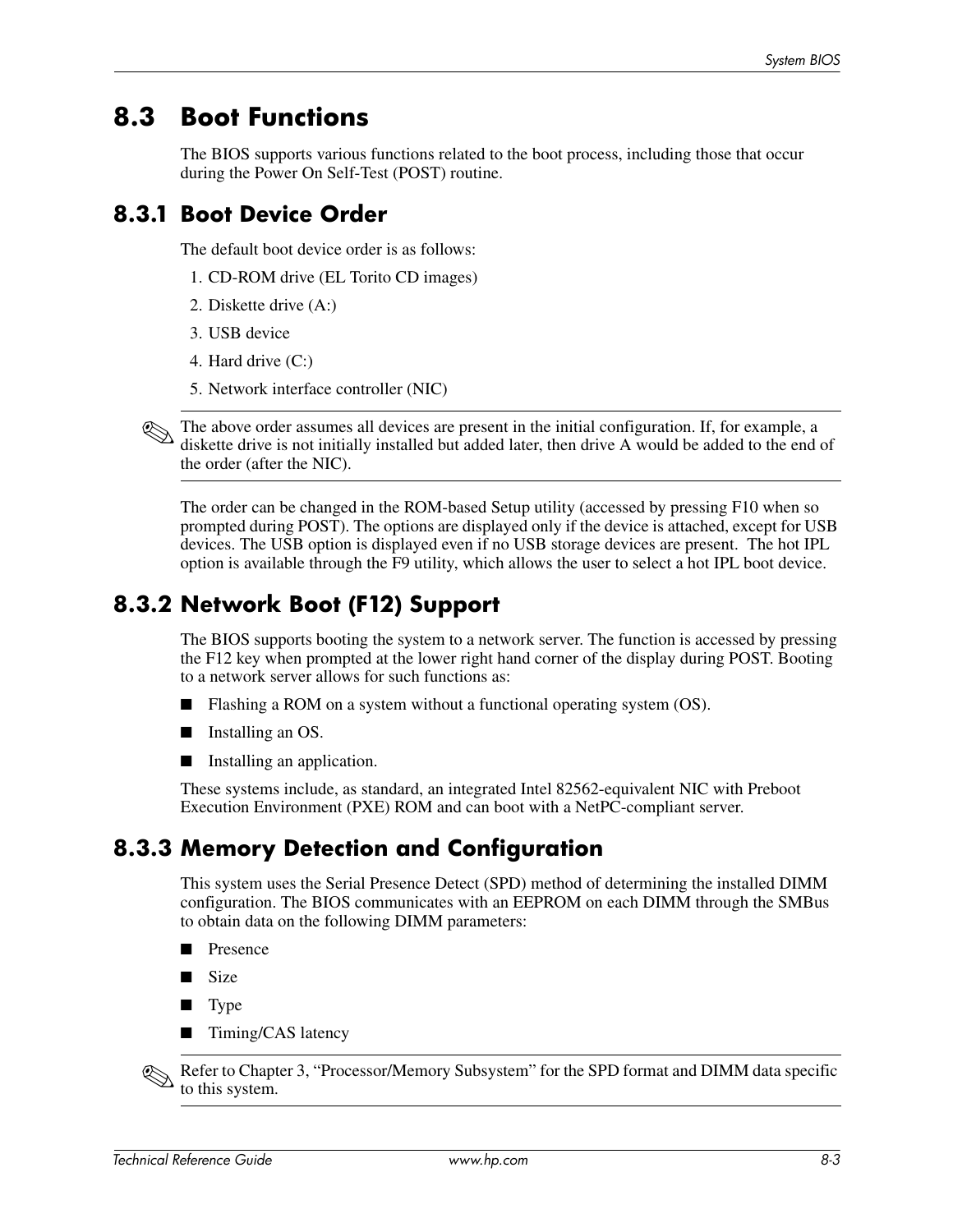## 8.3 Boot Functions

The BIOS supports various functions related to the boot process, including those that occur during the Power On Self-Test (POST) routine.

### 8.3.1 Boot Device Order

The default boot device order is as follows:

1. CD-ROM drive (EL Torito CD images)
2. Diskette drive (A:)
3. USB device
4. Hard drive (C:)
5. Network interface controller (NIC)

> ✎ The above order assumes all devices are present in the initial configuration. If, for example, a diskette drive is not initially installed but added later, then drive A would be added to the end of the order (after the NIC).

The order can be changed in the ROM-based Setup utility (accessed by pressing F10 when so prompted during POST). The options are displayed only if the device is attached, except for USB devices. The USB option is displayed even if no USB storage devices are present. The hot IPL option is available through the F9 utility, which allows the user to select a hot IPL boot device.

### 8.3.2 Network Boot (F12) Support

The BIOS supports booting the system to a network server. The function is accessed by pressing the F12 key when prompted at the lower right hand corner of the display during POST. Booting to a network server allows for such functions as:

- Flashing a ROM on a system without a functional operating system (OS).
- Installing an OS.
- Installing an application.

These systems include, as standard, an integrated Intel 82562-equivalent NIC with Preboot Execution Environment (PXE) ROM and can boot with a NetPC-compliant server.

### 8.3.3 Memory Detection and Configuration

This system uses the Serial Presence Detect (SPD) method of determining the installed DIMM configuration. The BIOS communicates with an EEPROM on each DIMM through the SMBus to obtain data on the following DIMM parameters:

- Presence
- Size
- Type
- Timing/CAS latency

> ✎ Refer to Chapter 3, "Processor/Memory Subsystem" for the SPD format and DIMM data specific to this system.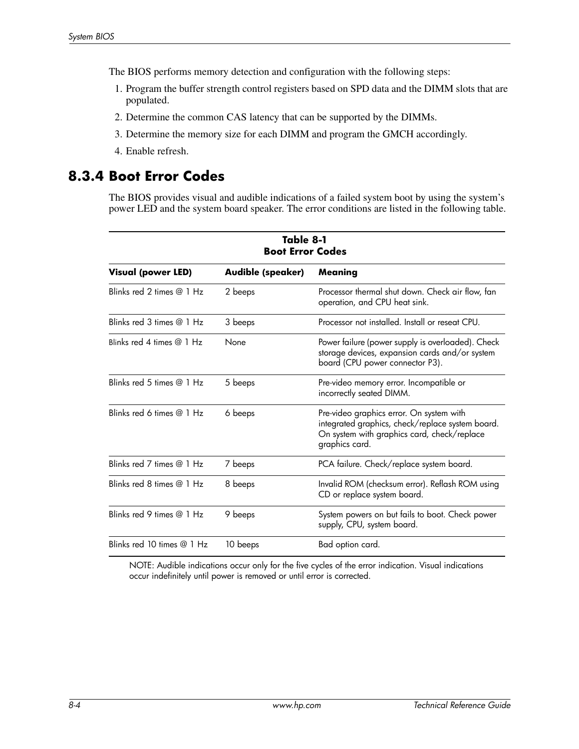The BIOS performs memory detection and configuration with the following steps:

1. Program the buffer strength control registers based on SPD data and the DIMM slots that are populated.
2. Determine the common CAS latency that can be supported by the DIMMs.
3. Determine the memory size for each DIMM and program the GMCH accordingly.
4. Enable refresh.

## 8.3.4 Boot Error Codes

The BIOS provides visual and audible indications of a failed system boot by using the system's power LED and the system board speaker. The error conditions are listed in the following table.

**Table 8-1**
**Boot Error Codes**

| Visual (power LED) | Audible (speaker) | Meaning |
|---|---|---|
| Blinks red 2 times @ 1 Hz | 2 beeps | Processor thermal shut down. Check air flow, fan operation, and CPU heat sink. |
| Blinks red 3 times @ 1 Hz | 3 beeps | Processor not installed. Install or reseat CPU. |
| Blinks red 4 times @ 1 Hz | None | Power failure (power supply is overloaded). Check storage devices, expansion cards and/or system board (CPU power connector P3). |
| Blinks red 5 times @ 1 Hz | 5 beeps | Pre-video memory error. Incompatible or incorrectly seated DIMM. |
| Blinks red 6 times @ 1 Hz | 6 beeps | Pre-video graphics error. On system with integrated graphics, check/replace system board. On system with graphics card, check/replace graphics card. |
| Blinks red 7 times @ 1 Hz | 7 beeps | PCA failure. Check/replace system board. |
| Blinks red 8 times @ 1 Hz | 8 beeps | Invalid ROM (checksum error). Reflash ROM using CD or replace system board. |
| Blinks red 9 times @ 1 Hz | 9 beeps | System powers on but fails to boot. Check power supply, CPU, system board. |
| Blinks red 10 times @ 1 Hz | 10 beeps | Bad option card. |

NOTE: Audible indications occur only for the five cycles of the error indication. Visual indications occur indefinitely until power is removed or until error is corrected.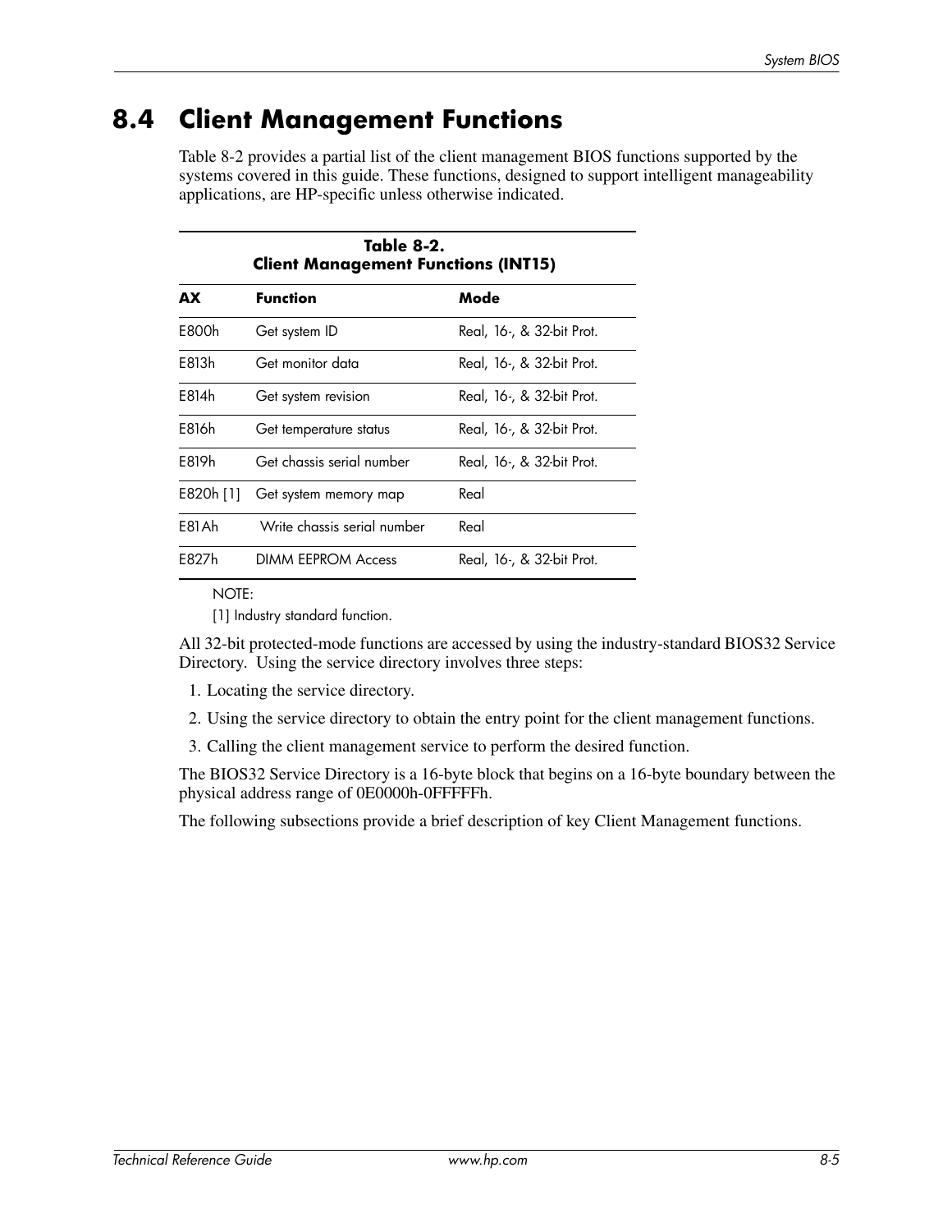## 8.4 Client Management Functions

Table 8-2 provides a partial list of the client management BIOS functions supported by the systems covered in this guide. These functions, designed to support intelligent manageability applications, are HP-specific unless otherwise indicated.

**Table 8-2.**
**Client Management Functions (INT15)**

| AX | Function | Mode |
|---|---|---|
| E800h | Get system ID | Real, 16-, & 32-bit Prot. |
| E813h | Get monitor data | Real, 16-, & 32-bit Prot. |
| E814h | Get system revision | Real, 16-, & 32-bit Prot. |
| E816h | Get temperature status | Real, 16-, & 32-bit Prot. |
| E819h | Get chassis serial number | Real, 16-, & 32-bit Prot. |
| E820h [1] | Get system memory map | Real |
| E81Ah | Write chassis serial number | Real |
| E827h | DIMM EEPROM Access | Real, 16-, & 32-bit Prot. |

NOTE:
[1] Industry standard function.

All 32-bit protected-mode functions are accessed by using the industry-standard BIOS32 Service Directory. Using the service directory involves three steps:

1. Locating the service directory.
2. Using the service directory to obtain the entry point for the client management functions.
3. Calling the client management service to perform the desired function.

The BIOS32 Service Directory is a 16-byte block that begins on a 16-byte boundary between the physical address range of 0E0000h-0FFFFFh.

The following subsections provide a brief description of key Client Management functions.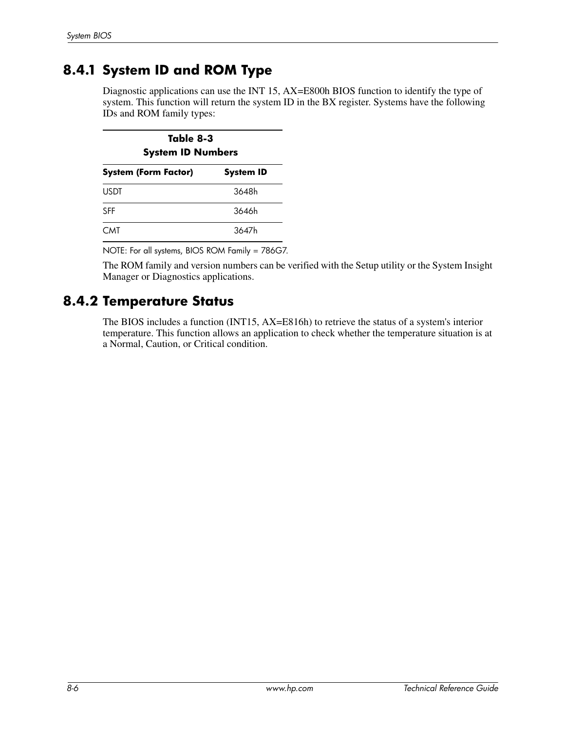## 8.4.1 System ID and ROM Type

Diagnostic applications can use the INT 15, AX=E800h BIOS function to identify the type of system. This function will return the system ID in the BX register. Systems have the following IDs and ROM family types:

**Table 8-3**
**System ID Numbers**

| System (Form Factor) | System ID |
|---|---|
| USDT | 3648h |
| SFF | 3646h |
| CMT | 3647h |

NOTE: For all systems, BIOS ROM Family = 786G7.

The ROM family and version numbers can be verified with the Setup utility or the System Insight Manager or Diagnostics applications.

## 8.4.2 Temperature Status

The BIOS includes a function (INT15, AX=E816h) to retrieve the status of a system's interior temperature. This function allows an application to check whether the temperature situation is at a Normal, Caution, or Critical condition.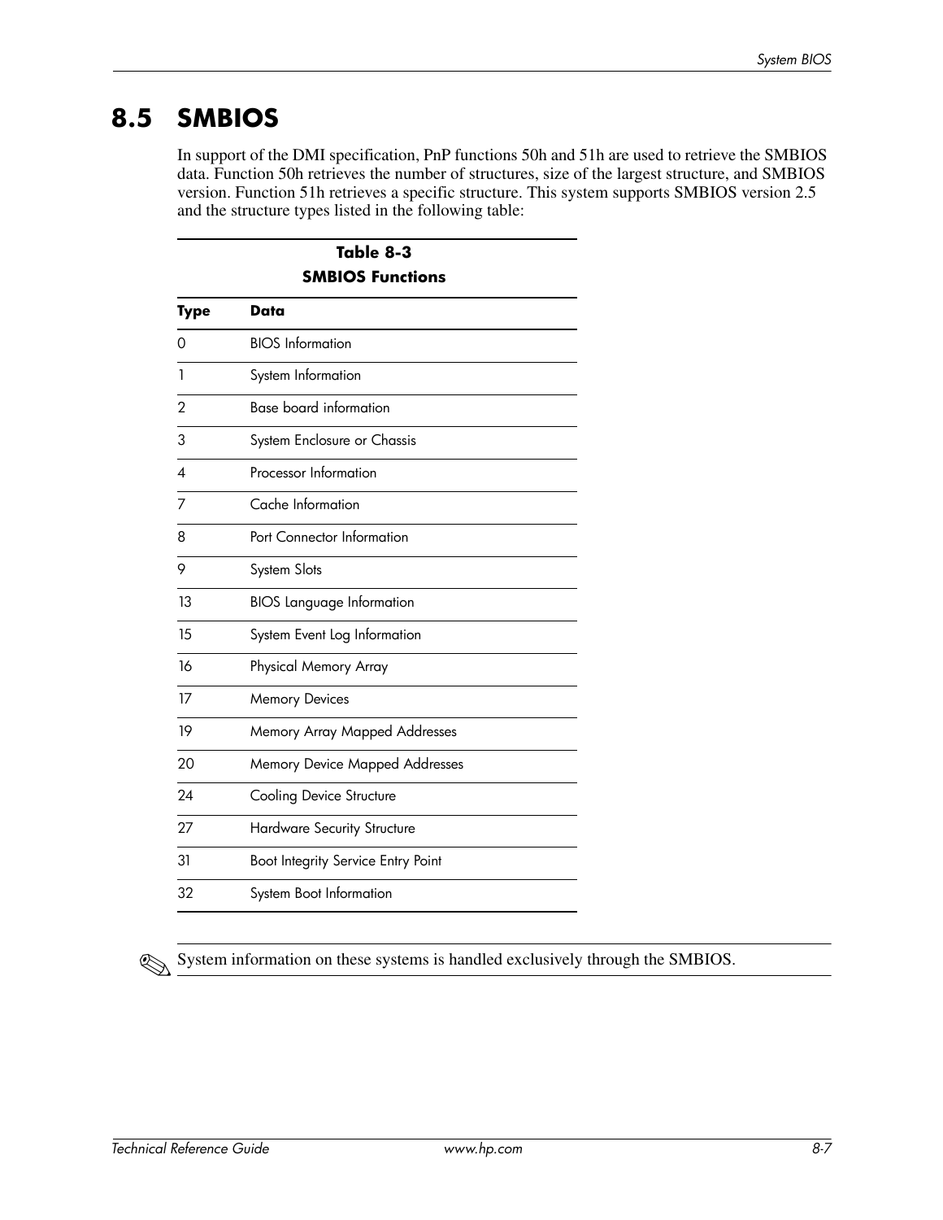## 8.5 SMBIOS

In support of the DMI specification, PnP functions 50h and 51h are used to retrieve the SMBIOS data. Function 50h retrieves the number of structures, size of the largest structure, and SMBIOS version. Function 51h retrieves a specific structure. This system supports SMBIOS version 2.5 and the structure types listed in the following table:

**Table 8-3**
**SMBIOS Functions**

| Type | Data |
|---|---|
| 0 | BIOS Information |
| 1 | System Information |
| 2 | Base board information |
| 3 | System Enclosure or Chassis |
| 4 | Processor Information |
| 7 | Cache Information |
| 8 | Port Connector Information |
| 9 | System Slots |
| 13 | BIOS Language Information |
| 15 | System Event Log Information |
| 16 | Physical Memory Array |
| 17 | Memory Devices |
| 19 | Memory Array Mapped Addresses |
| 20 | Memory Device Mapped Addresses |
| 24 | Cooling Device Structure |
| 27 | Hardware Security Structure |
| 31 | Boot Integrity Service Entry Point |
| 32 | System Boot Information |

✎ System information on these systems is handled exclusively through the SMBIOS.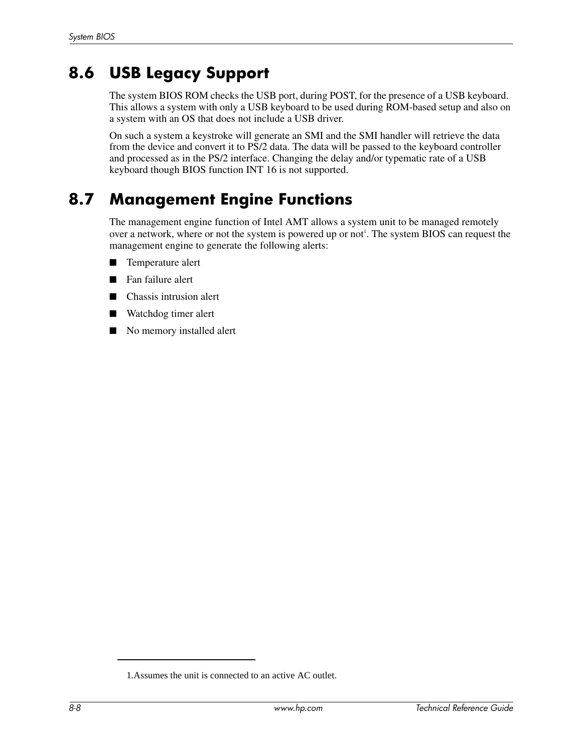## 8.6 USB Legacy Support

The system BIOS ROM checks the USB port, during POST, for the presence of a USB keyboard. This allows a system with only a USB keyboard to be used during ROM-based setup and also on a system with an OS that does not include a USB driver.

On such a system a keystroke will generate an SMI and the SMI handler will retrieve the data from the device and convert it to PS/2 data. The data will be passed to the keyboard controller and processed as in the PS/2 interface. Changing the delay and/or typematic rate of a USB keyboard though BIOS function INT 16 is not supported.

## 8.7 Management Engine Functions

The management engine function of Intel AMT allows a system unit to be managed remotely over a network, where or not the system is powered up or not[1]. The system BIOS can request the management engine to generate the following alerts:

- Temperature alert
- Fan failure alert
- Chassis intrusion alert
- Watchdog timer alert
- No memory installed alert

---

1.Assumes the unit is connected to an active AC outlet.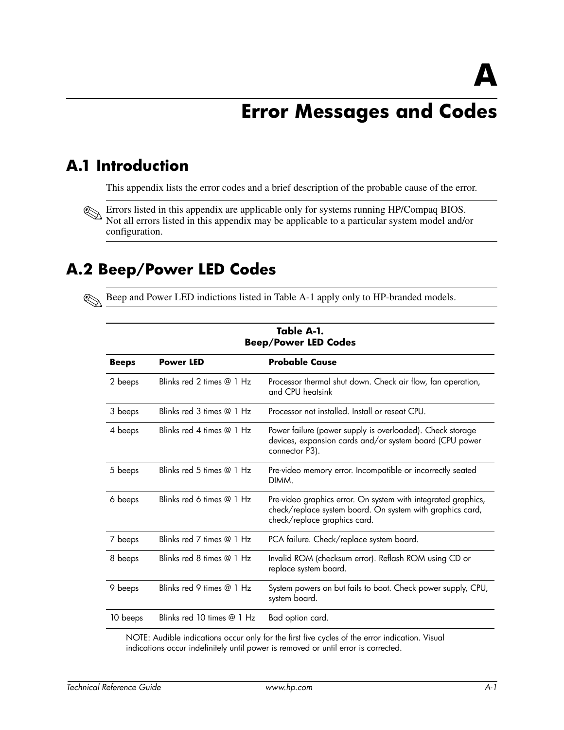# A

# Error Messages and Codes

## A.1 Introduction

This appendix lists the error codes and a brief description of the probable cause of the error.

✎ Errors listed in this appendix are applicable only for systems running HP/Compaq BIOS. Not all errors listed in this appendix may be applicable to a particular system model and/or configuration.

## A.2 Beep/Power LED Codes

✎ Beep and Power LED indictions listed in Table A-1 apply only to HP-branded models.

**Table A-1.**
**Beep/Power LED Codes**

| Beeps | Power LED | Probable Cause |
|---|---|---|
| 2 beeps | Blinks red 2 times @ 1 Hz | Processor thermal shut down. Check air flow, fan operation, and CPU heatsink |
| 3 beeps | Blinks red 3 times @ 1 Hz | Processor not installed. Install or reseat CPU. |
| 4 beeps | Blinks red 4 times @ 1 Hz | Power failure (power supply is overloaded). Check storage devices, expansion cards and/or system board (CPU power connector P3). |
| 5 beeps | Blinks red 5 times @ 1 Hz | Pre-video memory error. Incompatible or incorrectly seated DIMM. |
| 6 beeps | Blinks red 6 times @ 1 Hz | Pre-video graphics error. On system with integrated graphics, check/replace system board. On system with graphics card, check/replace graphics card. |
| 7 beeps | Blinks red 7 times @ 1 Hz | PCA failure. Check/replace system board. |
| 8 beeps | Blinks red 8 times @ 1 Hz | Invalid ROM (checksum error). Reflash ROM using CD or replace system board. |
| 9 beeps | Blinks red 9 times @ 1 Hz | System powers on but fails to boot. Check power supply, CPU, system board. |
| 10 beeps | Blinks red 10 times @ 1 Hz | Bad option card. |

NOTE: Audible indications occur only for the first five cycles of the error indication. Visual indications occur indefinitely until power is removed or until error is corrected.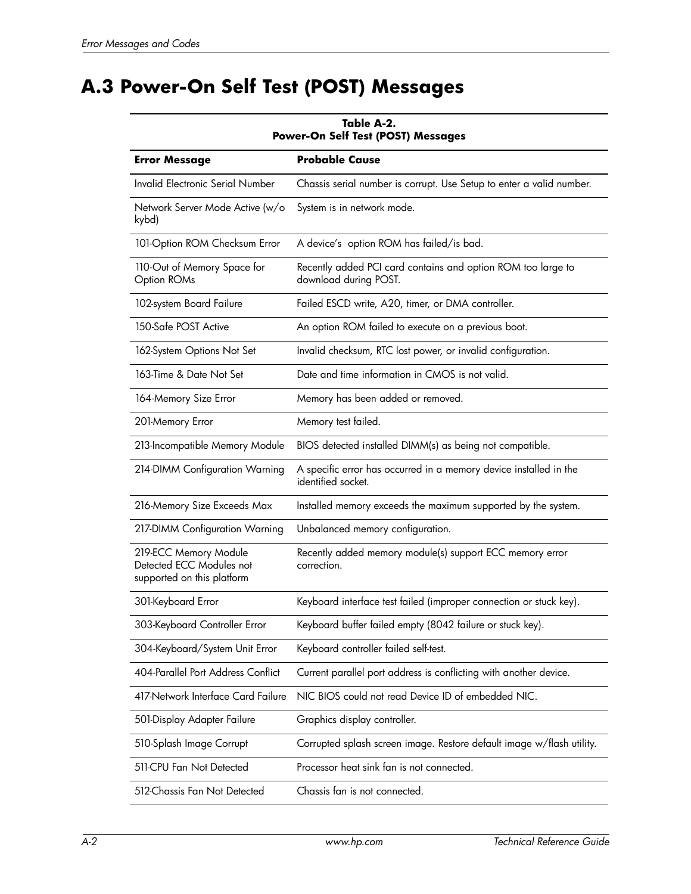# A.3 Power-On Self Test (POST) Messages

**Table A-2.**
**Power-On Self Test (POST) Messages**

| Error Message | Probable Cause |
|---|---|
| Invalid Electronic Serial Number | Chassis serial number is corrupt. Use Setup to enter a valid number. |
| Network Server Mode Active (w/o kybd) | System is in network mode. |
| 101-Option ROM Checksum Error | A device's option ROM has failed/is bad. |
| 110-Out of Memory Space for Option ROMs | Recently added PCI card contains and option ROM too large to download during POST. |
| 102-system Board Failure | Failed ESCD write, A20, timer, or DMA controller. |
| 150-Safe POST Active | An option ROM failed to execute on a previous boot. |
| 162-System Options Not Set | Invalid checksum, RTC lost power, or invalid configuration. |
| 163-Time & Date Not Set | Date and time information in CMOS is not valid. |
| 164-Memory Size Error | Memory has been added or removed. |
| 201-Memory Error | Memory test failed. |
| 213-Incompatible Memory Module | BIOS detected installed DIMM(s) as being not compatible. |
| 214-DIMM Configuration Warning | A specific error has occurred in a memory device installed in the identified socket. |
| 216-Memory Size Exceeds Max | Installed memory exceeds the maximum supported by the system. |
| 217-DIMM Configuration Warning | Unbalanced memory configuration. |
| 219-ECC Memory Module Detected ECC Modules not supported on this platform | Recently added memory module(s) support ECC memory error correction. |
| 301-Keyboard Error | Keyboard interface test failed (improper connection or stuck key). |
| 303-Keyboard Controller Error | Keyboard buffer failed empty (8042 failure or stuck key). |
| 304-Keyboard/System Unit Error | Keyboard controller failed self-test. |
| 404-Parallel Port Address Conflict | Current parallel port address is conflicting with another device. |
| 417-Network Interface Card Failure | NIC BIOS could not read Device ID of embedded NIC. |
| 501-Display Adapter Failure | Graphics display controller. |
| 510-Splash Image Corrupt | Corrupted splash screen image. Restore default image w/flash utility. |
| 511-CPU Fan Not Detected | Processor heat sink fan is not connected. |
| 512-Chassis Fan Not Detected | Chassis fan is not connected. |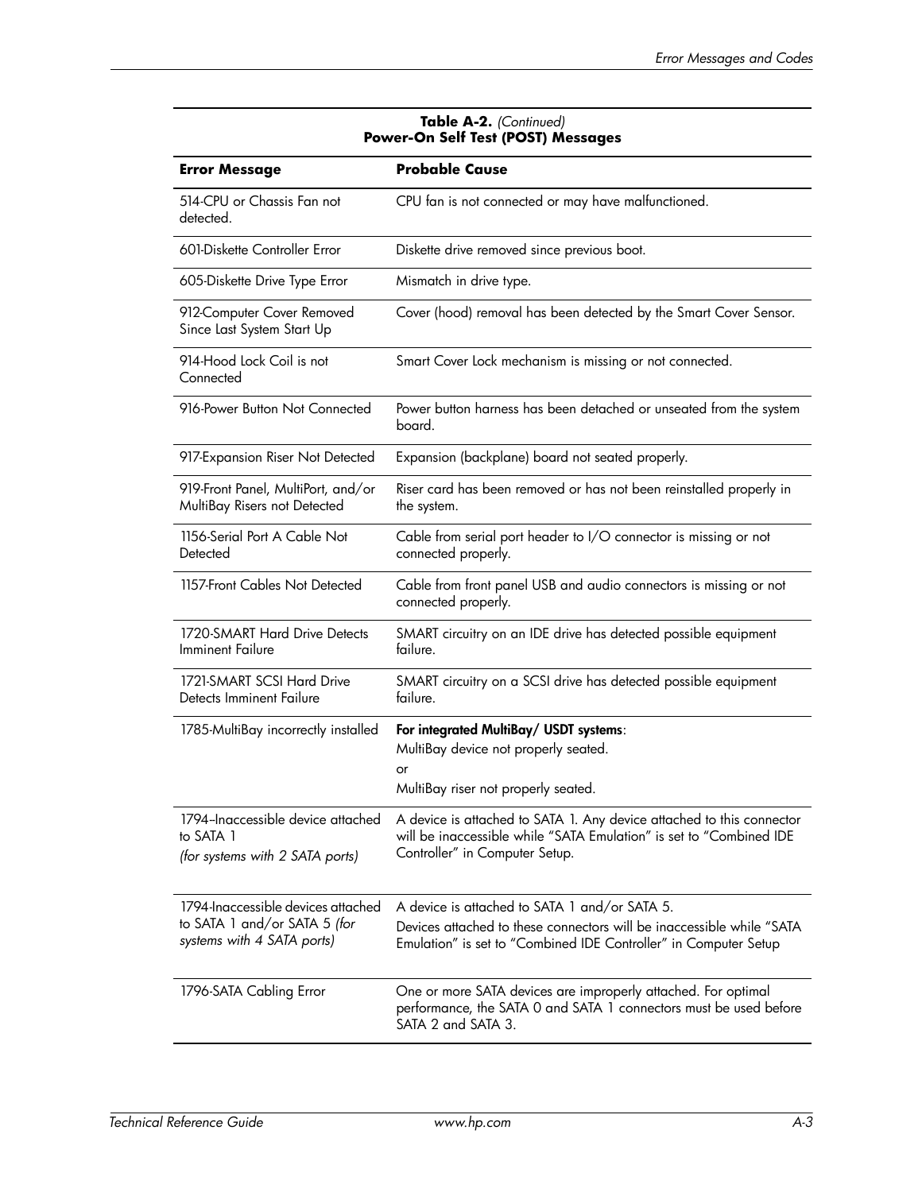**Table A-2.** *(Continued)*
**Power-On Self Test (POST) Messages**

| Error Message | Probable Cause |
|---|---|
| 514-CPU or Chassis Fan not detected. | CPU fan is not connected or may have malfunctioned. |
| 601-Diskette Controller Error | Diskette drive removed since previous boot. |
| 605-Diskette Drive Type Error | Mismatch in drive type. |
| 912-Computer Cover Removed Since Last System Start Up | Cover (hood) removal has been detected by the Smart Cover Sensor. |
| 914-Hood Lock Coil is not Connected | Smart Cover Lock mechanism is missing or not connected. |
| 916-Power Button Not Connected | Power button harness has been detached or unseated from the system board. |
| 917-Expansion Riser Not Detected | Expansion (backplane) board not seated properly. |
| 919-Front Panel, MultiPort, and/or MultiBay Risers not Detected | Riser card has been removed or has not been reinstalled properly in the system. |
| 1156-Serial Port A Cable Not Detected | Cable from serial port header to I/O connector is missing or not connected properly. |
| 1157-Front Cables Not Detected | Cable from front panel USB and audio connectors is missing or not connected properly. |
| 1720-SMART Hard Drive Detects Imminent Failure | SMART circuitry on an IDE drive has detected possible equipment failure. |
| 1721-SMART SCSI Hard Drive Detects Imminent Failure | SMART circuitry on a SCSI drive has detected possible equipment failure. |
| 1785-MultiBay incorrectly installed | **For integrated MultiBay/ USDT systems**:<br>MultiBay device not properly seated.<br>or<br>MultiBay riser not properly seated. |
| 1794–Inaccessible device attached to SATA 1<br>*(for systems with 2 SATA ports)* | A device is attached to SATA 1. Any device attached to this connector will be inaccessible while “SATA Emulation” is set to “Combined IDE Controller” in Computer Setup. |
| 1794-Inaccessible devices attached to SATA 1 and/or SATA 5 *(for systems with 4 SATA ports)* | A device is attached to SATA 1 and/or SATA 5.<br>Devices attached to these connectors will be inaccessible while “SATA Emulation” is set to “Combined IDE Controller” in Computer Setup |
| 1796-SATA Cabling Error | One or more SATA devices are improperly attached. For optimal performance, the SATA 0 and SATA 1 connectors must be used before SATA 2 and SATA 3. |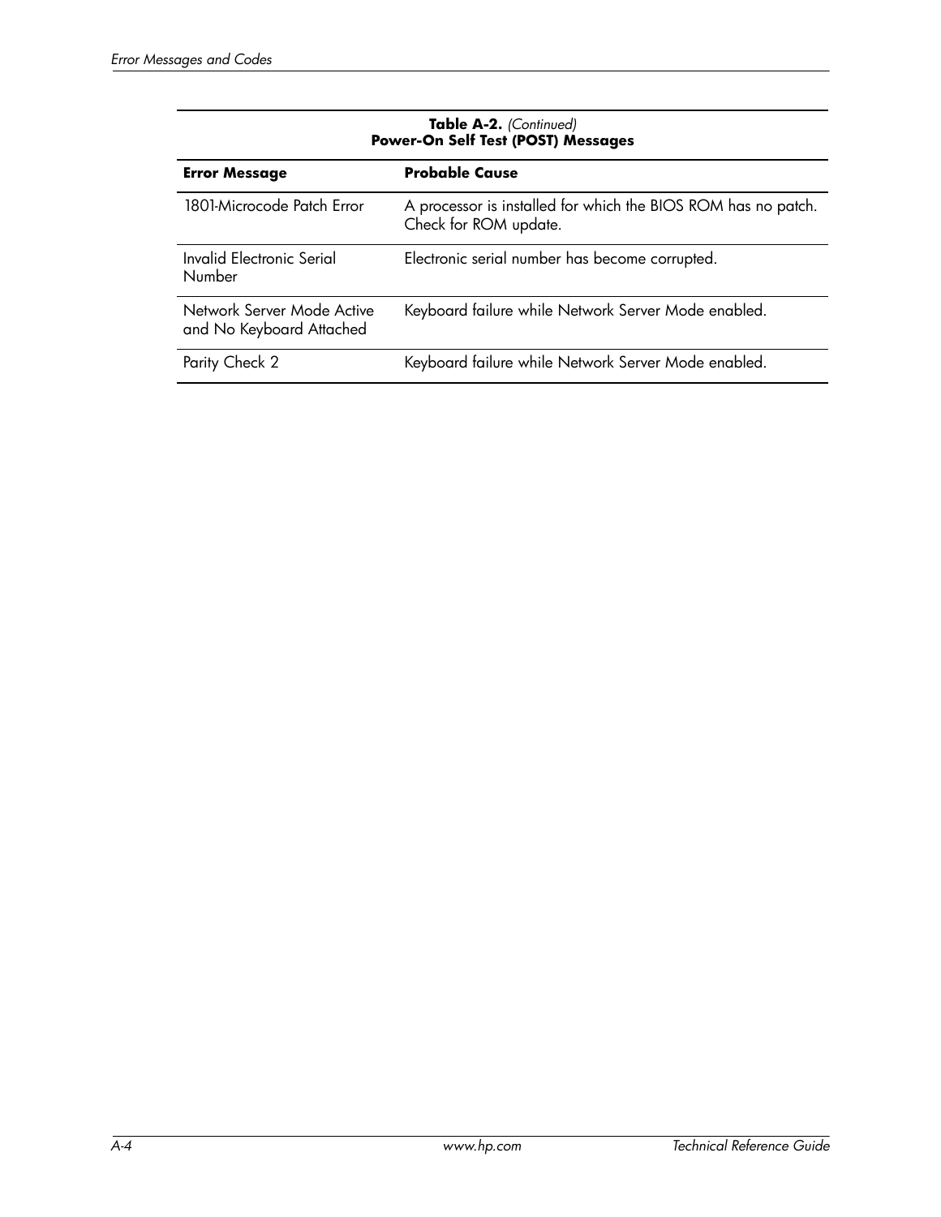**Table A-2.** *(Continued)*
**Power-On Self Test (POST) Messages**

| Error Message | Probable Cause |
|---|---|
| 1801-Microcode Patch Error | A processor is installed for which the BIOS ROM has no patch. Check for ROM update. |
| Invalid Electronic Serial Number | Electronic serial number has become corrupted. |
| Network Server Mode Active and No Keyboard Attached | Keyboard failure while Network Server Mode enabled. |
| Parity Check 2 | Keyboard failure while Network Server Mode enabled. |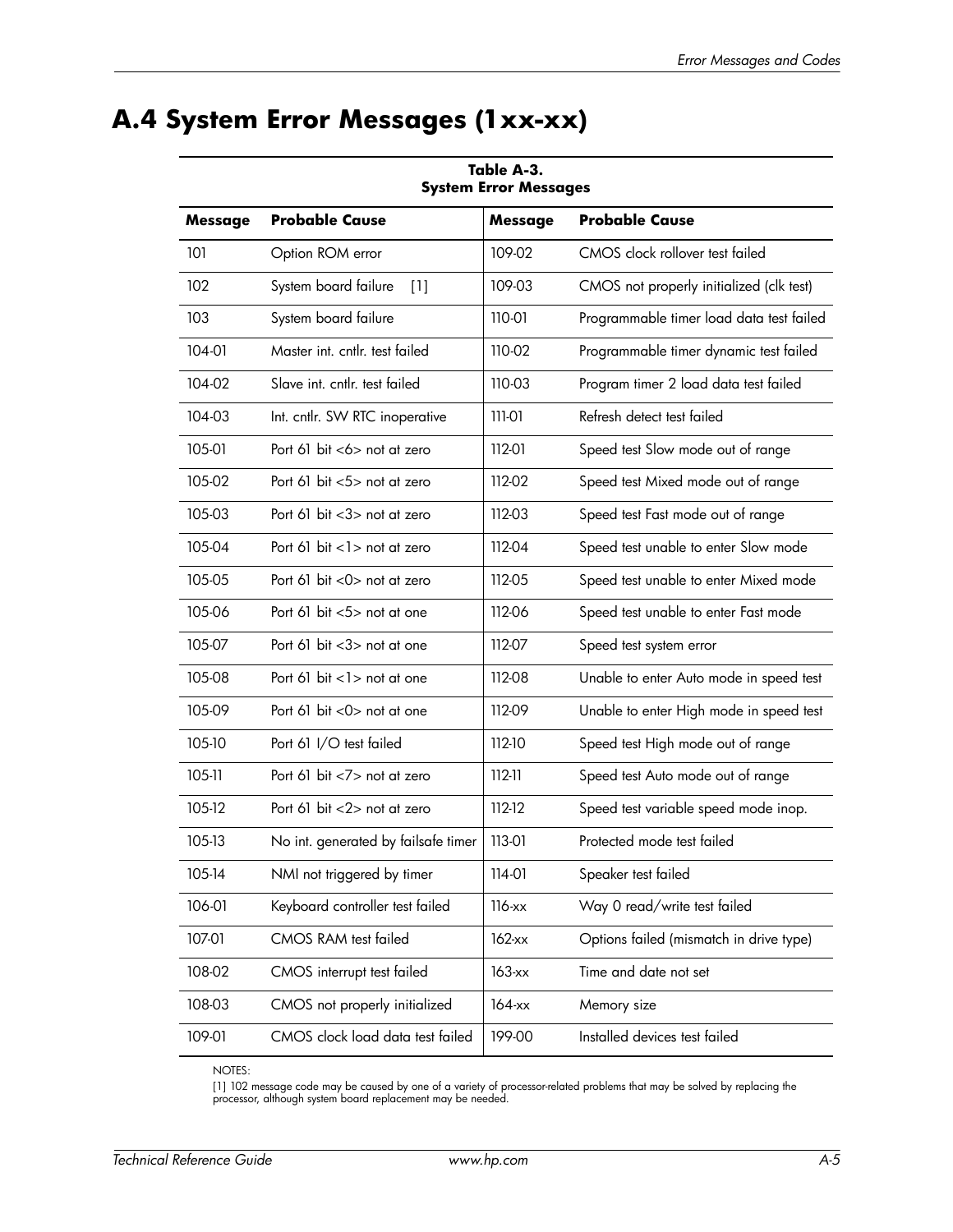## A.4 System Error Messages (1xx-xx)

**Table A-3. System Error Messages**

| Message | Probable Cause | Message | Probable Cause |
|---|---|---|---|
| 101 | Option ROM error | 109-02 | CMOS clock rollover test failed |
| 102 | System board failure [1] | 109-03 | CMOS not properly initialized (clk test) |
| 103 | System board failure | 110-01 | Programmable timer load data test failed |
| 104-01 | Master int. cntlr. test failed | 110-02 | Programmable timer dynamic test failed |
| 104-02 | Slave int. cntlr. test failed | 110-03 | Program timer 2 load data test failed |
| 104-03 | Int. cntlr. SW RTC inoperative | 111-01 | Refresh detect test failed |
| 105-01 | Port 61 bit <6> not at zero | 112-01 | Speed test Slow mode out of range |
| 105-02 | Port 61 bit <5> not at zero | 112-02 | Speed test Mixed mode out of range |
| 105-03 | Port 61 bit <3> not at zero | 112-03 | Speed test Fast mode out of range |
| 105-04 | Port 61 bit <1> not at zero | 112-04 | Speed test unable to enter Slow mode |
| 105-05 | Port 61 bit <0> not at zero | 112-05 | Speed test unable to enter Mixed mode |
| 105-06 | Port 61 bit <5> not at one | 112-06 | Speed test unable to enter Fast mode |
| 105-07 | Port 61 bit <3> not at one | 112-07 | Speed test system error |
| 105-08 | Port 61 bit <1> not at one | 112-08 | Unable to enter Auto mode in speed test |
| 105-09 | Port 61 bit <0> not at one | 112-09 | Unable to enter High mode in speed test |
| 105-10 | Port 61 I/O test failed | 112-10 | Speed test High mode out of range |
| 105-11 | Port 61 bit <7> not at zero | 112-11 | Speed test Auto mode out of range |
| 105-12 | Port 61 bit <2> not at zero | 112-12 | Speed test variable speed mode inop. |
| 105-13 | No int. generated by failsafe timer | 113-01 | Protected mode test failed |
| 105-14 | NMI not triggered by timer | 114-01 | Speaker test failed |
| 106-01 | Keyboard controller test failed | 116-xx | Way 0 read/write test failed |
| 107-01 | CMOS RAM test failed | 162-xx | Options failed (mismatch in drive type) |
| 108-02 | CMOS interrupt test failed | 163-xx | Time and date not set |
| 108-03 | CMOS not properly initialized | 164-xx | Memory size |
| 109-01 | CMOS clock load data test failed | 199-00 | Installed devices test failed |

NOTES:

[1] 102 message code may be caused by one of a variety of processor-related problems that may be solved by replacing the processor, although system board replacement may be needed.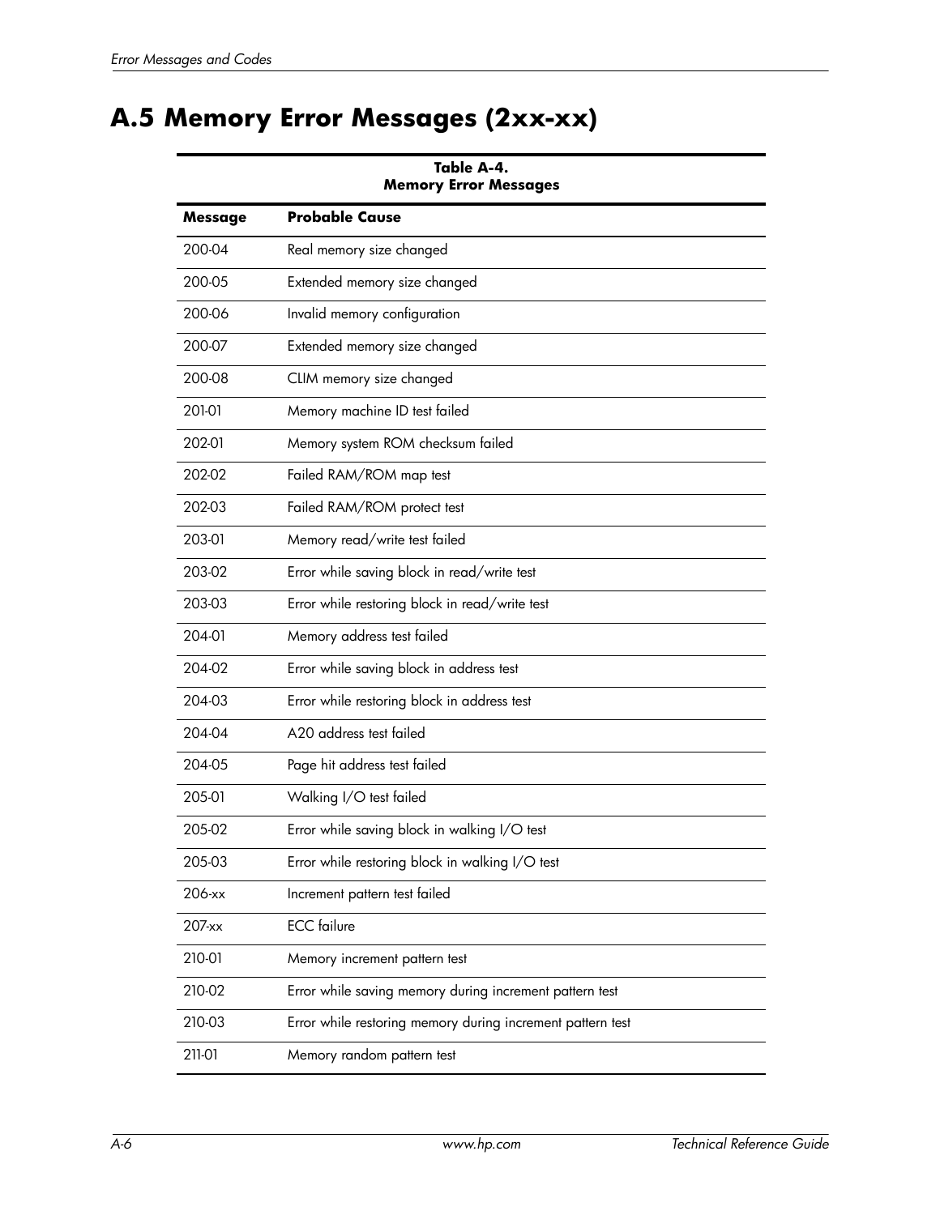# A.5 Memory Error Messages (2xx-xx)

**Table A-4.**
**Memory Error Messages**

| Message | Probable Cause |
|---|---|
| 200-04 | Real memory size changed |
| 200-05 | Extended memory size changed |
| 200-06 | Invalid memory configuration |
| 200-07 | Extended memory size changed |
| 200-08 | CLIM memory size changed |
| 201-01 | Memory machine ID test failed |
| 202-01 | Memory system ROM checksum failed |
| 202-02 | Failed RAM/ROM map test |
| 202-03 | Failed RAM/ROM protect test |
| 203-01 | Memory read/write test failed |
| 203-02 | Error while saving block in read/write test |
| 203-03 | Error while restoring block in read/write test |
| 204-01 | Memory address test failed |
| 204-02 | Error while saving block in address test |
| 204-03 | Error while restoring block in address test |
| 204-04 | A20 address test failed |
| 204-05 | Page hit address test failed |
| 205-01 | Walking I/O test failed |
| 205-02 | Error while saving block in walking I/O test |
| 205-03 | Error while restoring block in walking I/O test |
| 206-xx | Increment pattern test failed |
| 207-xx | ECC failure |
| 210-01 | Memory increment pattern test |
| 210-02 | Error while saving memory during increment pattern test |
| 210-03 | Error while restoring memory during increment pattern test |
| 211-01 | Memory random pattern test |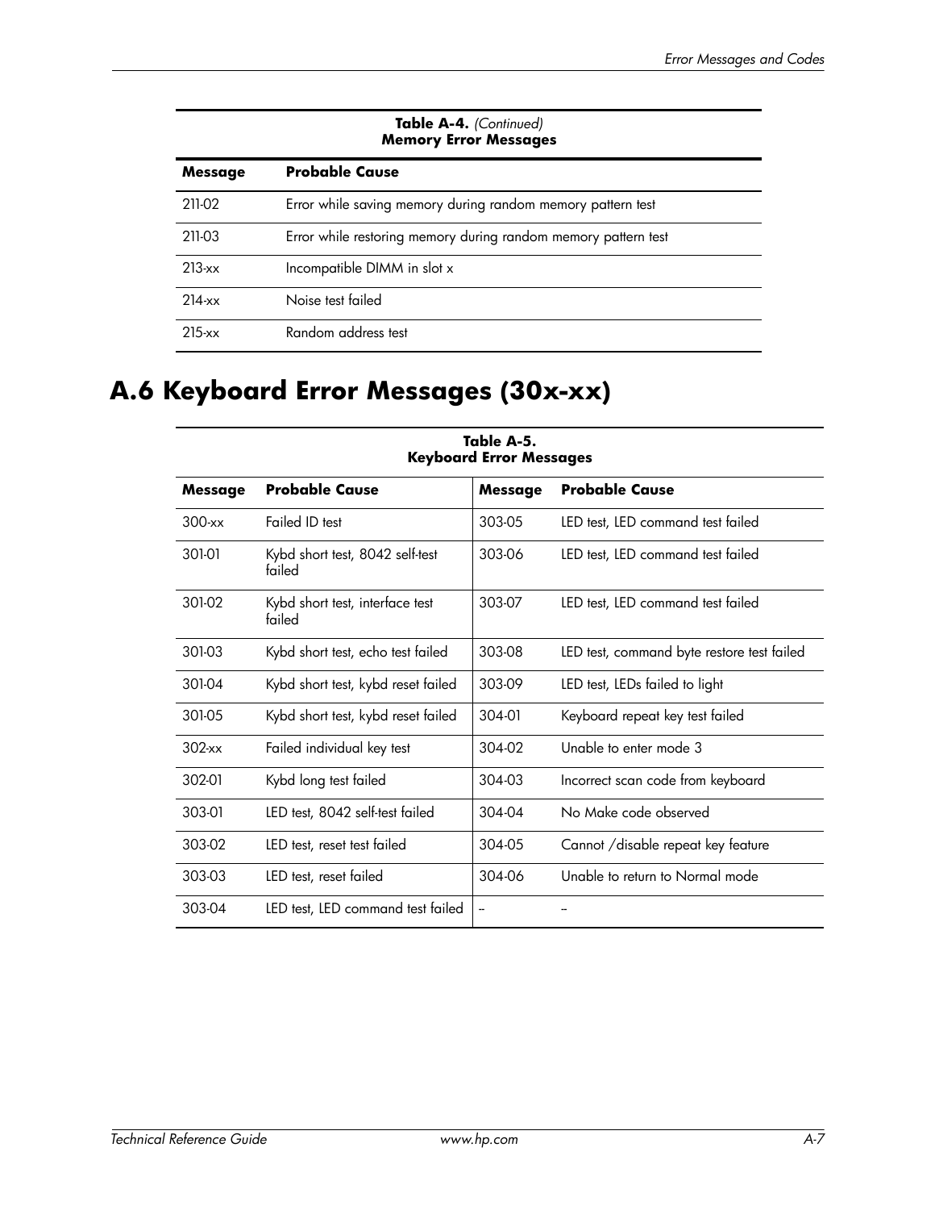**Table A-4.** *(Continued)*
**Memory Error Messages**

| Message | Probable Cause |
|---|---|
| 211-02 | Error while saving memory during random memory pattern test |
| 211-03 | Error while restoring memory during random memory pattern test |
| 213-xx | Incompatible DIMM in slot x |
| 214-xx | Noise test failed |
| 215-xx | Random address test |

# A.6 Keyboard Error Messages (30x-xx)

**Table A-5.**
**Keyboard Error Messages**

| Message | Probable Cause | Message | Probable Cause |
|---|---|---|---|
| 300-xx | Failed ID test | 303-05 | LED test, LED command test failed |
| 301-01 | Kybd short test, 8042 self-test failed | 303-06 | LED test, LED command test failed |
| 301-02 | Kybd short test, interface test failed | 303-07 | LED test, LED command test failed |
| 301-03 | Kybd short test, echo test failed | 303-08 | LED test, command byte restore test failed |
| 301-04 | Kybd short test, kybd reset failed | 303-09 | LED test, LEDs failed to light |
| 301-05 | Kybd short test, kybd reset failed | 304-01 | Keyboard repeat key test failed |
| 302-xx | Failed individual key test | 304-02 | Unable to enter mode 3 |
| 302-01 | Kybd long test failed | 304-03 | Incorrect scan code from keyboard |
| 303-01 | LED test, 8042 self-test failed | 304-04 | No Make code observed |
| 303-02 | LED test, reset test failed | 304-05 | Cannot /disable repeat key feature |
| 303-03 | LED test, reset failed | 304-06 | Unable to return to Normal mode |
| 303-04 | LED test, LED command test failed | -- | -- |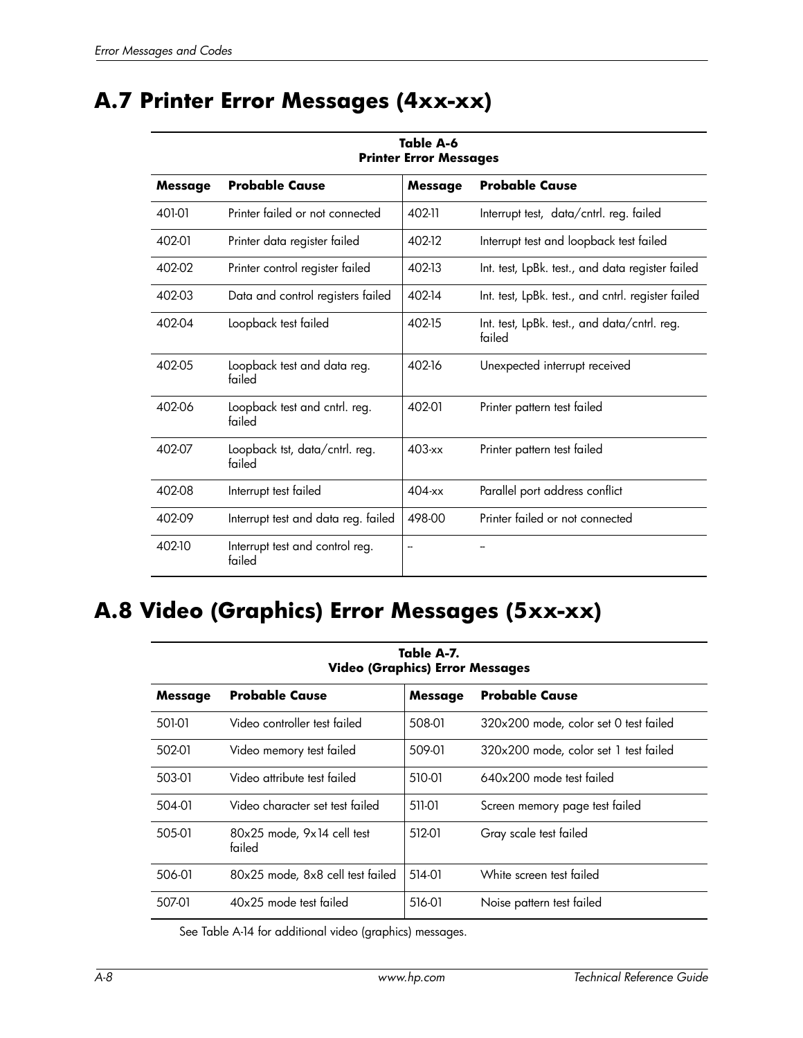## A.7 Printer Error Messages (4xx-xx)

**Table A-6**
**Printer Error Messages**

| Message | Probable Cause | Message | Probable Cause |
|---|---|---|---|
| 401-01 | Printer failed or not connected | 402-11 | Interrupt test, data/cntrl. reg. failed |
| 402-01 | Printer data register failed | 402-12 | Interrupt test and loopback test failed |
| 402-02 | Printer control register failed | 402-13 | Int. test, LpBk. test., and data register failed |
| 402-03 | Data and control registers failed | 402-14 | Int. test, LpBk. test., and cntrl. register failed |
| 402-04 | Loopback test failed | 402-15 | Int. test, LpBk. test., and data/cntrl. reg. failed |
| 402-05 | Loopback test and data reg. failed | 402-16 | Unexpected interrupt received |
| 402-06 | Loopback test and cntrl. reg. failed | 402-01 | Printer pattern test failed |
| 402-07 | Loopback tst, data/cntrl. reg. failed | 403-xx | Printer pattern test failed |
| 402-08 | Interrupt test failed | 404-xx | Parallel port address conflict |
| 402-09 | Interrupt test and data reg. failed | 498-00 | Printer failed or not connected |
| 402-10 | Interrupt test and control reg. failed | -- | -- |

## A.8 Video (Graphics) Error Messages (5xx-xx)

**Table A-7.**
**Video (Graphics) Error Messages**

| Message | Probable Cause | Message | Probable Cause |
|---|---|---|---|
| 501-01 | Video controller test failed | 508-01 | 320x200 mode, color set 0 test failed |
| 502-01 | Video memory test failed | 509-01 | 320x200 mode, color set 1 test failed |
| 503-01 | Video attribute test failed | 510-01 | 640x200 mode test failed |
| 504-01 | Video character set test failed | 511-01 | Screen memory page test failed |
| 505-01 | 80x25 mode, 9x14 cell test failed | 512-01 | Gray scale test failed |
| 506-01 | 80x25 mode, 8x8 cell test failed | 514-01 | White screen test failed |
| 507-01 | 40x25 mode test failed | 516-01 | Noise pattern test failed |

See Table A-14 for additional video (graphics) messages.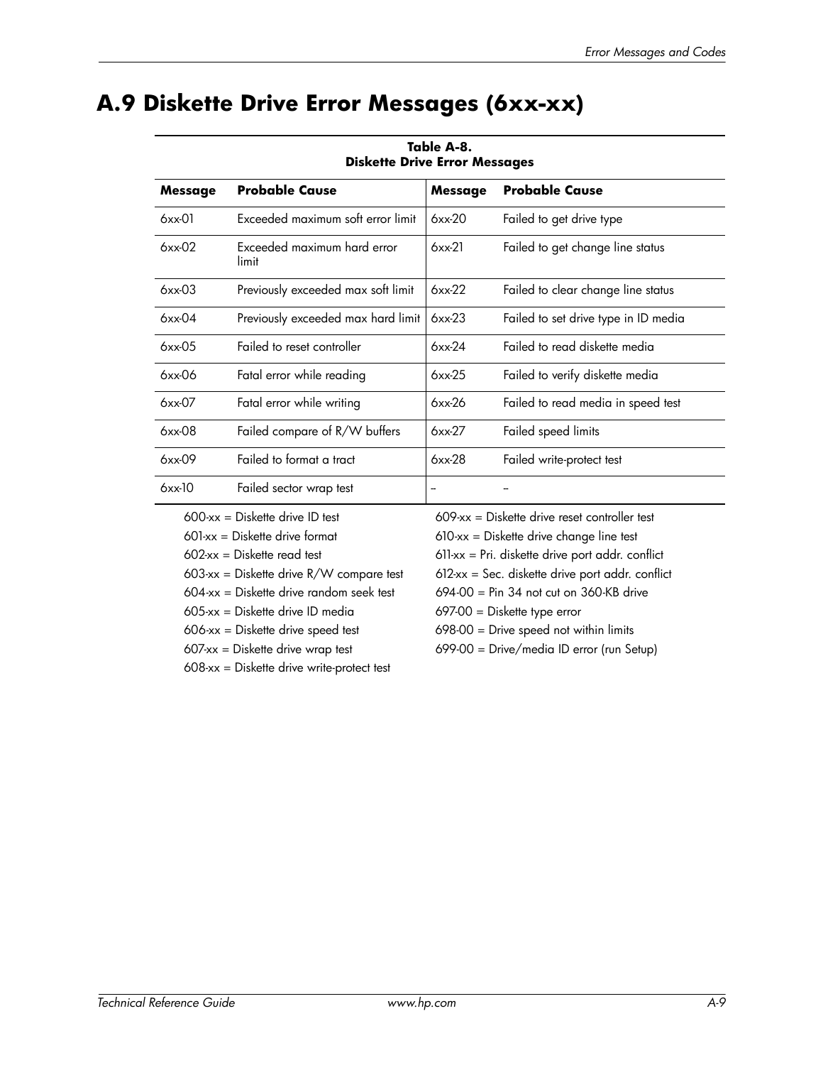## A.9 Diskette Drive Error Messages (6xx-xx)

**Table A-8.**
**Diskette Drive Error Messages**

| Message | Probable Cause | Message | Probable Cause |
|---|---|---|---|
| 6xx-01 | Exceeded maximum soft error limit | 6xx-20 | Failed to get drive type |
| 6xx-02 | Exceeded maximum hard error limit | 6xx-21 | Failed to get change line status |
| 6xx-03 | Previously exceeded max soft limit | 6xx-22 | Failed to clear change line status |
| 6xx-04 | Previously exceeded max hard limit | 6xx-23 | Failed to set drive type in ID media |
| 6xx-05 | Failed to reset controller | 6xx-24 | Failed to read diskette media |
| 6xx-06 | Fatal error while reading | 6xx-25 | Failed to verify diskette media |
| 6xx-07 | Fatal error while writing | 6xx-26 | Failed to read media in speed test |
| 6xx-08 | Failed compare of R/W buffers | 6xx-27 | Failed speed limits |
| 6xx-09 | Failed to format a tract | 6xx-28 | Failed write-protect test |
| 6xx-10 | Failed sector wrap test | -- | -- |

600-xx = Diskette drive ID test
601-xx = Diskette drive format
602-xx = Diskette read test
603-xx = Diskette drive R/W compare test
604-xx = Diskette drive random seek test
605-xx = Diskette drive ID media
606-xx = Diskette drive speed test
607-xx = Diskette drive wrap test
608-xx = Diskette drive write-protect test
609-xx = Diskette drive reset controller test
610-xx = Diskette drive change line test
611-xx = Pri. diskette drive port addr. conflict
612-xx = Sec. diskette drive port addr. conflict
694-00 = Pin 34 not cut on 360-KB drive
697-00 = Diskette type error
698-00 = Drive speed not within limits
699-00 = Drive/media ID error (run Setup)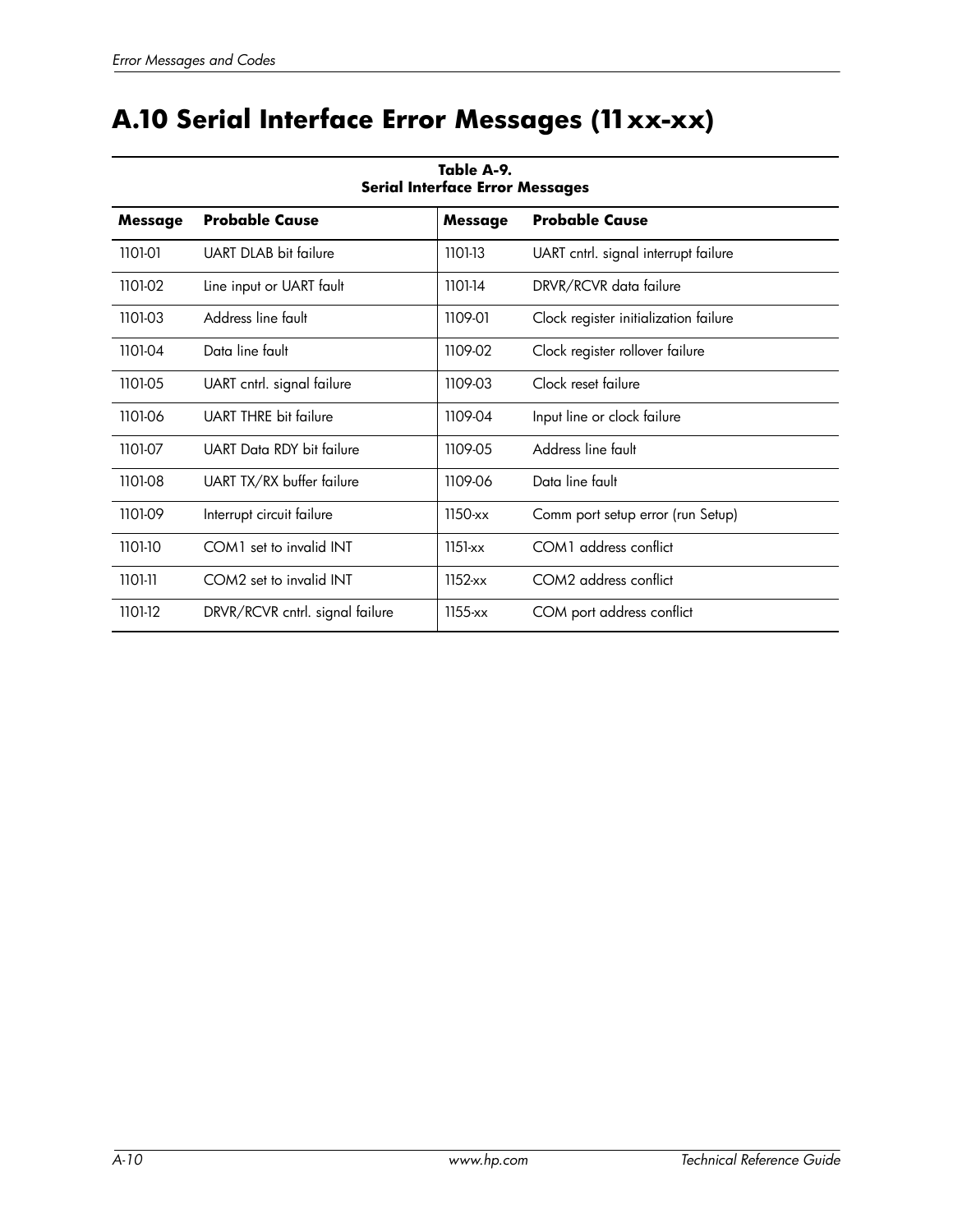# A.10 Serial Interface Error Messages (11xx-xx)

**Table A-9.**
**Serial Interface Error Messages**

| Message | Probable Cause | Message | Probable Cause |
|---|---|---|---|
| 1101-01 | UART DLAB bit failure | 1101-13 | UART cntrl. signal interrupt failure |
| 1101-02 | Line input or UART fault | 1101-14 | DRVR/RCVR data failure |
| 1101-03 | Address line fault | 1109-01 | Clock register initialization failure |
| 1101-04 | Data line fault | 1109-02 | Clock register rollover failure |
| 1101-05 | UART cntrl. signal failure | 1109-03 | Clock reset failure |
| 1101-06 | UART THRE bit failure | 1109-04 | Input line or clock failure |
| 1101-07 | UART Data RDY bit failure | 1109-05 | Address line fault |
| 1101-08 | UART TX/RX buffer failure | 1109-06 | Data line fault |
| 1101-09 | Interrupt circuit failure | 1150-xx | Comm port setup error (run Setup) |
| 1101-10 | COM1 set to invalid INT | 1151-xx | COM1 address conflict |
| 1101-11 | COM2 set to invalid INT | 1152-xx | COM2 address conflict |
| 1101-12 | DRVR/RCVR cntrl. signal failure | 1155-xx | COM port address conflict |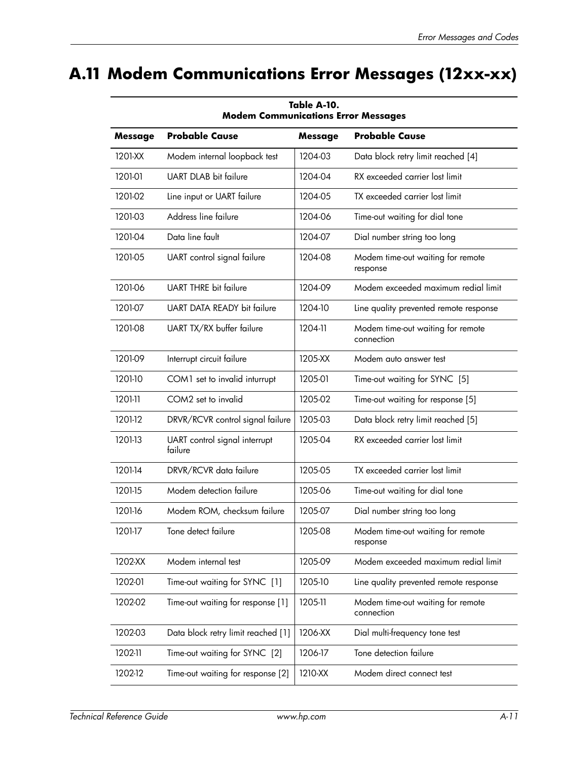# A.11 Modem Communications Error Messages (12xx-xx)

**Table A-10. Modem Communications Error Messages**

| Message | Probable Cause | Message | Probable Cause |
|---|---|---|---|
| 1201-XX | Modem internal loopback test | 1204-03 | Data block retry limit reached [4] |
| 1201-01 | UART DLAB bit failure | 1204-04 | RX exceeded carrier lost limit |
| 1201-02 | Line input or UART failure | 1204-05 | TX exceeded carrier lost limit |
| 1201-03 | Address line failure | 1204-06 | Time-out waiting for dial tone |
| 1201-04 | Data line fault | 1204-07 | Dial number string too long |
| 1201-05 | UART control signal failure | 1204-08 | Modem time-out waiting for remote response |
| 1201-06 | UART THRE bit failure | 1204-09 | Modem exceeded maximum redial limit |
| 1201-07 | UART DATA READY bit failure | 1204-10 | Line quality prevented remote response |
| 1201-08 | UART TX/RX buffer failure | 1204-11 | Modem time-out waiting for remote connection |
| 1201-09 | Interrupt circuit failure | 1205-XX | Modem auto answer test |
| 1201-10 | COM1 set to invalid inturrupt | 1205-01 | Time-out waiting for SYNC [5] |
| 1201-11 | COM2 set to invalid | 1205-02 | Time-out waiting for response [5] |
| 1201-12 | DRVR/RCVR control signal failure | 1205-03 | Data block retry limit reached [5] |
| 1201-13 | UART control signal interrupt failure | 1205-04 | RX exceeded carrier lost limit |
| 1201-14 | DRVR/RCVR data failure | 1205-05 | TX exceeded carrier lost limit |
| 1201-15 | Modem detection failure | 1205-06 | Time-out waiting for dial tone |
| 1201-16 | Modem ROM, checksum failure | 1205-07 | Dial number string too long |
| 1201-17 | Tone detect failure | 1205-08 | Modem time-out waiting for remote response |
| 1202-XX | Modem internal test | 1205-09 | Modem exceeded maximum redial limit |
| 1202-01 | Time-out waiting for SYNC [1] | 1205-10 | Line quality prevented remote response |
| 1202-02 | Time-out waiting for response [1] | 1205-11 | Modem time-out waiting for remote connection |
| 1202-03 | Data block retry limit reached [1] | 1206-XX | Dial multi-frequency tone test |
| 1202-11 | Time-out waiting for SYNC [2] | 1206-17 | Tone detection failure |
| 1202-12 | Time-out waiting for response [2] | 1210-XX | Modem direct connect test |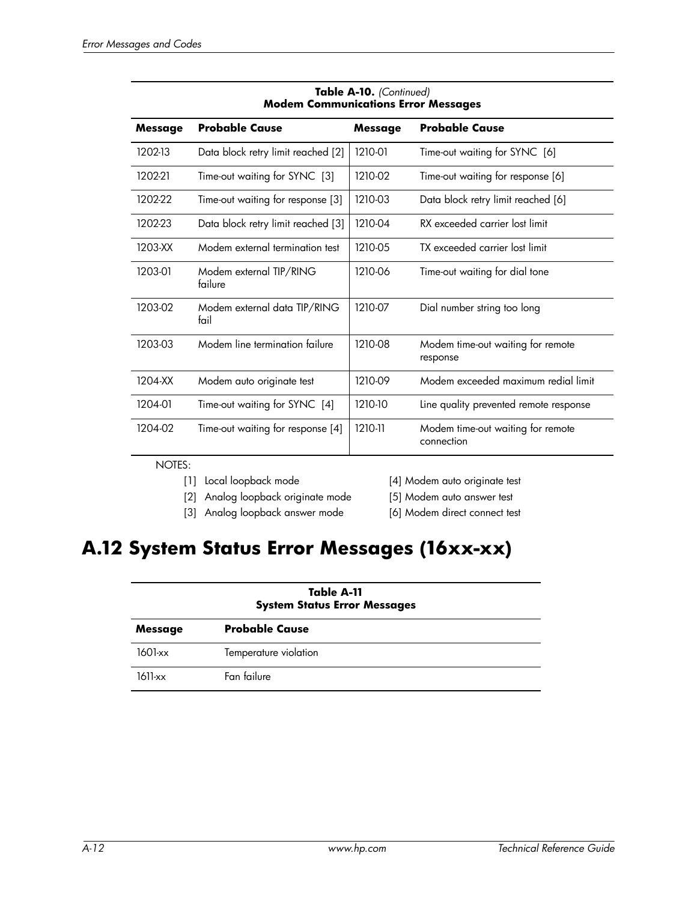**Table A-10.** *(Continued)*
**Modem Communications Error Messages**

| Message | Probable Cause | Message | Probable Cause |
|---|---|---|---|
| 1202-13 | Data block retry limit reached [2] | 1210-01 | Time-out waiting for SYNC [6] |
| 1202-21 | Time-out waiting for SYNC [3] | 1210-02 | Time-out waiting for response [6] |
| 1202-22 | Time-out waiting for response [3] | 1210-03 | Data block retry limit reached [6] |
| 1202-23 | Data block retry limit reached [3] | 1210-04 | RX exceeded carrier lost limit |
| 1203-XX | Modem external termination test | 1210-05 | TX exceeded carrier lost limit |
| 1203-01 | Modem external TIP/RING failure | 1210-06 | Time-out waiting for dial tone |
| 1203-02 | Modem external data TIP/RING fail | 1210-07 | Dial number string too long |
| 1203-03 | Modem line termination failure | 1210-08 | Modem time-out waiting for remote response |
| 1204-XX | Modem auto originate test | 1210-09 | Modem exceeded maximum redial limit |
| 1204-01 | Time-out waiting for SYNC [4] | 1210-10 | Line quality prevented remote response |
| 1204-02 | Time-out waiting for response [4] | 1210-11 | Modem time-out waiting for remote connection |

NOTES:

[1] Local loopback mode
[2] Analog loopback originate mode
[3] Analog loopback answer mode
[4] Modem auto originate test
[5] Modem auto answer test
[6] Modem direct connect test

# A.12 System Status Error Messages (16xx-xx)

**Table A-11**
**System Status Error Messages**

| Message | Probable Cause |
|---|---|
| 1601-xx | Temperature violation |
| 1611-xx | Fan failure |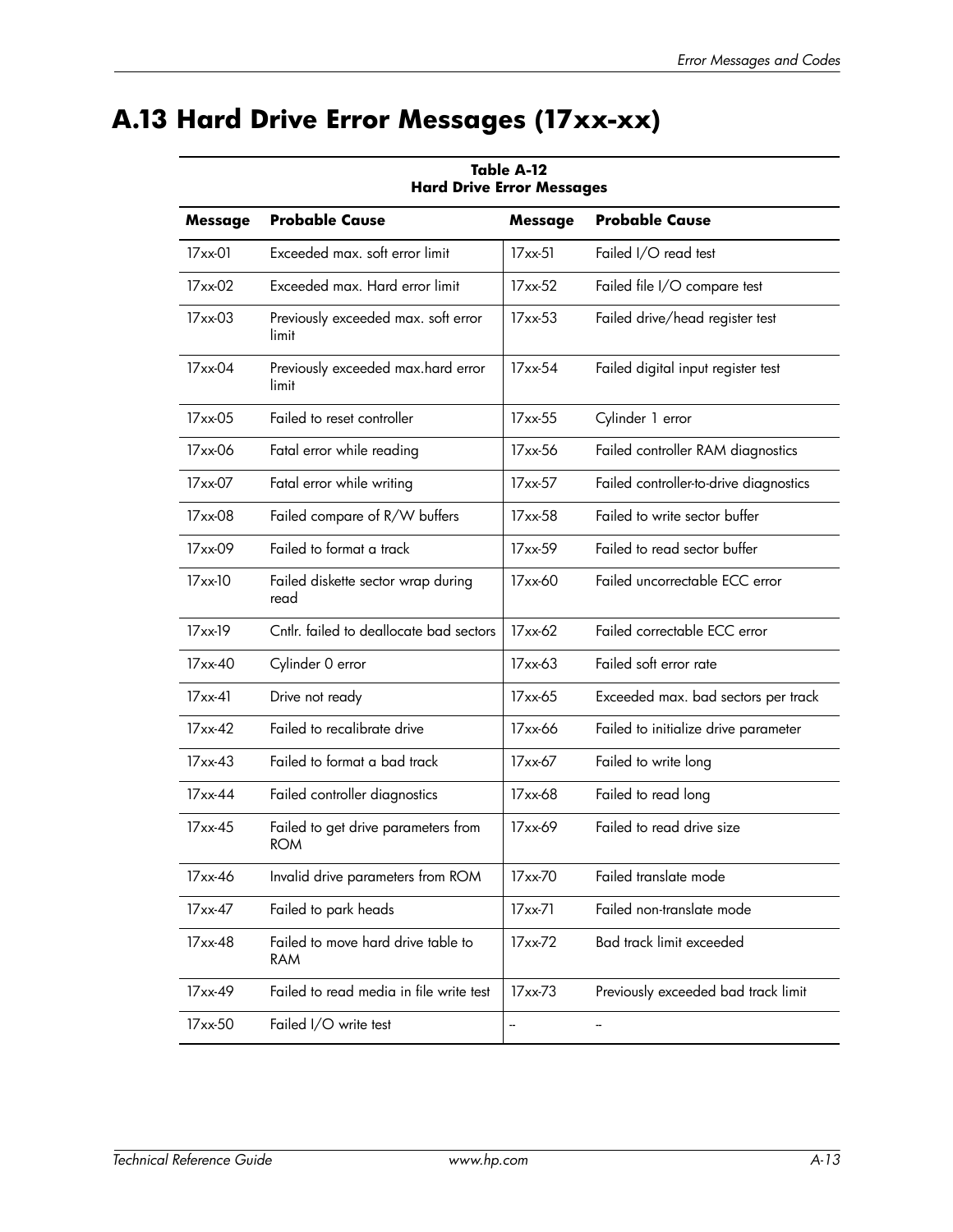## A.13 Hard Drive Error Messages (17xx-xx)

**Table A-12**
**Hard Drive Error Messages**

| Message | Probable Cause | Message | Probable Cause |
|---|---|---|---|
| 17xx-01 | Exceeded max. soft error limit | 17xx-51 | Failed I/O read test |
| 17xx-02 | Exceeded max. Hard error limit | 17xx-52 | Failed file I/O compare test |
| 17xx-03 | Previously exceeded max. soft error limit | 17xx-53 | Failed drive/head register test |
| 17xx-04 | Previously exceeded max.hard error limit | 17xx-54 | Failed digital input register test |
| 17xx-05 | Failed to reset controller | 17xx-55 | Cylinder 1 error |
| 17xx-06 | Fatal error while reading | 17xx-56 | Failed controller RAM diagnostics |
| 17xx-07 | Fatal error while writing | 17xx-57 | Failed controller-to-drive diagnostics |
| 17xx-08 | Failed compare of R/W buffers | 17xx-58 | Failed to write sector buffer |
| 17xx-09 | Failed to format a track | 17xx-59 | Failed to read sector buffer |
| 17xx-10 | Failed diskette sector wrap during read | 17xx-60 | Failed uncorrectable ECC error |
| 17xx-19 | Cntlr. failed to deallocate bad sectors | 17xx-62 | Failed correctable ECC error |
| 17xx-40 | Cylinder 0 error | 17xx-63 | Failed soft error rate |
| 17xx-41 | Drive not ready | 17xx-65 | Exceeded max. bad sectors per track |
| 17xx-42 | Failed to recalibrate drive | 17xx-66 | Failed to initialize drive parameter |
| 17xx-43 | Failed to format a bad track | 17xx-67 | Failed to write long |
| 17xx-44 | Failed controller diagnostics | 17xx-68 | Failed to read long |
| 17xx-45 | Failed to get drive parameters from ROM | 17xx-69 | Failed to read drive size |
| 17xx-46 | Invalid drive parameters from ROM | 17xx-70 | Failed translate mode |
| 17xx-47 | Failed to park heads | 17xx-71 | Failed non-translate mode |
| 17xx-48 | Failed to move hard drive table to RAM | 17xx-72 | Bad track limit exceeded |
| 17xx-49 | Failed to read media in file write test | 17xx-73 | Previously exceeded bad track limit |
| 17xx-50 | Failed I/O write test | -- | -- |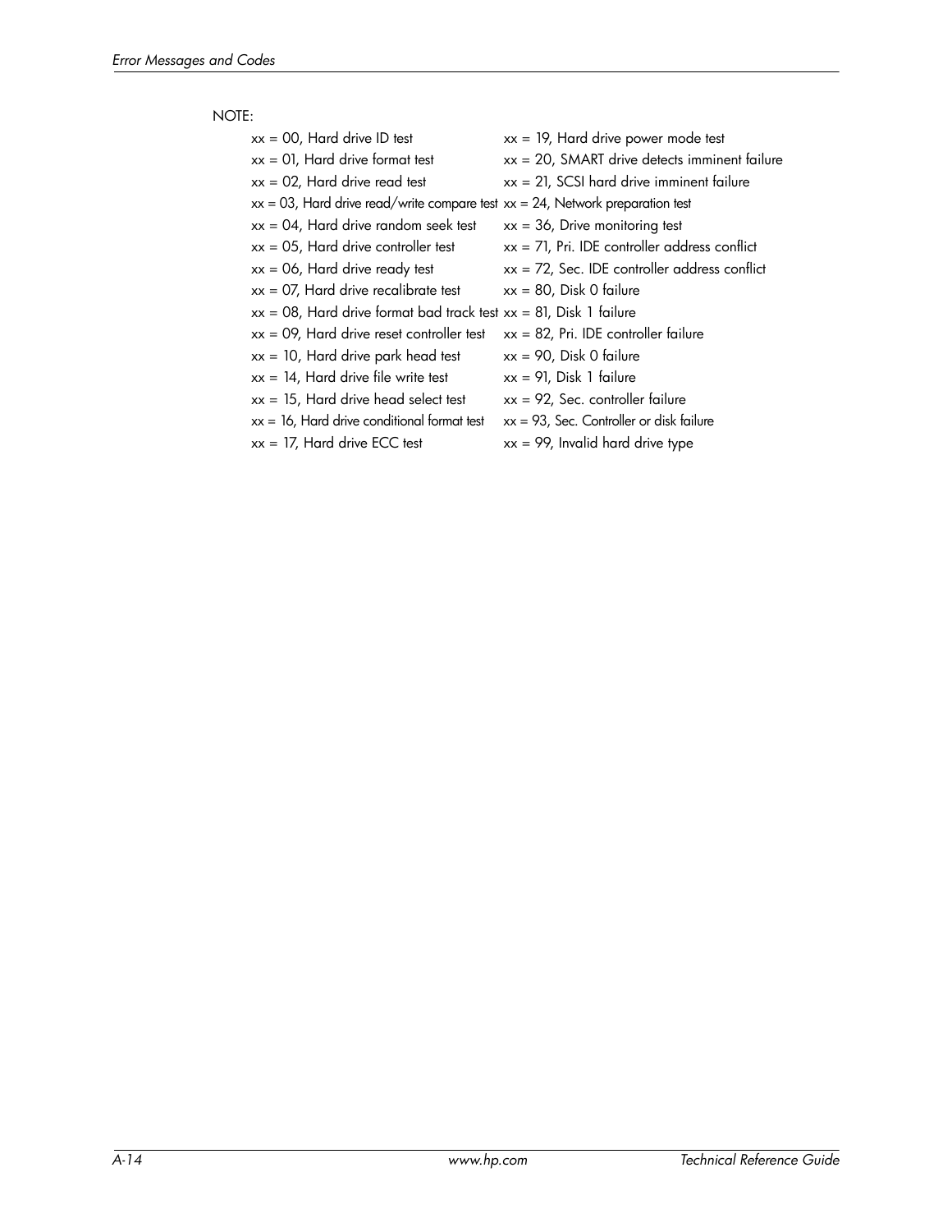NOTE:

xx = 00, Hard drive ID test
xx = 01, Hard drive format test
xx = 02, Hard drive read test
xx = 03, Hard drive read/write compare test
xx = 04, Hard drive random seek test
xx = 05, Hard drive controller test
xx = 06, Hard drive ready test
xx = 07, Hard drive recalibrate test
xx = 08, Hard drive format bad track test
xx = 09, Hard drive reset controller test
xx = 10, Hard drive park head test
xx = 14, Hard drive file write test
xx = 15, Hard drive head select test
xx = 16, Hard drive conditional format test
xx = 17, Hard drive ECC test
xx = 19, Hard drive power mode test
xx = 20, SMART drive detects imminent failure
xx = 21, SCSI hard drive imminent failure
xx = 24, Network preparation test
xx = 36, Drive monitoring test
xx = 71, Pri. IDE controller address conflict
xx = 72, Sec. IDE controller address conflict
xx = 80, Disk 0 failure
xx = 81, Disk 1 failure
xx = 82, Pri. IDE controller failure
xx = 90, Disk 0 failure
xx = 91, Disk 1 failure
xx = 92, Sec. controller failure
xx = 93, Sec. Controller or disk failure
xx = 99, Invalid hard drive type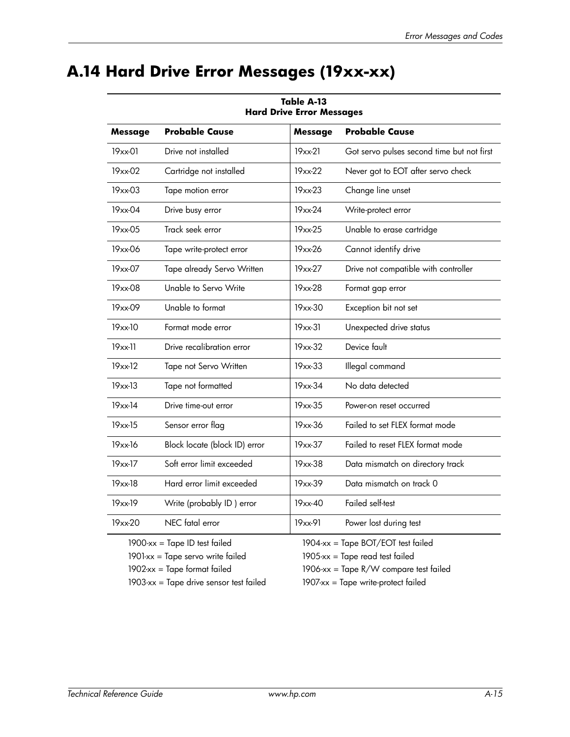# A.14 Hard Drive Error Messages (19xx-xx)

**Table A-13**
**Hard Drive Error Messages**

| Message | Probable Cause | Message | Probable Cause |
|---|---|---|---|
| 19xx-01 | Drive not installed | 19xx-21 | Got servo pulses second time but not first |
| 19xx-02 | Cartridge not installed | 19xx-22 | Never got to EOT after servo check |
| 19xx-03 | Tape motion error | 19xx-23 | Change line unset |
| 19xx-04 | Drive busy error | 19xx-24 | Write-protect error |
| 19xx-05 | Track seek error | 19xx-25 | Unable to erase cartridge |
| 19xx-06 | Tape write-protect error | 19xx-26 | Cannot identify drive |
| 19xx-07 | Tape already Servo Written | 19xx-27 | Drive not compatible with controller |
| 19xx-08 | Unable to Servo Write | 19xx-28 | Format gap error |
| 19xx-09 | Unable to format | 19xx-30 | Exception bit not set |
| 19xx-10 | Format mode error | 19xx-31 | Unexpected drive status |
| 19xx-11 | Drive recalibration error | 19xx-32 | Device fault |
| 19xx-12 | Tape not Servo Written | 19xx-33 | Illegal command |
| 19xx-13 | Tape not formatted | 19xx-34 | No data detected |
| 19xx-14 | Drive time-out error | 19xx-35 | Power-on reset occurred |
| 19xx-15 | Sensor error flag | 19xx-36 | Failed to set FLEX format mode |
| 19xx-16 | Block locate (block ID) error | 19xx-37 | Failed to reset FLEX format mode |
| 19xx-17 | Soft error limit exceeded | 19xx-38 | Data mismatch on directory track |
| 19xx-18 | Hard error limit exceeded | 19xx-39 | Data mismatch on track 0 |
| 19xx-19 | Write (probably ID ) error | 19xx-40 | Failed self-test |
| 19xx-20 | NEC fatal error | 19xx-91 | Power lost during test |

1900-xx = Tape ID test failed
1901-xx = Tape servo write failed
1902-xx = Tape format failed
1903-xx = Tape drive sensor test failed
1904-xx = Tape BOT/EOT test failed
1905-xx = Tape read test failed
1906-xx = Tape R/W compare test failed
1907-xx = Tape write-protect failed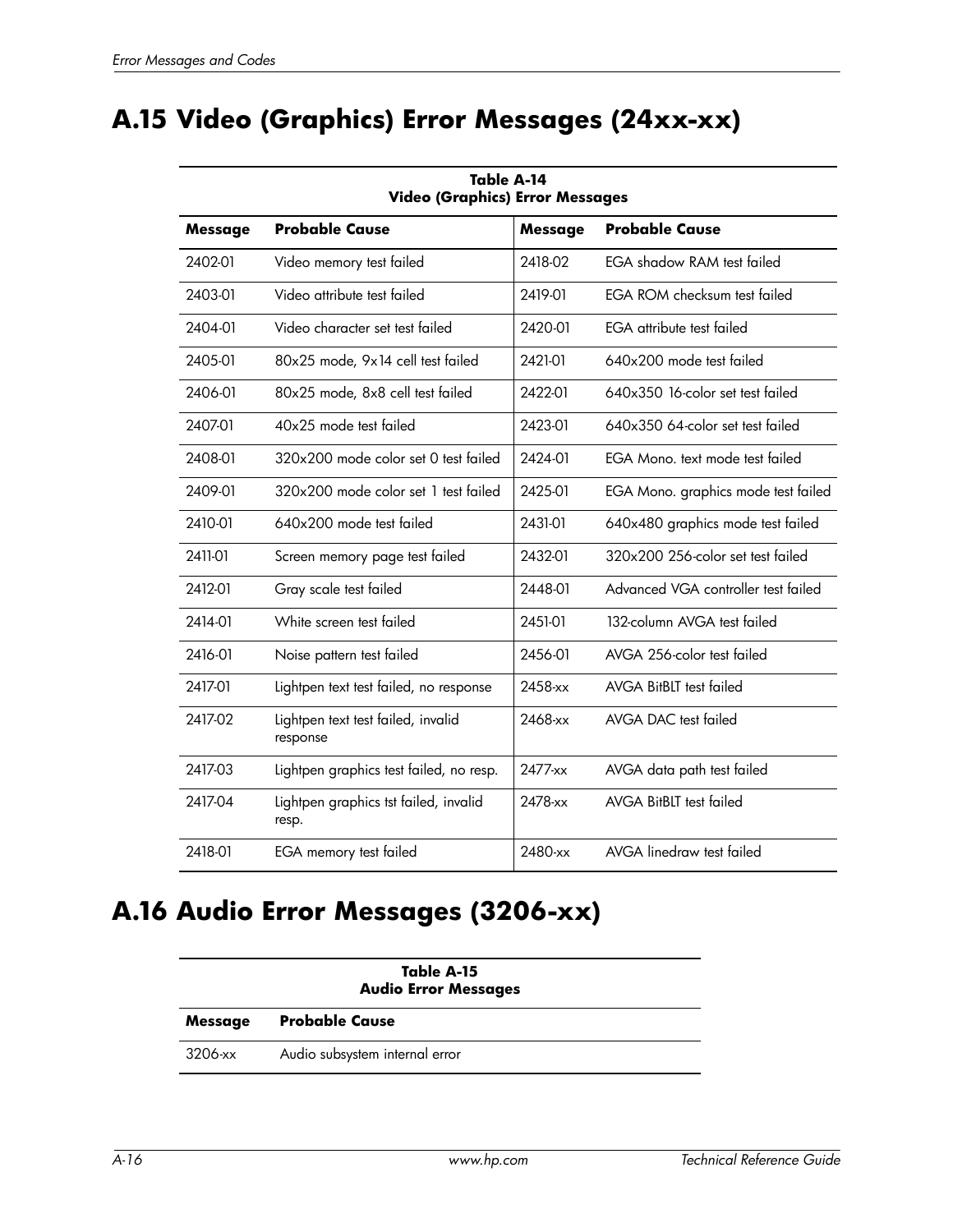## A.15 Video (Graphics) Error Messages (24xx-xx)

**Table A-14**
**Video (Graphics) Error Messages**

| Message | Probable Cause | Message | Probable Cause |
|---|---|---|---|
| 2402-01 | Video memory test failed | 2418-02 | EGA shadow RAM test failed |
| 2403-01 | Video attribute test failed | 2419-01 | EGA ROM checksum test failed |
| 2404-01 | Video character set test failed | 2420-01 | EGA attribute test failed |
| 2405-01 | 80x25 mode, 9x14 cell test failed | 2421-01 | 640x200 mode test failed |
| 2406-01 | 80x25 mode, 8x8 cell test failed | 2422-01 | 640x350 16-color set test failed |
| 2407-01 | 40x25 mode test failed | 2423-01 | 640x350 64-color set test failed |
| 2408-01 | 320x200 mode color set 0 test failed | 2424-01 | EGA Mono. text mode test failed |
| 2409-01 | 320x200 mode color set 1 test failed | 2425-01 | EGA Mono. graphics mode test failed |
| 2410-01 | 640x200 mode test failed | 2431-01 | 640x480 graphics mode test failed |
| 2411-01 | Screen memory page test failed | 2432-01 | 320x200 256-color set test failed |
| 2412-01 | Gray scale test failed | 2448-01 | Advanced VGA controller test failed |
| 2414-01 | White screen test failed | 2451-01 | 132-column AVGA test failed |
| 2416-01 | Noise pattern test failed | 2456-01 | AVGA 256-color test failed |
| 2417-01 | Lightpen text test failed, no response | 2458-xx | AVGA BitBLT test failed |
| 2417-02 | Lightpen text test failed, invalid response | 2468-xx | AVGA DAC test failed |
| 2417-03 | Lightpen graphics test failed, no resp. | 2477-xx | AVGA data path test failed |
| 2417-04 | Lightpen graphics tst failed, invalid resp. | 2478-xx | AVGA BitBLT test failed |
| 2418-01 | EGA memory test failed | 2480-xx | AVGA linedraw test failed |

## A.16 Audio Error Messages (3206-xx)

**Table A-15**
**Audio Error Messages**

| Message | Probable Cause |
|---|---|
| 3206-xx | Audio subsystem internal error |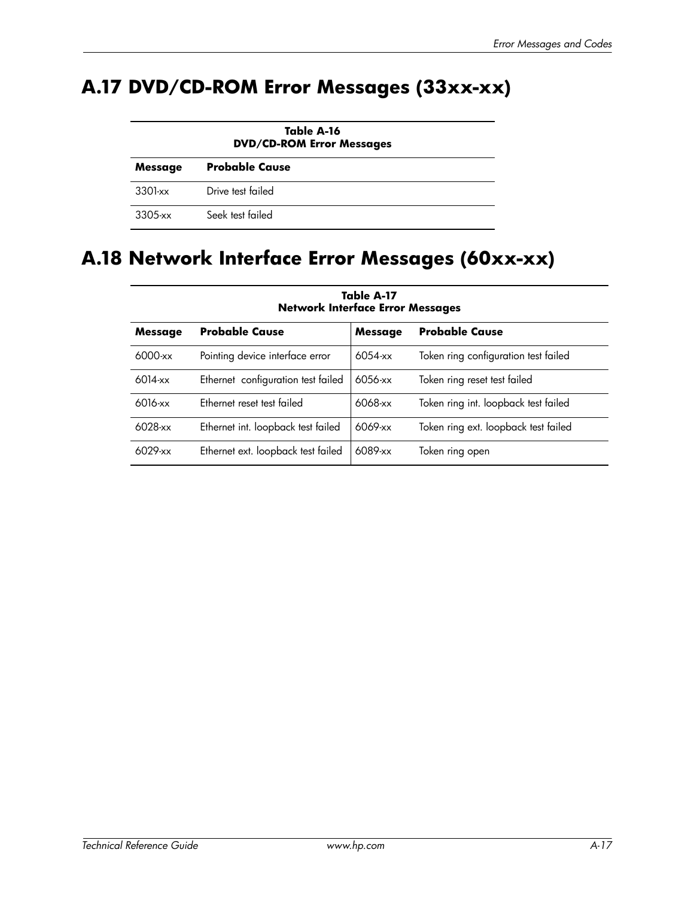## A.17 DVD/CD-ROM Error Messages (33xx-xx)

**Table A-16**
**DVD/CD-ROM Error Messages**

| Message | Probable Cause |
|---|---|
| 3301-xx | Drive test failed |
| 3305-xx | Seek test failed |

## A.18 Network Interface Error Messages (60xx-xx)

**Table A-17**
**Network Interface Error Messages**

| Message | Probable Cause | Message | Probable Cause |
|---|---|---|---|
| 6000-xx | Pointing device interface error | 6054-xx | Token ring configuration test failed |
| 6014-xx | Ethernet configuration test failed | 6056-xx | Token ring reset test failed |
| 6016-xx | Ethernet reset test failed | 6068-xx | Token ring int. loopback test failed |
| 6028-xx | Ethernet int. loopback test failed | 6069-xx | Token ring ext. loopback test failed |
| 6029-xx | Ethernet ext. loopback test failed | 6089-xx | Token ring open |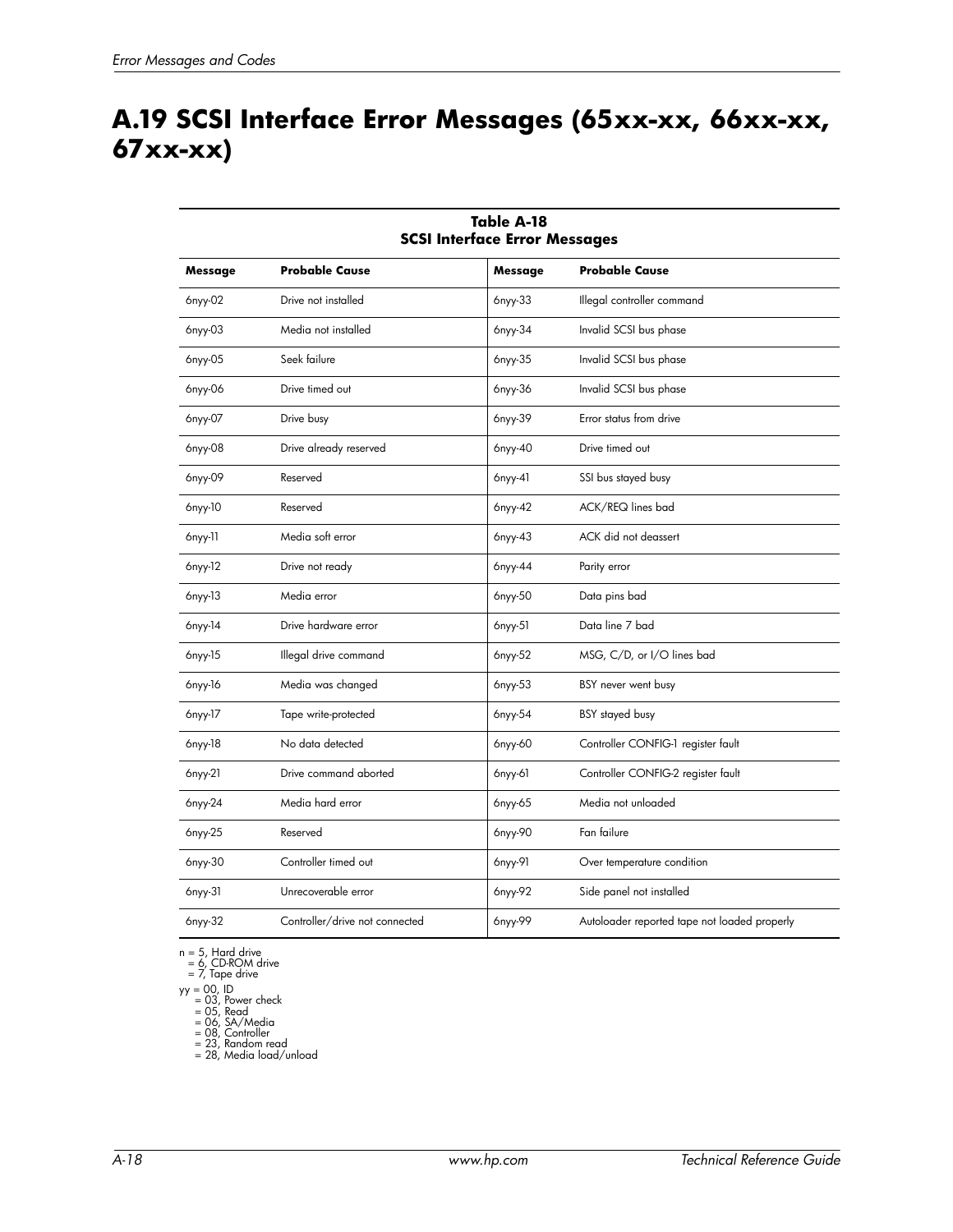# A.19 SCSI Interface Error Messages (65xx-xx, 66xx-xx, 67xx-xx)

**Table A-18**
**SCSI Interface Error Messages**

| Message | Probable Cause | Message | Probable Cause |
|---|---|---|---|
| 6nyy-02 | Drive not installed | 6nyy-33 | Illegal controller command |
| 6nyy-03 | Media not installed | 6nyy-34 | Invalid SCSI bus phase |
| 6nyy-05 | Seek failure | 6nyy-35 | Invalid SCSI bus phase |
| 6nyy-06 | Drive timed out | 6nyy-36 | Invalid SCSI bus phase |
| 6nyy-07 | Drive busy | 6nyy-39 | Error status from drive |
| 6nyy-08 | Drive already reserved | 6nyy-40 | Drive timed out |
| 6nyy-09 | Reserved | 6nyy-41 | SSI bus stayed busy |
| 6nyy-10 | Reserved | 6nyy-42 | ACK/REQ lines bad |
| 6nyy-11 | Media soft error | 6nyy-43 | ACK did not deassert |
| 6nyy-12 | Drive not ready | 6nyy-44 | Parity error |
| 6nyy-13 | Media error | 6nyy-50 | Data pins bad |
| 6nyy-14 | Drive hardware error | 6nyy-51 | Data line 7 bad |
| 6nyy-15 | Illegal drive command | 6nyy-52 | MSG, C/D, or I/O lines bad |
| 6nyy-16 | Media was changed | 6nyy-53 | BSY never went busy |
| 6nyy-17 | Tape write-protected | 6nyy-54 | BSY stayed busy |
| 6nyy-18 | No data detected | 6nyy-60 | Controller CONFIG-1 register fault |
| 6nyy-21 | Drive command aborted | 6nyy-61 | Controller CONFIG-2 register fault |
| 6nyy-24 | Media hard error | 6nyy-65 | Media not unloaded |
| 6nyy-25 | Reserved | 6nyy-90 | Fan failure |
| 6nyy-30 | Controller timed out | 6nyy-91 | Over temperature condition |
| 6nyy-31 | Unrecoverable error | 6nyy-92 | Side panel not installed |
| 6nyy-32 | Controller/drive not connected | 6nyy-99 | Autoloader reported tape not loaded properly |

n = 5, Hard drive
 = 6, CD-ROM drive
 = 7, Tape drive

yy = 00, ID
 = 03, Power check
 = 05, Read
 = 06, SA/Media
 = 08, Controller
 = 23, Random read
 = 28, Media load/unload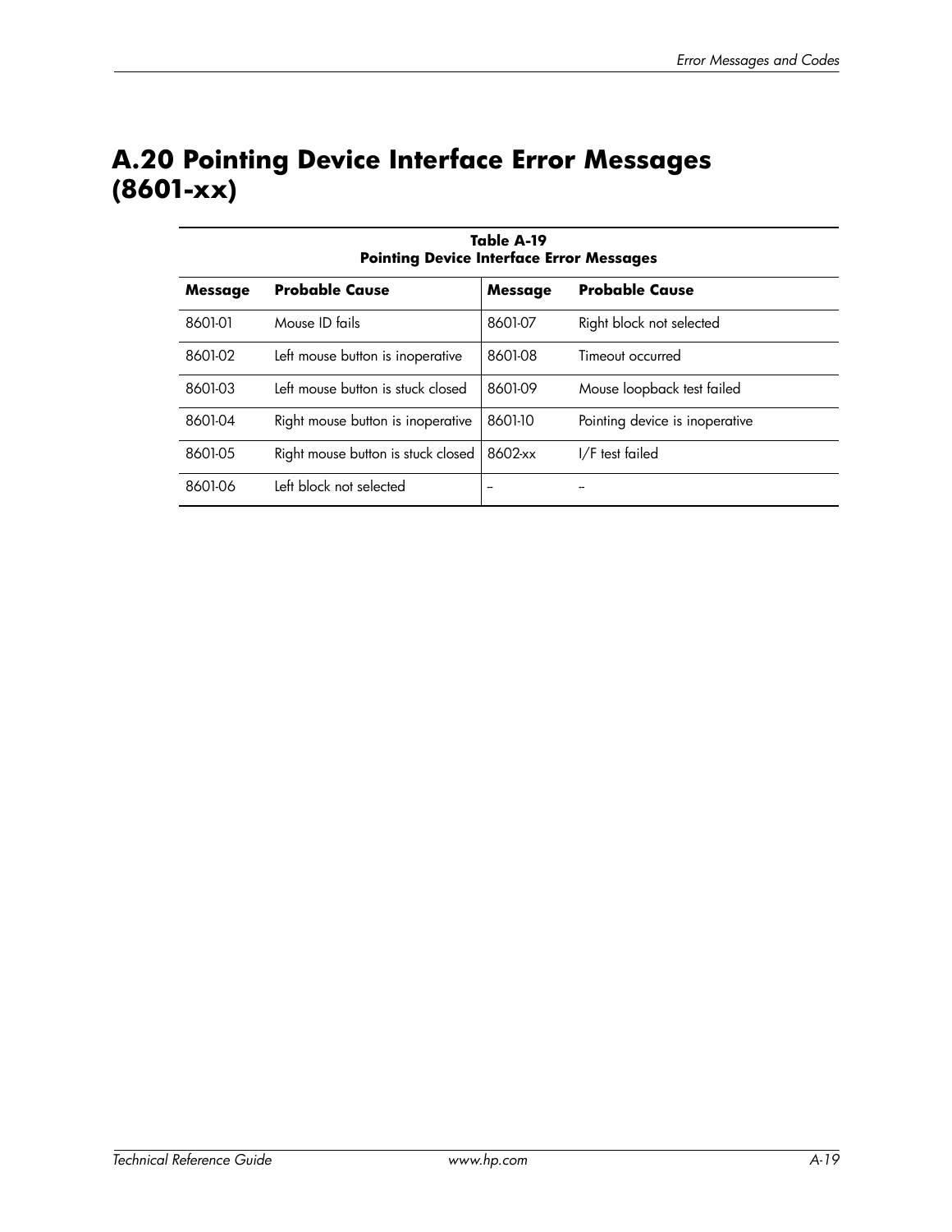## A.20 Pointing Device Interface Error Messages (8601-xx)

**Table A-19**
**Pointing Device Interface Error Messages**

| Message | Probable Cause | Message | Probable Cause |
|---|---|---|---|
| 8601-01 | Mouse ID fails | 8601-07 | Right block not selected |
| 8601-02 | Left mouse button is inoperative | 8601-08 | Timeout occurred |
| 8601-03 | Left mouse button is stuck closed | 8601-09 | Mouse loopback test failed |
| 8601-04 | Right mouse button is inoperative | 8601-10 | Pointing device is inoperative |
| 8601-05 | Right mouse button is stuck closed | 8602-xx | I/F test failed |
| 8601-06 | Left block not selected | -- | -- |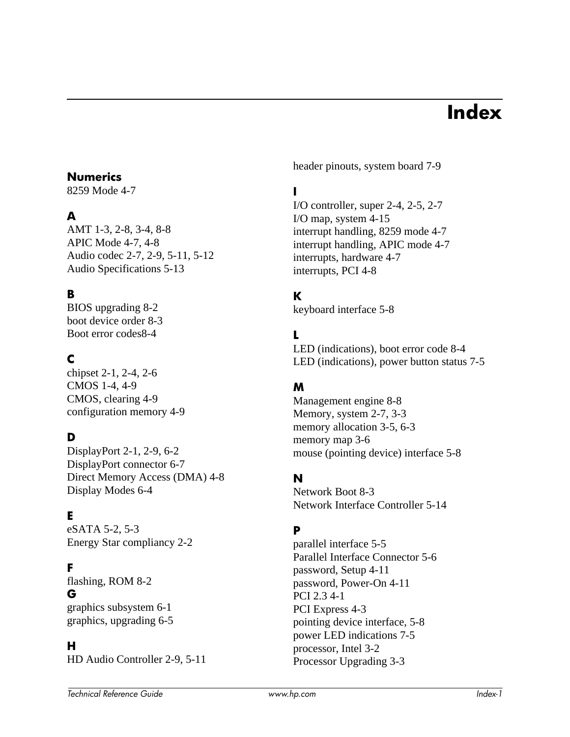# Index

## Numerics

8259 Mode 4-7

## A

AMT 1-3, 2-8, 3-4, 8-8
APIC Mode 4-7, 4-8
Audio codec 2-7, 2-9, 5-11, 5-12
Audio Specifications 5-13

## B

BIOS upgrading 8-2
boot device order 8-3
Boot error codes8-4

## C

chipset 2-1, 2-4, 2-6
CMOS 1-4, 4-9
CMOS, clearing 4-9
configuration memory 4-9

## D

DisplayPort 2-1, 2-9, 6-2
DisplayPort connector 6-7
Direct Memory Access (DMA) 4-8
Display Modes 6-4

## E

eSATA 5-2, 5-3
Energy Star compliancy 2-2

## F

flashing, ROM 8-2

## G

graphics subsystem 6-1
graphics, upgrading 6-5

## H

HD Audio Controller 2-9, 5-11
header pinouts, system board 7-9

## I

I/O controller, super 2-4, 2-5, 2-7
I/O map, system 4-15
interrupt handling, 8259 mode 4-7
interrupt handling, APIC mode 4-7
interrupts, hardware 4-7
interrupts, PCI 4-8

## K

keyboard interface 5-8

## L

LED (indications), boot error code 8-4
LED (indications), power button status 7-5

## M

Management engine 8-8
Memory, system 2-7, 3-3
memory allocation 3-5, 6-3
memory map 3-6
mouse (pointing device) interface 5-8

## N

Network Boot 8-3
Network Interface Controller 5-14

## P

parallel interface 5-5
Parallel Interface Connector 5-6
password, Setup 4-11
password, Power-On 4-11
PCI 2.3 4-1
PCI Express 4-3
pointing device interface, 5-8
power LED indications 7-5
processor, Intel 3-2
Processor Upgrading 3-3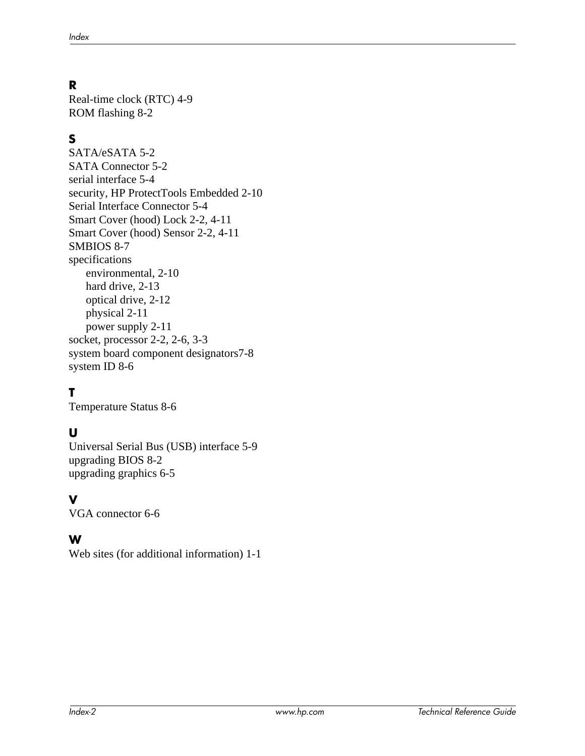## R

Real-time clock (RTC) 4-9
ROM flashing 8-2

## S

SATA/eSATA 5-2
SATA Connector 5-2
serial interface 5-4
security, HP ProtectTools Embedded 2-10
Serial Interface Connector 5-4
Smart Cover (hood) Lock 2-2, 4-11
Smart Cover (hood) Sensor 2-2, 4-11
SMBIOS 8-7
specifications
- environmental, 2-10
- hard drive, 2-13
- optical drive, 2-12
- physical 2-11
- power supply 2-11

socket, processor 2-2, 2-6, 3-3
system board component designators7-8
system ID 8-6

## T

Temperature Status 8-6

## U

Universal Serial Bus (USB) interface 5-9
upgrading BIOS 8-2
upgrading graphics 6-5

## V

VGA connector 6-6

## W

Web sites (for additional information) 1-1